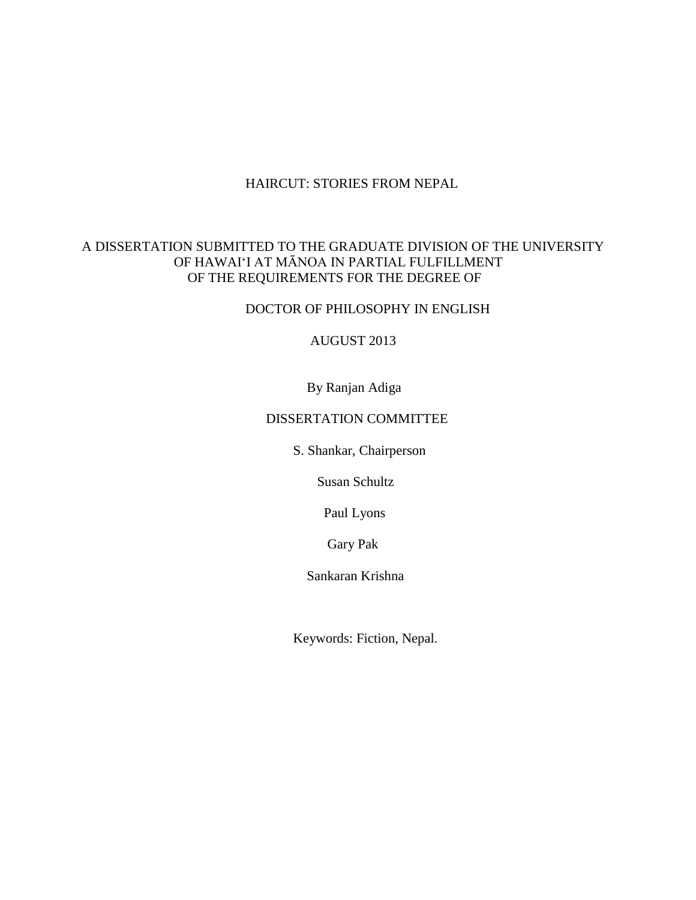# HAIRCUT: STORIES FROM NEPAL

A DISSERTATION SUBMITTED TO THE GRADUATE DIVISION OF THE UNIVERSITY OF HAWAI'I AT MĀNOA IN PARTIAL FULFILLMENT OF THE REQUIREMENTS FOR THE DEGREE OF

DOCTOR OF PHILOSOPHY IN ENGLISH

AUGUST 2013

By Ranjan Adiga

DISSERTATION COMMITTEE

S. Shankar, Chairperson

Susan Schultz

Paul Lyons

Gary Pak

Sankaran Krishna

Keywords: Fiction, Nepal.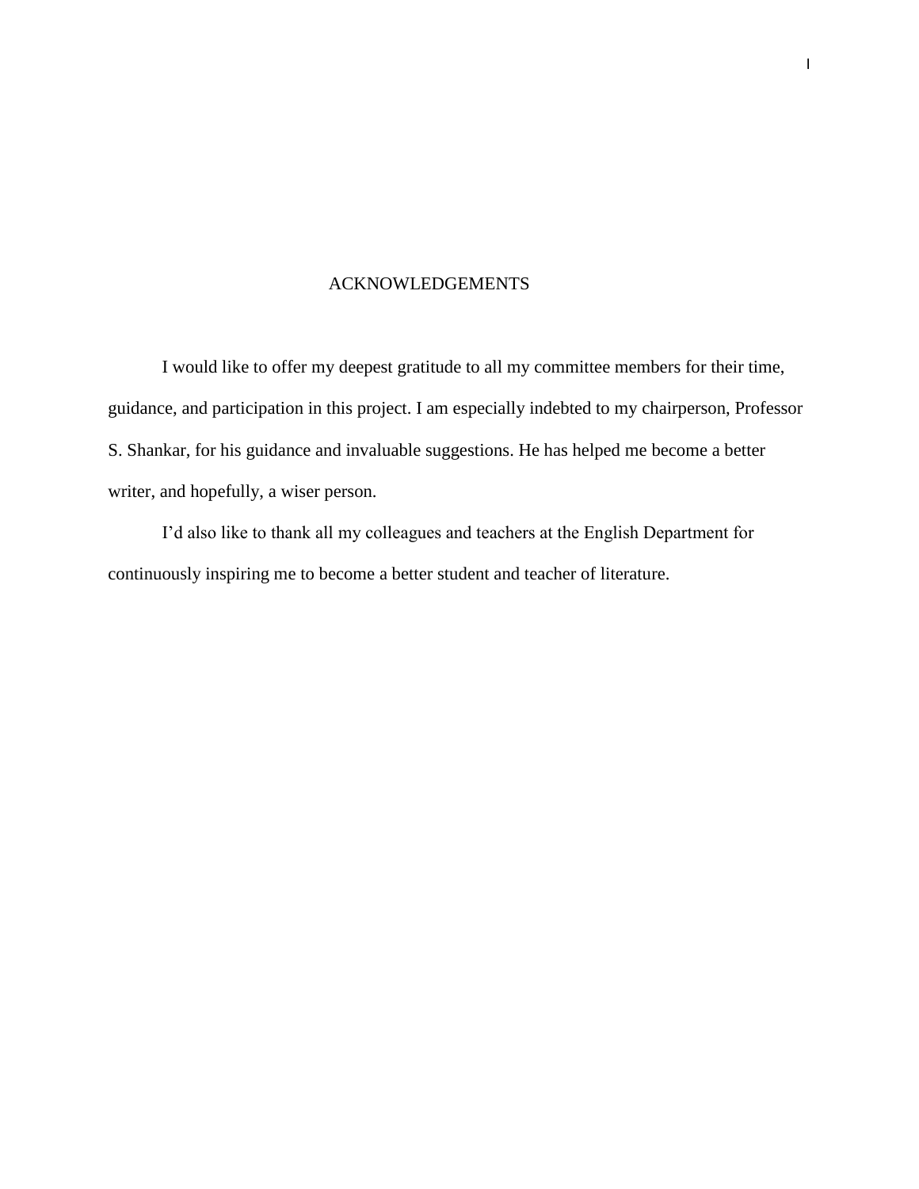# ACKNOWLEDGEMENTS

I would like to offer my deepest gratitude to all my committee members for their time, guidance, and participation in this project. I am especially indebted to my chairperson, Professor S. Shankar, for his guidance and invaluable suggestions. He has helped me become a better writer, and hopefully, a wiser person.

I'd also like to thank all my colleagues and teachers at the English Department for continuously inspiring me to become a better student and teacher of literature.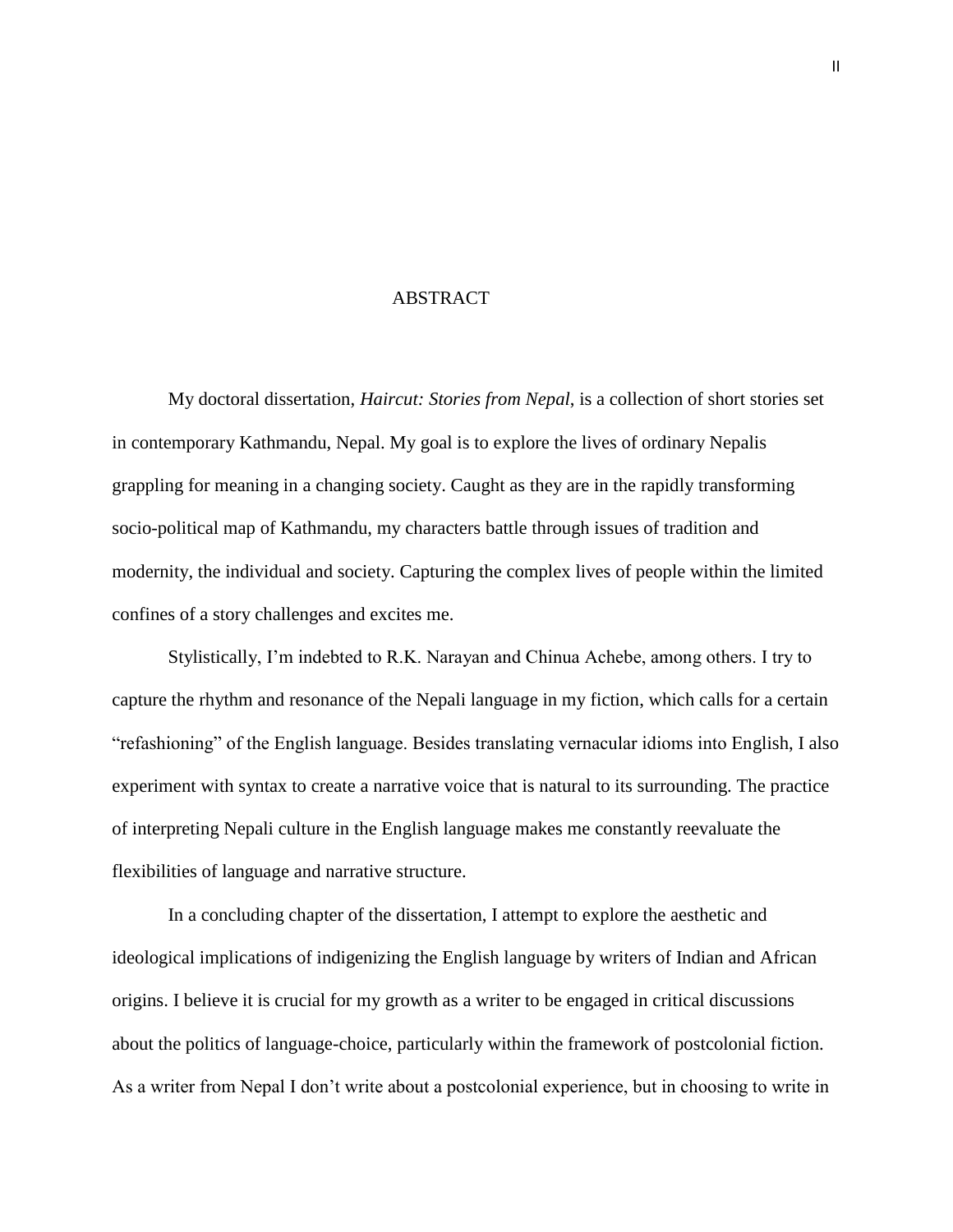# ABSTRACT

My doctoral dissertation, *Haircut: Stories from Nepal*, is a collection of short stories set in contemporary Kathmandu, Nepal. My goal is to explore the lives of ordinary Nepalis grappling for meaning in a changing society. Caught as they are in the rapidly transforming socio-political map of Kathmandu, my characters battle through issues of tradition and modernity, the individual and society. Capturing the complex lives of people within the limited confines of a story challenges and excites me.

Stylistically, I'm indebted to R.K. Narayan and Chinua Achebe, among others. I try to capture the rhythm and resonance of the Nepali language in my fiction, which calls for a certain "refashioning" of the English language. Besides translating vernacular idioms into English, I also experiment with syntax to create a narrative voice that is natural to its surrounding. The practice of interpreting Nepali culture in the English language makes me constantly reevaluate the flexibilities of language and narrative structure.

In a concluding chapter of the dissertation, I attempt to explore the aesthetic and ideological implications of indigenizing the English language by writers of Indian and African origins. I believe it is crucial for my growth as a writer to be engaged in critical discussions about the politics of language-choice, particularly within the framework of postcolonial fiction. As a writer from Nepal I don't write about a postcolonial experience, but in choosing to write in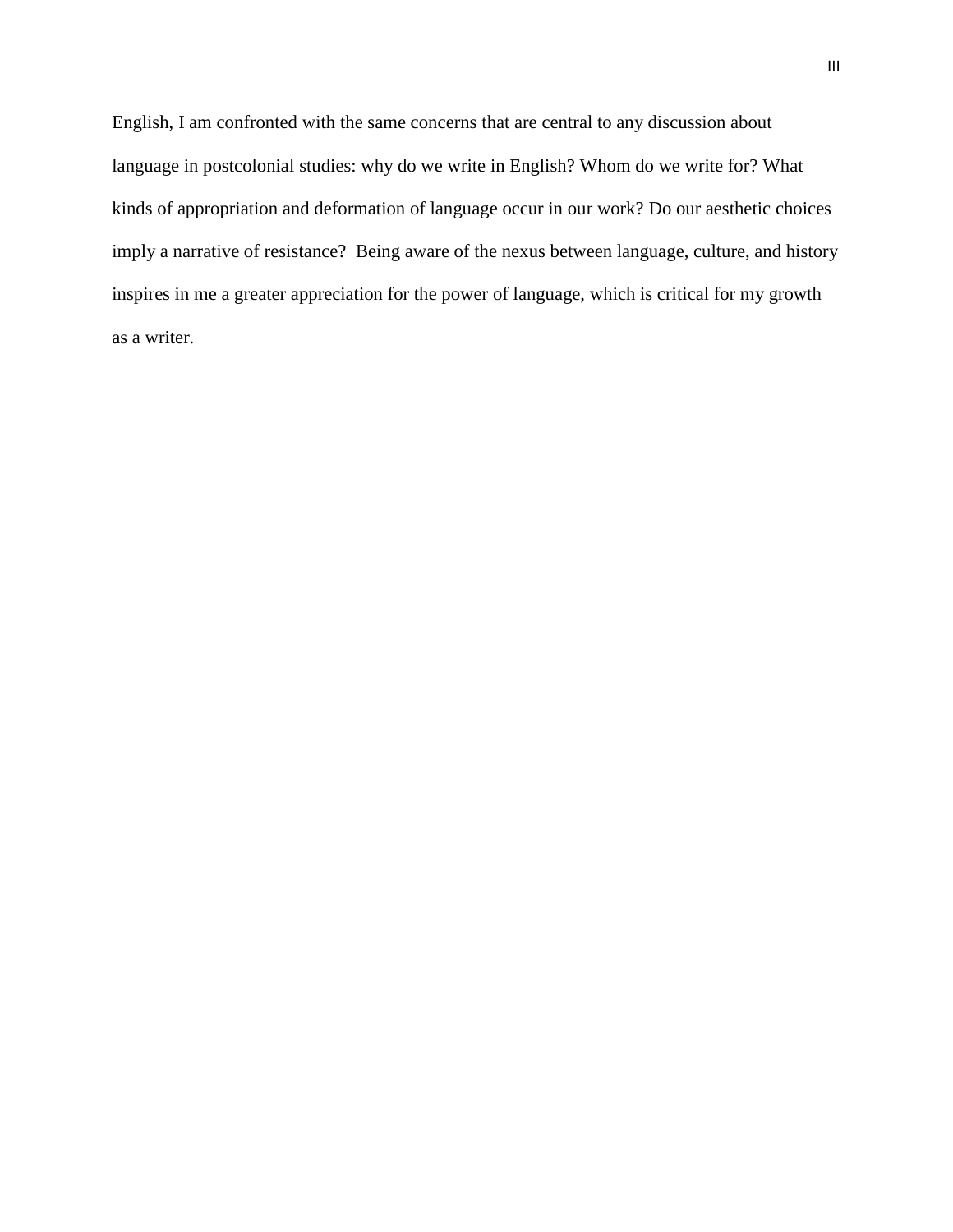English, I am confronted with the same concerns that are central to any discussion about language in postcolonial studies: why do we write in English? Whom do we write for? What kinds of appropriation and deformation of language occur in our work? Do our aesthetic choices imply a narrative of resistance? Being aware of the nexus between language, culture, and history inspires in me a greater appreciation for the power of language, which is critical for my growth as a writer.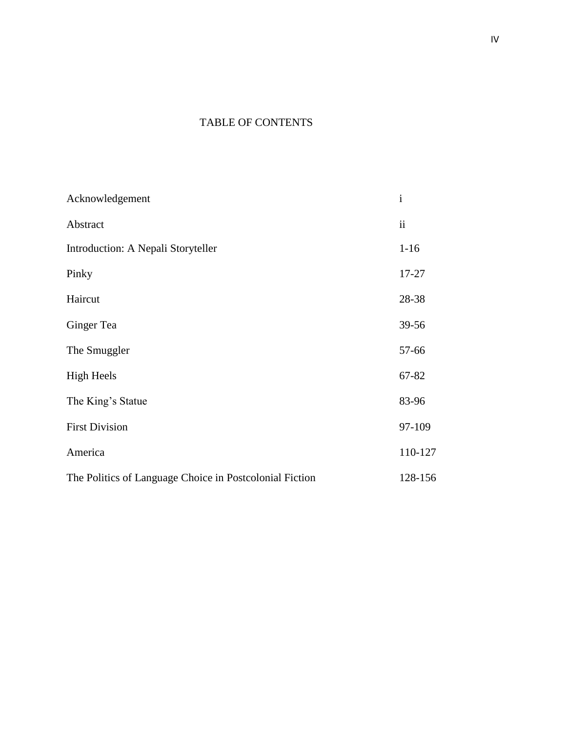# TABLE OF CONTENTS

| | |
|---|---|
| Acknowledgement | i |
| Abstract | ii |
| Introduction: A Nepali Storyteller | 1-16 |
| Pinky | 17-27 |
| Haircut | 28-38 |
| Ginger Tea | 39-56 |
| The Smuggler | 57-66 |
| High Heels | 67-82 |
| The King's Statue | 83-96 |
| First Division | 97-109 |
| America | 110-127 |
| The Politics of Language Choice in Postcolonial Fiction | 128-156 |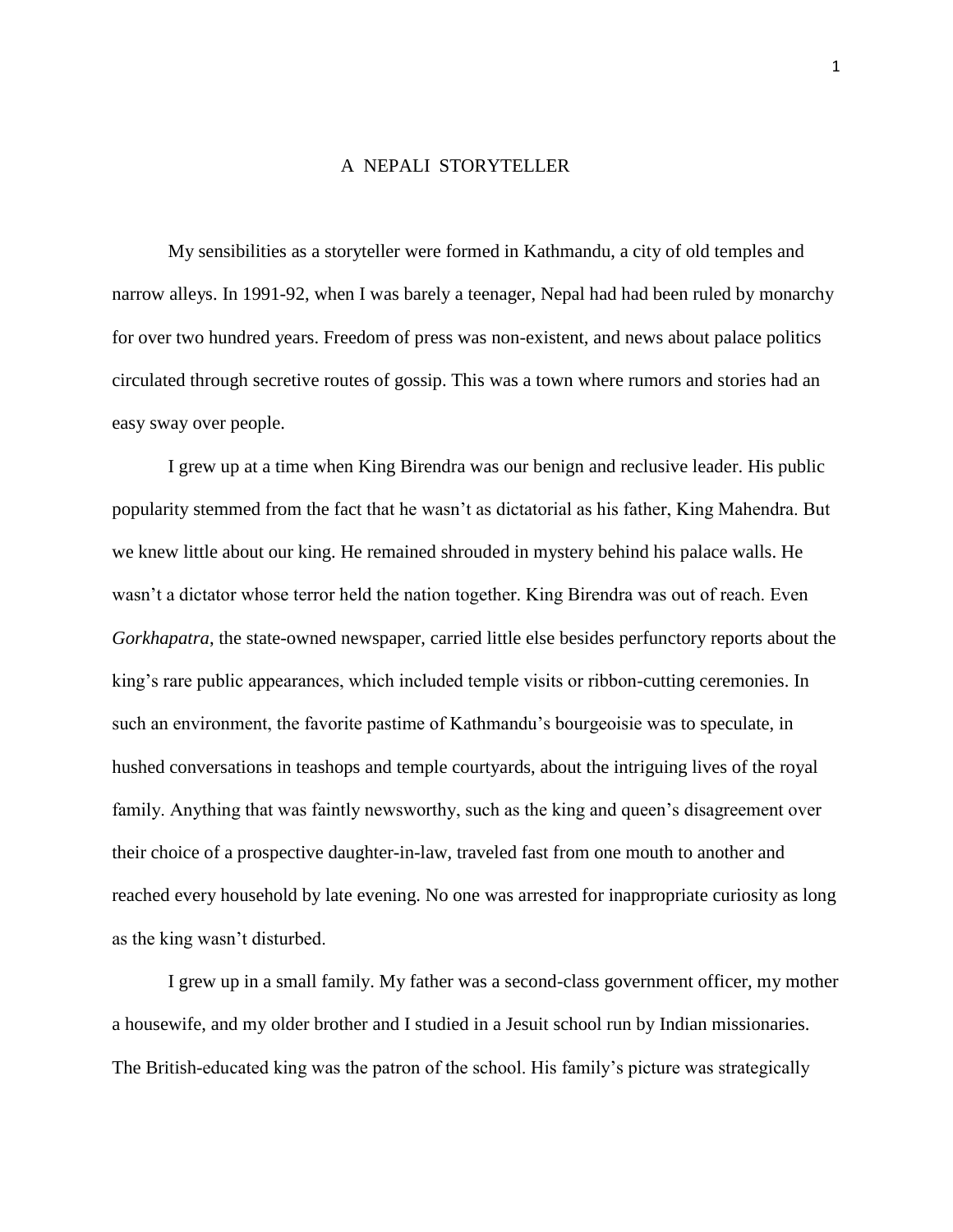# A NEPALI STORYTELLER

My sensibilities as a storyteller were formed in Kathmandu, a city of old temples and narrow alleys. In 1991-92, when I was barely a teenager, Nepal had had been ruled by monarchy for over two hundred years. Freedom of press was non-existent, and news about palace politics circulated through secretive routes of gossip. This was a town where rumors and stories had an easy sway over people.

I grew up at a time when King Birendra was our benign and reclusive leader. His public popularity stemmed from the fact that he wasn't as dictatorial as his father, King Mahendra. But we knew little about our king. He remained shrouded in mystery behind his palace walls. He wasn't a dictator whose terror held the nation together. King Birendra was out of reach. Even *Gorkhapatra*, the state-owned newspaper, carried little else besides perfunctory reports about the king's rare public appearances, which included temple visits or ribbon-cutting ceremonies. In such an environment, the favorite pastime of Kathmandu's bourgeoisie was to speculate, in hushed conversations in teashops and temple courtyards, about the intriguing lives of the royal family. Anything that was faintly newsworthy, such as the king and queen's disagreement over their choice of a prospective daughter-in-law, traveled fast from one mouth to another and reached every household by late evening. No one was arrested for inappropriate curiosity as long as the king wasn't disturbed.

I grew up in a small family. My father was a second-class government officer, my mother a housewife, and my older brother and I studied in a Jesuit school run by Indian missionaries. The British-educated king was the patron of the school. His family's picture was strategically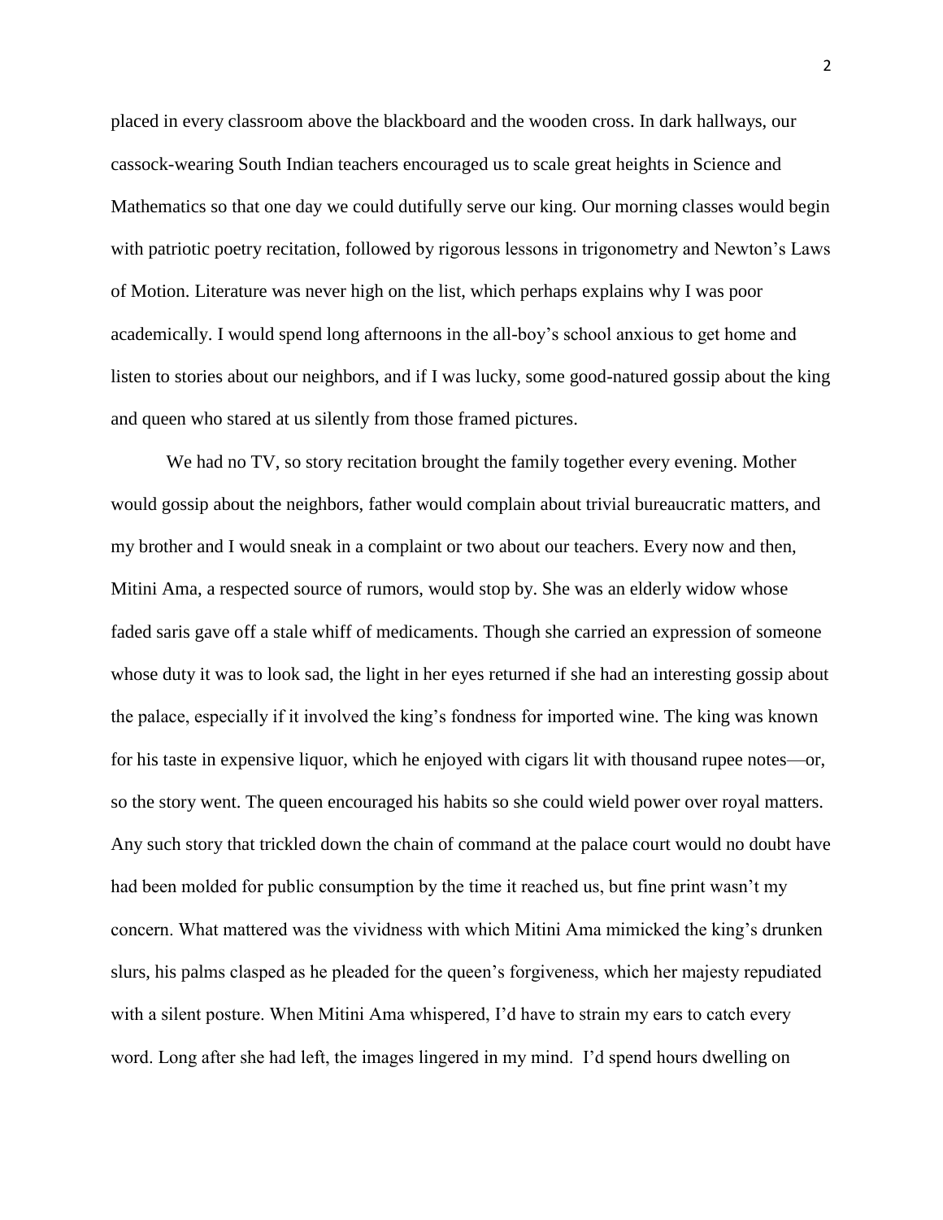placed in every classroom above the blackboard and the wooden cross. In dark hallways, our cassock-wearing South Indian teachers encouraged us to scale great heights in Science and Mathematics so that one day we could dutifully serve our king. Our morning classes would begin with patriotic poetry recitation, followed by rigorous lessons in trigonometry and Newton's Laws of Motion. Literature was never high on the list, which perhaps explains why I was poor academically. I would spend long afternoons in the all-boy's school anxious to get home and listen to stories about our neighbors, and if I was lucky, some good-natured gossip about the king and queen who stared at us silently from those framed pictures.

We had no TV, so story recitation brought the family together every evening. Mother would gossip about the neighbors, father would complain about trivial bureaucratic matters, and my brother and I would sneak in a complaint or two about our teachers. Every now and then, Mitini Ama, a respected source of rumors, would stop by. She was an elderly widow whose faded saris gave off a stale whiff of medicaments. Though she carried an expression of someone whose duty it was to look sad, the light in her eyes returned if she had an interesting gossip about the palace, especially if it involved the king's fondness for imported wine. The king was known for his taste in expensive liquor, which he enjoyed with cigars lit with thousand rupee notes—or, so the story went. The queen encouraged his habits so she could wield power over royal matters. Any such story that trickled down the chain of command at the palace court would no doubt have had been molded for public consumption by the time it reached us, but fine print wasn't my concern. What mattered was the vividness with which Mitini Ama mimicked the king's drunken slurs, his palms clasped as he pleaded for the queen's forgiveness, which her majesty repudiated with a silent posture. When Mitini Ama whispered, I'd have to strain my ears to catch every word. Long after she had left, the images lingered in my mind. I'd spend hours dwelling on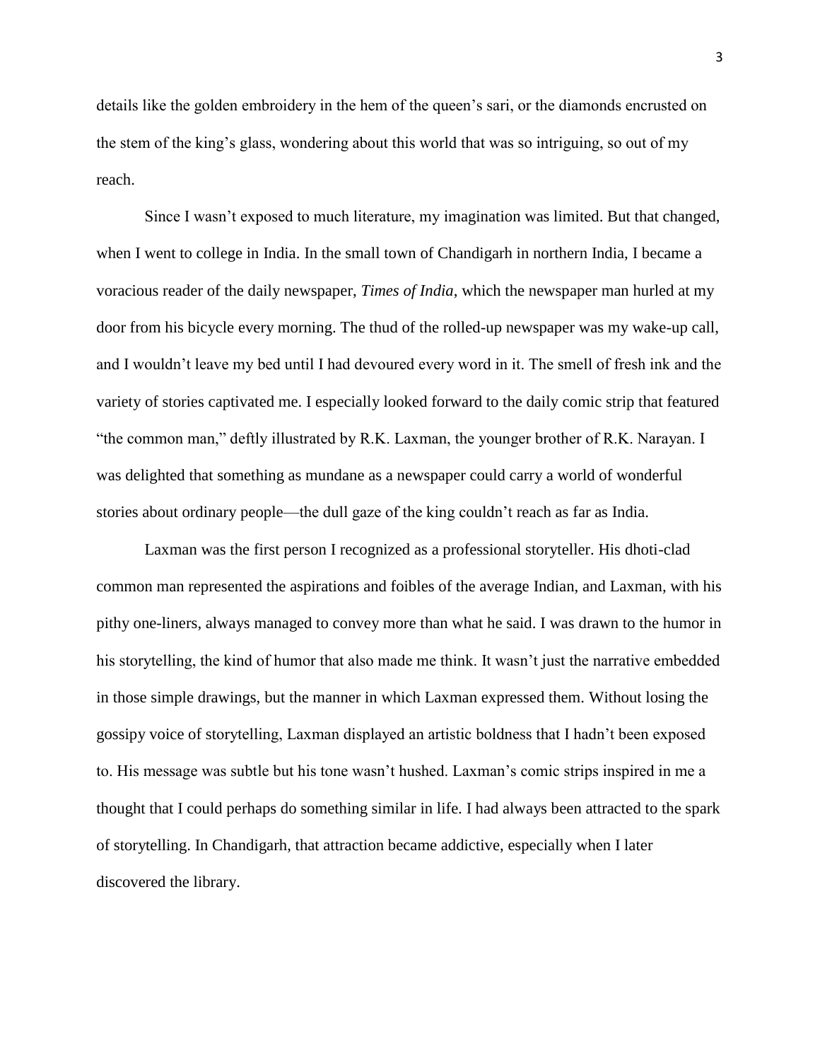details like the golden embroidery in the hem of the queen's sari, or the diamonds encrusted on the stem of the king's glass, wondering about this world that was so intriguing, so out of my reach.

Since I wasn't exposed to much literature, my imagination was limited. But that changed, when I went to college in India. In the small town of Chandigarh in northern India, I became a voracious reader of the daily newspaper, *Times of India*, which the newspaper man hurled at my door from his bicycle every morning. The thud of the rolled-up newspaper was my wake-up call, and I wouldn't leave my bed until I had devoured every word in it. The smell of fresh ink and the variety of stories captivated me. I especially looked forward to the daily comic strip that featured "the common man," deftly illustrated by R.K. Laxman, the younger brother of R.K. Narayan. I was delighted that something as mundane as a newspaper could carry a world of wonderful stories about ordinary people—the dull gaze of the king couldn't reach as far as India.

Laxman was the first person I recognized as a professional storyteller. His dhoti-clad common man represented the aspirations and foibles of the average Indian, and Laxman, with his pithy one-liners, always managed to convey more than what he said. I was drawn to the humor in his storytelling, the kind of humor that also made me think. It wasn't just the narrative embedded in those simple drawings, but the manner in which Laxman expressed them. Without losing the gossipy voice of storytelling, Laxman displayed an artistic boldness that I hadn't been exposed to. His message was subtle but his tone wasn't hushed. Laxman's comic strips inspired in me a thought that I could perhaps do something similar in life. I had always been attracted to the spark of storytelling. In Chandigarh, that attraction became addictive, especially when I later discovered the library.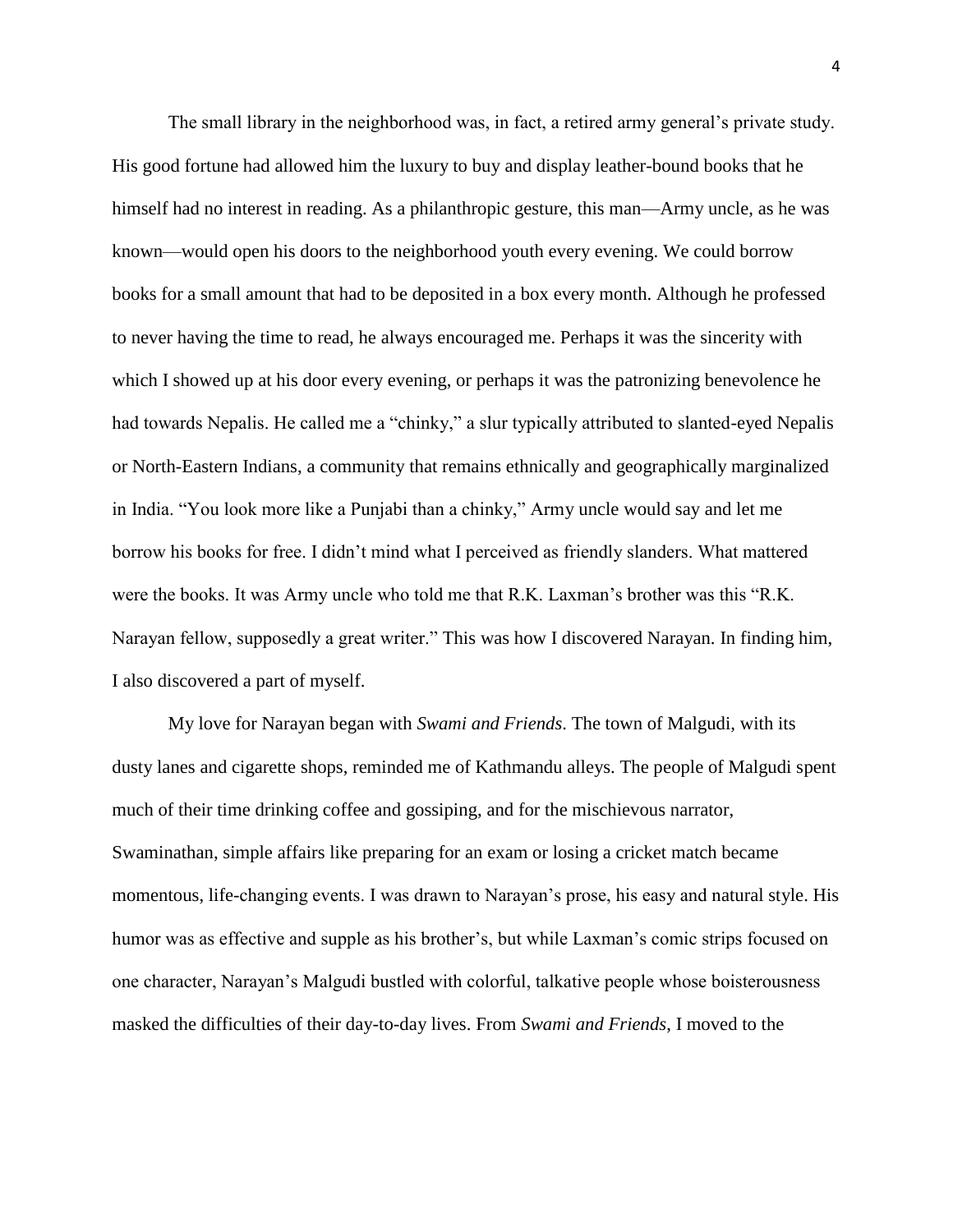The small library in the neighborhood was, in fact, a retired army general's private study. His good fortune had allowed him the luxury to buy and display leather-bound books that he himself had no interest in reading. As a philanthropic gesture, this man—Army uncle, as he was known—would open his doors to the neighborhood youth every evening. We could borrow books for a small amount that had to be deposited in a box every month. Although he professed to never having the time to read, he always encouraged me. Perhaps it was the sincerity with which I showed up at his door every evening, or perhaps it was the patronizing benevolence he had towards Nepalis. He called me a "chinky," a slur typically attributed to slanted-eyed Nepalis or North-Eastern Indians, a community that remains ethnically and geographically marginalized in India. "You look more like a Punjabi than a chinky," Army uncle would say and let me borrow his books for free. I didn't mind what I perceived as friendly slanders. What mattered were the books. It was Army uncle who told me that R.K. Laxman's brother was this "R.K. Narayan fellow, supposedly a great writer." This was how I discovered Narayan. In finding him, I also discovered a part of myself.

My love for Narayan began with *Swami and Friends*. The town of Malgudi, with its dusty lanes and cigarette shops, reminded me of Kathmandu alleys. The people of Malgudi spent much of their time drinking coffee and gossiping, and for the mischievous narrator, Swaminathan, simple affairs like preparing for an exam or losing a cricket match became momentous, life-changing events. I was drawn to Narayan's prose, his easy and natural style. His humor was as effective and supple as his brother's, but while Laxman's comic strips focused on one character, Narayan's Malgudi bustled with colorful, talkative people whose boisterousness masked the difficulties of their day-to-day lives. From *Swami and Friends*, I moved to the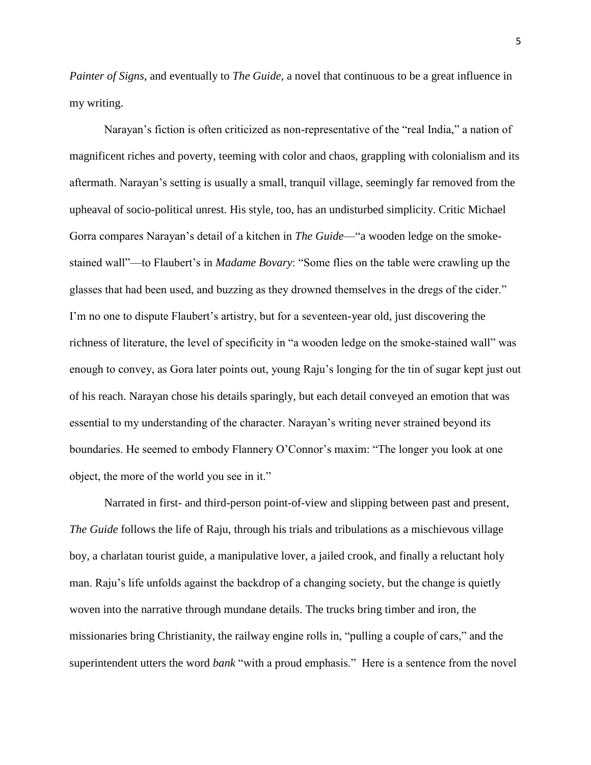*Painter of Signs*, and eventually to *The Guide*, a novel that continuous to be a great influence in my writing.

Narayan's fiction is often criticized as non-representative of the "real India," a nation of magnificent riches and poverty, teeming with color and chaos, grappling with colonialism and its aftermath. Narayan's setting is usually a small, tranquil village, seemingly far removed from the upheaval of socio-political unrest. His style, too, has an undisturbed simplicity. Critic Michael Gorra compares Narayan's detail of a kitchen in *The Guide*—"a wooden ledge on the smoke-stained wall"—to Flaubert's in *Madame Bovary*: "Some flies on the table were crawling up the glasses that had been used, and buzzing as they drowned themselves in the dregs of the cider." I'm no one to dispute Flaubert's artistry, but for a seventeen-year old, just discovering the richness of literature, the level of specificity in "a wooden ledge on the smoke-stained wall" was enough to convey, as Gora later points out, young Raju's longing for the tin of sugar kept just out of his reach. Narayan chose his details sparingly, but each detail conveyed an emotion that was essential to my understanding of the character. Narayan's writing never strained beyond its boundaries. He seemed to embody Flannery O'Connor's maxim: "The longer you look at one object, the more of the world you see in it."

Narrated in first- and third-person point-of-view and slipping between past and present, *The Guide* follows the life of Raju, through his trials and tribulations as a mischievous village boy, a charlatan tourist guide, a manipulative lover, a jailed crook, and finally a reluctant holy man. Raju's life unfolds against the backdrop of a changing society, but the change is quietly woven into the narrative through mundane details. The trucks bring timber and iron, the missionaries bring Christianity, the railway engine rolls in, "pulling a couple of cars," and the superintendent utters the word *bank* "with a proud emphasis." Here is a sentence from the novel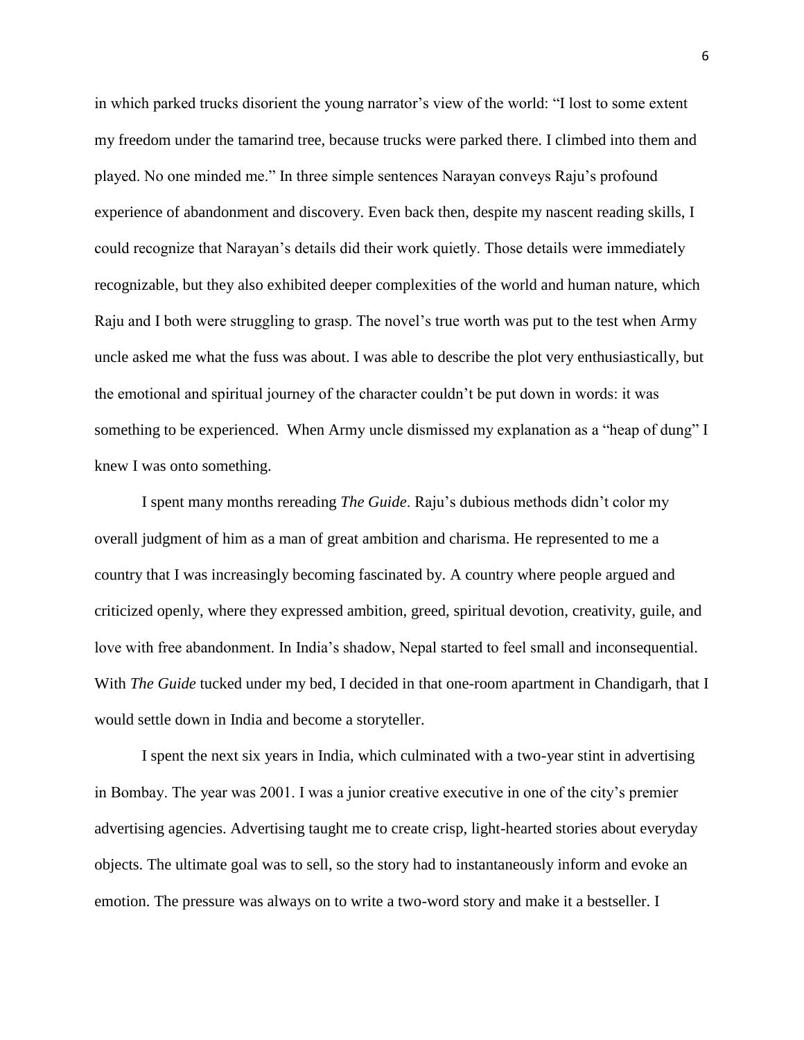in which parked trucks disorient the young narrator's view of the world: "I lost to some extent my freedom under the tamarind tree, because trucks were parked there. I climbed into them and played. No one minded me." In three simple sentences Narayan conveys Raju's profound experience of abandonment and discovery. Even back then, despite my nascent reading skills, I could recognize that Narayan's details did their work quietly. Those details were immediately recognizable, but they also exhibited deeper complexities of the world and human nature, which Raju and I both were struggling to grasp. The novel's true worth was put to the test when Army uncle asked me what the fuss was about. I was able to describe the plot very enthusiastically, but the emotional and spiritual journey of the character couldn't be put down in words: it was something to be experienced. When Army uncle dismissed my explanation as a "heap of dung" I knew I was onto something.

I spent many months rereading *The Guide*. Raju's dubious methods didn't color my overall judgment of him as a man of great ambition and charisma. He represented to me a country that I was increasingly becoming fascinated by. A country where people argued and criticized openly, where they expressed ambition, greed, spiritual devotion, creativity, guile, and love with free abandonment. In India's shadow, Nepal started to feel small and inconsequential. With *The Guide* tucked under my bed, I decided in that one-room apartment in Chandigarh, that I would settle down in India and become a storyteller.

I spent the next six years in India, which culminated with a two-year stint in advertising in Bombay. The year was 2001. I was a junior creative executive in one of the city's premier advertising agencies. Advertising taught me to create crisp, light-hearted stories about everyday objects. The ultimate goal was to sell, so the story had to instantaneously inform and evoke an emotion. The pressure was always on to write a two-word story and make it a bestseller. I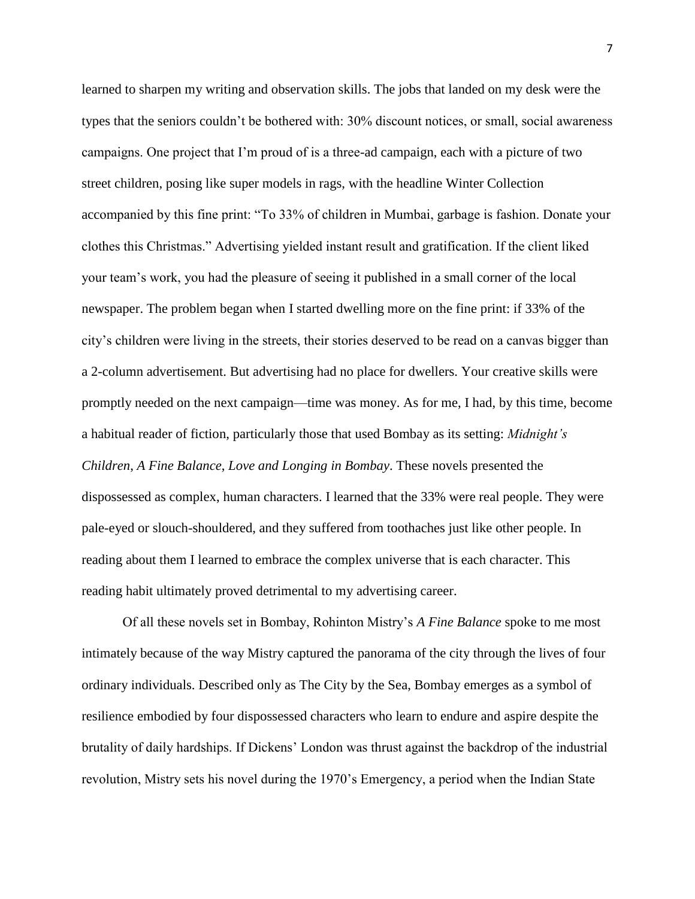learned to sharpen my writing and observation skills. The jobs that landed on my desk were the types that the seniors couldn't be bothered with: 30% discount notices, or small, social awareness campaigns. One project that I'm proud of is a three-ad campaign, each with a picture of two street children, posing like super models in rags, with the headline Winter Collection accompanied by this fine print: "To 33% of children in Mumbai, garbage is fashion. Donate your clothes this Christmas." Advertising yielded instant result and gratification. If the client liked your team's work, you had the pleasure of seeing it published in a small corner of the local newspaper. The problem began when I started dwelling more on the fine print: if 33% of the city's children were living in the streets, their stories deserved to be read on a canvas bigger than a 2-column advertisement. But advertising had no place for dwellers. Your creative skills were promptly needed on the next campaign—time was money. As for me, I had, by this time, become a habitual reader of fiction, particularly those that used Bombay as its setting: *Midnight's Children*, *A Fine Balance*, *Love and Longing in Bombay*. These novels presented the dispossessed as complex, human characters. I learned that the 33% were real people. They were pale-eyed or slouch-shouldered, and they suffered from toothaches just like other people. In reading about them I learned to embrace the complex universe that is each character. This reading habit ultimately proved detrimental to my advertising career.

Of all these novels set in Bombay, Rohinton Mistry's *A Fine Balance* spoke to me most intimately because of the way Mistry captured the panorama of the city through the lives of four ordinary individuals. Described only as The City by the Sea, Bombay emerges as a symbol of resilience embodied by four dispossessed characters who learn to endure and aspire despite the brutality of daily hardships. If Dickens' London was thrust against the backdrop of the industrial revolution, Mistry sets his novel during the 1970's Emergency, a period when the Indian State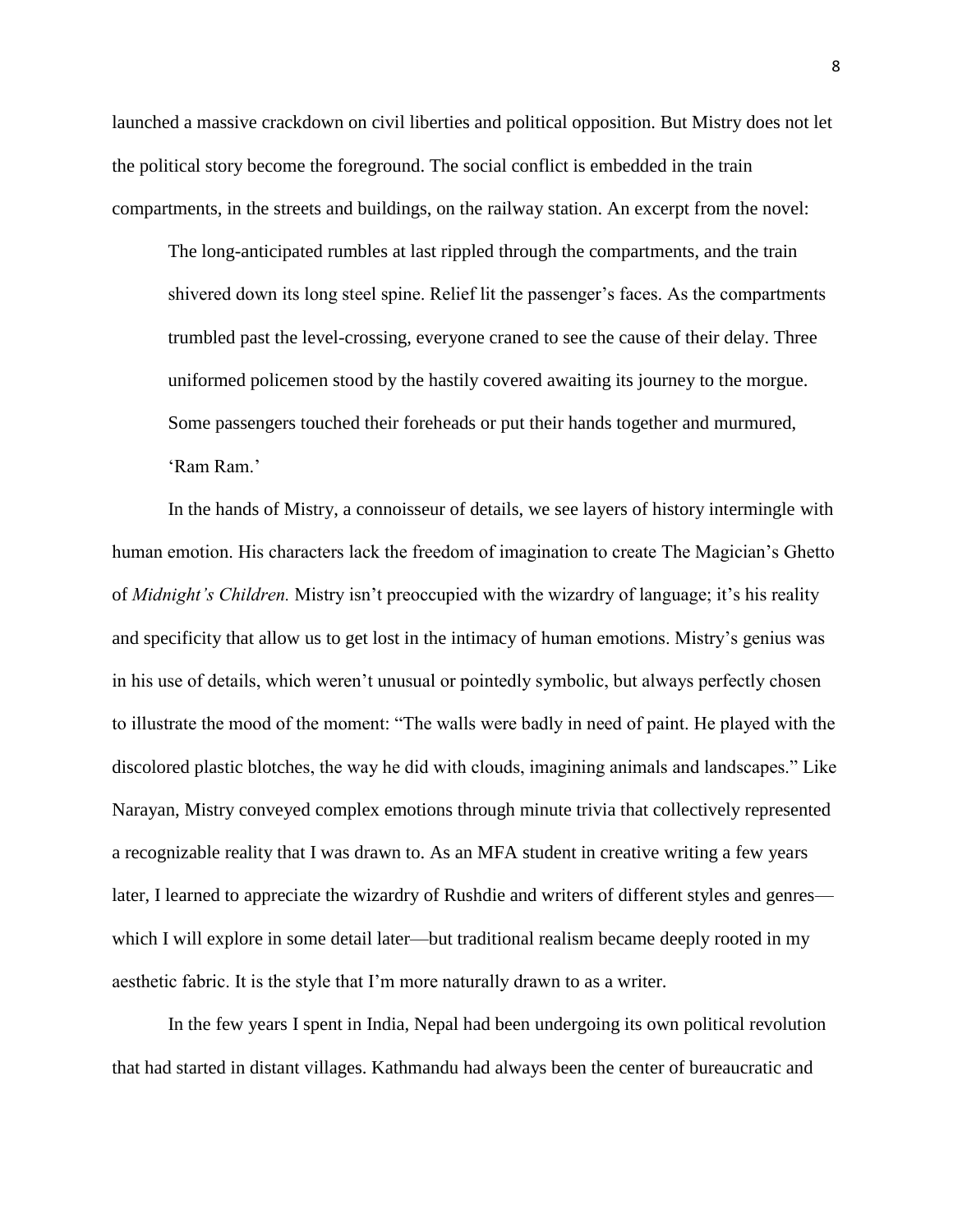launched a massive crackdown on civil liberties and political opposition. But Mistry does not let the political story become the foreground. The social conflict is embedded in the train compartments, in the streets and buildings, on the railway station. An excerpt from the novel:

> The long-anticipated rumbles at last rippled through the compartments, and the train shivered down its long steel spine. Relief lit the passenger's faces. As the compartments trumbled past the level-crossing, everyone craned to see the cause of their delay. Three uniformed policemen stood by the hastily covered awaiting its journey to the morgue. Some passengers touched their foreheads or put their hands together and murmured, 'Ram Ram.'

In the hands of Mistry, a connoisseur of details, we see layers of history intermingle with human emotion. His characters lack the freedom of imagination to create The Magician's Ghetto of *Midnight's Children.* Mistry isn't preoccupied with the wizardry of language; it's his reality and specificity that allow us to get lost in the intimacy of human emotions. Mistry's genius was in his use of details, which weren't unusual or pointedly symbolic, but always perfectly chosen to illustrate the mood of the moment: "The walls were badly in need of paint. He played with the discolored plastic blotches, the way he did with clouds, imagining animals and landscapes." Like Narayan, Mistry conveyed complex emotions through minute trivia that collectively represented a recognizable reality that I was drawn to. As an MFA student in creative writing a few years later, I learned to appreciate the wizardry of Rushdie and writers of different styles and genres—which I will explore in some detail later—but traditional realism became deeply rooted in my aesthetic fabric. It is the style that I'm more naturally drawn to as a writer.

In the few years I spent in India, Nepal had been undergoing its own political revolution that had started in distant villages. Kathmandu had always been the center of bureaucratic and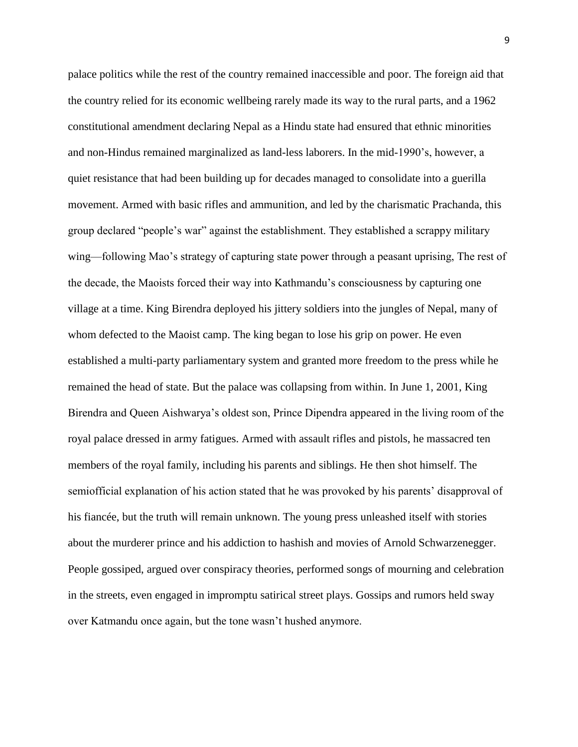palace politics while the rest of the country remained inaccessible and poor. The foreign aid that the country relied for its economic wellbeing rarely made its way to the rural parts, and a 1962 constitutional amendment declaring Nepal as a Hindu state had ensured that ethnic minorities and non-Hindus remained marginalized as land-less laborers. In the mid-1990's, however, a quiet resistance that had been building up for decades managed to consolidate into a guerilla movement. Armed with basic rifles and ammunition, and led by the charismatic Prachanda, this group declared "people's war" against the establishment. They established a scrappy military wing—following Mao's strategy of capturing state power through a peasant uprising, The rest of the decade, the Maoists forced their way into Kathmandu's consciousness by capturing one village at a time. King Birendra deployed his jittery soldiers into the jungles of Nepal, many of whom defected to the Maoist camp. The king began to lose his grip on power. He even established a multi-party parliamentary system and granted more freedom to the press while he remained the head of state. But the palace was collapsing from within. In June 1, 2001, King Birendra and Queen Aishwarya's oldest son, Prince Dipendra appeared in the living room of the royal palace dressed in army fatigues. Armed with assault rifles and pistols, he massacred ten members of the royal family, including his parents and siblings. He then shot himself. The semiofficial explanation of his action stated that he was provoked by his parents' disapproval of his fiancée, but the truth will remain unknown. The young press unleashed itself with stories about the murderer prince and his addiction to hashish and movies of Arnold Schwarzenegger. People gossiped, argued over conspiracy theories, performed songs of mourning and celebration in the streets, even engaged in impromptu satirical street plays. Gossips and rumors held sway over Katmandu once again, but the tone wasn't hushed anymore.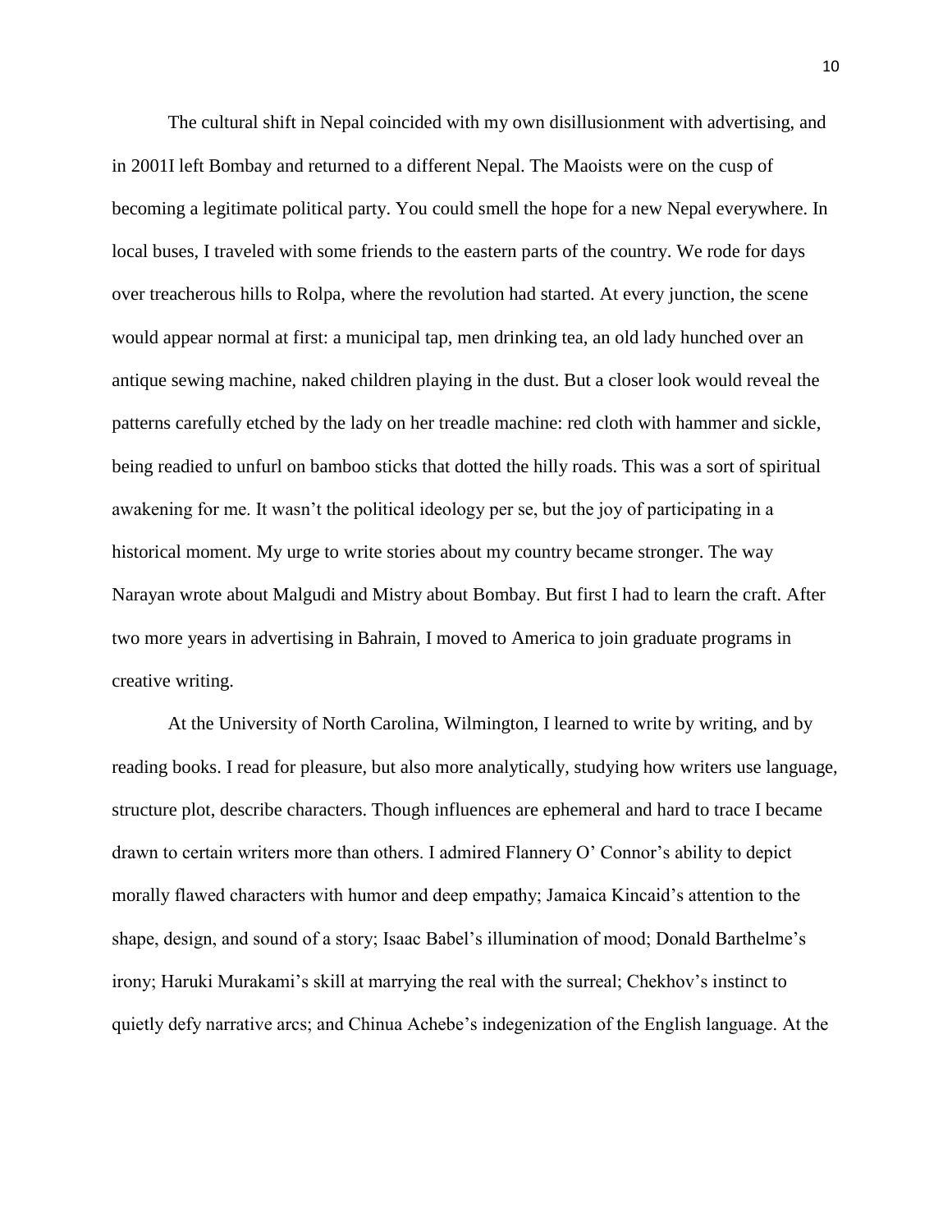The cultural shift in Nepal coincided with my own disillusionment with advertising, and in 2001I left Bombay and returned to a different Nepal. The Maoists were on the cusp of becoming a legitimate political party. You could smell the hope for a new Nepal everywhere. In local buses, I traveled with some friends to the eastern parts of the country. We rode for days over treacherous hills to Rolpa, where the revolution had started. At every junction, the scene would appear normal at first: a municipal tap, men drinking tea, an old lady hunched over an antique sewing machine, naked children playing in the dust. But a closer look would reveal the patterns carefully etched by the lady on her treadle machine: red cloth with hammer and sickle, being readied to unfurl on bamboo sticks that dotted the hilly roads. This was a sort of spiritual awakening for me. It wasn't the political ideology per se, but the joy of participating in a historical moment. My urge to write stories about my country became stronger. The way Narayan wrote about Malgudi and Mistry about Bombay. But first I had to learn the craft. After two more years in advertising in Bahrain, I moved to America to join graduate programs in creative writing.

At the University of North Carolina, Wilmington, I learned to write by writing, and by reading books. I read for pleasure, but also more analytically, studying how writers use language, structure plot, describe characters. Though influences are ephemeral and hard to trace I became drawn to certain writers more than others. I admired Flannery O' Connor's ability to depict morally flawed characters with humor and deep empathy; Jamaica Kincaid's attention to the shape, design, and sound of a story; Isaac Babel's illumination of mood; Donald Barthelme's irony; Haruki Murakami's skill at marrying the real with the surreal; Chekhov's instinct to quietly defy narrative arcs; and Chinua Achebe's indegenization of the English language. At the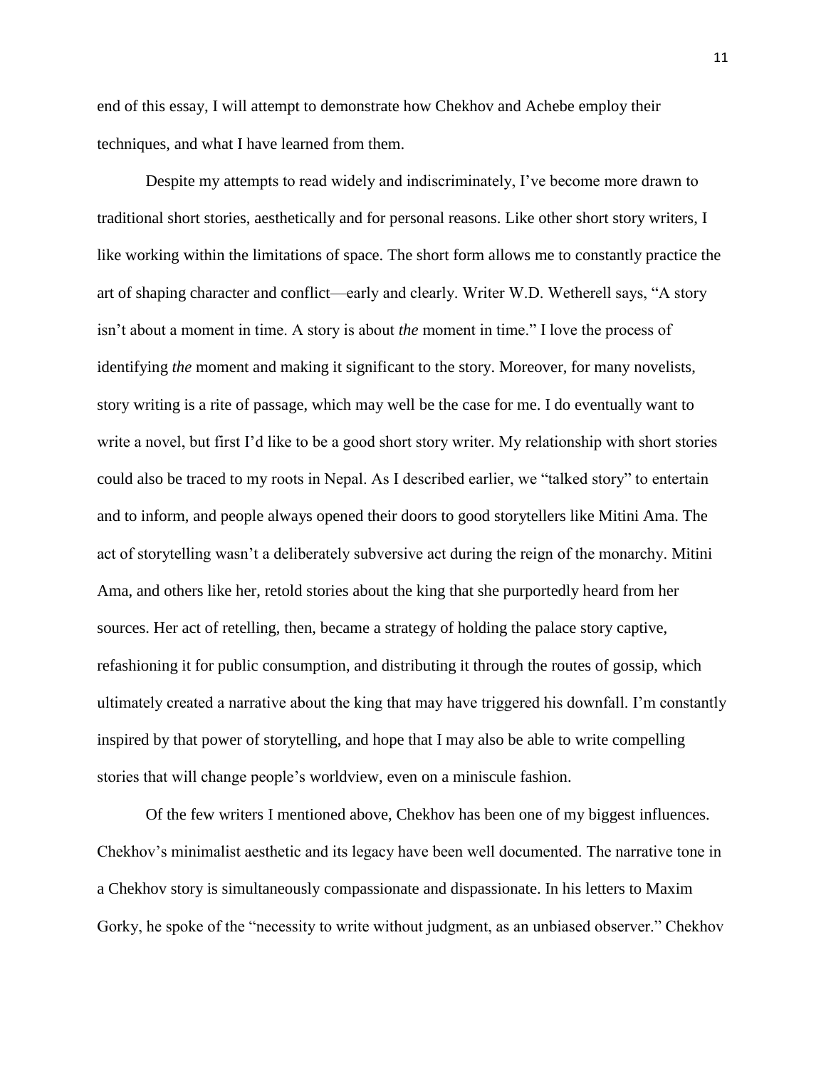end of this essay, I will attempt to demonstrate how Chekhov and Achebe employ their techniques, and what I have learned from them.

Despite my attempts to read widely and indiscriminately, I've become more drawn to traditional short stories, aesthetically and for personal reasons. Like other short story writers, I like working within the limitations of space. The short form allows me to constantly practice the art of shaping character and conflict—early and clearly. Writer W.D. Wetherell says, "A story isn't about a moment in time. A story is about *the* moment in time." I love the process of identifying *the* moment and making it significant to the story. Moreover, for many novelists, story writing is a rite of passage, which may well be the case for me. I do eventually want to write a novel, but first I'd like to be a good short story writer. My relationship with short stories could also be traced to my roots in Nepal. As I described earlier, we "talked story" to entertain and to inform, and people always opened their doors to good storytellers like Mitini Ama. The act of storytelling wasn't a deliberately subversive act during the reign of the monarchy. Mitini Ama, and others like her, retold stories about the king that she purportedly heard from her sources. Her act of retelling, then, became a strategy of holding the palace story captive, refashioning it for public consumption, and distributing it through the routes of gossip, which ultimately created a narrative about the king that may have triggered his downfall. I'm constantly inspired by that power of storytelling, and hope that I may also be able to write compelling stories that will change people's worldview, even on a miniscule fashion.

Of the few writers I mentioned above, Chekhov has been one of my biggest influences. Chekhov's minimalist aesthetic and its legacy have been well documented. The narrative tone in a Chekhov story is simultaneously compassionate and dispassionate. In his letters to Maxim Gorky, he spoke of the "necessity to write without judgment, as an unbiased observer." Chekhov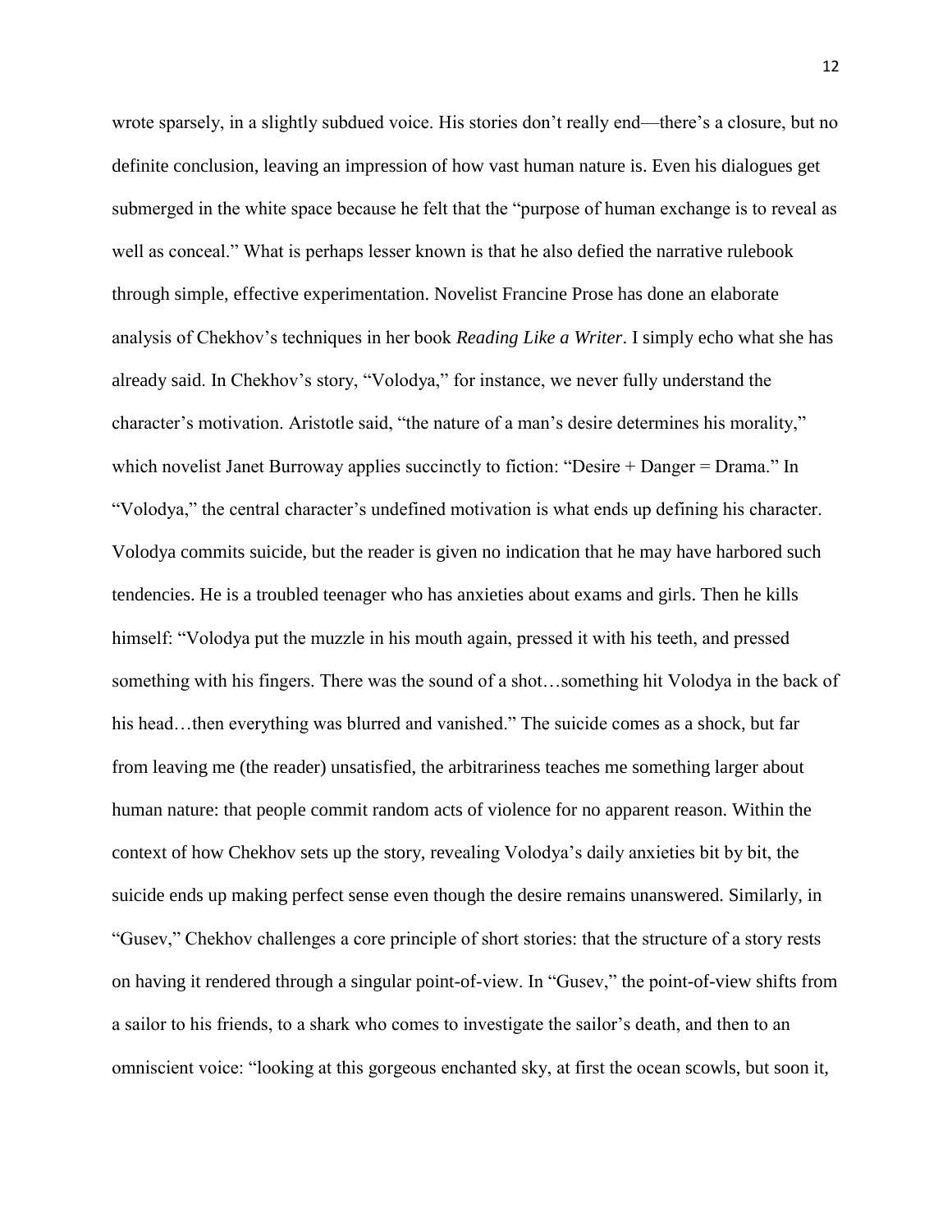wrote sparsely, in a slightly subdued voice. His stories don't really end—there's a closure, but no definite conclusion, leaving an impression of how vast human nature is. Even his dialogues get submerged in the white space because he felt that the "purpose of human exchange is to reveal as well as conceal." What is perhaps lesser known is that he also defied the narrative rulebook through simple, effective experimentation. Novelist Francine Prose has done an elaborate analysis of Chekhov's techniques in her book *Reading Like a Writer*. I simply echo what she has already said. In Chekhov's story, "Volodya," for instance, we never fully understand the character's motivation. Aristotle said, "the nature of a man's desire determines his morality," which novelist Janet Burroway applies succinctly to fiction: "Desire + Danger = Drama." In "Volodya," the central character's undefined motivation is what ends up defining his character. Volodya commits suicide, but the reader is given no indication that he may have harbored such tendencies. He is a troubled teenager who has anxieties about exams and girls. Then he kills himself: "Volodya put the muzzle in his mouth again, pressed it with his teeth, and pressed something with his fingers. There was the sound of a shot…something hit Volodya in the back of his head…then everything was blurred and vanished." The suicide comes as a shock, but far from leaving me (the reader) unsatisfied, the arbitrariness teaches me something larger about human nature: that people commit random acts of violence for no apparent reason. Within the context of how Chekhov sets up the story, revealing Volodya's daily anxieties bit by bit, the suicide ends up making perfect sense even though the desire remains unanswered. Similarly, in "Gusev," Chekhov challenges a core principle of short stories: that the structure of a story rests on having it rendered through a singular point-of-view. In "Gusev," the point-of-view shifts from a sailor to his friends, to a shark who comes to investigate the sailor's death, and then to an omniscient voice: "looking at this gorgeous enchanted sky, at first the ocean scowls, but soon it,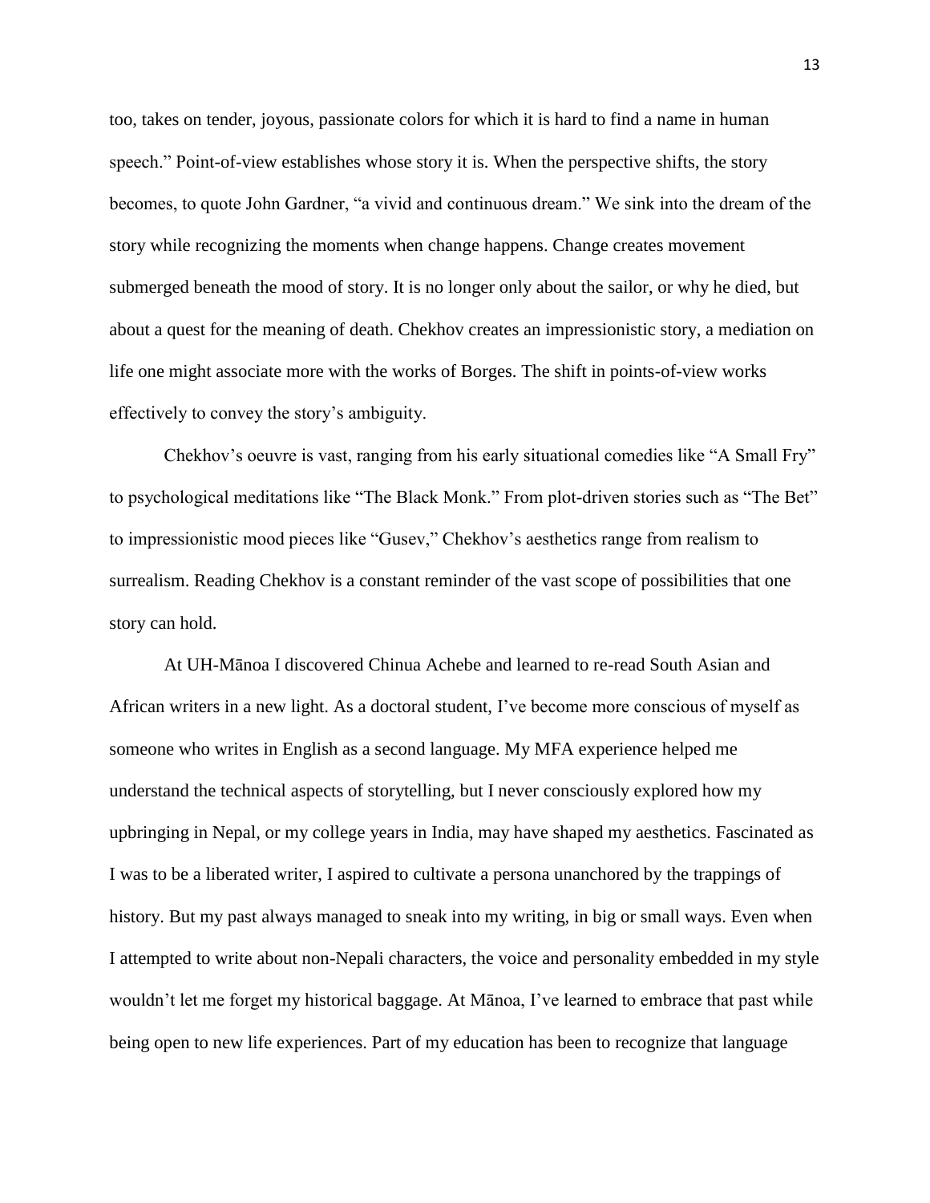too, takes on tender, joyous, passionate colors for which it is hard to find a name in human speech." Point-of-view establishes whose story it is. When the perspective shifts, the story becomes, to quote John Gardner, "a vivid and continuous dream." We sink into the dream of the story while recognizing the moments when change happens. Change creates movement submerged beneath the mood of story. It is no longer only about the sailor, or why he died, but about a quest for the meaning of death. Chekhov creates an impressionistic story, a mediation on life one might associate more with the works of Borges. The shift in points-of-view works effectively to convey the story's ambiguity.

Chekhov's oeuvre is vast, ranging from his early situational comedies like "A Small Fry" to psychological meditations like "The Black Monk." From plot-driven stories such as "The Bet" to impressionistic mood pieces like "Gusev," Chekhov's aesthetics range from realism to surrealism. Reading Chekhov is a constant reminder of the vast scope of possibilities that one story can hold.

At UH-Mānoa I discovered Chinua Achebe and learned to re-read South Asian and African writers in a new light. As a doctoral student, I've become more conscious of myself as someone who writes in English as a second language. My MFA experience helped me understand the technical aspects of storytelling, but I never consciously explored how my upbringing in Nepal, or my college years in India, may have shaped my aesthetics. Fascinated as I was to be a liberated writer, I aspired to cultivate a persona unanchored by the trappings of history. But my past always managed to sneak into my writing, in big or small ways. Even when I attempted to write about non-Nepali characters, the voice and personality embedded in my style wouldn't let me forget my historical baggage. At Mānoa, I've learned to embrace that past while being open to new life experiences. Part of my education has been to recognize that language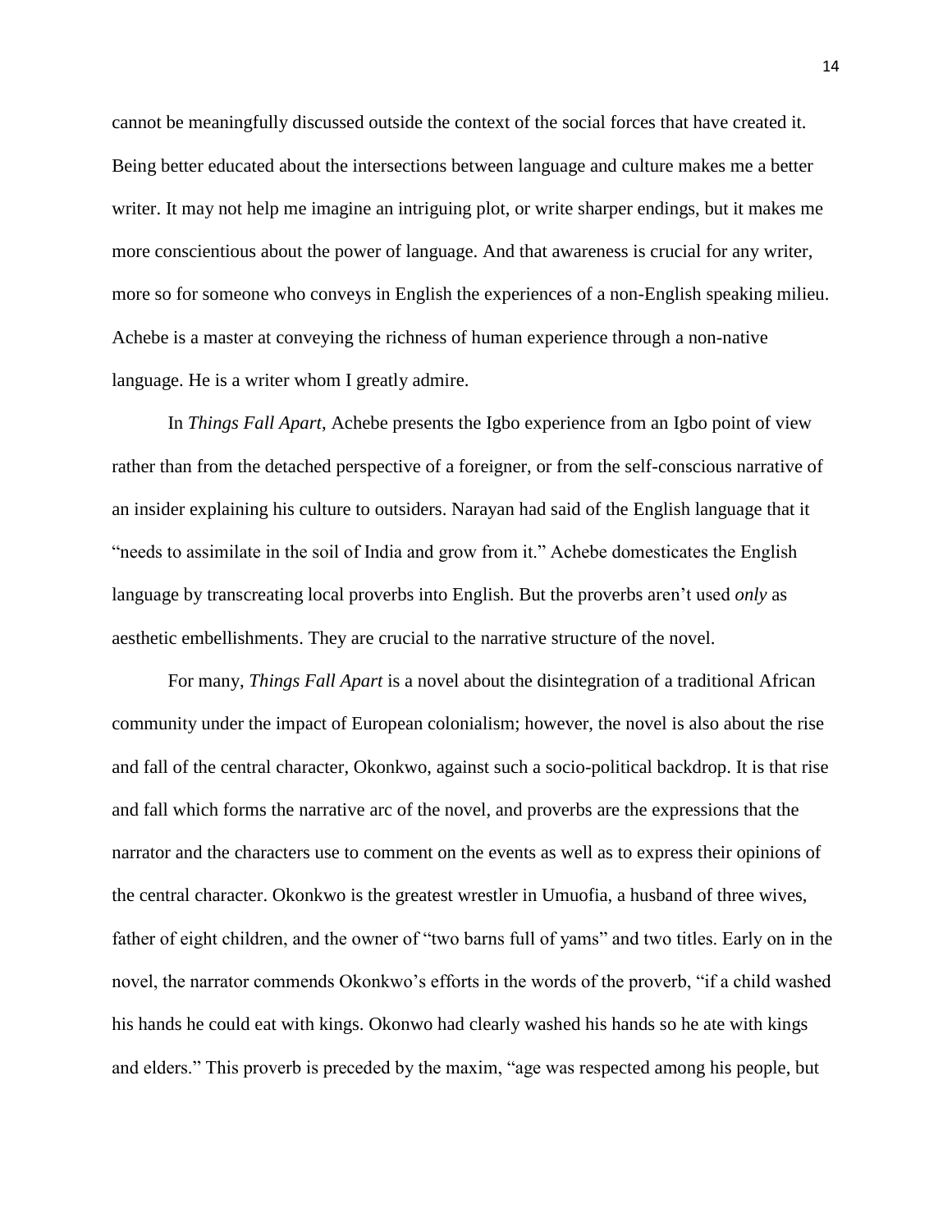cannot be meaningfully discussed outside the context of the social forces that have created it. Being better educated about the intersections between language and culture makes me a better writer. It may not help me imagine an intriguing plot, or write sharper endings, but it makes me more conscientious about the power of language. And that awareness is crucial for any writer, more so for someone who conveys in English the experiences of a non-English speaking milieu. Achebe is a master at conveying the richness of human experience through a non-native language. He is a writer whom I greatly admire.

In *Things Fall Apart*, Achebe presents the Igbo experience from an Igbo point of view rather than from the detached perspective of a foreigner, or from the self-conscious narrative of an insider explaining his culture to outsiders. Narayan had said of the English language that it "needs to assimilate in the soil of India and grow from it." Achebe domesticates the English language by transcreating local proverbs into English. But the proverbs aren't used *only* as aesthetic embellishments. They are crucial to the narrative structure of the novel.

For many, *Things Fall Apart* is a novel about the disintegration of a traditional African community under the impact of European colonialism; however, the novel is also about the rise and fall of the central character, Okonkwo, against such a socio-political backdrop. It is that rise and fall which forms the narrative arc of the novel, and proverbs are the expressions that the narrator and the characters use to comment on the events as well as to express their opinions of the central character. Okonkwo is the greatest wrestler in Umuofia, a husband of three wives, father of eight children, and the owner of "two barns full of yams" and two titles. Early on in the novel, the narrator commends Okonkwo's efforts in the words of the proverb, "if a child washed his hands he could eat with kings. Okonwo had clearly washed his hands so he ate with kings and elders." This proverb is preceded by the maxim, "age was respected among his people, but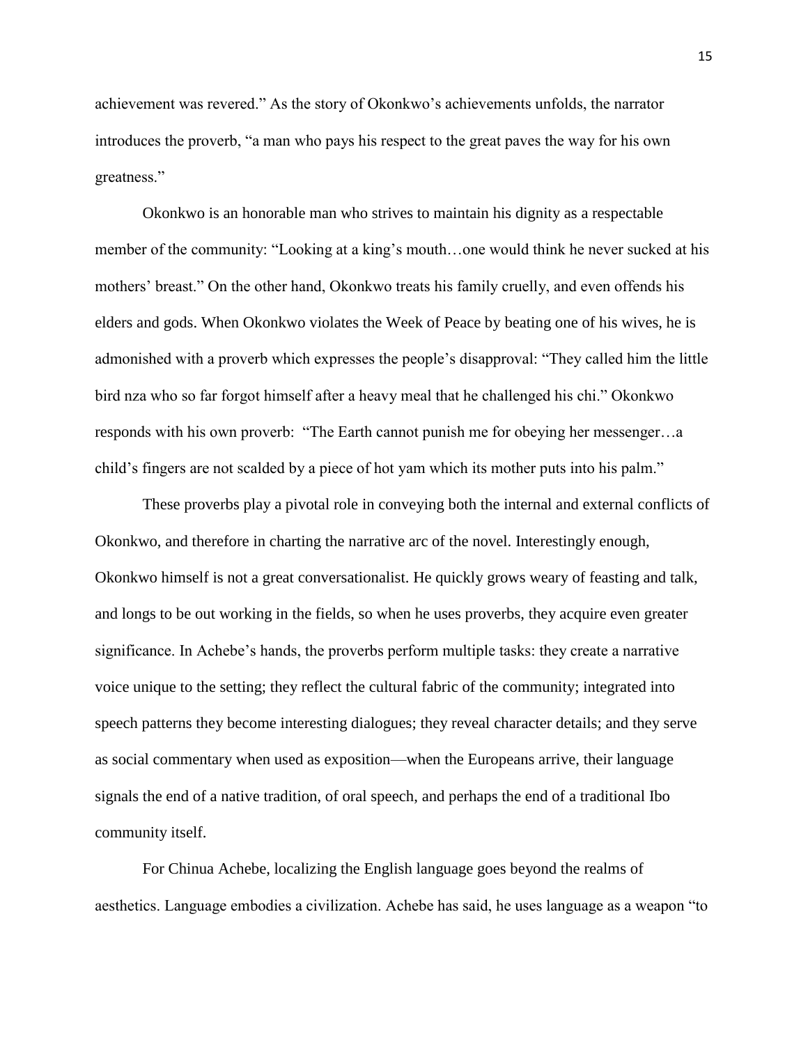achievement was revered." As the story of Okonkwo's achievements unfolds, the narrator introduces the proverb, "a man who pays his respect to the great paves the way for his own greatness."

Okonkwo is an honorable man who strives to maintain his dignity as a respectable member of the community: "Looking at a king's mouth…one would think he never sucked at his mothers' breast." On the other hand, Okonkwo treats his family cruelly, and even offends his elders and gods. When Okonkwo violates the Week of Peace by beating one of his wives, he is admonished with a proverb which expresses the people's disapproval: "They called him the little bird nza who so far forgot himself after a heavy meal that he challenged his chi." Okonkwo responds with his own proverb: "The Earth cannot punish me for obeying her messenger…a child's fingers are not scalded by a piece of hot yam which its mother puts into his palm."

These proverbs play a pivotal role in conveying both the internal and external conflicts of Okonkwo, and therefore in charting the narrative arc of the novel. Interestingly enough, Okonkwo himself is not a great conversationalist. He quickly grows weary of feasting and talk, and longs to be out working in the fields, so when he uses proverbs, they acquire even greater significance. In Achebe's hands, the proverbs perform multiple tasks: they create a narrative voice unique to the setting; they reflect the cultural fabric of the community; integrated into speech patterns they become interesting dialogues; they reveal character details; and they serve as social commentary when used as exposition—when the Europeans arrive, their language signals the end of a native tradition, of oral speech, and perhaps the end of a traditional Ibo community itself.

For Chinua Achebe, localizing the English language goes beyond the realms of aesthetics. Language embodies a civilization. Achebe has said, he uses language as a weapon "to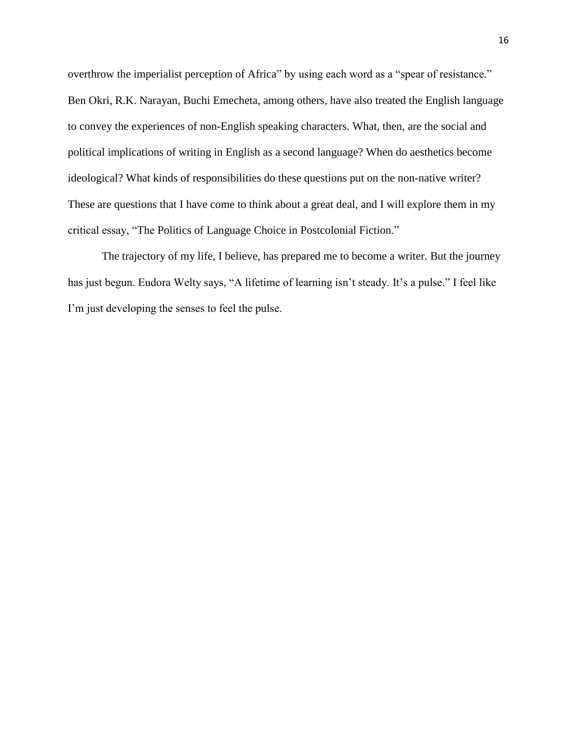overthrow the imperialist perception of Africa" by using each word as a "spear of resistance." Ben Okri, R.K. Narayan, Buchi Emecheta, among others, have also treated the English language to convey the experiences of non-English speaking characters. What, then, are the social and political implications of writing in English as a second language? When do aesthetics become ideological? What kinds of responsibilities do these questions put on the non-native writer? These are questions that I have come to think about a great deal, and I will explore them in my critical essay, "The Politics of Language Choice in Postcolonial Fiction."

The trajectory of my life, I believe, has prepared me to become a writer. But the journey has just begun. Eudora Welty says, "A lifetime of learning isn't steady. It's a pulse." I feel like I'm just developing the senses to feel the pulse.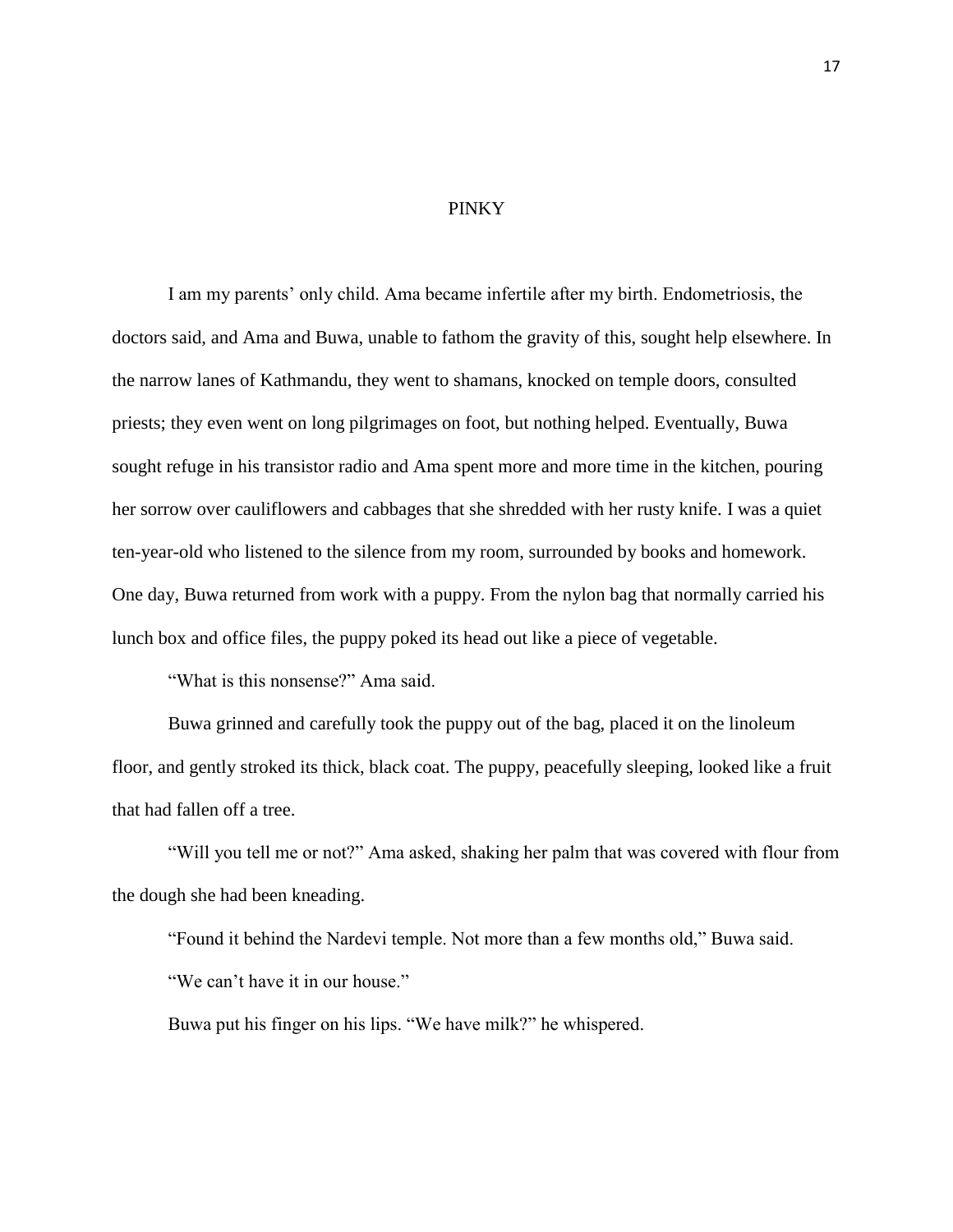# PINKY

I am my parents' only child. Ama became infertile after my birth. Endometriosis, the doctors said, and Ama and Buwa, unable to fathom the gravity of this, sought help elsewhere. In the narrow lanes of Kathmandu, they went to shamans, knocked on temple doors, consulted priests; they even went on long pilgrimages on foot, but nothing helped. Eventually, Buwa sought refuge in his transistor radio and Ama spent more and more time in the kitchen, pouring her sorrow over cauliflowers and cabbages that she shredded with her rusty knife. I was a quiet ten-year-old who listened to the silence from my room, surrounded by books and homework. One day, Buwa returned from work with a puppy. From the nylon bag that normally carried his lunch box and office files, the puppy poked its head out like a piece of vegetable.

"What is this nonsense?" Ama said.

Buwa grinned and carefully took the puppy out of the bag, placed it on the linoleum floor, and gently stroked its thick, black coat. The puppy, peacefully sleeping, looked like a fruit that had fallen off a tree.

"Will you tell me or not?" Ama asked, shaking her palm that was covered with flour from the dough she had been kneading.

"Found it behind the Nardevi temple. Not more than a few months old," Buwa said.

"We can't have it in our house."

Buwa put his finger on his lips. "We have milk?" he whispered.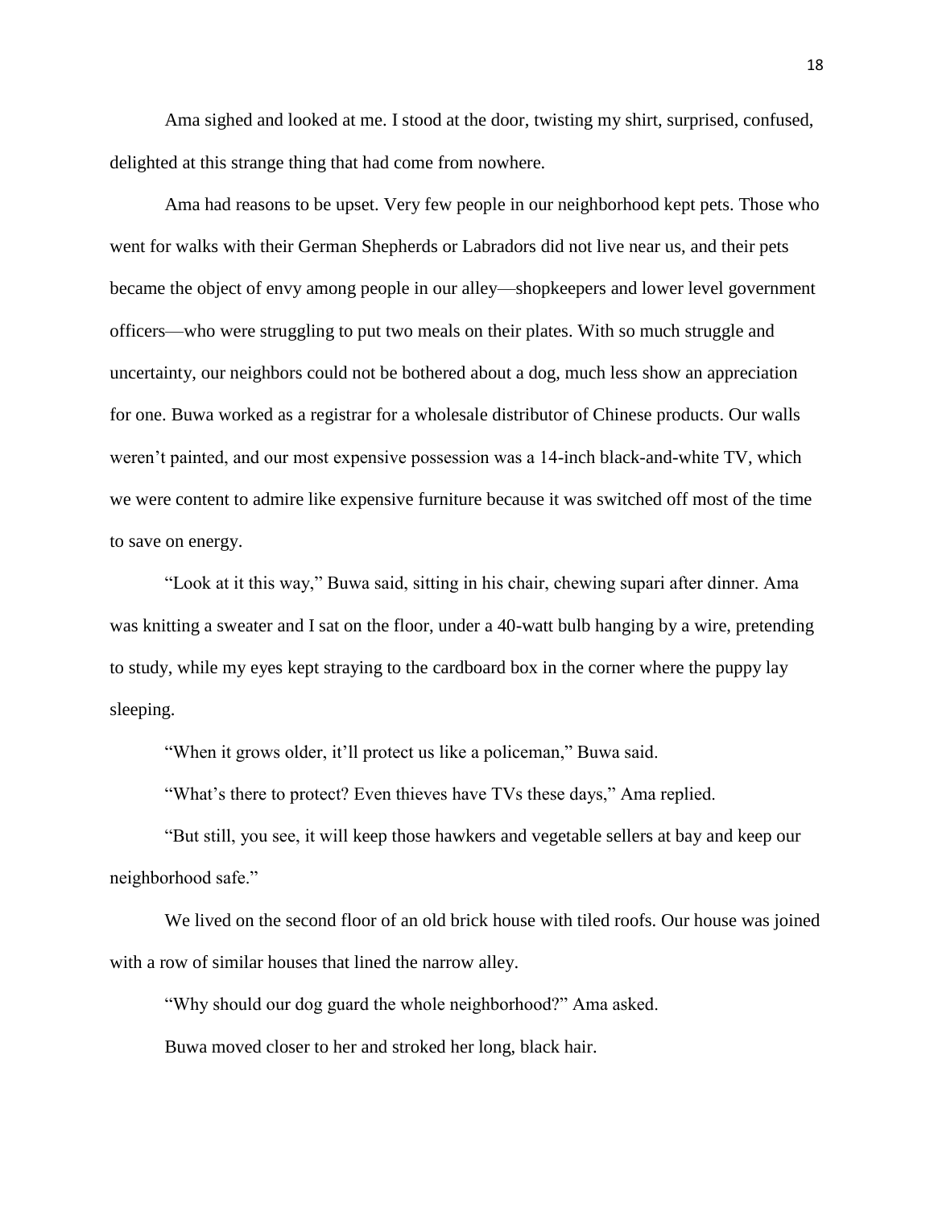Ama sighed and looked at me. I stood at the door, twisting my shirt, surprised, confused, delighted at this strange thing that had come from nowhere.

Ama had reasons to be upset. Very few people in our neighborhood kept pets. Those who went for walks with their German Shepherds or Labradors did not live near us, and their pets became the object of envy among people in our alley—shopkeepers and lower level government officers—who were struggling to put two meals on their plates. With so much struggle and uncertainty, our neighbors could not be bothered about a dog, much less show an appreciation for one. Buwa worked as a registrar for a wholesale distributor of Chinese products. Our walls weren't painted, and our most expensive possession was a 14-inch black-and-white TV, which we were content to admire like expensive furniture because it was switched off most of the time to save on energy.

"Look at it this way," Buwa said, sitting in his chair, chewing supari after dinner. Ama was knitting a sweater and I sat on the floor, under a 40-watt bulb hanging by a wire, pretending to study, while my eyes kept straying to the cardboard box in the corner where the puppy lay sleeping.

"When it grows older, it'll protect us like a policeman," Buwa said.

"What's there to protect? Even thieves have TVs these days," Ama replied.

"But still, you see, it will keep those hawkers and vegetable sellers at bay and keep our neighborhood safe."

We lived on the second floor of an old brick house with tiled roofs. Our house was joined with a row of similar houses that lined the narrow alley.

"Why should our dog guard the whole neighborhood?" Ama asked.

Buwa moved closer to her and stroked her long, black hair.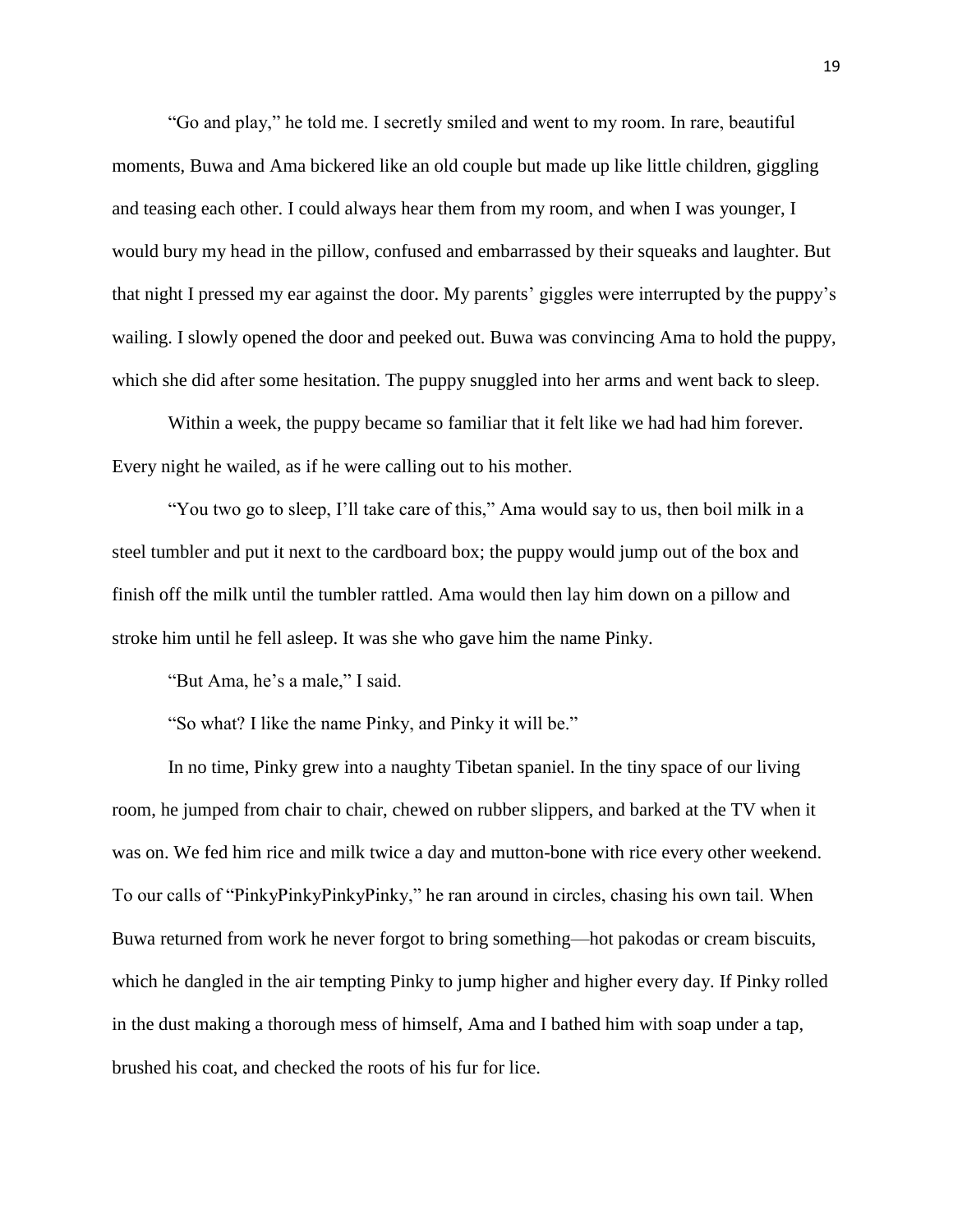"Go and play," he told me. I secretly smiled and went to my room. In rare, beautiful moments, Buwa and Ama bickered like an old couple but made up like little children, giggling and teasing each other. I could always hear them from my room, and when I was younger, I would bury my head in the pillow, confused and embarrassed by their squeaks and laughter. But that night I pressed my ear against the door. My parents' giggles were interrupted by the puppy's wailing. I slowly opened the door and peeked out. Buwa was convincing Ama to hold the puppy, which she did after some hesitation. The puppy snuggled into her arms and went back to sleep.

Within a week, the puppy became so familiar that it felt like we had had him forever. Every night he wailed, as if he were calling out to his mother.

"You two go to sleep, I'll take care of this," Ama would say to us, then boil milk in a steel tumbler and put it next to the cardboard box; the puppy would jump out of the box and finish off the milk until the tumbler rattled. Ama would then lay him down on a pillow and stroke him until he fell asleep. It was she who gave him the name Pinky.

"But Ama, he's a male," I said.

"So what? I like the name Pinky, and Pinky it will be."

In no time, Pinky grew into a naughty Tibetan spaniel. In the tiny space of our living room, he jumped from chair to chair, chewed on rubber slippers, and barked at the TV when it was on. We fed him rice and milk twice a day and mutton-bone with rice every other weekend. To our calls of "PinkyPinkyPinkyPinky," he ran around in circles, chasing his own tail. When Buwa returned from work he never forgot to bring something—hot pakodas or cream biscuits, which he dangled in the air tempting Pinky to jump higher and higher every day. If Pinky rolled in the dust making a thorough mess of himself, Ama and I bathed him with soap under a tap, brushed his coat, and checked the roots of his fur for lice.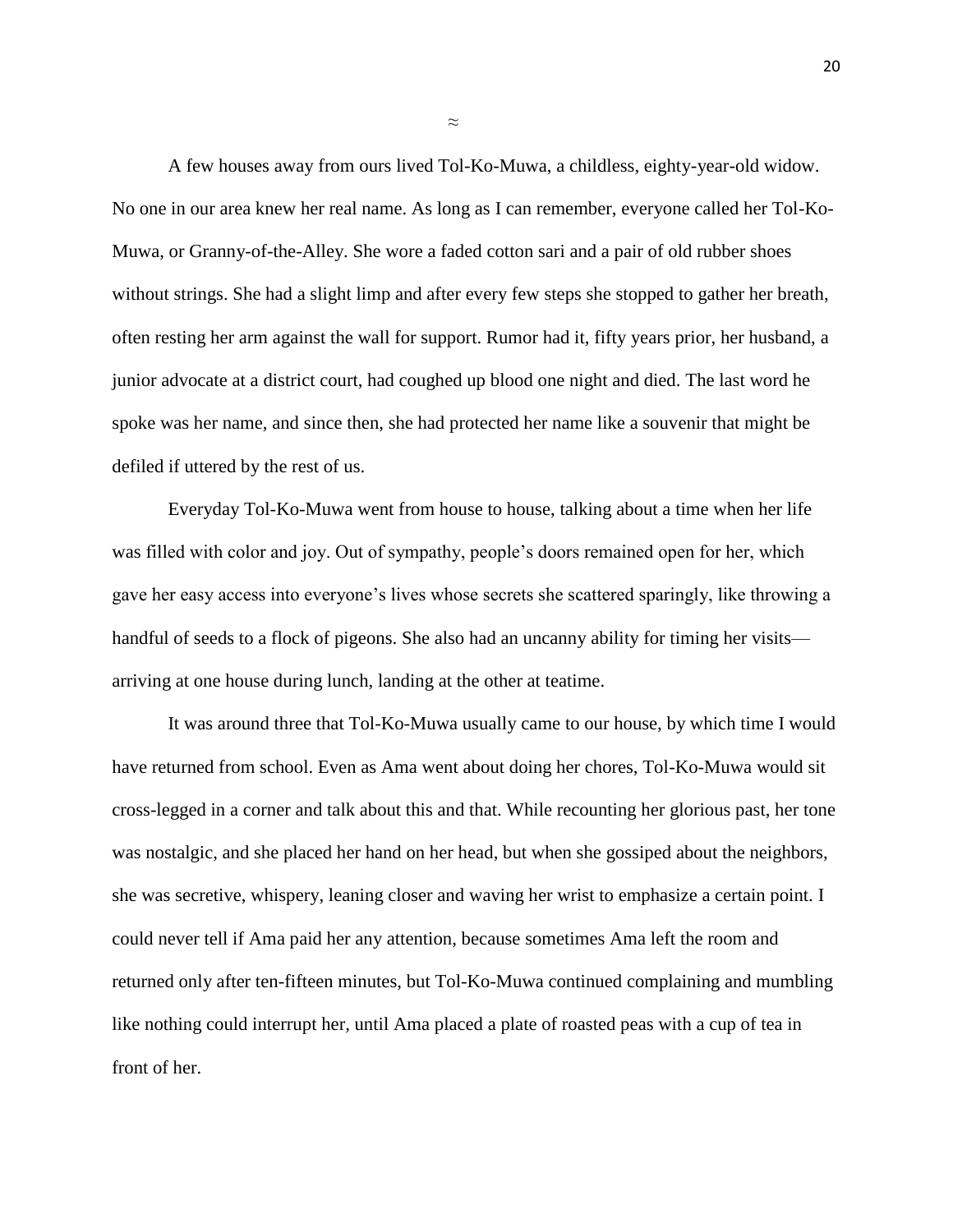≈

A few houses away from ours lived Tol-Ko-Muwa, a childless, eighty-year-old widow. No one in our area knew her real name. As long as I can remember, everyone called her Tol-Ko-Muwa, or Granny-of-the-Alley. She wore a faded cotton sari and a pair of old rubber shoes without strings. She had a slight limp and after every few steps she stopped to gather her breath, often resting her arm against the wall for support. Rumor had it, fifty years prior, her husband, a junior advocate at a district court, had coughed up blood one night and died. The last word he spoke was her name, and since then, she had protected her name like a souvenir that might be defiled if uttered by the rest of us.

Everyday Tol-Ko-Muwa went from house to house, talking about a time when her life was filled with color and joy. Out of sympathy, people's doors remained open for her, which gave her easy access into everyone's lives whose secrets she scattered sparingly, like throwing a handful of seeds to a flock of pigeons. She also had an uncanny ability for timing her visits—arriving at one house during lunch, landing at the other at teatime.

It was around three that Tol-Ko-Muwa usually came to our house, by which time I would have returned from school. Even as Ama went about doing her chores, Tol-Ko-Muwa would sit cross-legged in a corner and talk about this and that. While recounting her glorious past, her tone was nostalgic, and she placed her hand on her head, but when she gossiped about the neighbors, she was secretive, whispery, leaning closer and waving her wrist to emphasize a certain point. I could never tell if Ama paid her any attention, because sometimes Ama left the room and returned only after ten-fifteen minutes, but Tol-Ko-Muwa continued complaining and mumbling like nothing could interrupt her, until Ama placed a plate of roasted peas with a cup of tea in front of her.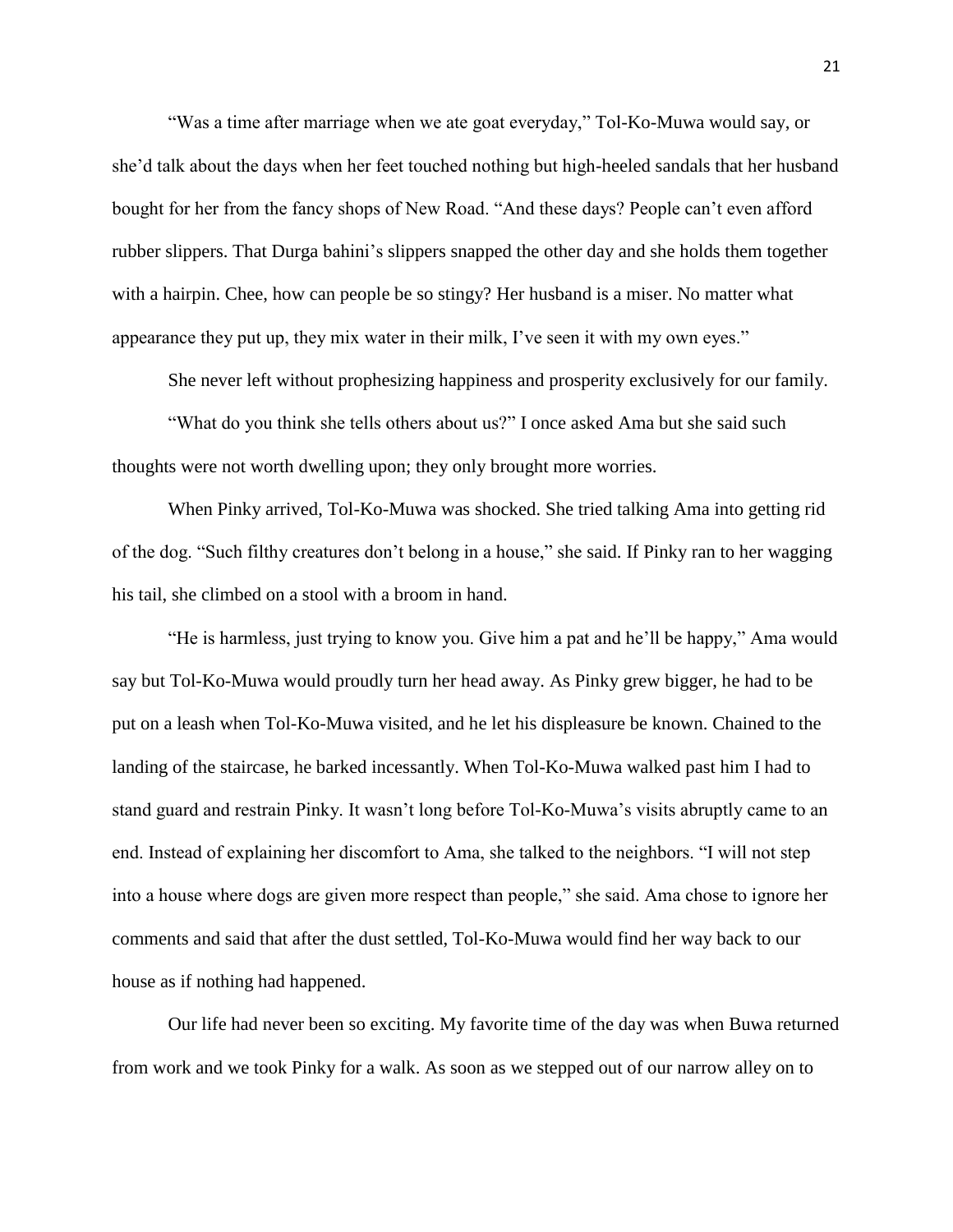"Was a time after marriage when we ate goat everyday," Tol-Ko-Muwa would say, or she'd talk about the days when her feet touched nothing but high-heeled sandals that her husband bought for her from the fancy shops of New Road. "And these days? People can't even afford rubber slippers. That Durga bahini's slippers snapped the other day and she holds them together with a hairpin. Chee, how can people be so stingy? Her husband is a miser. No matter what appearance they put up, they mix water in their milk, I've seen it with my own eyes."

She never left without prophesizing happiness and prosperity exclusively for our family.

"What do you think she tells others about us?" I once asked Ama but she said such thoughts were not worth dwelling upon; they only brought more worries.

When Pinky arrived, Tol-Ko-Muwa was shocked. She tried talking Ama into getting rid of the dog. "Such filthy creatures don't belong in a house," she said. If Pinky ran to her wagging his tail, she climbed on a stool with a broom in hand.

"He is harmless, just trying to know you. Give him a pat and he'll be happy," Ama would say but Tol-Ko-Muwa would proudly turn her head away. As Pinky grew bigger, he had to be put on a leash when Tol-Ko-Muwa visited, and he let his displeasure be known. Chained to the landing of the staircase, he barked incessantly. When Tol-Ko-Muwa walked past him I had to stand guard and restrain Pinky. It wasn't long before Tol-Ko-Muwa's visits abruptly came to an end. Instead of explaining her discomfort to Ama, she talked to the neighbors. "I will not step into a house where dogs are given more respect than people," she said. Ama chose to ignore her comments and said that after the dust settled, Tol-Ko-Muwa would find her way back to our house as if nothing had happened.

Our life had never been so exciting. My favorite time of the day was when Buwa returned from work and we took Pinky for a walk. As soon as we stepped out of our narrow alley on to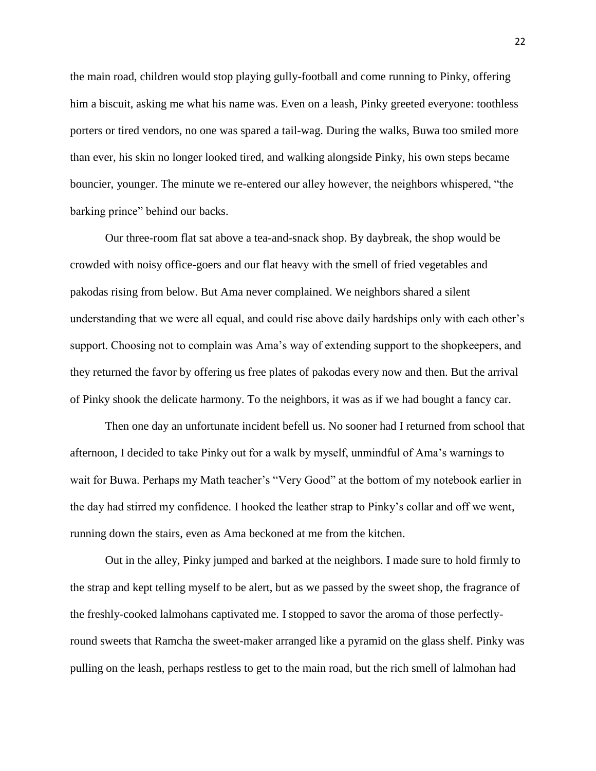the main road, children would stop playing gully-football and come running to Pinky, offering him a biscuit, asking me what his name was. Even on a leash, Pinky greeted everyone: toothless porters or tired vendors, no one was spared a tail-wag. During the walks, Buwa too smiled more than ever, his skin no longer looked tired, and walking alongside Pinky, his own steps became bouncier, younger. The minute we re-entered our alley however, the neighbors whispered, "the barking prince" behind our backs.

Our three-room flat sat above a tea-and-snack shop. By daybreak, the shop would be crowded with noisy office-goers and our flat heavy with the smell of fried vegetables and pakodas rising from below. But Ama never complained. We neighbors shared a silent understanding that we were all equal, and could rise above daily hardships only with each other's support. Choosing not to complain was Ama's way of extending support to the shopkeepers, and they returned the favor by offering us free plates of pakodas every now and then. But the arrival of Pinky shook the delicate harmony. To the neighbors, it was as if we had bought a fancy car.

Then one day an unfortunate incident befell us. No sooner had I returned from school that afternoon, I decided to take Pinky out for a walk by myself, unmindful of Ama's warnings to wait for Buwa. Perhaps my Math teacher's "Very Good" at the bottom of my notebook earlier in the day had stirred my confidence. I hooked the leather strap to Pinky's collar and off we went, running down the stairs, even as Ama beckoned at me from the kitchen.

Out in the alley, Pinky jumped and barked at the neighbors. I made sure to hold firmly to the strap and kept telling myself to be alert, but as we passed by the sweet shop, the fragrance of the freshly-cooked lalmohans captivated me. I stopped to savor the aroma of those perfectly-round sweets that Ramcha the sweet-maker arranged like a pyramid on the glass shelf. Pinky was pulling on the leash, perhaps restless to get to the main road, but the rich smell of lalmohan had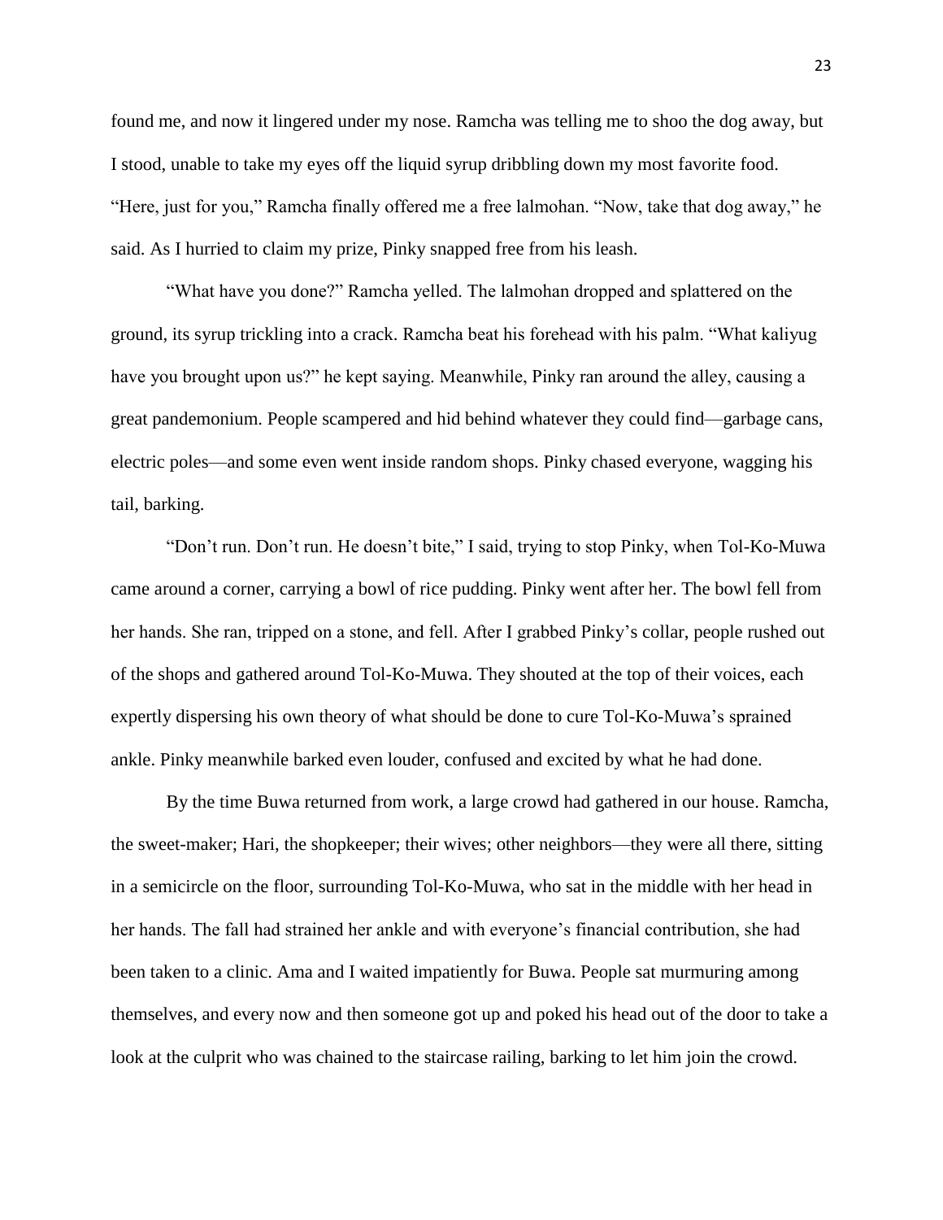found me, and now it lingered under my nose. Ramcha was telling me to shoo the dog away, but I stood, unable to take my eyes off the liquid syrup dribbling down my most favorite food. "Here, just for you," Ramcha finally offered me a free lalmohan. "Now, take that dog away," he said. As I hurried to claim my prize, Pinky snapped free from his leash.

"What have you done?" Ramcha yelled. The lalmohan dropped and splattered on the ground, its syrup trickling into a crack. Ramcha beat his forehead with his palm. "What kaliyug have you brought upon us?" he kept saying. Meanwhile, Pinky ran around the alley, causing a great pandemonium. People scampered and hid behind whatever they could find—garbage cans, electric poles—and some even went inside random shops. Pinky chased everyone, wagging his tail, barking.

"Don't run. Don't run. He doesn't bite," I said, trying to stop Pinky, when Tol-Ko-Muwa came around a corner, carrying a bowl of rice pudding. Pinky went after her. The bowl fell from her hands. She ran, tripped on a stone, and fell. After I grabbed Pinky's collar, people rushed out of the shops and gathered around Tol-Ko-Muwa. They shouted at the top of their voices, each expertly dispersing his own theory of what should be done to cure Tol-Ko-Muwa's sprained ankle. Pinky meanwhile barked even louder, confused and excited by what he had done.

By the time Buwa returned from work, a large crowd had gathered in our house. Ramcha, the sweet-maker; Hari, the shopkeeper; their wives; other neighbors—they were all there, sitting in a semicircle on the floor, surrounding Tol-Ko-Muwa, who sat in the middle with her head in her hands. The fall had strained her ankle and with everyone's financial contribution, she had been taken to a clinic. Ama and I waited impatiently for Buwa. People sat murmuring among themselves, and every now and then someone got up and poked his head out of the door to take a look at the culprit who was chained to the staircase railing, barking to let him join the crowd.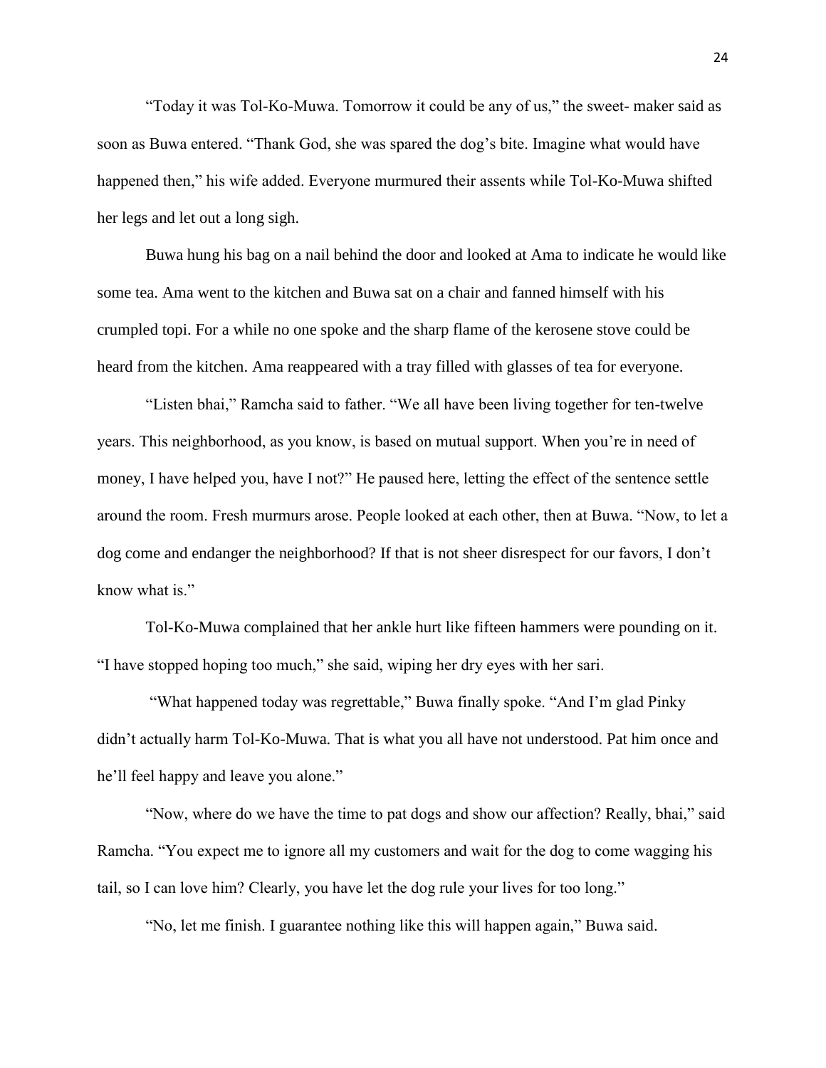"Today it was Tol-Ko-Muwa. Tomorrow it could be any of us," the sweet- maker said as soon as Buwa entered. "Thank God, she was spared the dog's bite. Imagine what would have happened then," his wife added. Everyone murmured their assents while Tol-Ko-Muwa shifted her legs and let out a long sigh.

Buwa hung his bag on a nail behind the door and looked at Ama to indicate he would like some tea. Ama went to the kitchen and Buwa sat on a chair and fanned himself with his crumpled topi. For a while no one spoke and the sharp flame of the kerosene stove could be heard from the kitchen. Ama reappeared with a tray filled with glasses of tea for everyone.

"Listen bhai," Ramcha said to father. "We all have been living together for ten-twelve years. This neighborhood, as you know, is based on mutual support. When you're in need of money, I have helped you, have I not?" He paused here, letting the effect of the sentence settle around the room. Fresh murmurs arose. People looked at each other, then at Buwa. "Now, to let a dog come and endanger the neighborhood? If that is not sheer disrespect for our favors, I don't know what is."

Tol-Ko-Muwa complained that her ankle hurt like fifteen hammers were pounding on it. "I have stopped hoping too much," she said, wiping her dry eyes with her sari.

"What happened today was regrettable," Buwa finally spoke. "And I'm glad Pinky didn't actually harm Tol-Ko-Muwa. That is what you all have not understood. Pat him once and he'll feel happy and leave you alone."

"Now, where do we have the time to pat dogs and show our affection? Really, bhai," said Ramcha. "You expect me to ignore all my customers and wait for the dog to come wagging his tail, so I can love him? Clearly, you have let the dog rule your lives for too long."

"No, let me finish. I guarantee nothing like this will happen again," Buwa said.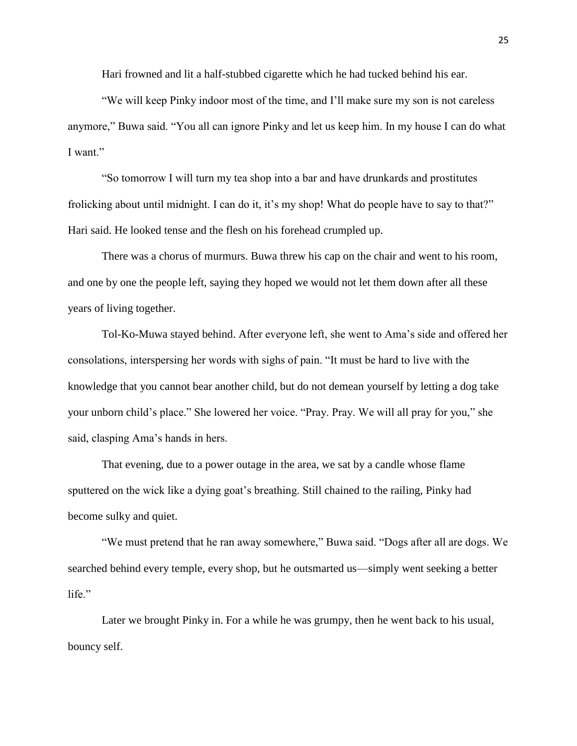Hari frowned and lit a half-stubbed cigarette which he had tucked behind his ear.

"We will keep Pinky indoor most of the time, and I'll make sure my son is not careless anymore," Buwa said. "You all can ignore Pinky and let us keep him. In my house I can do what I want."

"So tomorrow I will turn my tea shop into a bar and have drunkards and prostitutes frolicking about until midnight. I can do it, it's my shop! What do people have to say to that?" Hari said. He looked tense and the flesh on his forehead crumpled up.

There was a chorus of murmurs. Buwa threw his cap on the chair and went to his room, and one by one the people left, saying they hoped we would not let them down after all these years of living together.

Tol-Ko-Muwa stayed behind. After everyone left, she went to Ama's side and offered her consolations, interspersing her words with sighs of pain. "It must be hard to live with the knowledge that you cannot bear another child, but do not demean yourself by letting a dog take your unborn child's place." She lowered her voice. "Pray. Pray. We will all pray for you," she said, clasping Ama's hands in hers.

That evening, due to a power outage in the area, we sat by a candle whose flame sputtered on the wick like a dying goat's breathing. Still chained to the railing, Pinky had become sulky and quiet.

"We must pretend that he ran away somewhere," Buwa said. "Dogs after all are dogs. We searched behind every temple, every shop, but he outsmarted us—simply went seeking a better life."

Later we brought Pinky in. For a while he was grumpy, then he went back to his usual, bouncy self.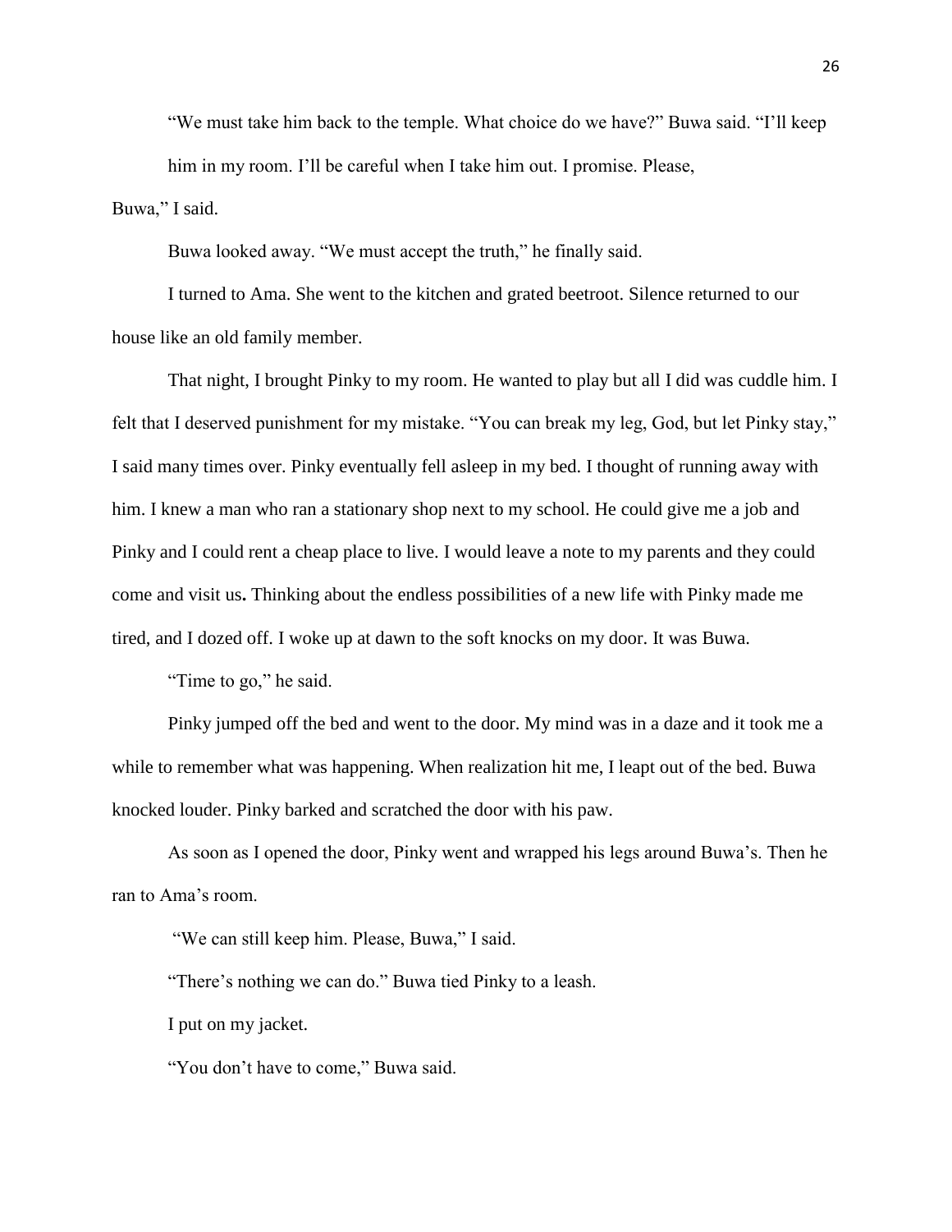"We must take him back to the temple. What choice do we have?" Buwa said. "I'll keep him in my room. I'll be careful when I take him out. I promise. Please, Buwa," I said.

Buwa looked away. "We must accept the truth," he finally said.

I turned to Ama. She went to the kitchen and grated beetroot. Silence returned to our house like an old family member.

That night, I brought Pinky to my room. He wanted to play but all I did was cuddle him. I felt that I deserved punishment for my mistake. "You can break my leg, God, but let Pinky stay," I said many times over. Pinky eventually fell asleep in my bed. I thought of running away with him. I knew a man who ran a stationary shop next to my school. He could give me a job and Pinky and I could rent a cheap place to live. I would leave a note to my parents and they could come and visit us**.** Thinking about the endless possibilities of a new life with Pinky made me tired, and I dozed off. I woke up at dawn to the soft knocks on my door. It was Buwa.

"Time to go," he said.

Pinky jumped off the bed and went to the door. My mind was in a daze and it took me a while to remember what was happening. When realization hit me, I leapt out of the bed. Buwa knocked louder. Pinky barked and scratched the door with his paw.

As soon as I opened the door, Pinky went and wrapped his legs around Buwa's. Then he ran to Ama's room.

"We can still keep him. Please, Buwa," I said.

"There's nothing we can do." Buwa tied Pinky to a leash.

I put on my jacket.

"You don't have to come," Buwa said.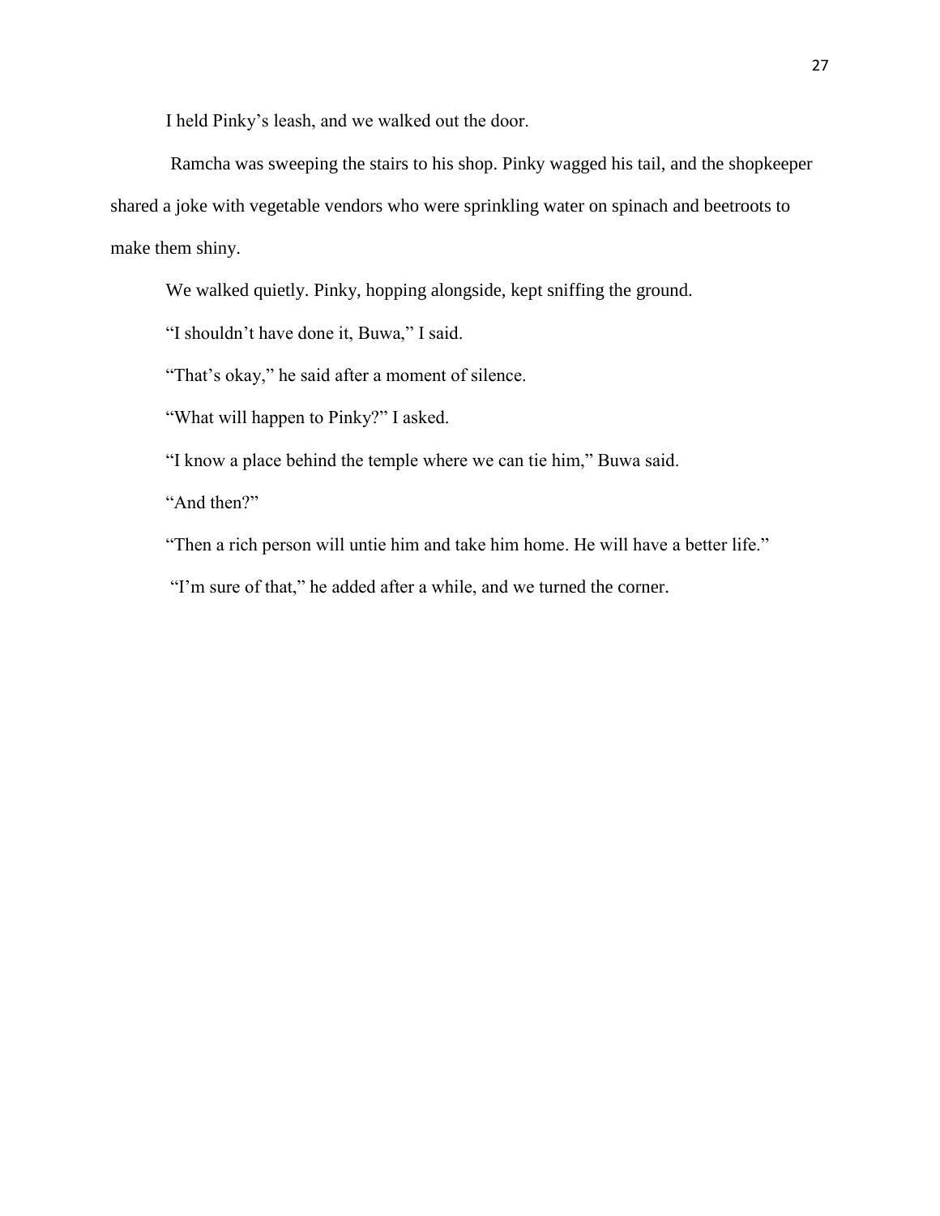I held Pinky's leash, and we walked out the door.

Ramcha was sweeping the stairs to his shop. Pinky wagged his tail, and the shopkeeper shared a joke with vegetable vendors who were sprinkling water on spinach and beetroots to make them shiny.

We walked quietly. Pinky, hopping alongside, kept sniffing the ground.

"I shouldn't have done it, Buwa," I said.

"That's okay," he said after a moment of silence.

"What will happen to Pinky?" I asked.

"I know a place behind the temple where we can tie him," Buwa said.

"And then?"

"Then a rich person will untie him and take him home. He will have a better life."

"I'm sure of that," he added after a while, and we turned the corner.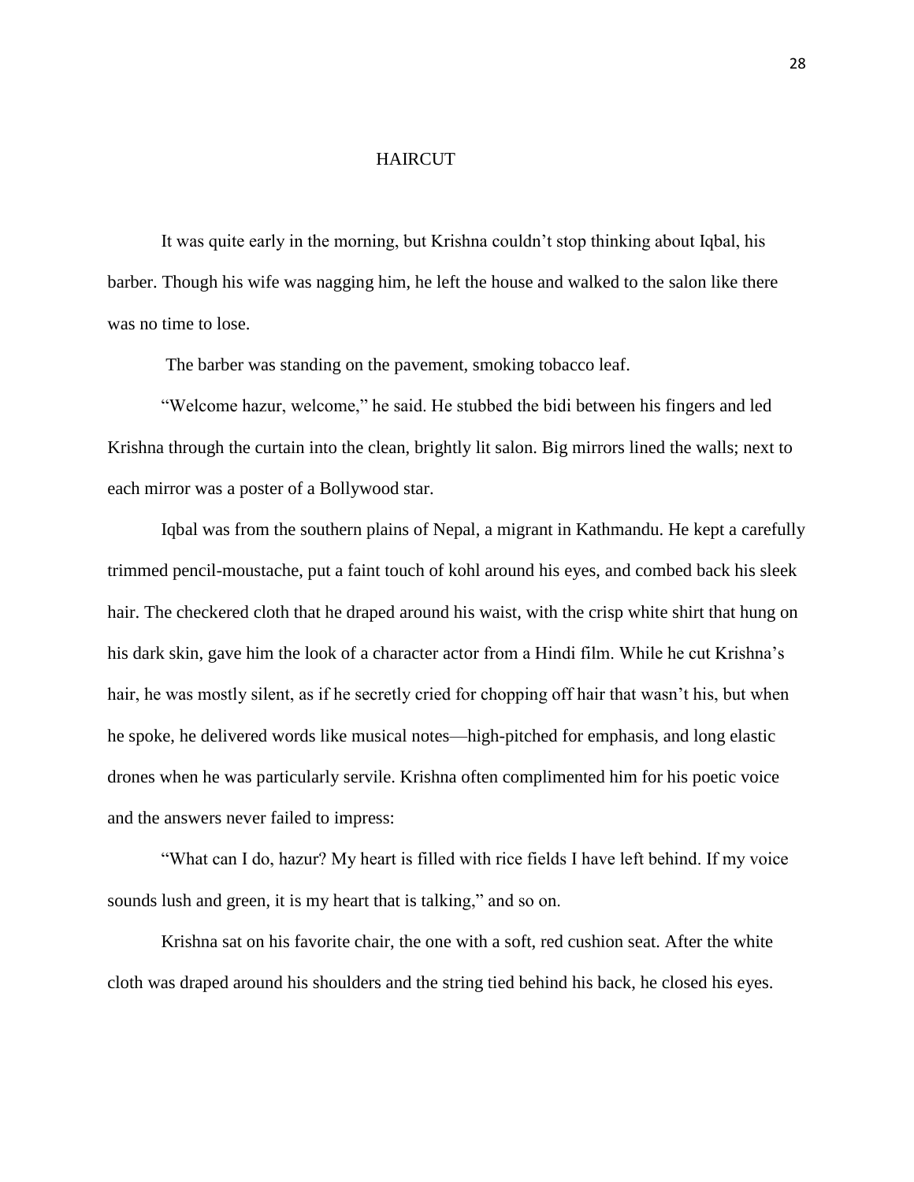# HAIRCUT

It was quite early in the morning, but Krishna couldn't stop thinking about Iqbal, his barber. Though his wife was nagging him, he left the house and walked to the salon like there was no time to lose.

The barber was standing on the pavement, smoking tobacco leaf.

"Welcome hazur, welcome," he said. He stubbed the bidi between his fingers and led Krishna through the curtain into the clean, brightly lit salon. Big mirrors lined the walls; next to each mirror was a poster of a Bollywood star.

Iqbal was from the southern plains of Nepal, a migrant in Kathmandu. He kept a carefully trimmed pencil-moustache, put a faint touch of kohl around his eyes, and combed back his sleek hair. The checkered cloth that he draped around his waist, with the crisp white shirt that hung on his dark skin, gave him the look of a character actor from a Hindi film. While he cut Krishna's hair, he was mostly silent, as if he secretly cried for chopping off hair that wasn't his, but when he spoke, he delivered words like musical notes—high-pitched for emphasis, and long elastic drones when he was particularly servile. Krishna often complimented him for his poetic voice and the answers never failed to impress:

"What can I do, hazur? My heart is filled with rice fields I have left behind. If my voice sounds lush and green, it is my heart that is talking," and so on.

Krishna sat on his favorite chair, the one with a soft, red cushion seat. After the white cloth was draped around his shoulders and the string tied behind his back, he closed his eyes.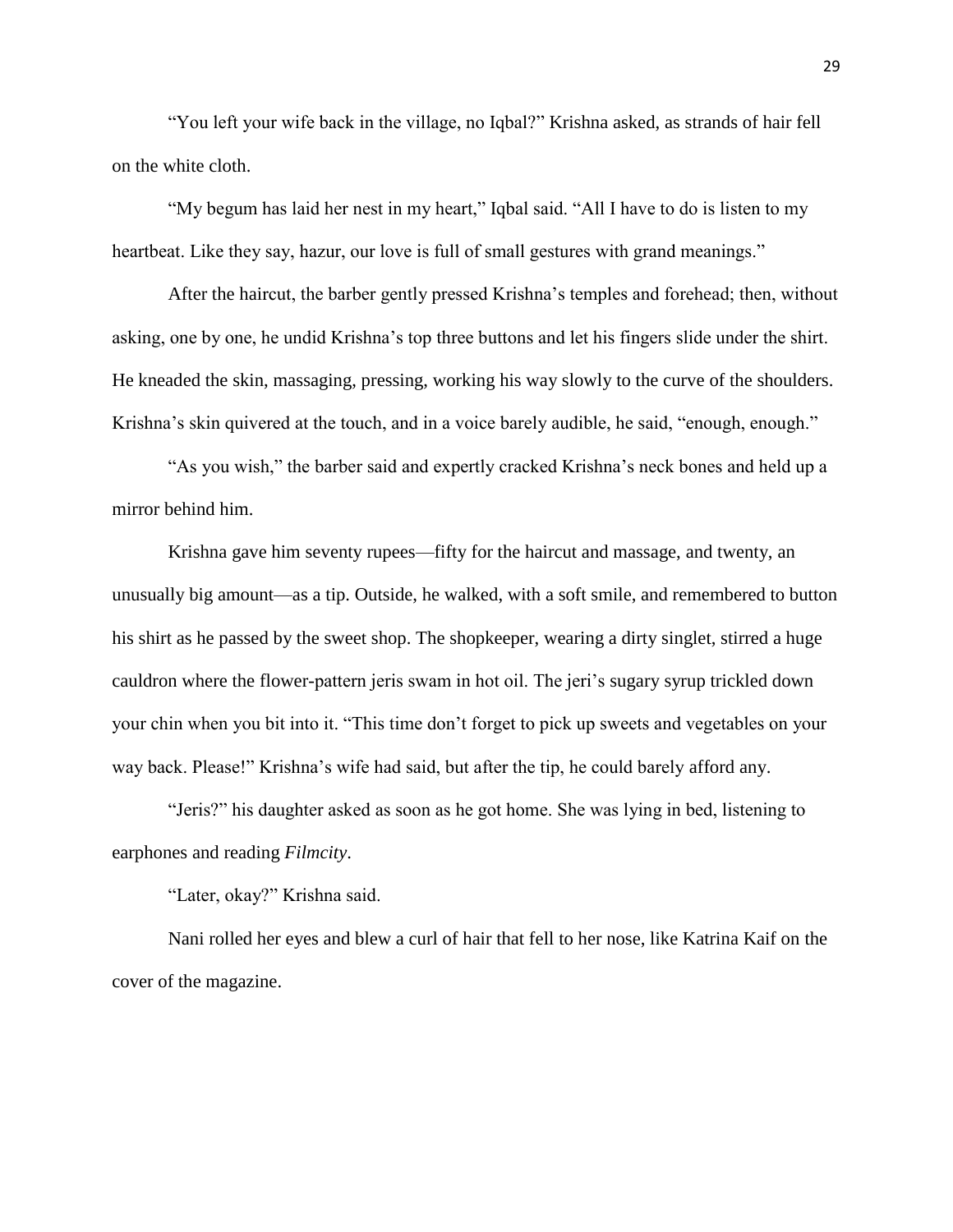"You left your wife back in the village, no Iqbal?" Krishna asked, as strands of hair fell on the white cloth.

"My begum has laid her nest in my heart," Iqbal said. "All I have to do is listen to my heartbeat. Like they say, hazur, our love is full of small gestures with grand meanings."

After the haircut, the barber gently pressed Krishna's temples and forehead; then, without asking, one by one, he undid Krishna's top three buttons and let his fingers slide under the shirt. He kneaded the skin, massaging, pressing, working his way slowly to the curve of the shoulders. Krishna's skin quivered at the touch, and in a voice barely audible, he said, "enough, enough."

"As you wish," the barber said and expertly cracked Krishna's neck bones and held up a mirror behind him.

Krishna gave him seventy rupees—fifty for the haircut and massage, and twenty, an unusually big amount—as a tip. Outside, he walked, with a soft smile, and remembered to button his shirt as he passed by the sweet shop. The shopkeeper, wearing a dirty singlet, stirred a huge cauldron where the flower-pattern jeris swam in hot oil. The jeri's sugary syrup trickled down your chin when you bit into it. "This time don't forget to pick up sweets and vegetables on your way back. Please!" Krishna's wife had said, but after the tip, he could barely afford any.

"Jeris?" his daughter asked as soon as he got home. She was lying in bed, listening to earphones and reading *Filmcity*.

"Later, okay?" Krishna said.

Nani rolled her eyes and blew a curl of hair that fell to her nose, like Katrina Kaif on the cover of the magazine.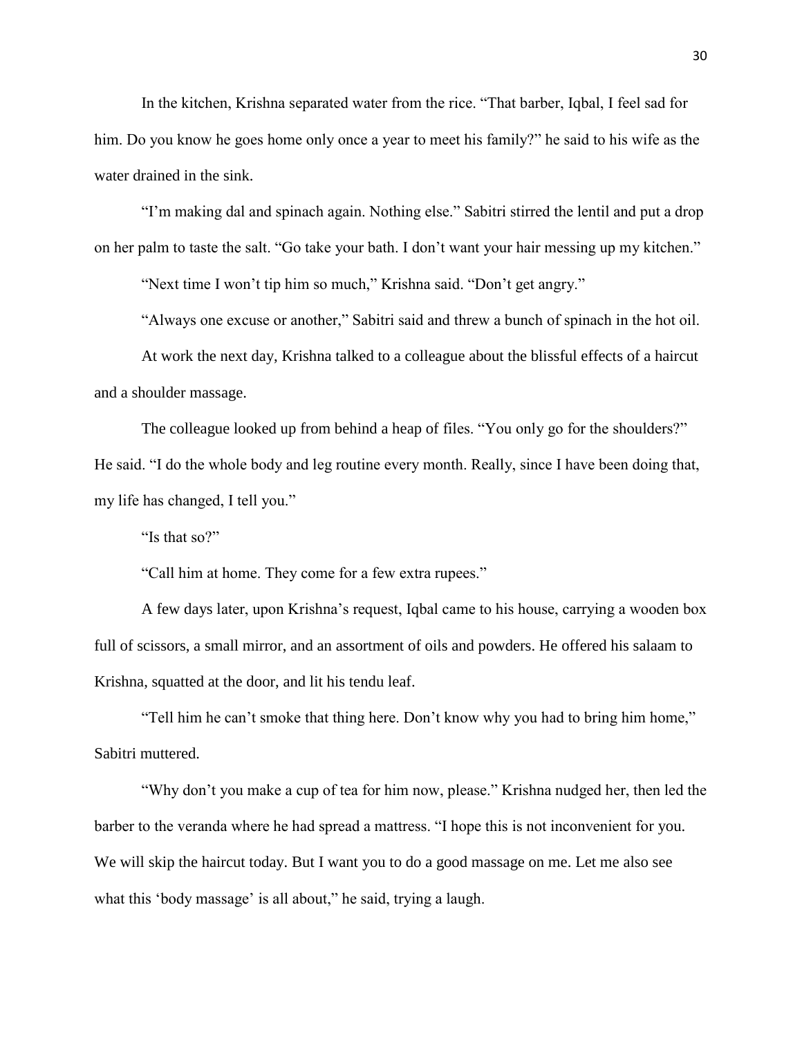In the kitchen, Krishna separated water from the rice. "That barber, Iqbal, I feel sad for him. Do you know he goes home only once a year to meet his family?" he said to his wife as the water drained in the sink.

"I'm making dal and spinach again. Nothing else." Sabitri stirred the lentil and put a drop on her palm to taste the salt. "Go take your bath. I don't want your hair messing up my kitchen."

"Next time I won't tip him so much," Krishna said. "Don't get angry."

"Always one excuse or another," Sabitri said and threw a bunch of spinach in the hot oil.

At work the next day, Krishna talked to a colleague about the blissful effects of a haircut and a shoulder massage.

The colleague looked up from behind a heap of files. "You only go for the shoulders?" He said. "I do the whole body and leg routine every month. Really, since I have been doing that, my life has changed, I tell you."

"Is that so?"

"Call him at home. They come for a few extra rupees."

A few days later, upon Krishna's request, Iqbal came to his house, carrying a wooden box full of scissors, a small mirror, and an assortment of oils and powders. He offered his salaam to Krishna, squatted at the door, and lit his tendu leaf.

"Tell him he can't smoke that thing here. Don't know why you had to bring him home," Sabitri muttered.

"Why don't you make a cup of tea for him now, please." Krishna nudged her, then led the barber to the veranda where he had spread a mattress. "I hope this is not inconvenient for you. We will skip the haircut today. But I want you to do a good massage on me. Let me also see what this 'body massage' is all about," he said, trying a laugh.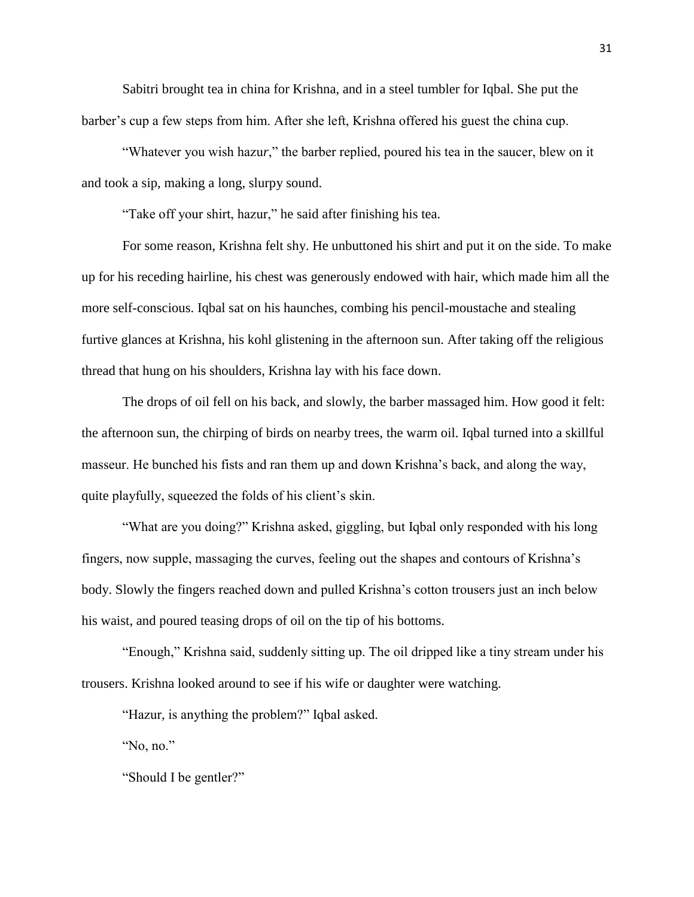Sabitri brought tea in china for Krishna, and in a steel tumbler for Iqbal. She put the barber's cup a few steps from him. After she left, Krishna offered his guest the china cup.

"Whatever you wish hazu*r*," the barber replied, poured his tea in the saucer, blew on it and took a sip, making a long, slurpy sound.

"Take off your shirt, hazur," he said after finishing his tea.

For some reason, Krishna felt shy. He unbuttoned his shirt and put it on the side. To make up for his receding hairline, his chest was generously endowed with hair, which made him all the more self-conscious. Iqbal sat on his haunches, combing his pencil-moustache and stealing furtive glances at Krishna, his kohl glistening in the afternoon sun. After taking off the religious thread that hung on his shoulders, Krishna lay with his face down.

The drops of oil fell on his back, and slowly, the barber massaged him. How good it felt: the afternoon sun, the chirping of birds on nearby trees, the warm oil. Iqbal turned into a skillful masseur. He bunched his fists and ran them up and down Krishna's back, and along the way, quite playfully, squeezed the folds of his client's skin.

"What are you doing?" Krishna asked, giggling, but Iqbal only responded with his long fingers, now supple, massaging the curves, feeling out the shapes and contours of Krishna's body. Slowly the fingers reached down and pulled Krishna's cotton trousers just an inch below his waist, and poured teasing drops of oil on the tip of his bottoms.

"Enough," Krishna said, suddenly sitting up. The oil dripped like a tiny stream under his trousers. Krishna looked around to see if his wife or daughter were watching.

"Hazur, is anything the problem?" Iqbal asked.

"No, no."

"Should I be gentler?"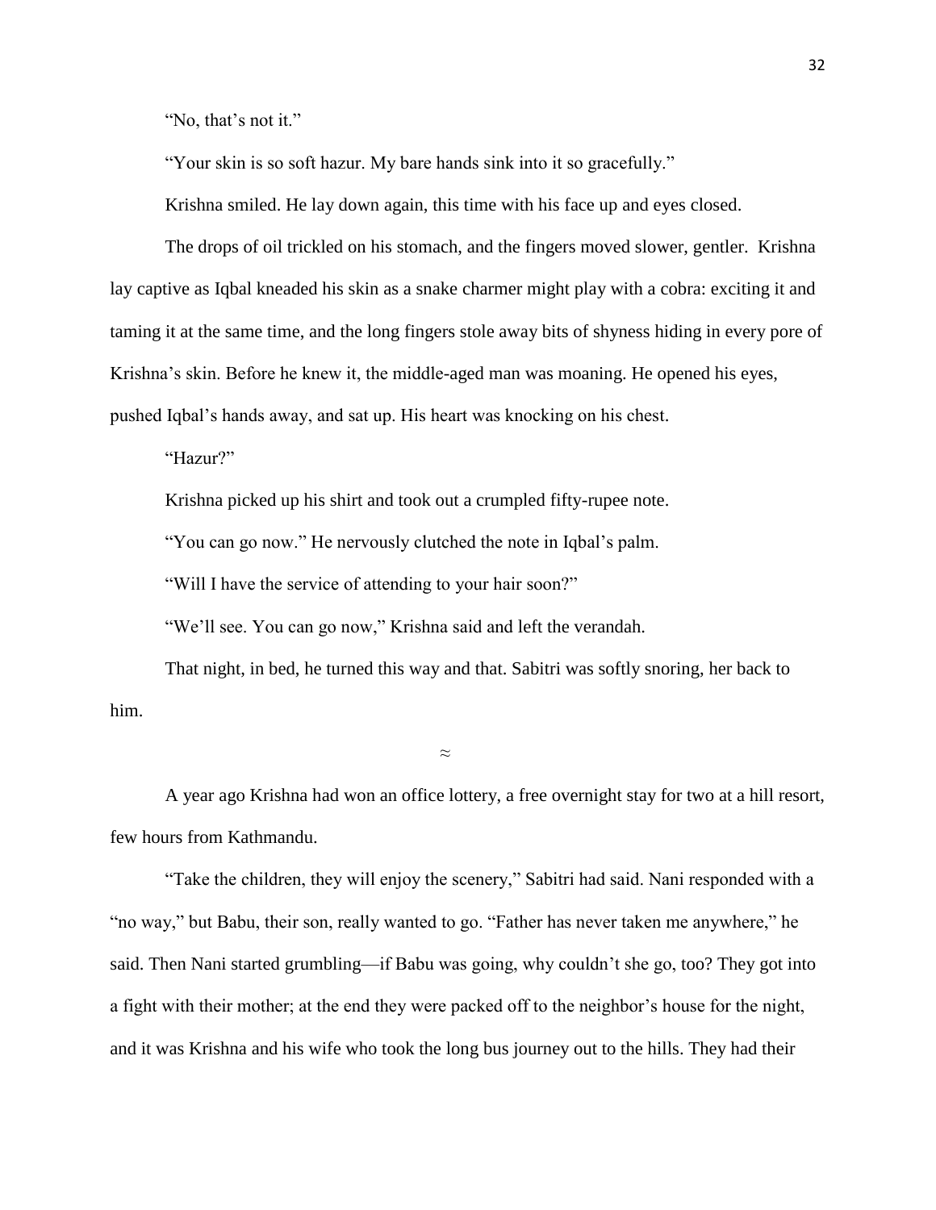"No, that's not it."

"Your skin is so soft hazur. My bare hands sink into it so gracefully."

Krishna smiled. He lay down again, this time with his face up and eyes closed.

The drops of oil trickled on his stomach, and the fingers moved slower, gentler. Krishna lay captive as Iqbal kneaded his skin as a snake charmer might play with a cobra: exciting it and taming it at the same time, and the long fingers stole away bits of shyness hiding in every pore of Krishna's skin. Before he knew it, the middle-aged man was moaning. He opened his eyes, pushed Iqbal's hands away, and sat up. His heart was knocking on his chest.

"Hazur?"

Krishna picked up his shirt and took out a crumpled fifty-rupee note.

"You can go now." He nervously clutched the note in Iqbal's palm.

"Will I have the service of attending to your hair soon?"

"We'll see. You can go now," Krishna said and left the verandah.

That night, in bed, he turned this way and that. Sabitri was softly snoring, her back to him.

≈

A year ago Krishna had won an office lottery, a free overnight stay for two at a hill resort, few hours from Kathmandu.

"Take the children, they will enjoy the scenery," Sabitri had said. Nani responded with a "no way," but Babu, their son, really wanted to go. "Father has never taken me anywhere," he said. Then Nani started grumbling—if Babu was going, why couldn't she go, too? They got into a fight with their mother; at the end they were packed off to the neighbor's house for the night, and it was Krishna and his wife who took the long bus journey out to the hills. They had their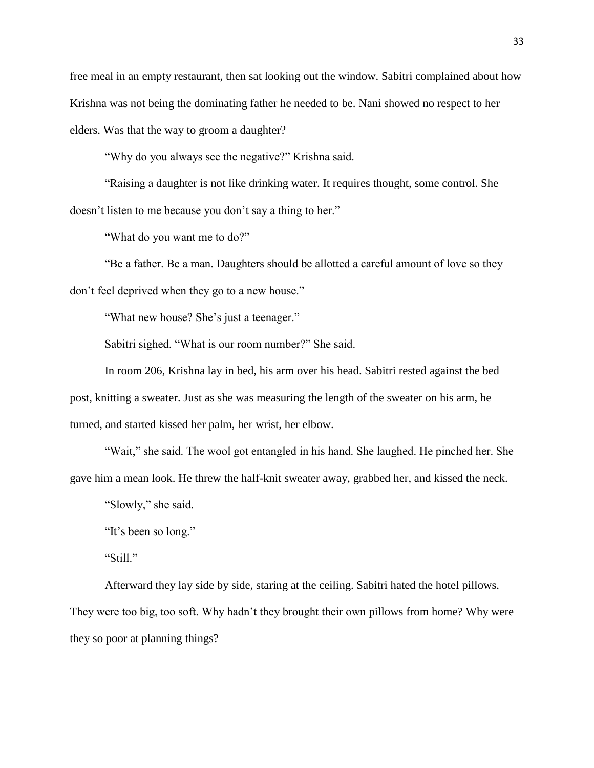free meal in an empty restaurant, then sat looking out the window. Sabitri complained about how Krishna was not being the dominating father he needed to be. Nani showed no respect to her elders. Was that the way to groom a daughter?

"Why do you always see the negative?" Krishna said.

"Raising a daughter is not like drinking water. It requires thought, some control. She doesn't listen to me because you don't say a thing to her."

"What do you want me to do?"

"Be a father. Be a man. Daughters should be allotted a careful amount of love so they don't feel deprived when they go to a new house."

"What new house? She's just a teenager."

Sabitri sighed. "What is our room number?" She said.

In room 206, Krishna lay in bed, his arm over his head. Sabitri rested against the bed post, knitting a sweater. Just as she was measuring the length of the sweater on his arm, he turned, and started kissed her palm, her wrist, her elbow.

"Wait," she said. The wool got entangled in his hand. She laughed. He pinched her. She gave him a mean look. He threw the half-knit sweater away, grabbed her, and kissed the neck.

"Slowly," she said.

"It's been so long."

"Still."

Afterward they lay side by side, staring at the ceiling. Sabitri hated the hotel pillows. They were too big, too soft. Why hadn't they brought their own pillows from home? Why were they so poor at planning things?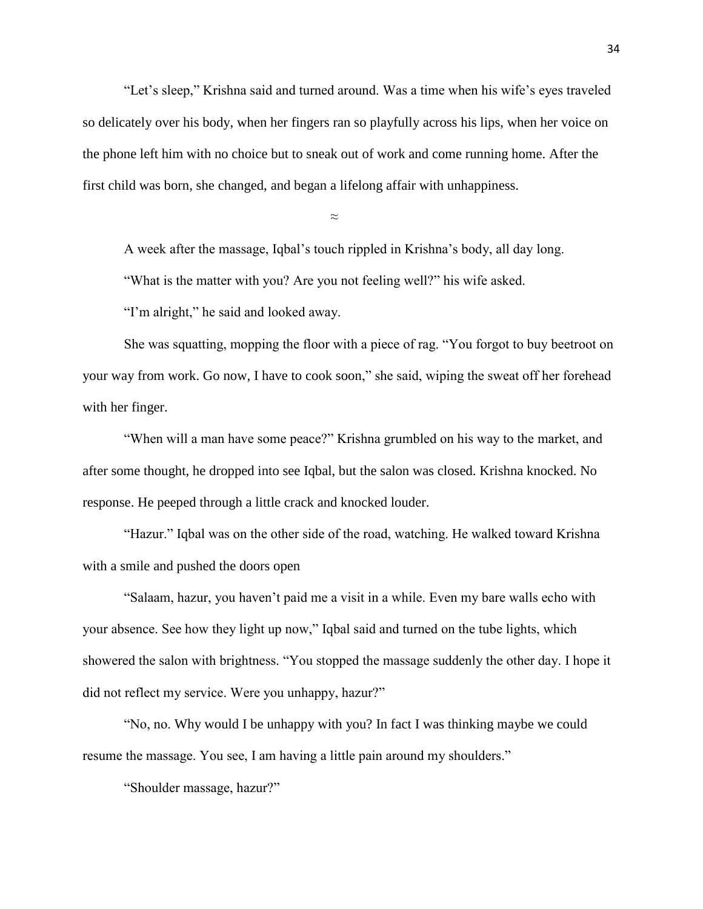"Let's sleep," Krishna said and turned around. Was a time when his wife's eyes traveled so delicately over his body, when her fingers ran so playfully across his lips, when her voice on the phone left him with no choice but to sneak out of work and come running home. After the first child was born, she changed, and began a lifelong affair with unhappiness.

≈

A week after the massage, Iqbal's touch rippled in Krishna's body, all day long.

"What is the matter with you? Are you not feeling well?" his wife asked.

"I'm alright," he said and looked away.

She was squatting, mopping the floor with a piece of rag. "You forgot to buy beetroot on your way from work. Go now, I have to cook soon," she said, wiping the sweat off her forehead with her finger.

"When will a man have some peace?" Krishna grumbled on his way to the market, and after some thought, he dropped into see Iqbal, but the salon was closed. Krishna knocked. No response. He peeped through a little crack and knocked louder.

"Hazur." Iqbal was on the other side of the road, watching. He walked toward Krishna with a smile and pushed the doors open

"Salaam, hazur, you haven't paid me a visit in a while. Even my bare walls echo with your absence. See how they light up now," Iqbal said and turned on the tube lights, which showered the salon with brightness. "You stopped the massage suddenly the other day. I hope it did not reflect my service. Were you unhappy, hazur?"

"No, no. Why would I be unhappy with you? In fact I was thinking maybe we could resume the massage. You see, I am having a little pain around my shoulders."

"Shoulder massage, hazur?"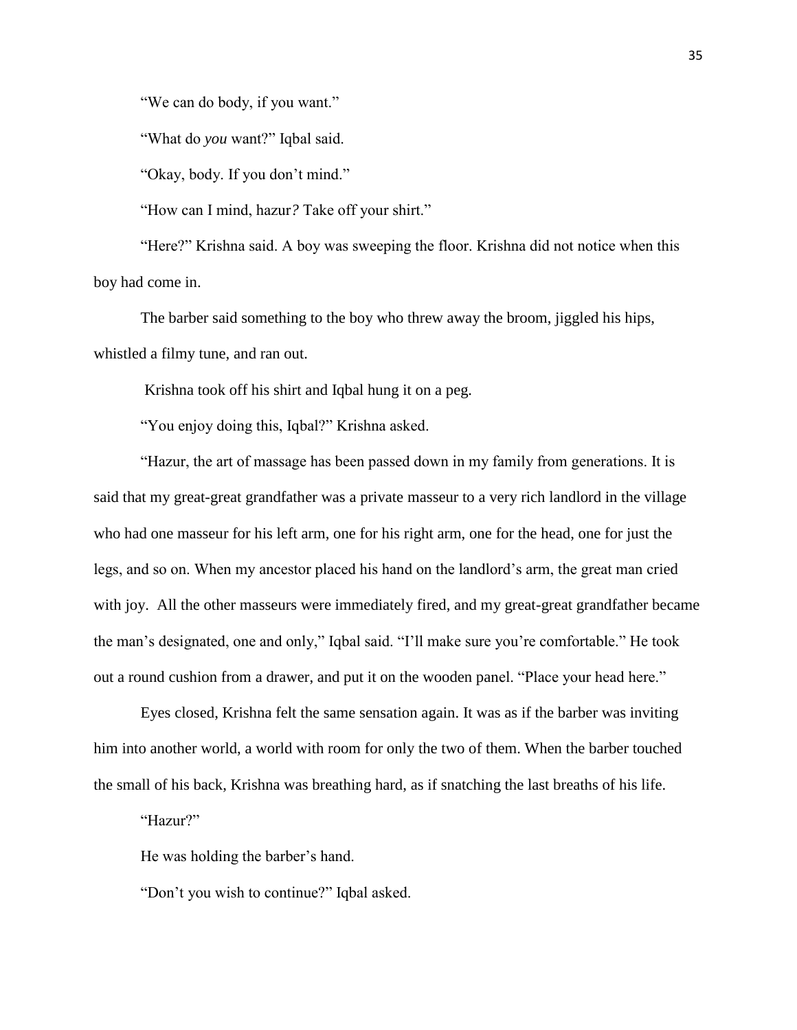"We can do body, if you want."

"What do *you* want?" Iqbal said.

"Okay, body. If you don't mind."

"How can I mind, hazur*?* Take off your shirt."

"Here?" Krishna said. A boy was sweeping the floor. Krishna did not notice when this boy had come in.

The barber said something to the boy who threw away the broom, jiggled his hips, whistled a filmy tune, and ran out.

Krishna took off his shirt and Iqbal hung it on a peg.

"You enjoy doing this, Iqbal?" Krishna asked.

"Hazur, the art of massage has been passed down in my family from generations. It is said that my great-great grandfather was a private masseur to a very rich landlord in the village who had one masseur for his left arm, one for his right arm, one for the head, one for just the legs, and so on. When my ancestor placed his hand on the landlord's arm, the great man cried with joy. All the other masseurs were immediately fired, and my great-great grandfather became the man's designated, one and only," Iqbal said. "I'll make sure you're comfortable." He took out a round cushion from a drawer, and put it on the wooden panel. "Place your head here."

Eyes closed, Krishna felt the same sensation again. It was as if the barber was inviting him into another world, a world with room for only the two of them. When the barber touched the small of his back, Krishna was breathing hard, as if snatching the last breaths of his life.

"Hazur?"

He was holding the barber's hand.

"Don't you wish to continue?" Iqbal asked.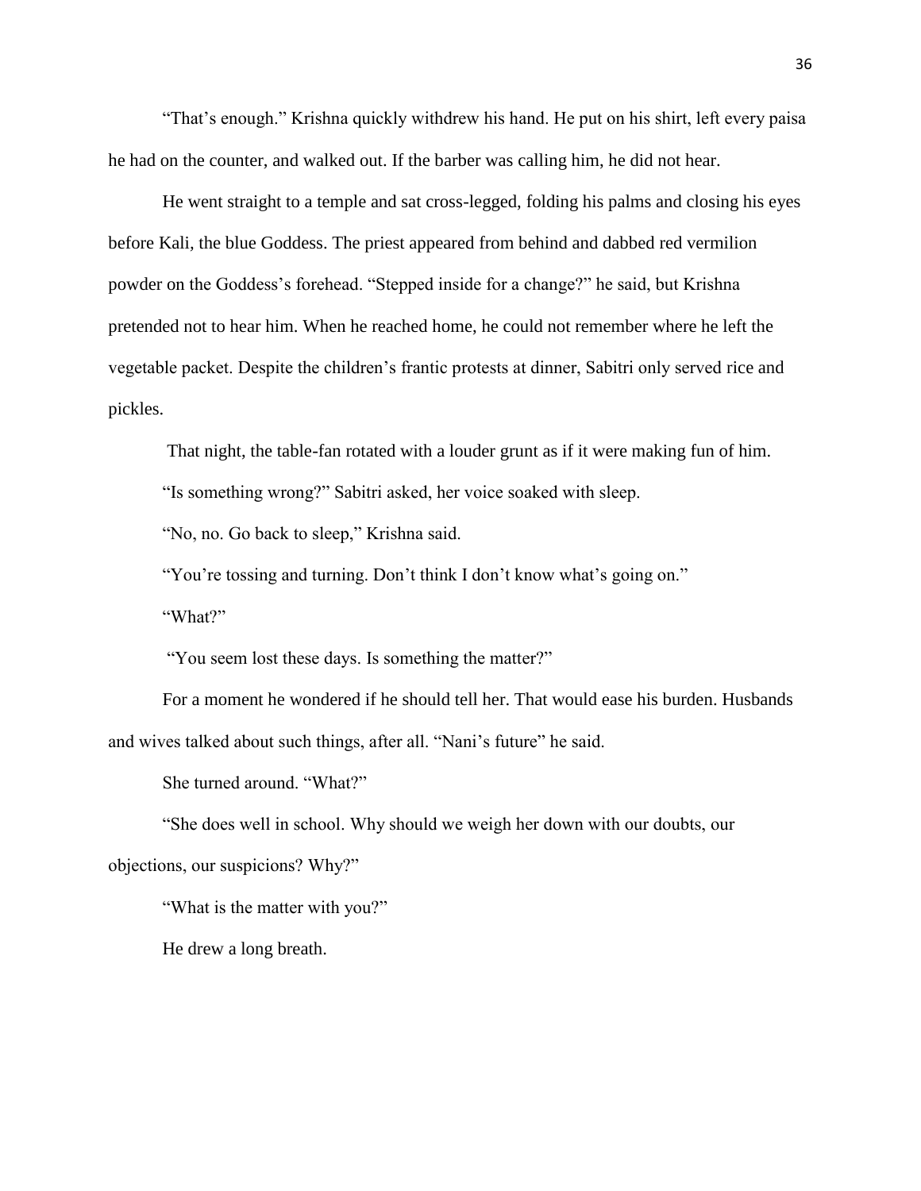"That's enough." Krishna quickly withdrew his hand. He put on his shirt, left every paisa he had on the counter, and walked out. If the barber was calling him, he did not hear.

He went straight to a temple and sat cross-legged, folding his palms and closing his eyes before Kali, the blue Goddess. The priest appeared from behind and dabbed red vermilion powder on the Goddess's forehead. "Stepped inside for a change?" he said, but Krishna pretended not to hear him. When he reached home, he could not remember where he left the vegetable packet. Despite the children's frantic protests at dinner, Sabitri only served rice and pickles.

That night, the table-fan rotated with a louder grunt as if it were making fun of him.

"Is something wrong?" Sabitri asked, her voice soaked with sleep.

"No, no. Go back to sleep," Krishna said.

"You're tossing and turning. Don't think I don't know what's going on."

"What?"

"You seem lost these days. Is something the matter?"

For a moment he wondered if he should tell her. That would ease his burden. Husbands and wives talked about such things, after all. "Nani's future" he said.

She turned around. "What?"

"She does well in school. Why should we weigh her down with our doubts, our objections, our suspicions? Why?"

"What is the matter with you?"

He drew a long breath.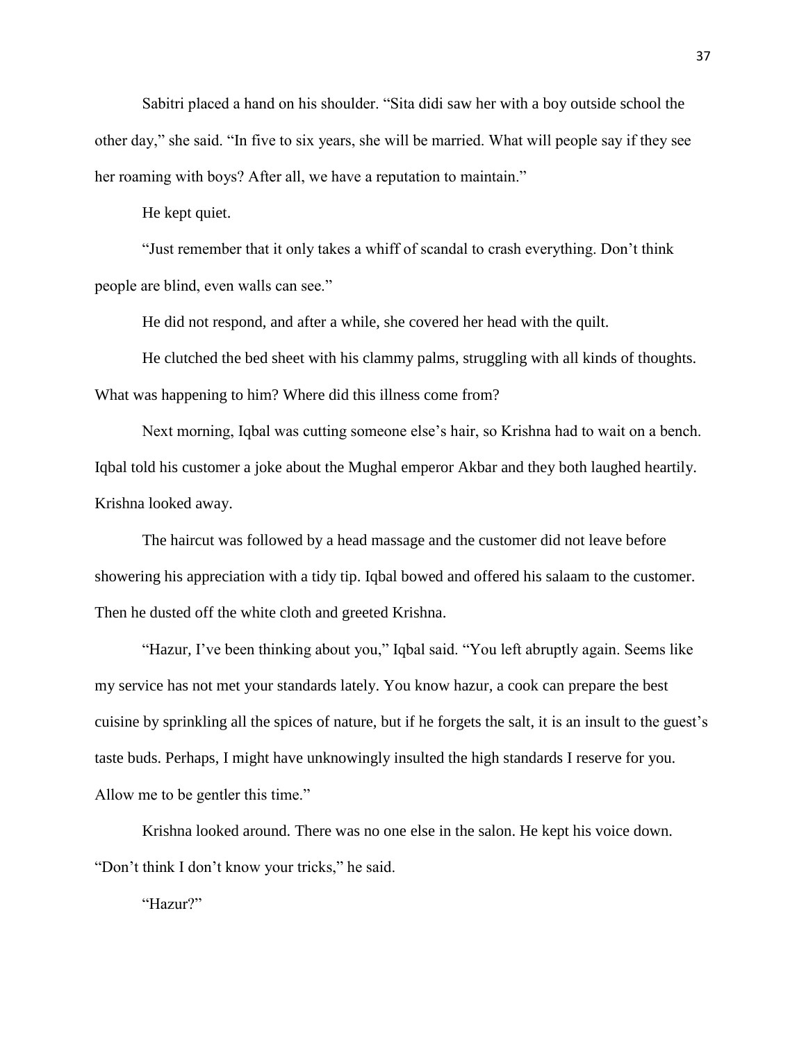Sabitri placed a hand on his shoulder. “Sita didi saw her with a boy outside school the other day,” she said. “In five to six years, she will be married. What will people say if they see her roaming with boys? After all, we have a reputation to maintain.”

He kept quiet.

“Just remember that it only takes a whiff of scandal to crash everything. Don’t think people are blind, even walls can see.”

He did not respond, and after a while, she covered her head with the quilt.

He clutched the bed sheet with his clammy palms, struggling with all kinds of thoughts. What was happening to him? Where did this illness come from?

Next morning, Iqbal was cutting someone else’s hair, so Krishna had to wait on a bench. Iqbal told his customer a joke about the Mughal emperor Akbar and they both laughed heartily. Krishna looked away.

The haircut was followed by a head massage and the customer did not leave before showering his appreciation with a tidy tip. Iqbal bowed and offered his salaam to the customer. Then he dusted off the white cloth and greeted Krishna.

“Hazur, I’ve been thinking about you,” Iqbal said. “You left abruptly again. Seems like my service has not met your standards lately. You know hazur, a cook can prepare the best cuisine by sprinkling all the spices of nature, but if he forgets the salt, it is an insult to the guest’s taste buds. Perhaps, I might have unknowingly insulted the high standards I reserve for you. Allow me to be gentler this time.”

Krishna looked around. There was no one else in the salon. He kept his voice down. “Don’t think I don’t know your tricks,” he said.

“Hazur?”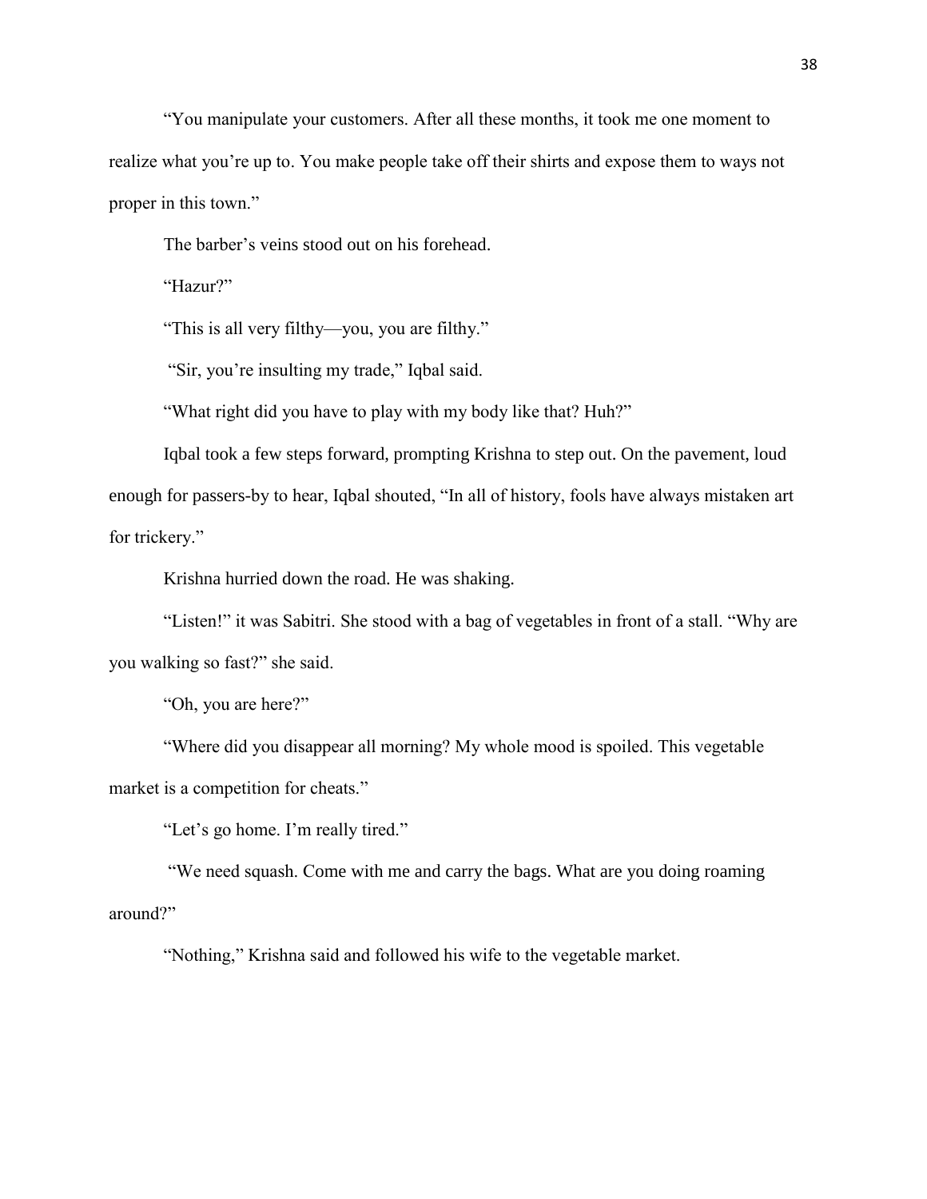"You manipulate your customers. After all these months, it took me one moment to realize what you're up to. You make people take off their shirts and expose them to ways not proper in this town."

The barber's veins stood out on his forehead.

"Hazur?"

"This is all very filthy—you, you are filthy."

"Sir, you're insulting my trade," Iqbal said.

"What right did you have to play with my body like that? Huh?"

Iqbal took a few steps forward, prompting Krishna to step out. On the pavement, loud enough for passers-by to hear, Iqbal shouted, "In all of history, fools have always mistaken art for trickery."

Krishna hurried down the road. He was shaking.

"Listen!" it was Sabitri. She stood with a bag of vegetables in front of a stall. "Why are you walking so fast?" she said.

"Oh, you are here?"

"Where did you disappear all morning? My whole mood is spoiled. This vegetable market is a competition for cheats."

"Let's go home. I'm really tired."

"We need squash. Come with me and carry the bags. What are you doing roaming around?"

"Nothing," Krishna said and followed his wife to the vegetable market.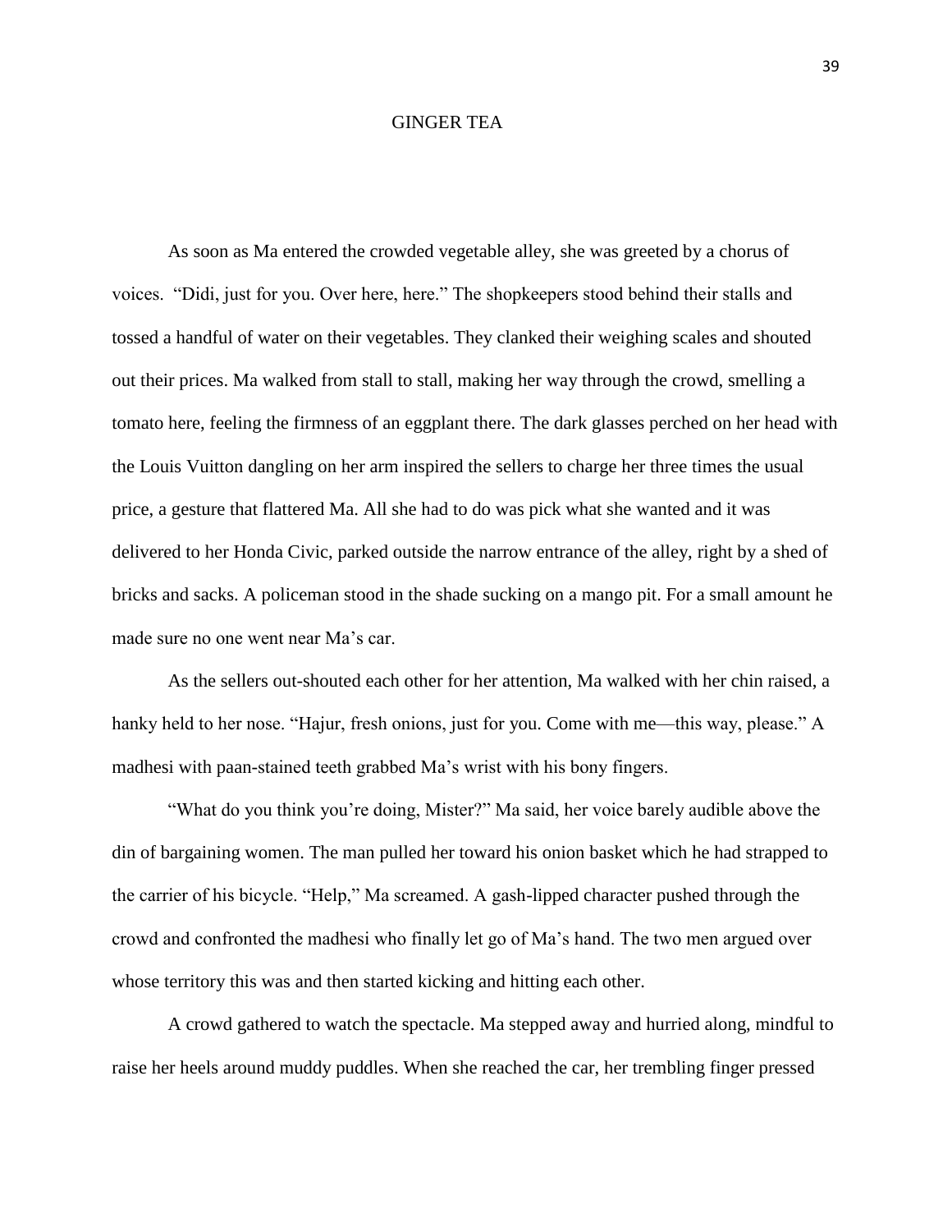# GINGER TEA

As soon as Ma entered the crowded vegetable alley, she was greeted by a chorus of voices. "Didi, just for you. Over here, here." The shopkeepers stood behind their stalls and tossed a handful of water on their vegetables. They clanked their weighing scales and shouted out their prices. Ma walked from stall to stall, making her way through the crowd, smelling a tomato here, feeling the firmness of an eggplant there. The dark glasses perched on her head with the Louis Vuitton dangling on her arm inspired the sellers to charge her three times the usual price, a gesture that flattered Ma. All she had to do was pick what she wanted and it was delivered to her Honda Civic, parked outside the narrow entrance of the alley, right by a shed of bricks and sacks. A policeman stood in the shade sucking on a mango pit. For a small amount he made sure no one went near Ma's car.

As the sellers out-shouted each other for her attention, Ma walked with her chin raised, a hanky held to her nose. "Hajur, fresh onions, just for you. Come with me—this way, please." A madhesi with paan-stained teeth grabbed Ma's wrist with his bony fingers.

"What do you think you're doing, Mister?" Ma said, her voice barely audible above the din of bargaining women. The man pulled her toward his onion basket which he had strapped to the carrier of his bicycle. "Help," Ma screamed. A gash-lipped character pushed through the crowd and confronted the madhesi who finally let go of Ma's hand. The two men argued over whose territory this was and then started kicking and hitting each other.

A crowd gathered to watch the spectacle. Ma stepped away and hurried along, mindful to raise her heels around muddy puddles. When she reached the car, her trembling finger pressed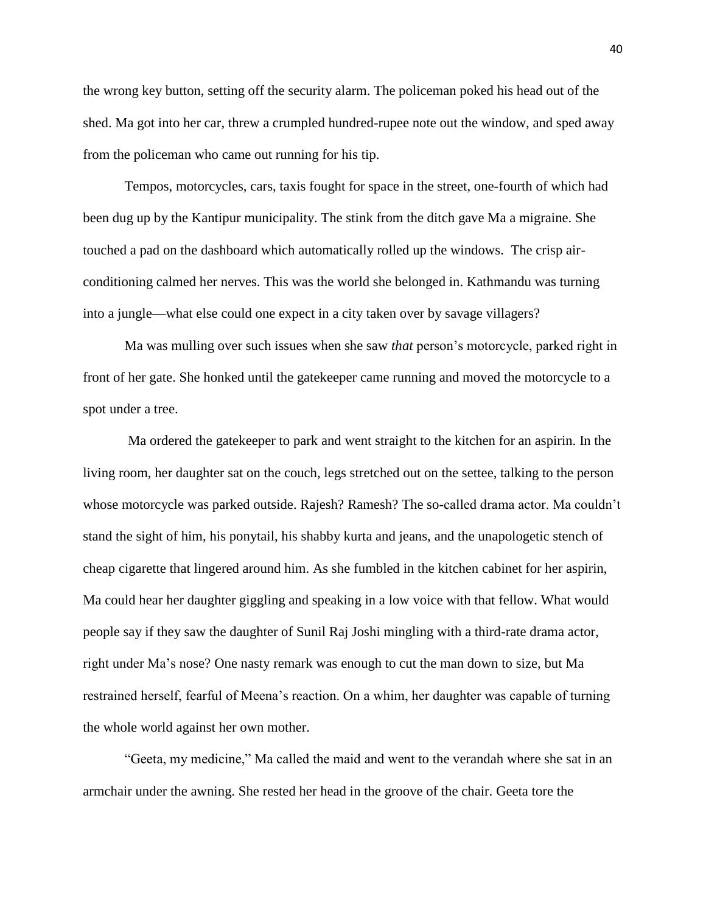the wrong key button, setting off the security alarm. The policeman poked his head out of the shed. Ma got into her car, threw a crumpled hundred-rupee note out the window, and sped away from the policeman who came out running for his tip.

Tempos, motorcycles, cars, taxis fought for space in the street, one-fourth of which had been dug up by the Kantipur municipality. The stink from the ditch gave Ma a migraine. She touched a pad on the dashboard which automatically rolled up the windows. The crisp air-conditioning calmed her nerves. This was the world she belonged in. Kathmandu was turning into a jungle—what else could one expect in a city taken over by savage villagers?

Ma was mulling over such issues when she saw *that* person's motorcycle, parked right in front of her gate. She honked until the gatekeeper came running and moved the motorcycle to a spot under a tree.

Ma ordered the gatekeeper to park and went straight to the kitchen for an aspirin. In the living room, her daughter sat on the couch, legs stretched out on the settee, talking to the person whose motorcycle was parked outside. Rajesh? Ramesh? The so-called drama actor. Ma couldn't stand the sight of him, his ponytail, his shabby kurta and jeans, and the unapologetic stench of cheap cigarette that lingered around him. As she fumbled in the kitchen cabinet for her aspirin, Ma could hear her daughter giggling and speaking in a low voice with that fellow. What would people say if they saw the daughter of Sunil Raj Joshi mingling with a third-rate drama actor, right under Ma's nose? One nasty remark was enough to cut the man down to size, but Ma restrained herself, fearful of Meena's reaction. On a whim, her daughter was capable of turning the whole world against her own mother.

"Geeta, my medicine," Ma called the maid and went to the verandah where she sat in an armchair under the awning. She rested her head in the groove of the chair. Geeta tore the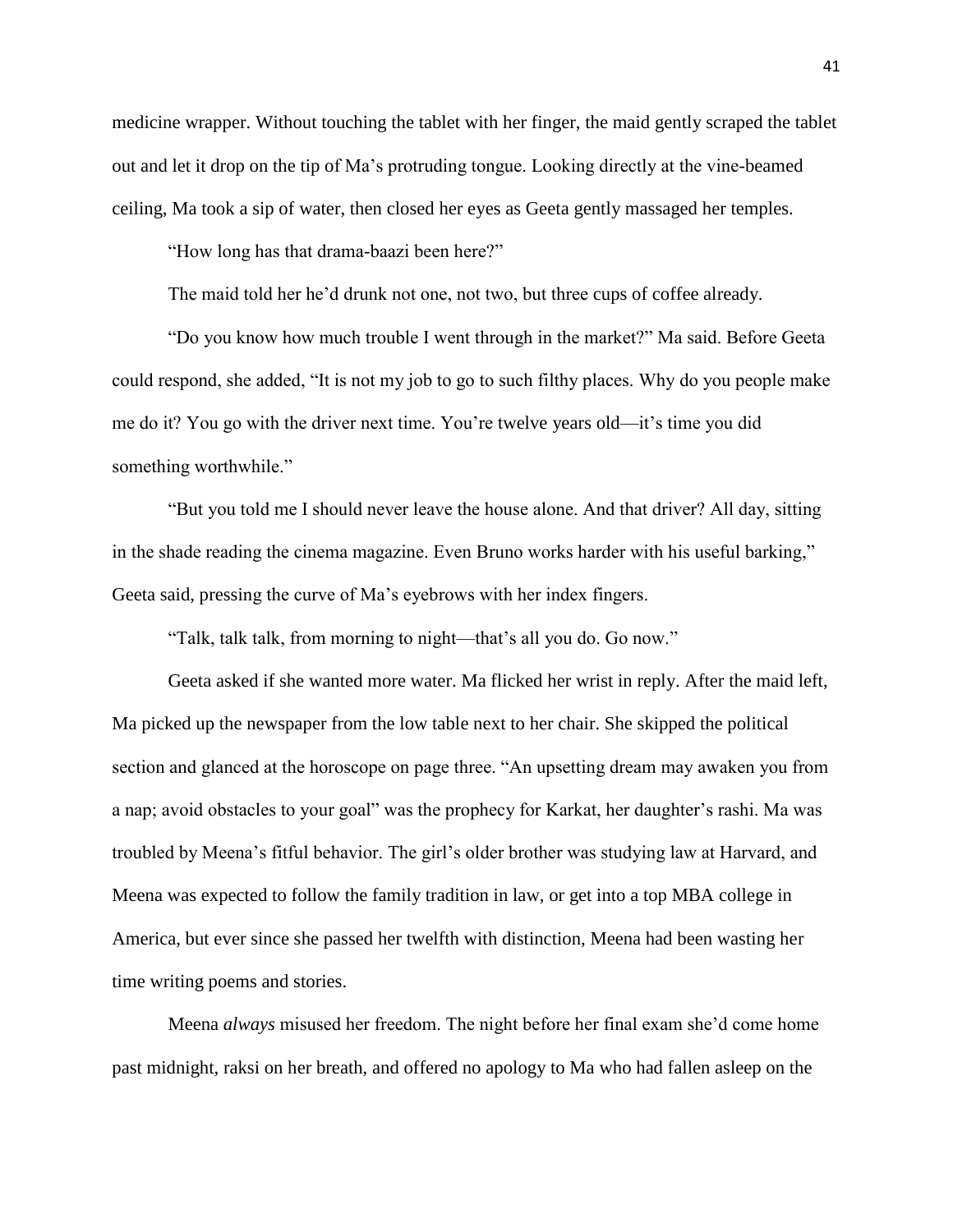medicine wrapper. Without touching the tablet with her finger, the maid gently scraped the tablet out and let it drop on the tip of Ma's protruding tongue. Looking directly at the vine-beamed ceiling, Ma took a sip of water, then closed her eyes as Geeta gently massaged her temples.

"How long has that drama-baazi been here?"

The maid told her he'd drunk not one, not two, but three cups of coffee already.

"Do you know how much trouble I went through in the market?" Ma said. Before Geeta could respond, she added, "It is not my job to go to such filthy places. Why do you people make me do it? You go with the driver next time. You're twelve years old—it's time you did something worthwhile."

"But you told me I should never leave the house alone. And that driver? All day, sitting in the shade reading the cinema magazine. Even Bruno works harder with his useful barking," Geeta said, pressing the curve of Ma's eyebrows with her index fingers.

"Talk, talk talk, from morning to night—that's all you do. Go now."

Geeta asked if she wanted more water. Ma flicked her wrist in reply. After the maid left, Ma picked up the newspaper from the low table next to her chair. She skipped the political section and glanced at the horoscope on page three. "An upsetting dream may awaken you from a nap; avoid obstacles to your goal" was the prophecy for Karkat, her daughter's rashi. Ma was troubled by Meena's fitful behavior. The girl's older brother was studying law at Harvard, and Meena was expected to follow the family tradition in law, or get into a top MBA college in America, but ever since she passed her twelfth with distinction, Meena had been wasting her time writing poems and stories.

Meena *always* misused her freedom. The night before her final exam she'd come home past midnight, raksi on her breath, and offered no apology to Ma who had fallen asleep on the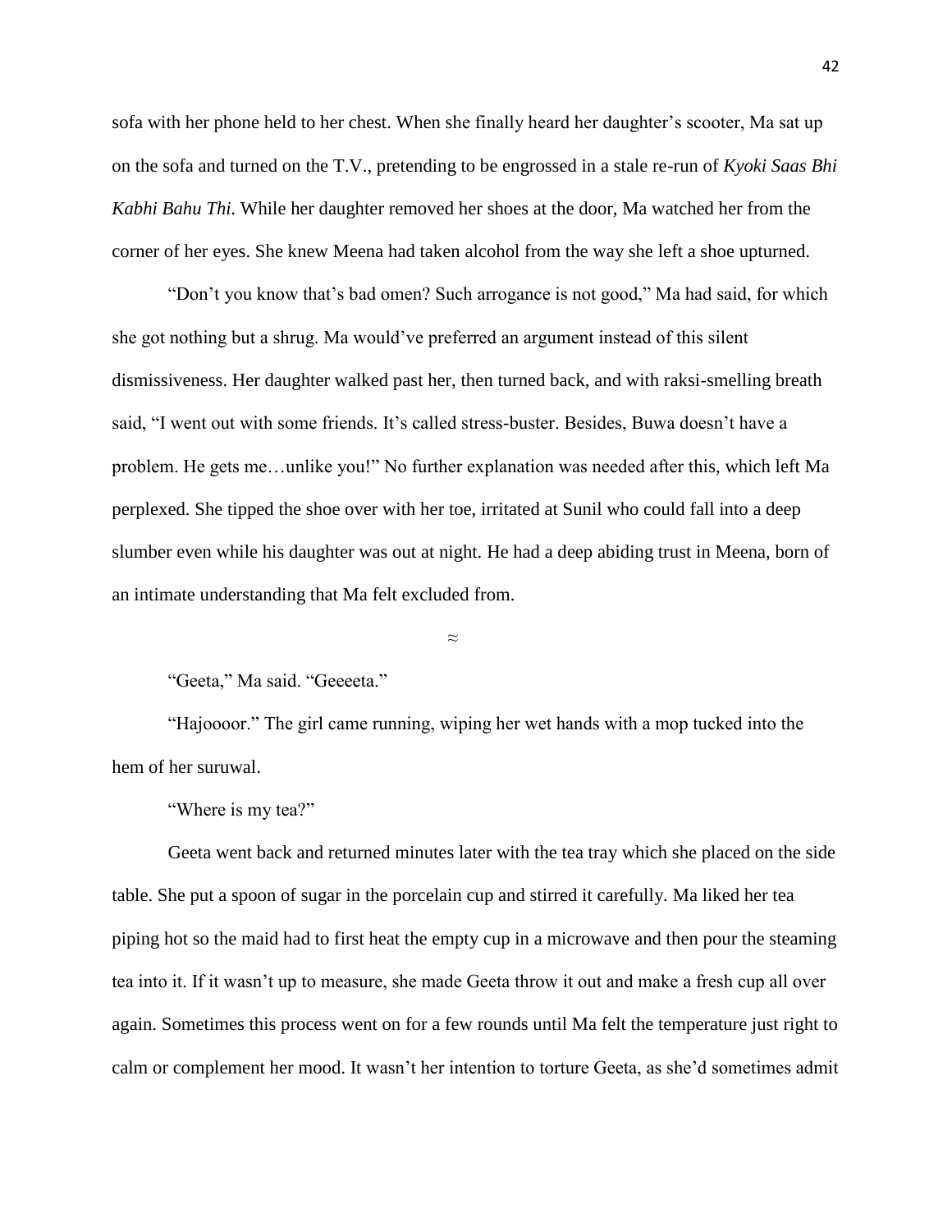sofa with her phone held to her chest. When she finally heard her daughter's scooter, Ma sat up on the sofa and turned on the T.V., pretending to be engrossed in a stale re-run of *Kyoki Saas Bhi Kabhi Bahu Thi.* While her daughter removed her shoes at the door, Ma watched her from the corner of her eyes. She knew Meena had taken alcohol from the way she left a shoe upturned.

"Don't you know that's bad omen? Such arrogance is not good," Ma had said, for which she got nothing but a shrug. Ma would've preferred an argument instead of this silent dismissiveness. Her daughter walked past her, then turned back, and with raksi-smelling breath said, "I went out with some friends. It's called stress-buster. Besides, Buwa doesn't have a problem. He gets me…unlike you!" No further explanation was needed after this, which left Ma perplexed. She tipped the shoe over with her toe, irritated at Sunil who could fall into a deep slumber even while his daughter was out at night. He had a deep abiding trust in Meena, born of an intimate understanding that Ma felt excluded from.

≈

"Geeta," Ma said. "Geeeeta."

"Hajoooor." The girl came running, wiping her wet hands with a mop tucked into the hem of her suruwal.

"Where is my tea?"

Geeta went back and returned minutes later with the tea tray which she placed on the side table. She put a spoon of sugar in the porcelain cup and stirred it carefully. Ma liked her tea piping hot so the maid had to first heat the empty cup in a microwave and then pour the steaming tea into it. If it wasn't up to measure, she made Geeta throw it out and make a fresh cup all over again. Sometimes this process went on for a few rounds until Ma felt the temperature just right to calm or complement her mood. It wasn't her intention to torture Geeta, as she'd sometimes admit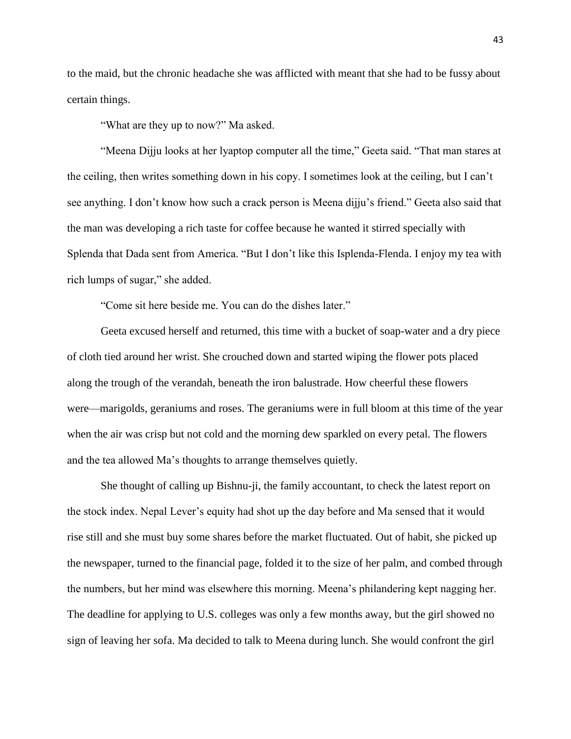to the maid, but the chronic headache she was afflicted with meant that she had to be fussy about certain things.

"What are they up to now?" Ma asked.

"Meena Dijju looks at her lyaptop computer all the time," Geeta said. "That man stares at the ceiling, then writes something down in his copy. I sometimes look at the ceiling, but I can't see anything. I don't know how such a crack person is Meena dijju's friend." Geeta also said that the man was developing a rich taste for coffee because he wanted it stirred specially with Splenda that Dada sent from America. "But I don't like this Isplenda-Flenda. I enjoy my tea with rich lumps of sugar," she added.

"Come sit here beside me. You can do the dishes later."

Geeta excused herself and returned, this time with a bucket of soap-water and a dry piece of cloth tied around her wrist. She crouched down and started wiping the flower pots placed along the trough of the verandah, beneath the iron balustrade. How cheerful these flowers were—marigolds, geraniums and roses. The geraniums were in full bloom at this time of the year when the air was crisp but not cold and the morning dew sparkled on every petal. The flowers and the tea allowed Ma's thoughts to arrange themselves quietly.

She thought of calling up Bishnu-ji, the family accountant, to check the latest report on the stock index. Nepal Lever's equity had shot up the day before and Ma sensed that it would rise still and she must buy some shares before the market fluctuated. Out of habit, she picked up the newspaper, turned to the financial page, folded it to the size of her palm, and combed through the numbers, but her mind was elsewhere this morning. Meena's philandering kept nagging her. The deadline for applying to U.S. colleges was only a few months away, but the girl showed no sign of leaving her sofa. Ma decided to talk to Meena during lunch. She would confront the girl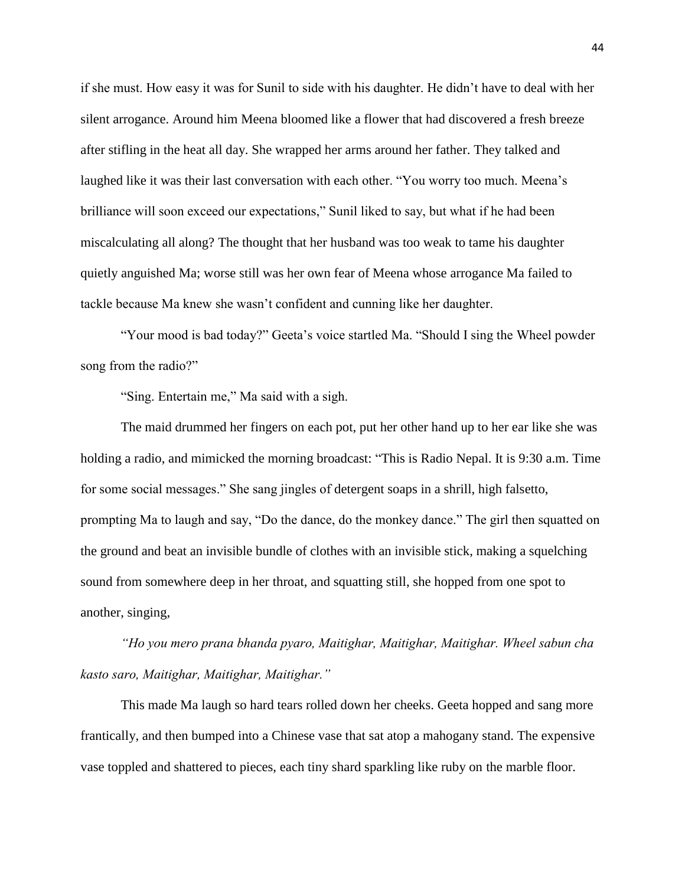if she must. How easy it was for Sunil to side with his daughter. He didn't have to deal with her silent arrogance. Around him Meena bloomed like a flower that had discovered a fresh breeze after stifling in the heat all day. She wrapped her arms around her father. They talked and laughed like it was their last conversation with each other. "You worry too much. Meena's brilliance will soon exceed our expectations," Sunil liked to say, but what if he had been miscalculating all along? The thought that her husband was too weak to tame his daughter quietly anguished Ma; worse still was her own fear of Meena whose arrogance Ma failed to tackle because Ma knew she wasn't confident and cunning like her daughter.

"Your mood is bad today?" Geeta's voice startled Ma. "Should I sing the Wheel powder song from the radio?"

"Sing. Entertain me," Ma said with a sigh.

The maid drummed her fingers on each pot, put her other hand up to her ear like she was holding a radio, and mimicked the morning broadcast: "This is Radio Nepal. It is 9:30 a.m. Time for some social messages." She sang jingles of detergent soaps in a shrill, high falsetto, prompting Ma to laugh and say, "Do the dance, do the monkey dance." The girl then squatted on the ground and beat an invisible bundle of clothes with an invisible stick, making a squelching sound from somewhere deep in her throat, and squatting still, she hopped from one spot to another, singing,

*"Ho you mero prana bhanda pyaro, Maitighar, Maitighar, Maitighar. Wheel sabun cha kasto saro, Maitighar, Maitighar, Maitighar."*

This made Ma laugh so hard tears rolled down her cheeks. Geeta hopped and sang more frantically, and then bumped into a Chinese vase that sat atop a mahogany stand. The expensive vase toppled and shattered to pieces, each tiny shard sparkling like ruby on the marble floor.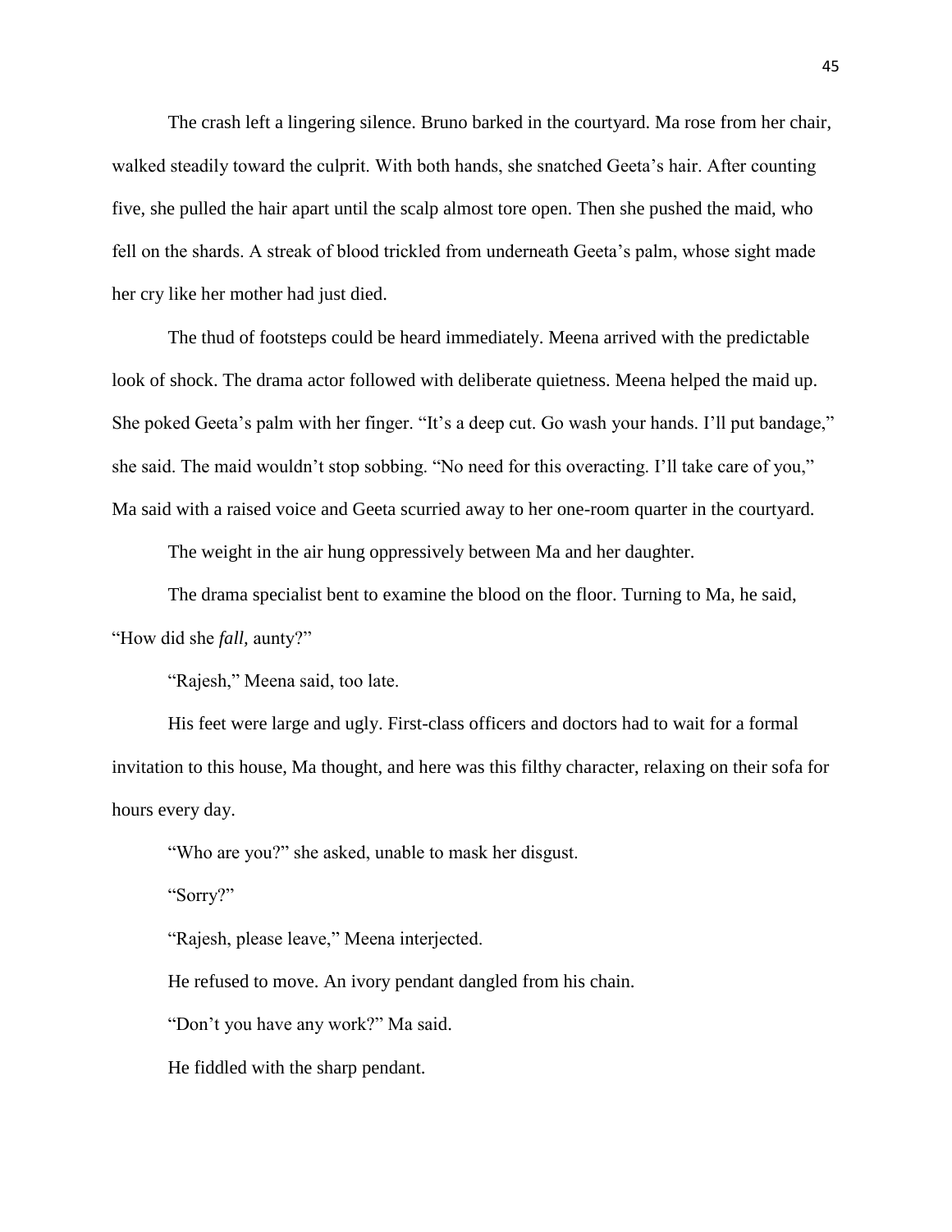The crash left a lingering silence. Bruno barked in the courtyard. Ma rose from her chair, walked steadily toward the culprit. With both hands, she snatched Geeta's hair. After counting five, she pulled the hair apart until the scalp almost tore open. Then she pushed the maid, who fell on the shards. A streak of blood trickled from underneath Geeta's palm, whose sight made her cry like her mother had just died.

The thud of footsteps could be heard immediately. Meena arrived with the predictable look of shock. The drama actor followed with deliberate quietness. Meena helped the maid up. She poked Geeta's palm with her finger. "It's a deep cut. Go wash your hands. I'll put bandage," she said. The maid wouldn't stop sobbing. "No need for this overacting. I'll take care of you," Ma said with a raised voice and Geeta scurried away to her one-room quarter in the courtyard.

The weight in the air hung oppressively between Ma and her daughter.

The drama specialist bent to examine the blood on the floor. Turning to Ma, he said, "How did she *fall,* aunty?"

"Rajesh," Meena said, too late.

His feet were large and ugly. First-class officers and doctors had to wait for a formal invitation to this house, Ma thought, and here was this filthy character, relaxing on their sofa for hours every day.

"Who are you?" she asked, unable to mask her disgust.

"Sorry?"

"Rajesh, please leave," Meena interjected.

He refused to move. An ivory pendant dangled from his chain.

"Don't you have any work?" Ma said.

He fiddled with the sharp pendant.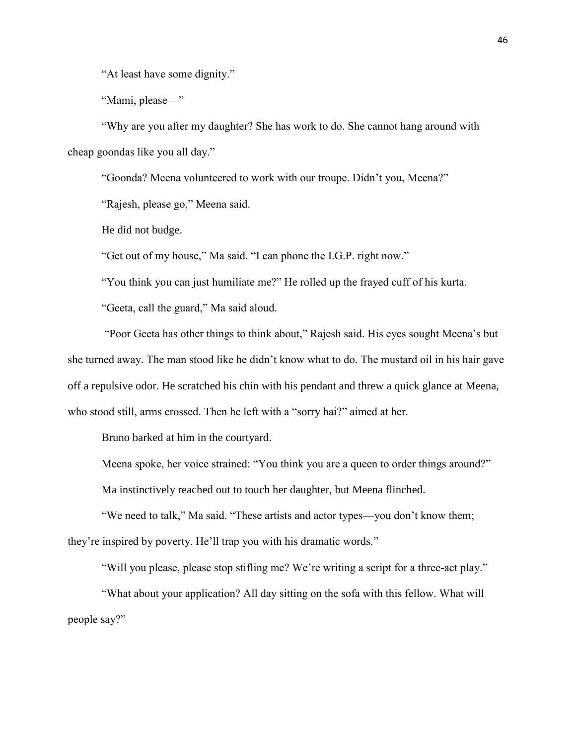"At least have some dignity."

"Mami, please—"

"Why are you after my daughter? She has work to do. She cannot hang around with cheap goondas like you all day."

"Goonda? Meena volunteered to work with our troupe. Didn't you, Meena?"

"Rajesh, please go," Meena said.

He did not budge.

"Get out of my house," Ma said. "I can phone the I.G.P. right now."

"You think you can just humiliate me?" He rolled up the frayed cuff of his kurta.

"Geeta, call the guard," Ma said aloud.

"Poor Geeta has other things to think about," Rajesh said. His eyes sought Meena's but she turned away. The man stood like he didn't know what to do. The mustard oil in his hair gave off a repulsive odor. He scratched his chin with his pendant and threw a quick glance at Meena, who stood still, arms crossed. Then he left with a "sorry hai?" aimed at her.

Bruno barked at him in the courtyard.

Meena spoke, her voice strained: "You think you are a queen to order things around?"

Ma instinctively reached out to touch her daughter, but Meena flinched.

"We need to talk," Ma said. "These artists and actor types—you don't know them; they're inspired by poverty. He'll trap you with his dramatic words."

"Will you please, please stop stifling me? We're writing a script for a three-act play."

"What about your application? All day sitting on the sofa with this fellow. What will people say?"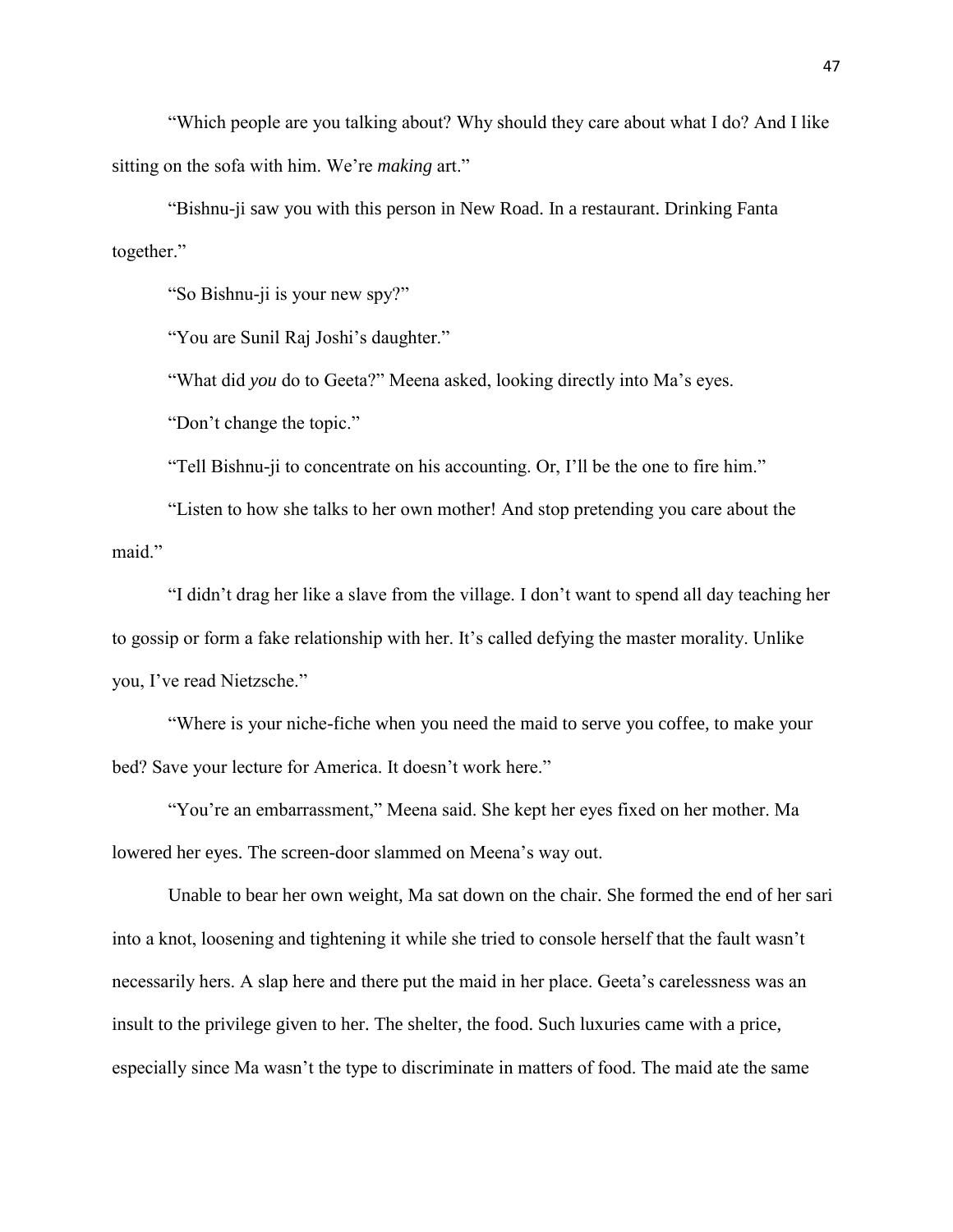"Which people are you talking about? Why should they care about what I do? And I like sitting on the sofa with him. We're *making* art."

"Bishnu-ji saw you with this person in New Road. In a restaurant. Drinking Fanta together."

"So Bishnu-ji is your new spy?"

"You are Sunil Raj Joshi's daughter."

"What did *you* do to Geeta?" Meena asked, looking directly into Ma's eyes.

"Don't change the topic."

"Tell Bishnu-ji to concentrate on his accounting. Or, I'll be the one to fire him."

"Listen to how she talks to her own mother! And stop pretending you care about the maid."

"I didn't drag her like a slave from the village. I don't want to spend all day teaching her to gossip or form a fake relationship with her. It's called defying the master morality. Unlike you, I've read Nietzsche."

"Where is your niche-fiche when you need the maid to serve you coffee, to make your bed? Save your lecture for America. It doesn't work here."

"You're an embarrassment," Meena said. She kept her eyes fixed on her mother. Ma lowered her eyes. The screen-door slammed on Meena's way out.

Unable to bear her own weight, Ma sat down on the chair. She formed the end of her sari into a knot, loosening and tightening it while she tried to console herself that the fault wasn't necessarily hers. A slap here and there put the maid in her place. Geeta's carelessness was an insult to the privilege given to her. The shelter, the food. Such luxuries came with a price, especially since Ma wasn't the type to discriminate in matters of food. The maid ate the same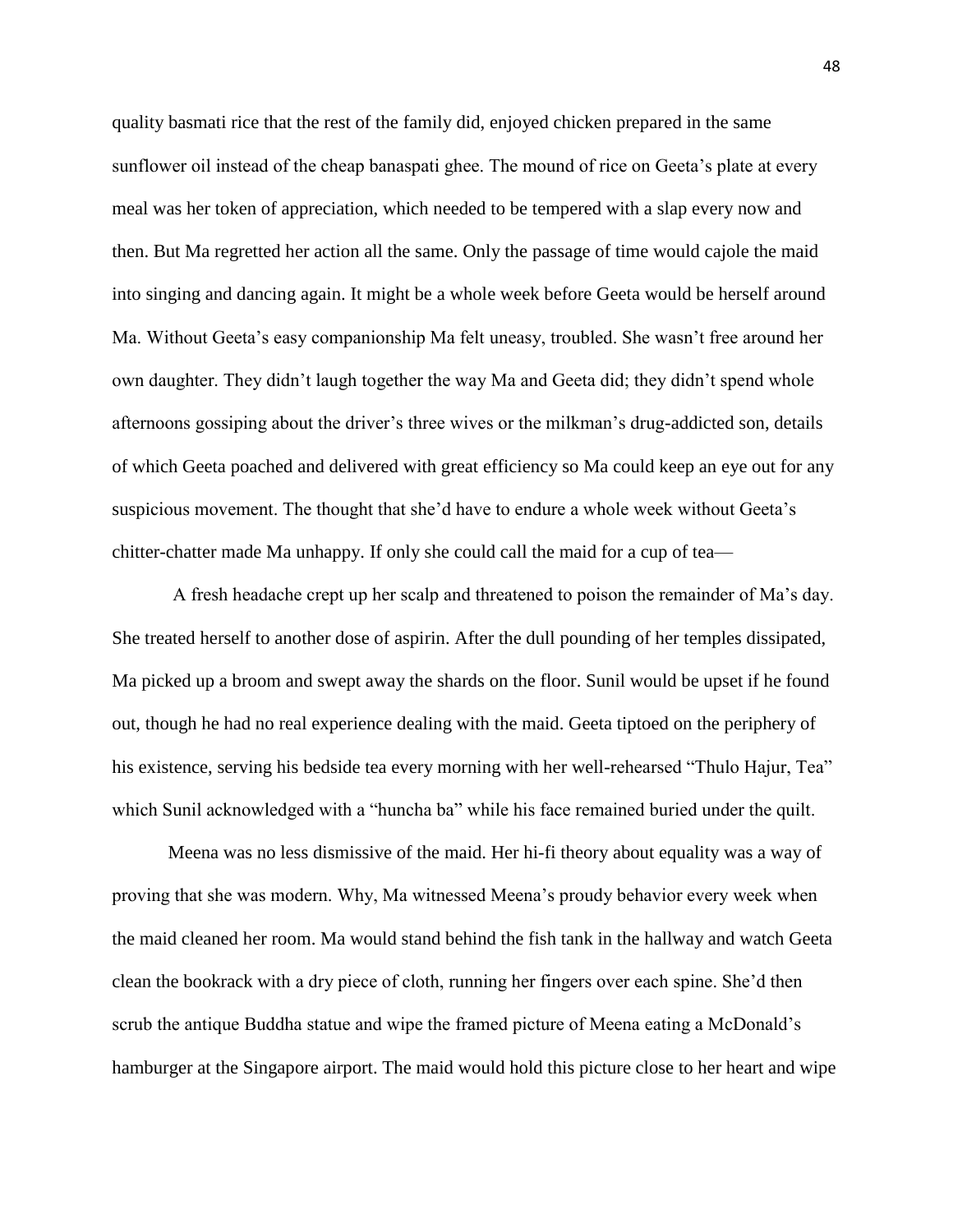quality basmati rice that the rest of the family did, enjoyed chicken prepared in the same sunflower oil instead of the cheap banaspati ghee. The mound of rice on Geeta's plate at every meal was her token of appreciation, which needed to be tempered with a slap every now and then. But Ma regretted her action all the same. Only the passage of time would cajole the maid into singing and dancing again. It might be a whole week before Geeta would be herself around Ma. Without Geeta's easy companionship Ma felt uneasy, troubled. She wasn't free around her own daughter. They didn't laugh together the way Ma and Geeta did; they didn't spend whole afternoons gossiping about the driver's three wives or the milkman's drug-addicted son, details of which Geeta poached and delivered with great efficiency so Ma could keep an eye out for any suspicious movement. The thought that she'd have to endure a whole week without Geeta's chitter-chatter made Ma unhappy. If only she could call the maid for a cup of tea—

A fresh headache crept up her scalp and threatened to poison the remainder of Ma's day. She treated herself to another dose of aspirin. After the dull pounding of her temples dissipated, Ma picked up a broom and swept away the shards on the floor. Sunil would be upset if he found out, though he had no real experience dealing with the maid. Geeta tiptoed on the periphery of his existence, serving his bedside tea every morning with her well-rehearsed "Thulo Hajur, Tea" which Sunil acknowledged with a "huncha ba" while his face remained buried under the quilt.

Meena was no less dismissive of the maid. Her hi-fi theory about equality was a way of proving that she was modern. Why, Ma witnessed Meena's proudy behavior every week when the maid cleaned her room. Ma would stand behind the fish tank in the hallway and watch Geeta clean the bookrack with a dry piece of cloth, running her fingers over each spine. She'd then scrub the antique Buddha statue and wipe the framed picture of Meena eating a McDonald's hamburger at the Singapore airport. The maid would hold this picture close to her heart and wipe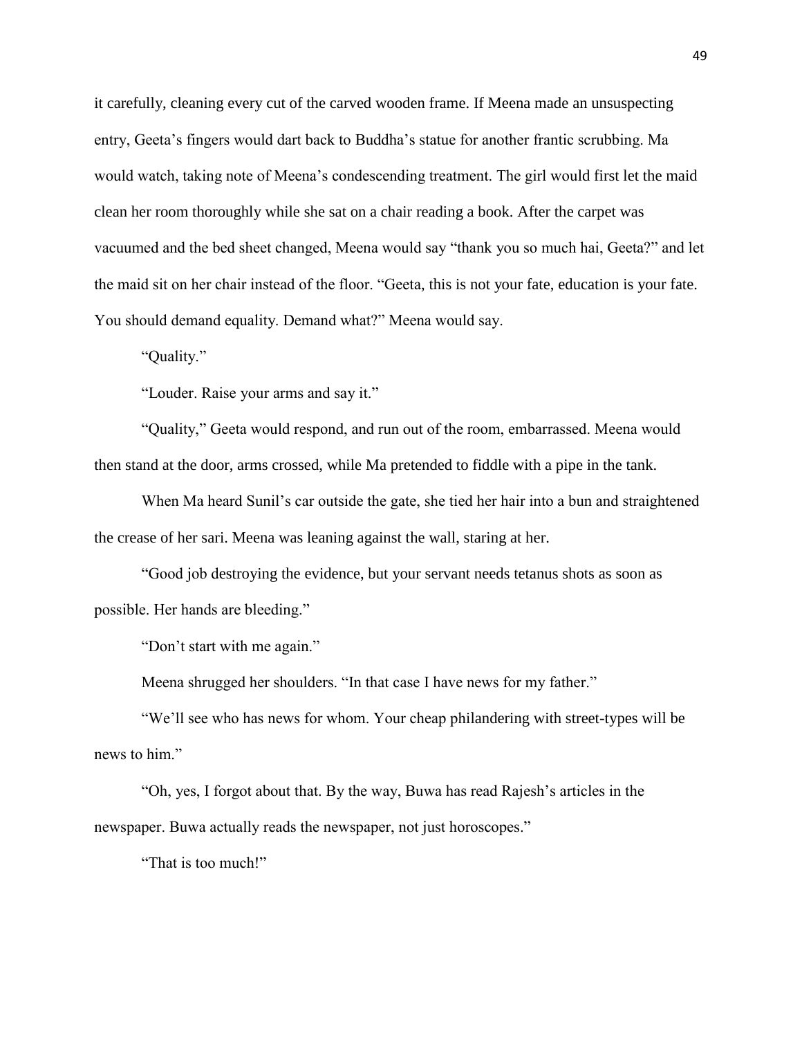it carefully, cleaning every cut of the carved wooden frame. If Meena made an unsuspecting entry, Geeta's fingers would dart back to Buddha's statue for another frantic scrubbing. Ma would watch, taking note of Meena's condescending treatment. The girl would first let the maid clean her room thoroughly while she sat on a chair reading a book. After the carpet was vacuumed and the bed sheet changed, Meena would say "thank you so much hai, Geeta?" and let the maid sit on her chair instead of the floor. "Geeta, this is not your fate, education is your fate. You should demand equality. Demand what?" Meena would say.

"Quality."

"Louder. Raise your arms and say it."

"Quality," Geeta would respond, and run out of the room, embarrassed. Meena would then stand at the door, arms crossed, while Ma pretended to fiddle with a pipe in the tank.

When Ma heard Sunil's car outside the gate, she tied her hair into a bun and straightened the crease of her sari. Meena was leaning against the wall, staring at her.

"Good job destroying the evidence, but your servant needs tetanus shots as soon as possible. Her hands are bleeding."

"Don't start with me again."

Meena shrugged her shoulders. "In that case I have news for my father."

"We'll see who has news for whom. Your cheap philandering with street-types will be news to him."

"Oh, yes, I forgot about that. By the way, Buwa has read Rajesh's articles in the newspaper. Buwa actually reads the newspaper, not just horoscopes."

"That is too much!"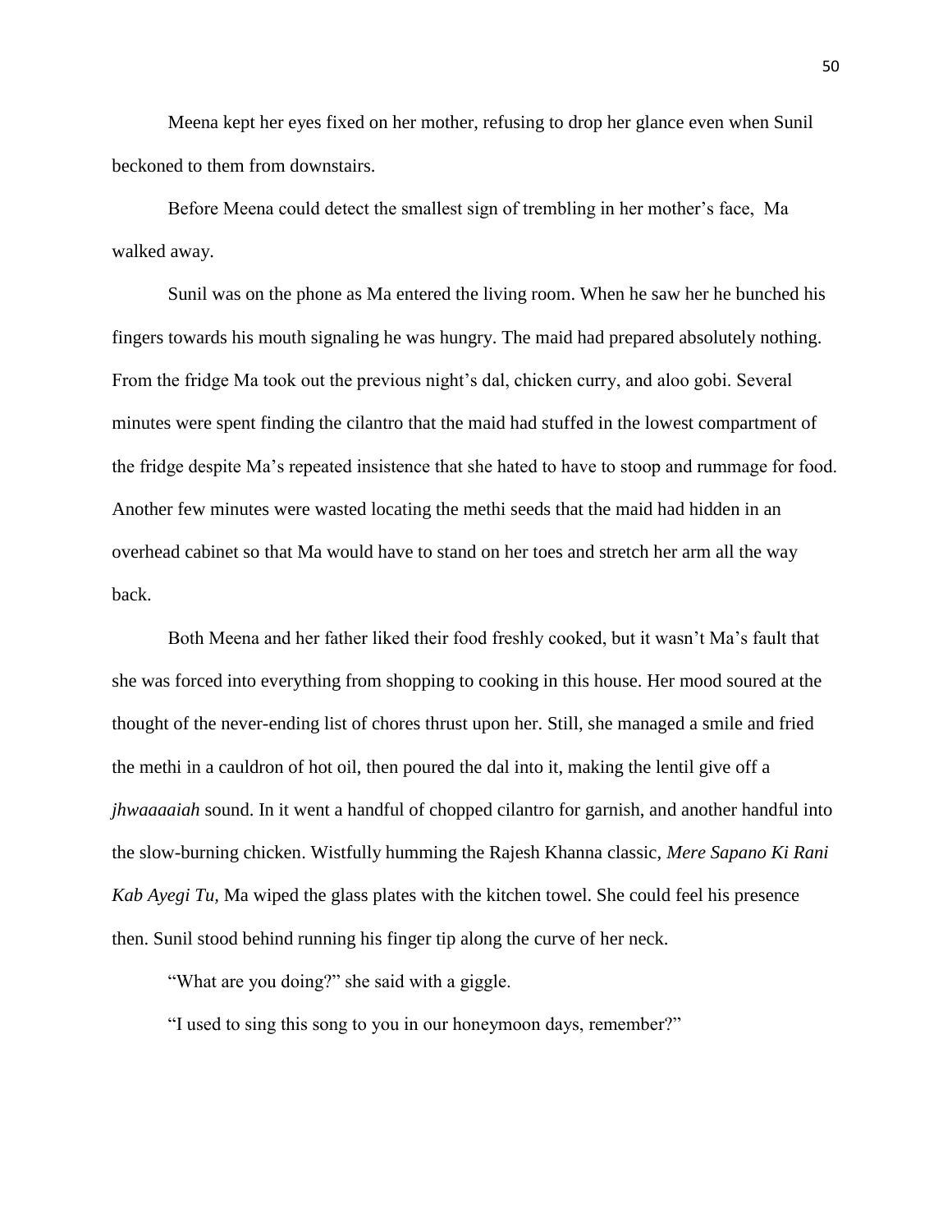Meena kept her eyes fixed on her mother, refusing to drop her glance even when Sunil beckoned to them from downstairs.

Before Meena could detect the smallest sign of trembling in her mother's face, Ma walked away.

Sunil was on the phone as Ma entered the living room. When he saw her he bunched his fingers towards his mouth signaling he was hungry. The maid had prepared absolutely nothing. From the fridge Ma took out the previous night's dal, chicken curry, and aloo gobi. Several minutes were spent finding the cilantro that the maid had stuffed in the lowest compartment of the fridge despite Ma's repeated insistence that she hated to have to stoop and rummage for food. Another few minutes were wasted locating the methi seeds that the maid had hidden in an overhead cabinet so that Ma would have to stand on her toes and stretch her arm all the way back.

Both Meena and her father liked their food freshly cooked, but it wasn't Ma's fault that she was forced into everything from shopping to cooking in this house. Her mood soured at the thought of the never-ending list of chores thrust upon her. Still, she managed a smile and fried the methi in a cauldron of hot oil, then poured the dal into it, making the lentil give off a *jhwaaaaiah* sound. In it went a handful of chopped cilantro for garnish, and another handful into the slow-burning chicken. Wistfully humming the Rajesh Khanna classic, *Mere Sapano Ki Rani Kab Ayegi Tu,* Ma wiped the glass plates with the kitchen towel. She could feel his presence then. Sunil stood behind running his finger tip along the curve of her neck.

"What are you doing?" she said with a giggle.

"I used to sing this song to you in our honeymoon days, remember?"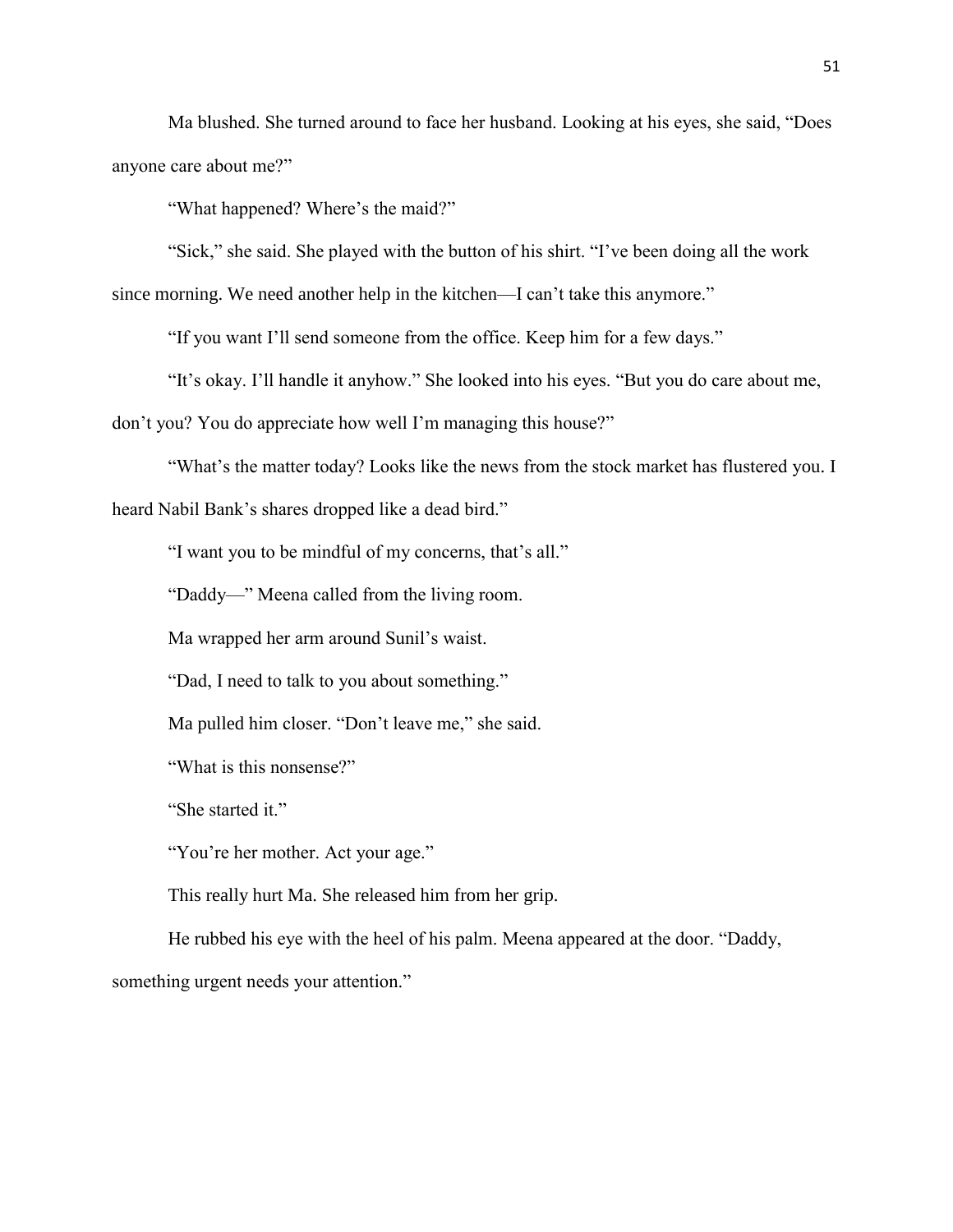Ma blushed. She turned around to face her husband. Looking at his eyes, she said, "Does anyone care about me?"

"What happened? Where's the maid?"

"Sick," she said. She played with the button of his shirt. "I've been doing all the work since morning. We need another help in the kitchen—I can't take this anymore."

"If you want I'll send someone from the office. Keep him for a few days."

"It's okay. I'll handle it anyhow." She looked into his eyes. "But you do care about me, don't you? You do appreciate how well I'm managing this house?"

"What's the matter today? Looks like the news from the stock market has flustered you. I heard Nabil Bank's shares dropped like a dead bird."

"I want you to be mindful of my concerns, that's all."

"Daddy—" Meena called from the living room.

Ma wrapped her arm around Sunil's waist.

"Dad, I need to talk to you about something."

Ma pulled him closer. "Don't leave me," she said.

"What is this nonsense?"

"She started it."

"You're her mother. Act your age."

This really hurt Ma. She released him from her grip.

He rubbed his eye with the heel of his palm. Meena appeared at the door. "Daddy, something urgent needs your attention."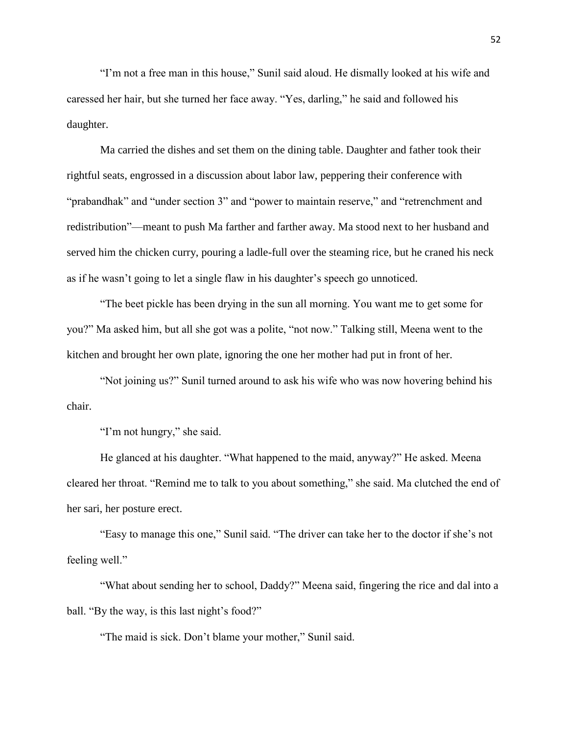"I'm not a free man in this house," Sunil said aloud. He dismally looked at his wife and caressed her hair, but she turned her face away. "Yes, darling," he said and followed his daughter.

Ma carried the dishes and set them on the dining table. Daughter and father took their rightful seats, engrossed in a discussion about labor law, peppering their conference with "prabandhak" and "under section 3" and "power to maintain reserve," and "retrenchment and redistribution"—meant to push Ma farther and farther away. Ma stood next to her husband and served him the chicken curry, pouring a ladle-full over the steaming rice, but he craned his neck as if he wasn't going to let a single flaw in his daughter's speech go unnoticed.

"The beet pickle has been drying in the sun all morning. You want me to get some for you?" Ma asked him, but all she got was a polite, "not now." Talking still, Meena went to the kitchen and brought her own plate, ignoring the one her mother had put in front of her.

"Not joining us?" Sunil turned around to ask his wife who was now hovering behind his chair.

"I'm not hungry," she said.

He glanced at his daughter. "What happened to the maid, anyway?" He asked. Meena cleared her throat. "Remind me to talk to you about something," she said. Ma clutched the end of her sari, her posture erect.

"Easy to manage this one," Sunil said. "The driver can take her to the doctor if she's not feeling well."

"What about sending her to school, Daddy?" Meena said, fingering the rice and dal into a ball. "By the way, is this last night's food?"

"The maid is sick. Don't blame your mother," Sunil said.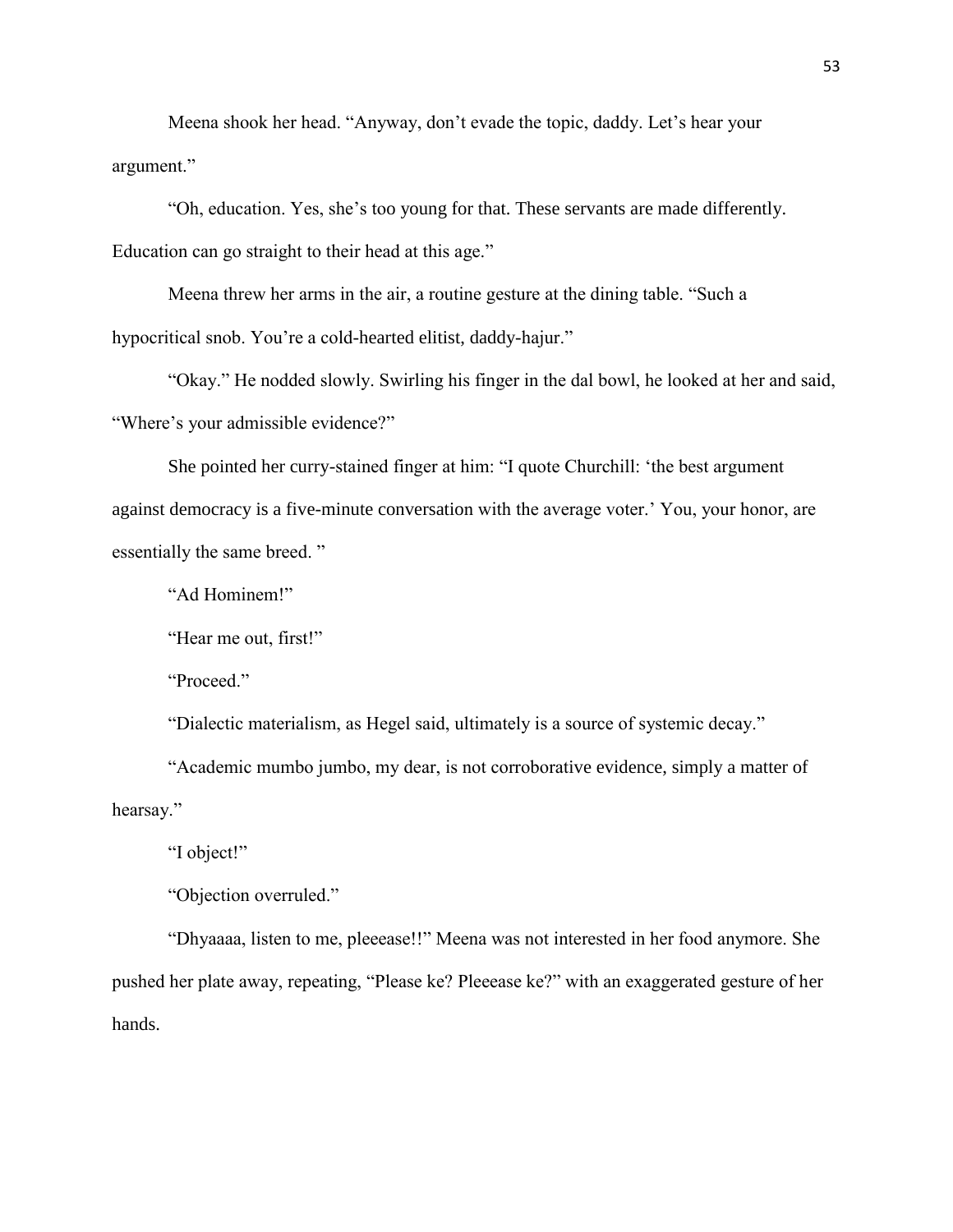Meena shook her head. “Anyway, don’t evade the topic, daddy. Let’s hear your argument.”

“Oh, education. Yes, she’s too young for that. These servants are made differently. Education can go straight to their head at this age.”

Meena threw her arms in the air, a routine gesture at the dining table. “Such a hypocritical snob. You’re a cold-hearted elitist, daddy-hajur.”

“Okay.” He nodded slowly. Swirling his finger in the dal bowl, he looked at her and said, “Where’s your admissible evidence?”

She pointed her curry-stained finger at him: “I quote Churchill: ‘the best argument against democracy is a five-minute conversation with the average voter.’ You, your honor, are essentially the same breed. ”

“Ad Hominem!”

“Hear me out, first!”

“Proceed.”

“Dialectic materialism, as Hegel said, ultimately is a source of systemic decay.”

“Academic mumbo jumbo, my dear, is not corroborative evidence, simply a matter of hearsay.”

“I object!”

“Objection overruled.”

“Dhyaaaa, listen to me, pleeease!!” Meena was not interested in her food anymore. She pushed her plate away, repeating, “Please ke? Pleeease ke?” with an exaggerated gesture of her hands.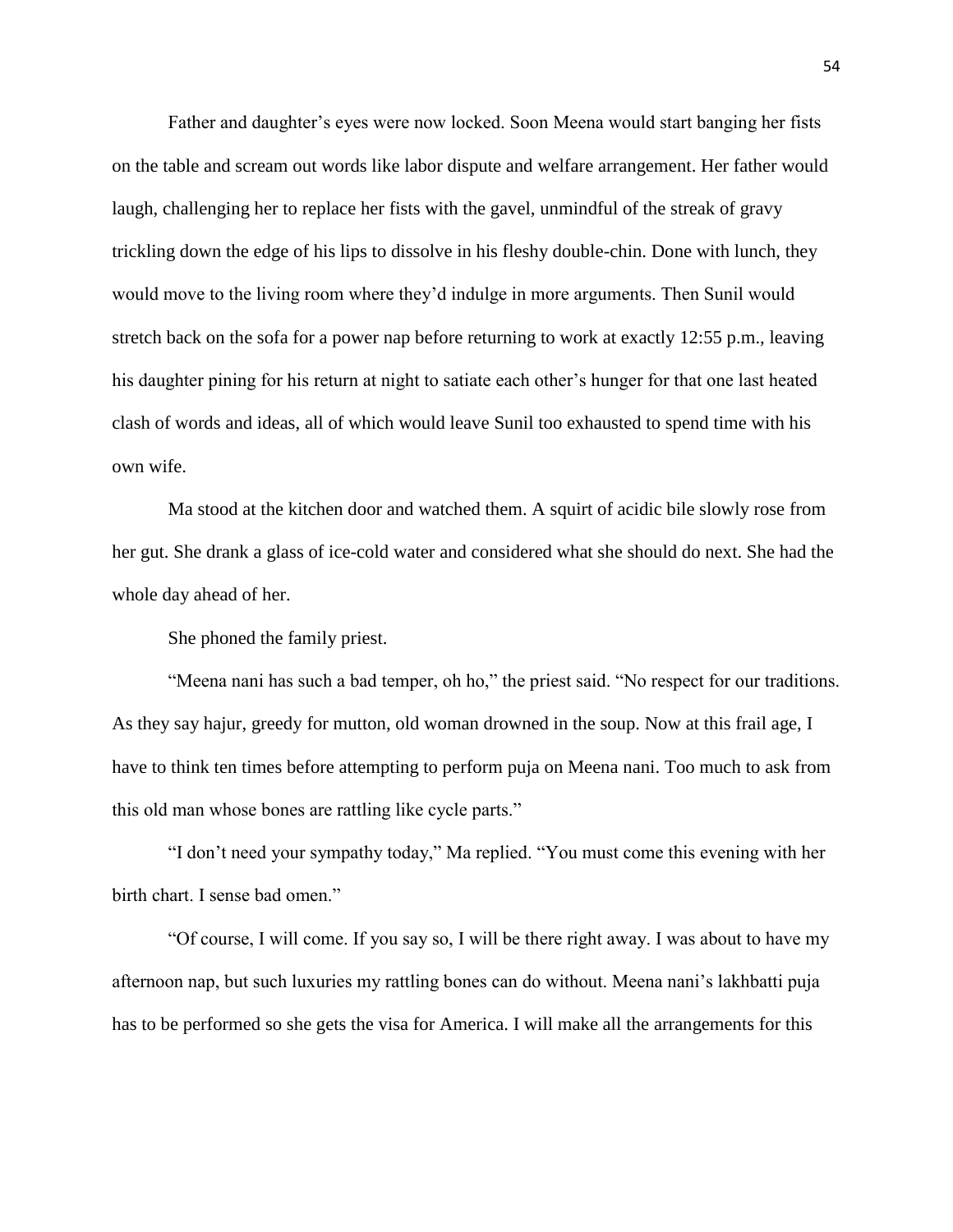Father and daughter's eyes were now locked. Soon Meena would start banging her fists on the table and scream out words like labor dispute and welfare arrangement. Her father would laugh, challenging her to replace her fists with the gavel, unmindful of the streak of gravy trickling down the edge of his lips to dissolve in his fleshy double-chin. Done with lunch, they would move to the living room where they'd indulge in more arguments. Then Sunil would stretch back on the sofa for a power nap before returning to work at exactly 12:55 p.m., leaving his daughter pining for his return at night to satiate each other's hunger for that one last heated clash of words and ideas, all of which would leave Sunil too exhausted to spend time with his own wife.

Ma stood at the kitchen door and watched them. A squirt of acidic bile slowly rose from her gut. She drank a glass of ice-cold water and considered what she should do next. She had the whole day ahead of her.

She phoned the family priest.

"Meena nani has such a bad temper, oh ho," the priest said. "No respect for our traditions. As they say hajur, greedy for mutton, old woman drowned in the soup. Now at this frail age, I have to think ten times before attempting to perform puja on Meena nani. Too much to ask from this old man whose bones are rattling like cycle parts."

"I don't need your sympathy today," Ma replied. "You must come this evening with her birth chart. I sense bad omen."

"Of course, I will come. If you say so, I will be there right away. I was about to have my afternoon nap, but such luxuries my rattling bones can do without. Meena nani's lakhbatti puja has to be performed so she gets the visa for America. I will make all the arrangements for this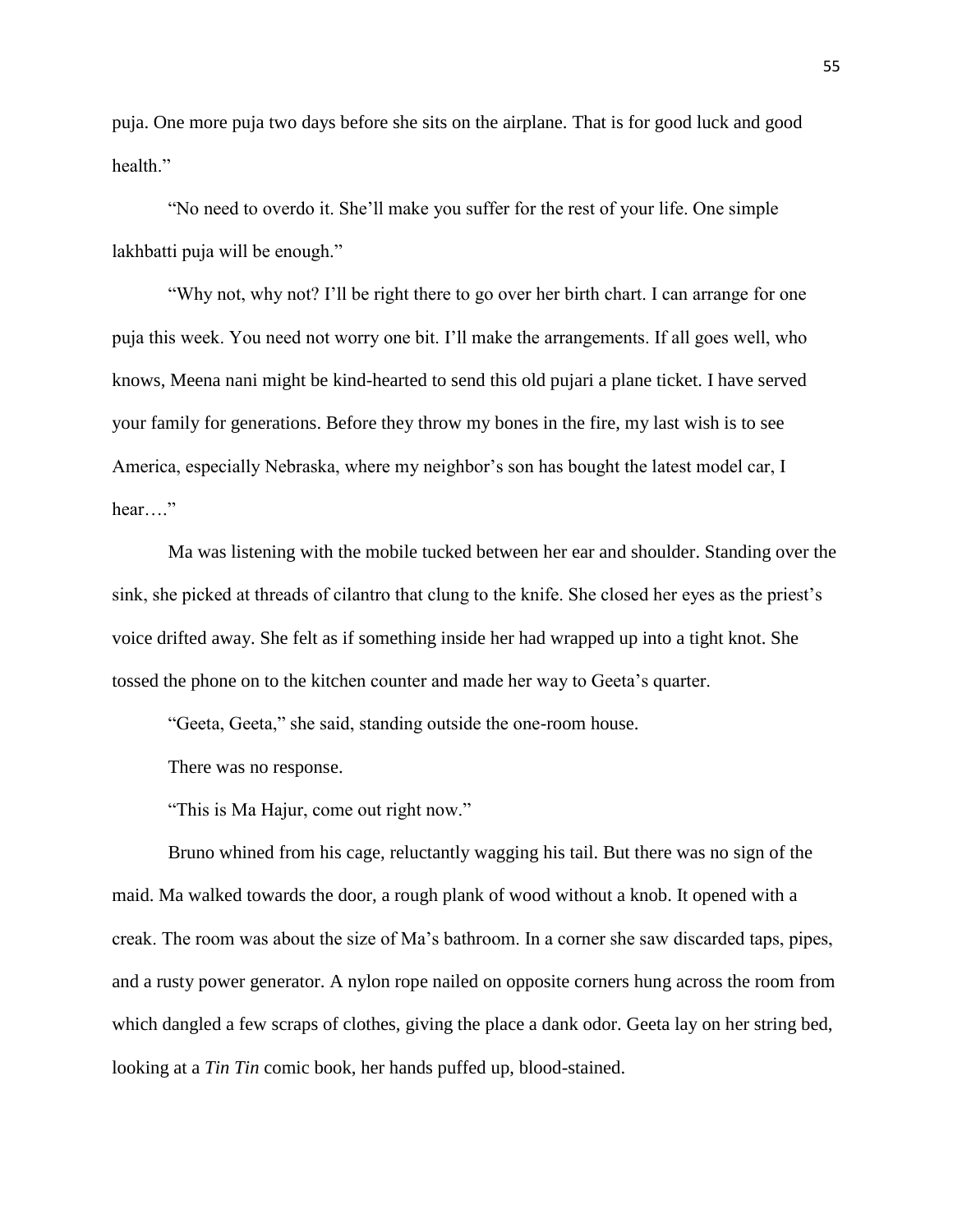puja. One more puja two days before she sits on the airplane. That is for good luck and good health."

"No need to overdo it. She'll make you suffer for the rest of your life. One simple lakhbatti puja will be enough."

"Why not, why not? I'll be right there to go over her birth chart. I can arrange for one puja this week. You need not worry one bit. I'll make the arrangements. If all goes well, who knows, Meena nani might be kind-hearted to send this old pujari a plane ticket. I have served your family for generations. Before they throw my bones in the fire, my last wish is to see America, especially Nebraska, where my neighbor's son has bought the latest model car, I hear…."

Ma was listening with the mobile tucked between her ear and shoulder. Standing over the sink, she picked at threads of cilantro that clung to the knife. She closed her eyes as the priest's voice drifted away. She felt as if something inside her had wrapped up into a tight knot. She tossed the phone on to the kitchen counter and made her way to Geeta's quarter.

"Geeta, Geeta," she said, standing outside the one-room house.

There was no response.

"This is Ma Hajur, come out right now."

Bruno whined from his cage, reluctantly wagging his tail. But there was no sign of the maid. Ma walked towards the door, a rough plank of wood without a knob. It opened with a creak. The room was about the size of Ma's bathroom. In a corner she saw discarded taps, pipes, and a rusty power generator. A nylon rope nailed on opposite corners hung across the room from which dangled a few scraps of clothes, giving the place a dank odor. Geeta lay on her string bed, looking at a *Tin Tin* comic book, her hands puffed up, blood-stained.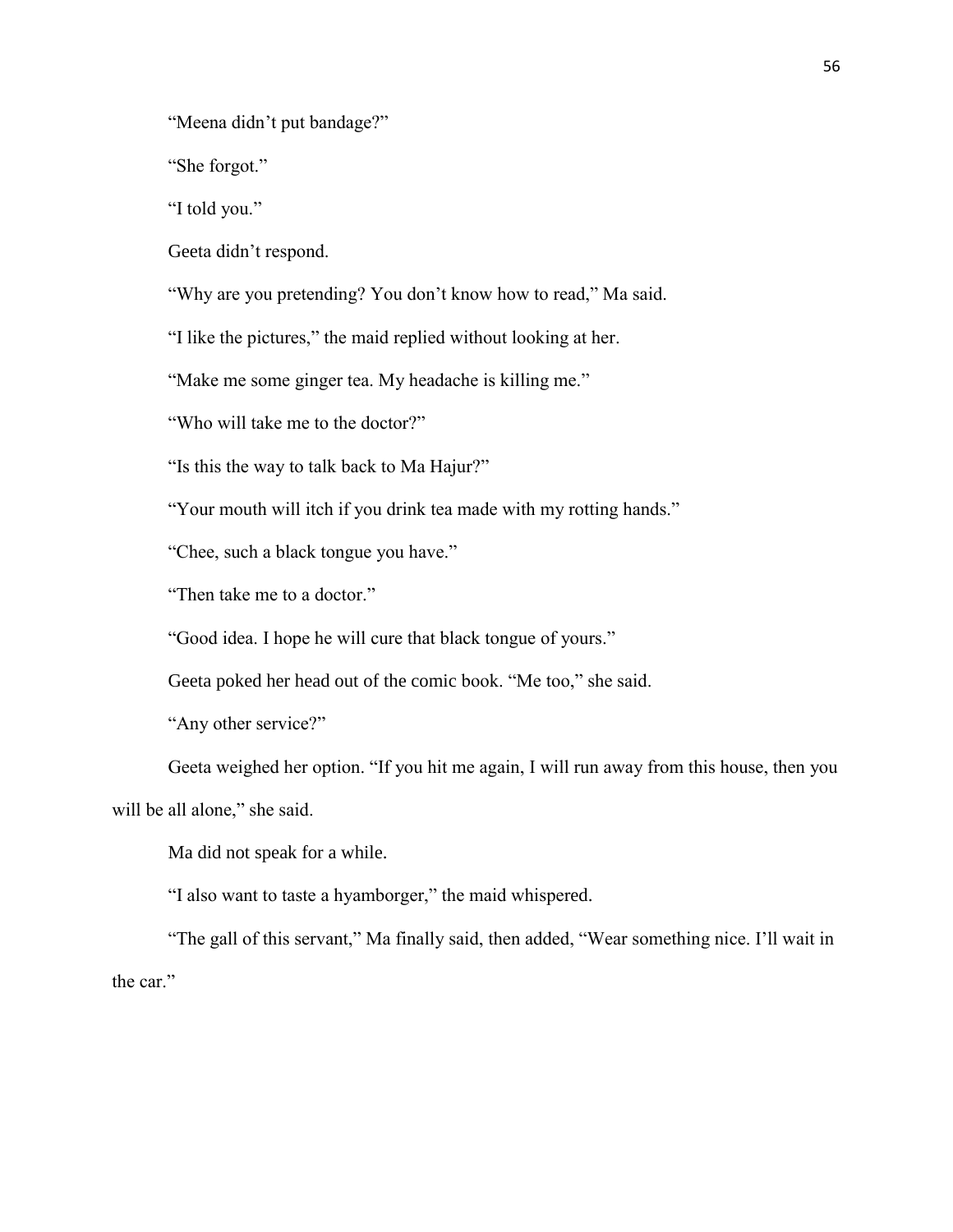"Meena didn't put bandage?"

"She forgot."

"I told you."

Geeta didn't respond.

"Why are you pretending? You don't know how to read," Ma said.

"I like the pictures," the maid replied without looking at her.

"Make me some ginger tea. My headache is killing me."

"Who will take me to the doctor?"

"Is this the way to talk back to Ma Hajur?"

"Your mouth will itch if you drink tea made with my rotting hands."

"Chee, such a black tongue you have."

"Then take me to a doctor."

"Good idea. I hope he will cure that black tongue of yours."

Geeta poked her head out of the comic book. "Me too," she said.

"Any other service?"

Geeta weighed her option. "If you hit me again, I will run away from this house, then you will be all alone," she said.

Ma did not speak for a while.

"I also want to taste a hyamborger," the maid whispered.

"The gall of this servant," Ma finally said, then added, "Wear something nice. I'll wait in the car."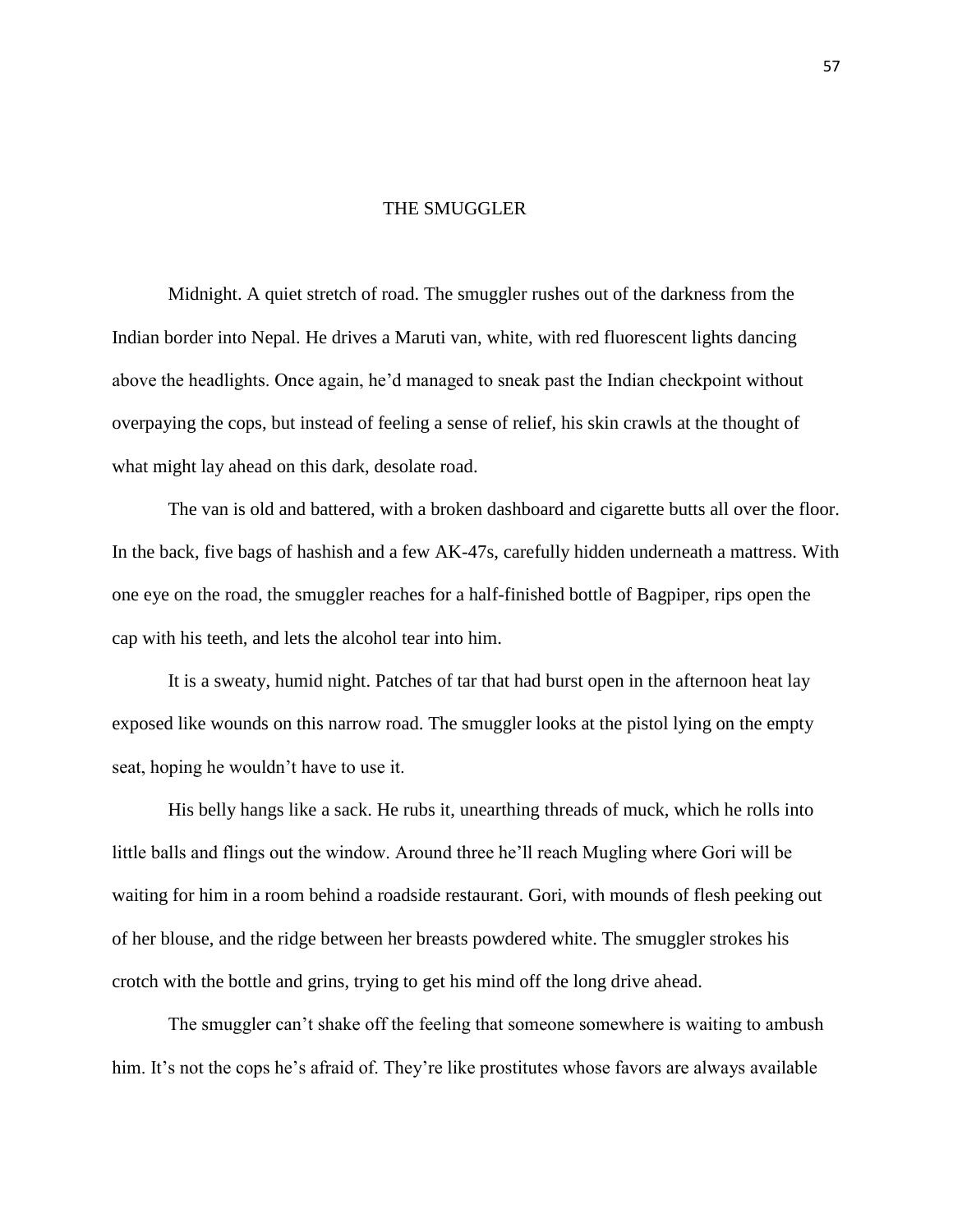# THE SMUGGLER

Midnight. A quiet stretch of road. The smuggler rushes out of the darkness from the Indian border into Nepal. He drives a Maruti van, white, with red fluorescent lights dancing above the headlights. Once again, he'd managed to sneak past the Indian checkpoint without overpaying the cops, but instead of feeling a sense of relief, his skin crawls at the thought of what might lay ahead on this dark, desolate road.

The van is old and battered, with a broken dashboard and cigarette butts all over the floor. In the back, five bags of hashish and a few AK-47s, carefully hidden underneath a mattress. With one eye on the road, the smuggler reaches for a half-finished bottle of Bagpiper, rips open the cap with his teeth, and lets the alcohol tear into him.

It is a sweaty, humid night. Patches of tar that had burst open in the afternoon heat lay exposed like wounds on this narrow road. The smuggler looks at the pistol lying on the empty seat, hoping he wouldn't have to use it.

His belly hangs like a sack. He rubs it, unearthing threads of muck, which he rolls into little balls and flings out the window. Around three he'll reach Mugling where Gori will be waiting for him in a room behind a roadside restaurant. Gori, with mounds of flesh peeking out of her blouse, and the ridge between her breasts powdered white. The smuggler strokes his crotch with the bottle and grins, trying to get his mind off the long drive ahead.

The smuggler can't shake off the feeling that someone somewhere is waiting to ambush him. It's not the cops he's afraid of. They're like prostitutes whose favors are always available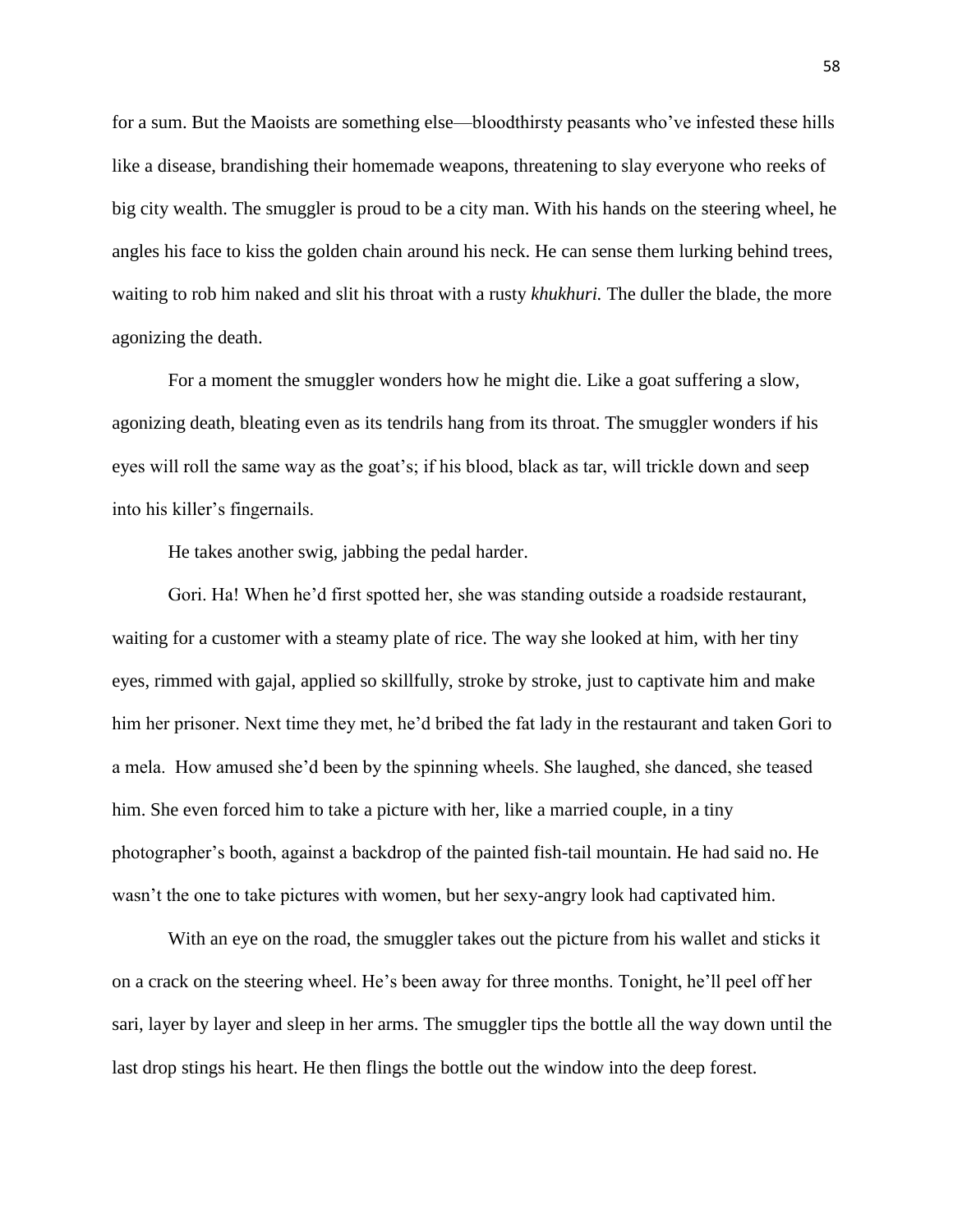for a sum. But the Maoists are something else—bloodthirsty peasants who've infested these hills like a disease, brandishing their homemade weapons, threatening to slay everyone who reeks of big city wealth. The smuggler is proud to be a city man. With his hands on the steering wheel, he angles his face to kiss the golden chain around his neck. He can sense them lurking behind trees, waiting to rob him naked and slit his throat with a rusty *khukhuri.* The duller the blade, the more agonizing the death.

For a moment the smuggler wonders how he might die. Like a goat suffering a slow, agonizing death, bleating even as its tendrils hang from its throat. The smuggler wonders if his eyes will roll the same way as the goat's; if his blood, black as tar, will trickle down and seep into his killer's fingernails.

He takes another swig, jabbing the pedal harder.

Gori. Ha! When he'd first spotted her, she was standing outside a roadside restaurant, waiting for a customer with a steamy plate of rice. The way she looked at him, with her tiny eyes, rimmed with gajal, applied so skillfully, stroke by stroke, just to captivate him and make him her prisoner. Next time they met, he'd bribed the fat lady in the restaurant and taken Gori to a mela. How amused she'd been by the spinning wheels. She laughed, she danced, she teased him. She even forced him to take a picture with her, like a married couple, in a tiny photographer's booth, against a backdrop of the painted fish-tail mountain. He had said no. He wasn't the one to take pictures with women, but her sexy-angry look had captivated him.

With an eye on the road, the smuggler takes out the picture from his wallet and sticks it on a crack on the steering wheel. He's been away for three months. Tonight, he'll peel off her sari, layer by layer and sleep in her arms. The smuggler tips the bottle all the way down until the last drop stings his heart. He then flings the bottle out the window into the deep forest.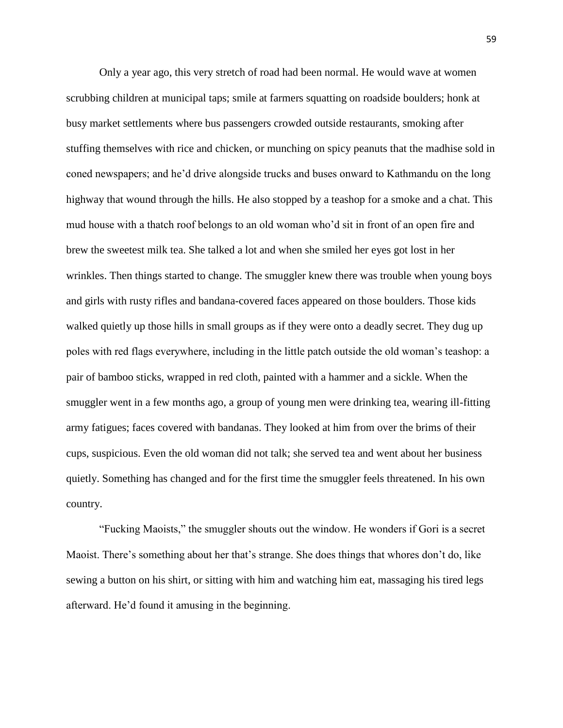Only a year ago, this very stretch of road had been normal. He would wave at women scrubbing children at municipal taps; smile at farmers squatting on roadside boulders; honk at busy market settlements where bus passengers crowded outside restaurants, smoking after stuffing themselves with rice and chicken, or munching on spicy peanuts that the madhise sold in coned newspapers; and he'd drive alongside trucks and buses onward to Kathmandu on the long highway that wound through the hills. He also stopped by a teashop for a smoke and a chat. This mud house with a thatch roof belongs to an old woman who'd sit in front of an open fire and brew the sweetest milk tea. She talked a lot and when she smiled her eyes got lost in her wrinkles. Then things started to change. The smuggler knew there was trouble when young boys and girls with rusty rifles and bandana-covered faces appeared on those boulders. Those kids walked quietly up those hills in small groups as if they were onto a deadly secret. They dug up poles with red flags everywhere, including in the little patch outside the old woman's teashop: a pair of bamboo sticks, wrapped in red cloth, painted with a hammer and a sickle. When the smuggler went in a few months ago, a group of young men were drinking tea, wearing ill-fitting army fatigues; faces covered with bandanas. They looked at him from over the brims of their cups, suspicious. Even the old woman did not talk; she served tea and went about her business quietly. Something has changed and for the first time the smuggler feels threatened. In his own country.

"Fucking Maoists," the smuggler shouts out the window. He wonders if Gori is a secret Maoist. There's something about her that's strange. She does things that whores don't do, like sewing a button on his shirt, or sitting with him and watching him eat, massaging his tired legs afterward. He'd found it amusing in the beginning.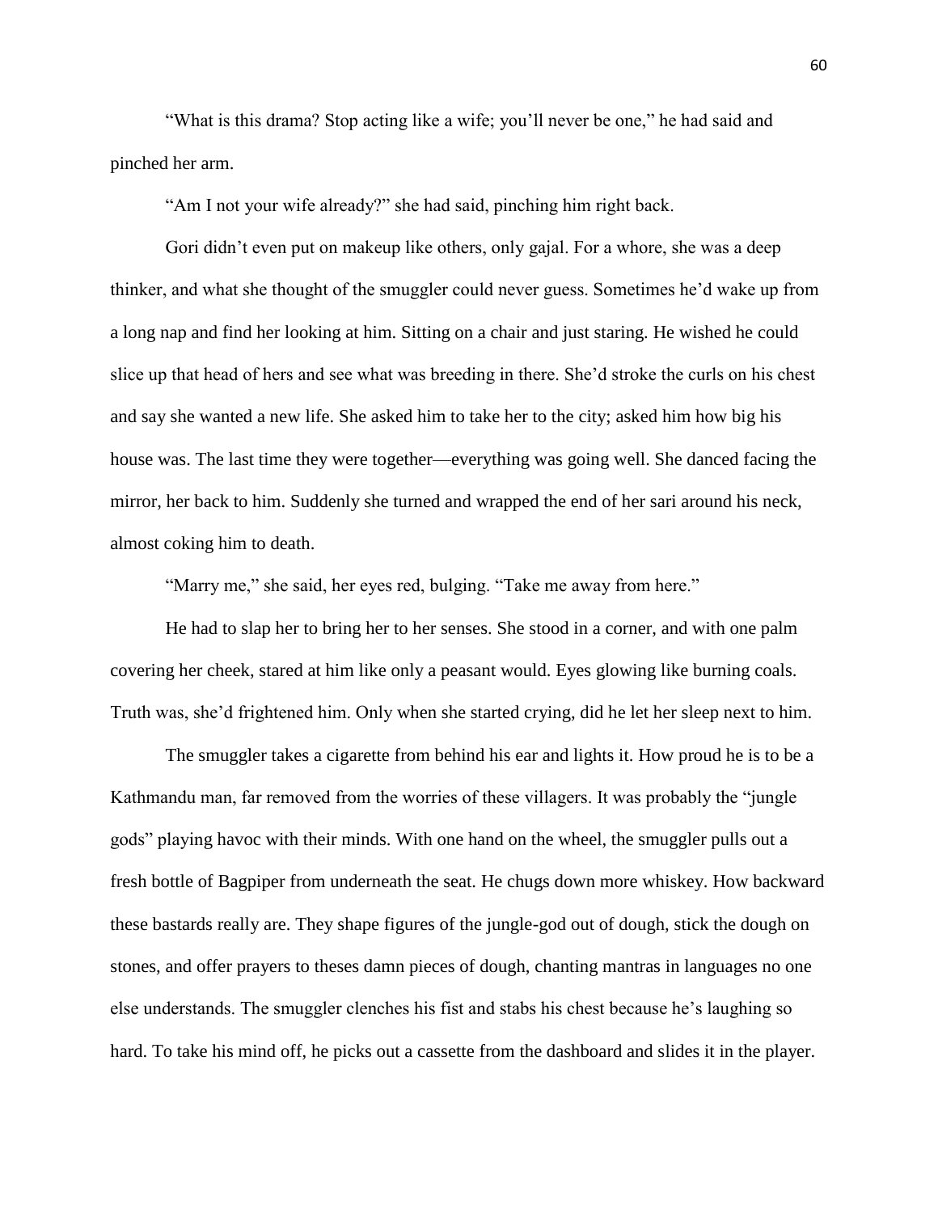"What is this drama? Stop acting like a wife; you'll never be one," he had said and pinched her arm.

"Am I not your wife already?" she had said, pinching him right back.

Gori didn't even put on makeup like others, only gajal. For a whore, she was a deep thinker, and what she thought of the smuggler could never guess. Sometimes he'd wake up from a long nap and find her looking at him. Sitting on a chair and just staring. He wished he could slice up that head of hers and see what was breeding in there. She'd stroke the curls on his chest and say she wanted a new life. She asked him to take her to the city; asked him how big his house was. The last time they were together—everything was going well. She danced facing the mirror, her back to him. Suddenly she turned and wrapped the end of her sari around his neck, almost coking him to death.

"Marry me," she said, her eyes red, bulging. "Take me away from here."

He had to slap her to bring her to her senses. She stood in a corner, and with one palm covering her cheek, stared at him like only a peasant would. Eyes glowing like burning coals. Truth was, she'd frightened him. Only when she started crying, did he let her sleep next to him.

The smuggler takes a cigarette from behind his ear and lights it. How proud he is to be a Kathmandu man, far removed from the worries of these villagers. It was probably the "jungle gods" playing havoc with their minds. With one hand on the wheel, the smuggler pulls out a fresh bottle of Bagpiper from underneath the seat. He chugs down more whiskey. How backward these bastards really are. They shape figures of the jungle-god out of dough, stick the dough on stones, and offer prayers to theses damn pieces of dough, chanting mantras in languages no one else understands. The smuggler clenches his fist and stabs his chest because he's laughing so hard. To take his mind off, he picks out a cassette from the dashboard and slides it in the player.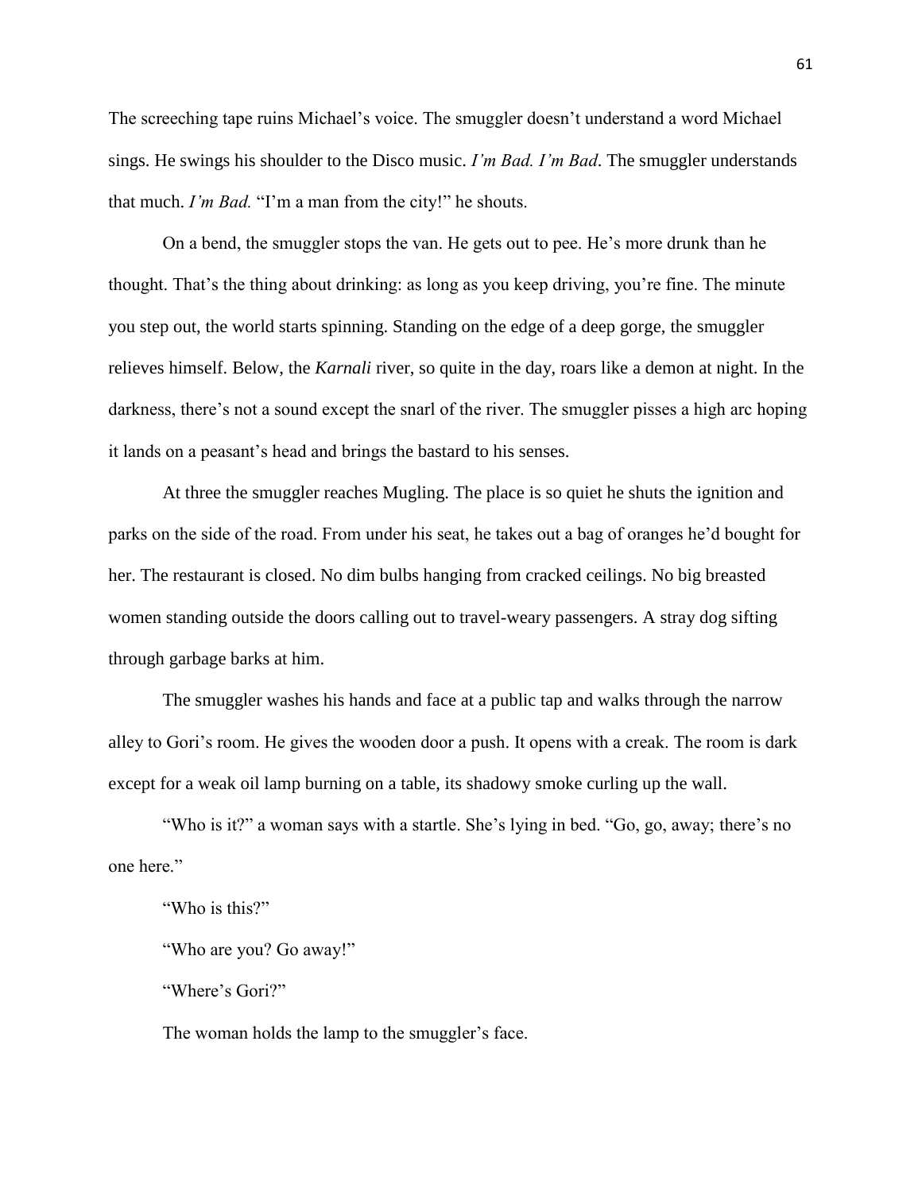The screeching tape ruins Michael's voice. The smuggler doesn't understand a word Michael sings. He swings his shoulder to the Disco music. *I'm Bad. I'm Bad*. The smuggler understands that much. *I'm Bad.* "I'm a man from the city!" he shouts.

On a bend, the smuggler stops the van. He gets out to pee. He's more drunk than he thought. That's the thing about drinking: as long as you keep driving, you're fine. The minute you step out, the world starts spinning. Standing on the edge of a deep gorge, the smuggler relieves himself. Below, the *Karnali* river, so quite in the day, roars like a demon at night. In the darkness, there's not a sound except the snarl of the river. The smuggler pisses a high arc hoping it lands on a peasant's head and brings the bastard to his senses.

At three the smuggler reaches Mugling. The place is so quiet he shuts the ignition and parks on the side of the road. From under his seat, he takes out a bag of oranges he'd bought for her. The restaurant is closed. No dim bulbs hanging from cracked ceilings. No big breasted women standing outside the doors calling out to travel-weary passengers. A stray dog sifting through garbage barks at him.

The smuggler washes his hands and face at a public tap and walks through the narrow alley to Gori's room. He gives the wooden door a push. It opens with a creak. The room is dark except for a weak oil lamp burning on a table, its shadowy smoke curling up the wall.

"Who is it?" a woman says with a startle. She's lying in bed. "Go, go, away; there's no one here."

"Who is this?"

"Who are you? Go away!"

"Where's Gori?"

The woman holds the lamp to the smuggler's face.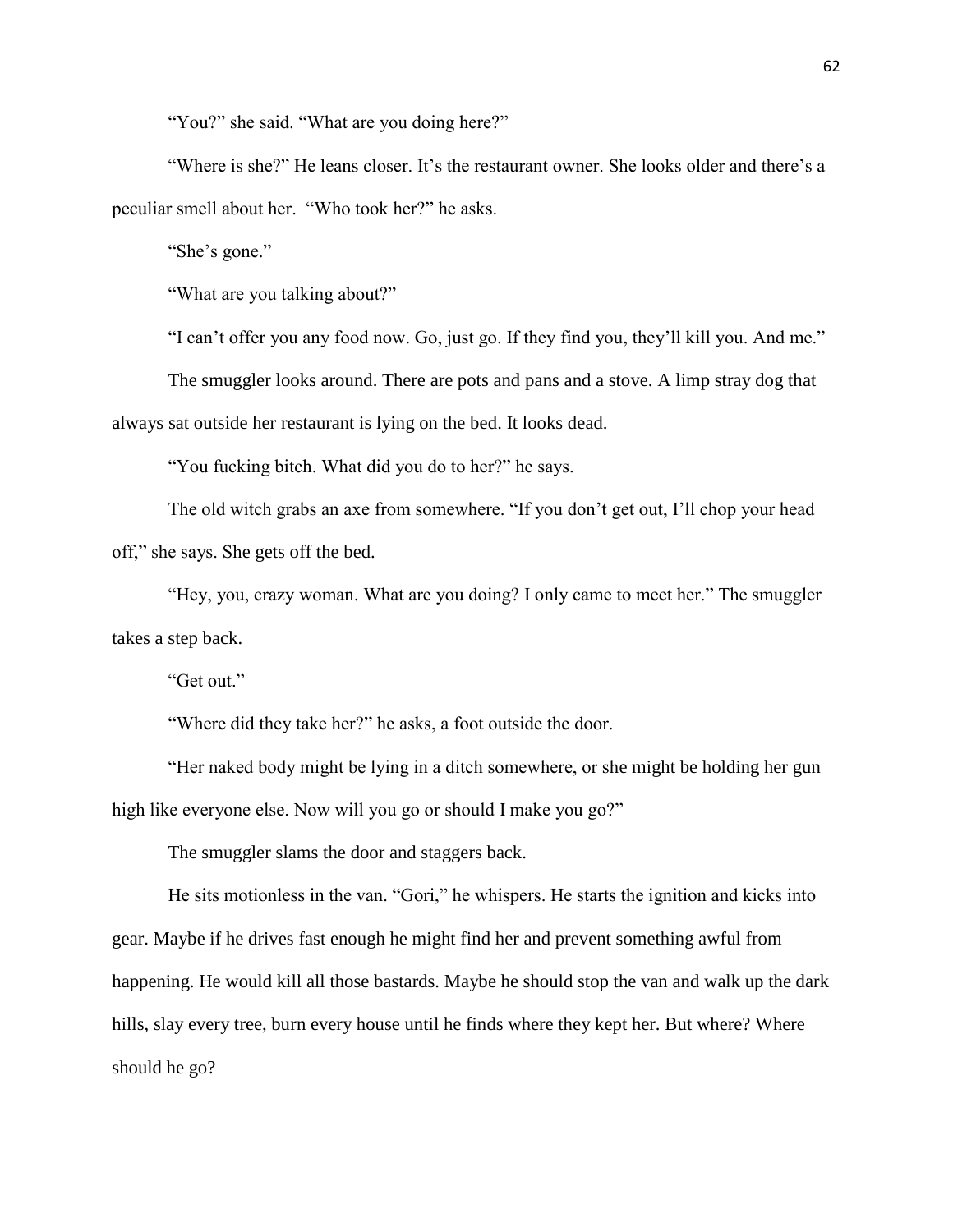"You?" she said. "What are you doing here?"

"Where is she?" He leans closer. It's the restaurant owner. She looks older and there's a peculiar smell about her. "Who took her?" he asks.

"She's gone."

"What are you talking about?"

"I can't offer you any food now. Go, just go. If they find you, they'll kill you. And me."

The smuggler looks around. There are pots and pans and a stove. A limp stray dog that always sat outside her restaurant is lying on the bed. It looks dead.

"You fucking bitch. What did you do to her?" he says.

The old witch grabs an axe from somewhere. "If you don't get out, I'll chop your head off," she says. She gets off the bed.

"Hey, you, crazy woman. What are you doing? I only came to meet her." The smuggler takes a step back.

"Get out."

"Where did they take her?" he asks, a foot outside the door.

"Her naked body might be lying in a ditch somewhere, or she might be holding her gun high like everyone else. Now will you go or should I make you go?"

The smuggler slams the door and staggers back.

He sits motionless in the van. "Gori," he whispers. He starts the ignition and kicks into gear. Maybe if he drives fast enough he might find her and prevent something awful from happening. He would kill all those bastards. Maybe he should stop the van and walk up the dark hills, slay every tree, burn every house until he finds where they kept her. But where? Where should he go?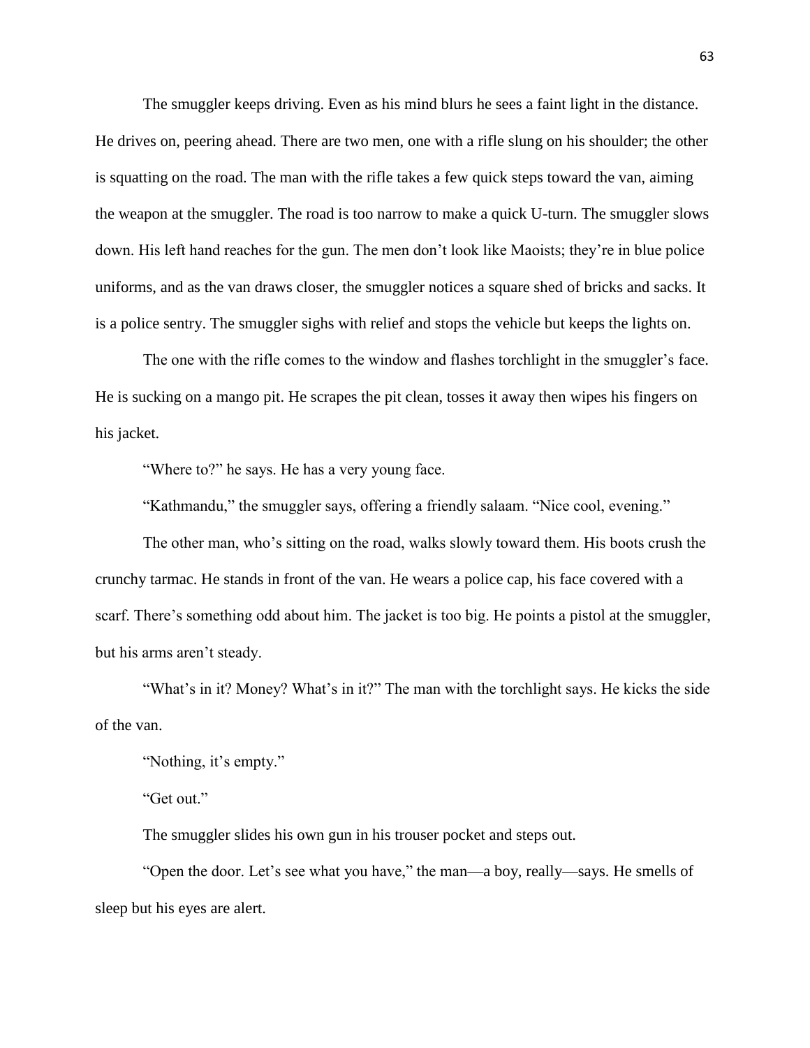The smuggler keeps driving. Even as his mind blurs he sees a faint light in the distance. He drives on, peering ahead. There are two men, one with a rifle slung on his shoulder; the other is squatting on the road. The man with the rifle takes a few quick steps toward the van, aiming the weapon at the smuggler. The road is too narrow to make a quick U-turn. The smuggler slows down. His left hand reaches for the gun. The men don't look like Maoists; they're in blue police uniforms, and as the van draws closer, the smuggler notices a square shed of bricks and sacks. It is a police sentry. The smuggler sighs with relief and stops the vehicle but keeps the lights on.

The one with the rifle comes to the window and flashes torchlight in the smuggler's face. He is sucking on a mango pit. He scrapes the pit clean, tosses it away then wipes his fingers on his jacket.

"Where to?" he says. He has a very young face.

"Kathmandu," the smuggler says, offering a friendly salaam. "Nice cool, evening."

The other man, who's sitting on the road, walks slowly toward them. His boots crush the crunchy tarmac. He stands in front of the van. He wears a police cap, his face covered with a scarf. There's something odd about him. The jacket is too big. He points a pistol at the smuggler, but his arms aren't steady.

"What's in it? Money? What's in it?" The man with the torchlight says. He kicks the side of the van.

"Nothing, it's empty."

"Get out."

The smuggler slides his own gun in his trouser pocket and steps out.

"Open the door. Let's see what you have," the man—a boy, really—says. He smells of sleep but his eyes are alert.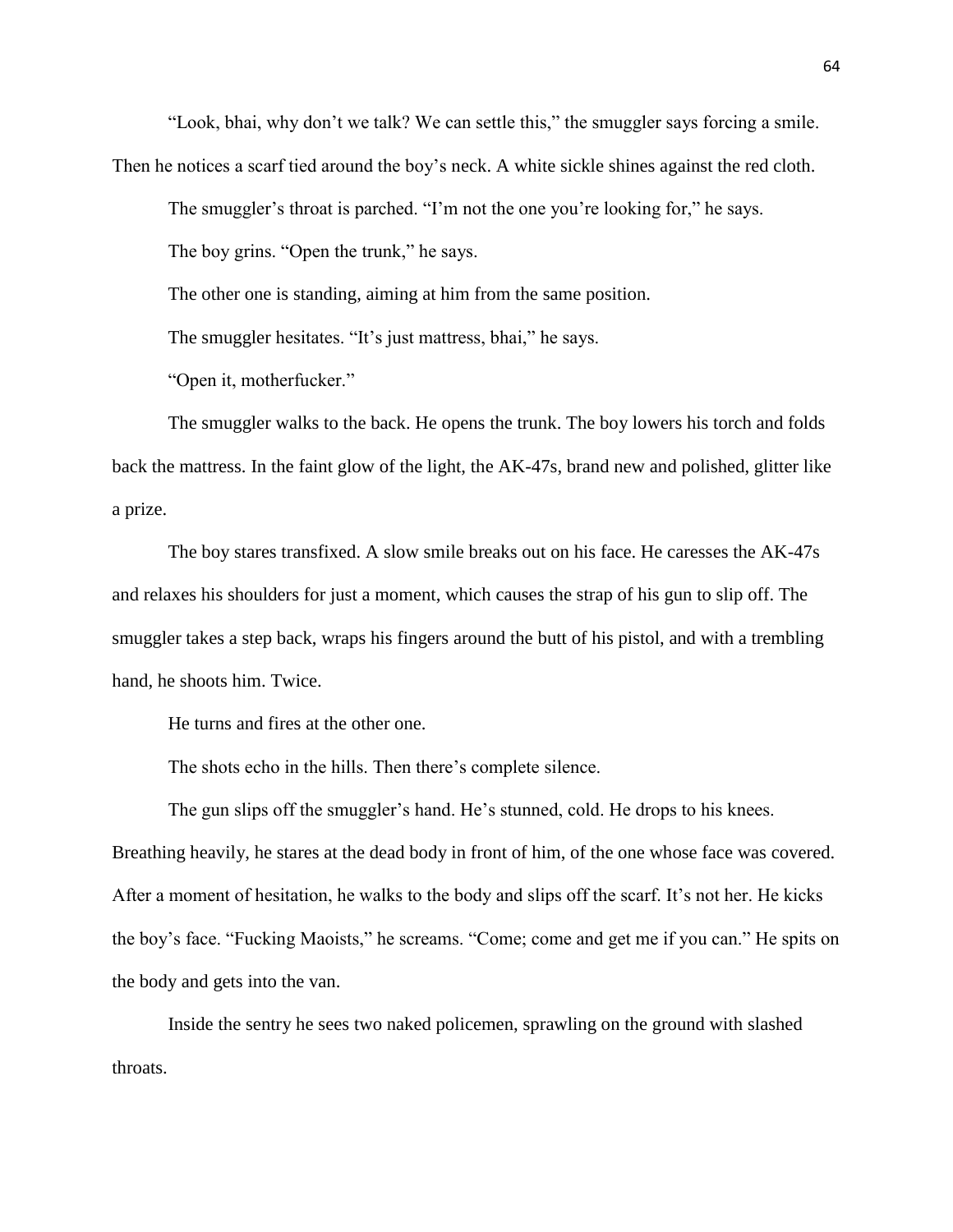"Look, bhai, why don't we talk? We can settle this," the smuggler says forcing a smile. Then he notices a scarf tied around the boy's neck. A white sickle shines against the red cloth.

The smuggler's throat is parched. "I'm not the one you're looking for," he says.

The boy grins. "Open the trunk," he says.

The other one is standing, aiming at him from the same position.

The smuggler hesitates. "It's just mattress, bhai," he says.

"Open it, motherfucker."

The smuggler walks to the back. He opens the trunk. The boy lowers his torch and folds back the mattress. In the faint glow of the light, the AK-47s, brand new and polished, glitter like a prize.

The boy stares transfixed. A slow smile breaks out on his face. He caresses the AK-47s and relaxes his shoulders for just a moment, which causes the strap of his gun to slip off. The smuggler takes a step back, wraps his fingers around the butt of his pistol, and with a trembling hand, he shoots him. Twice.

He turns and fires at the other one.

The shots echo in the hills. Then there's complete silence.

The gun slips off the smuggler's hand. He's stunned, cold. He drops to his knees. Breathing heavily, he stares at the dead body in front of him, of the one whose face was covered. After a moment of hesitation, he walks to the body and slips off the scarf. It's not her. He kicks the boy's face. "Fucking Maoists," he screams. "Come; come and get me if you can." He spits on the body and gets into the van.

Inside the sentry he sees two naked policemen, sprawling on the ground with slashed throats.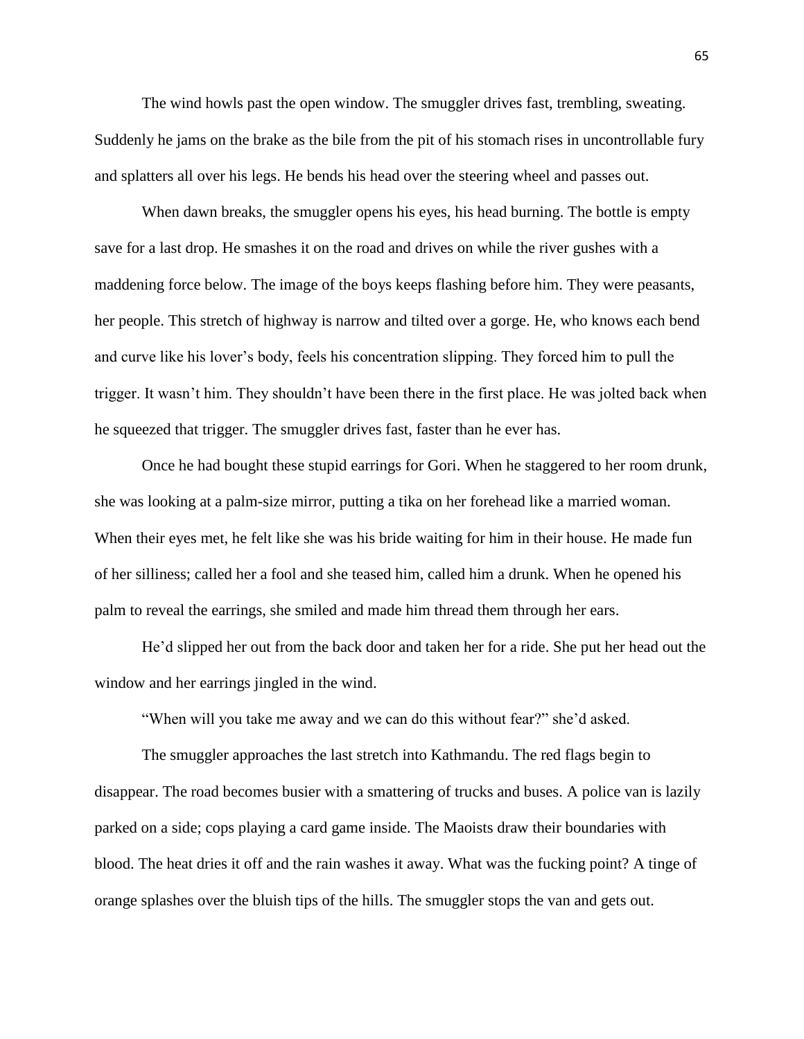The wind howls past the open window. The smuggler drives fast, trembling, sweating. Suddenly he jams on the brake as the bile from the pit of his stomach rises in uncontrollable fury and splatters all over his legs. He bends his head over the steering wheel and passes out.

When dawn breaks, the smuggler opens his eyes, his head burning. The bottle is empty save for a last drop. He smashes it on the road and drives on while the river gushes with a maddening force below. The image of the boys keeps flashing before him. They were peasants, her people. This stretch of highway is narrow and tilted over a gorge. He, who knows each bend and curve like his lover's body, feels his concentration slipping. They forced him to pull the trigger. It wasn't him. They shouldn't have been there in the first place. He was jolted back when he squeezed that trigger. The smuggler drives fast, faster than he ever has.

Once he had bought these stupid earrings for Gori. When he staggered to her room drunk, she was looking at a palm-size mirror, putting a tika on her forehead like a married woman. When their eyes met, he felt like she was his bride waiting for him in their house. He made fun of her silliness; called her a fool and she teased him, called him a drunk. When he opened his palm to reveal the earrings, she smiled and made him thread them through her ears.

He'd slipped her out from the back door and taken her for a ride. She put her head out the window and her earrings jingled in the wind.

"When will you take me away and we can do this without fear?" she'd asked.

The smuggler approaches the last stretch into Kathmandu. The red flags begin to disappear. The road becomes busier with a smattering of trucks and buses. A police van is lazily parked on a side; cops playing a card game inside. The Maoists draw their boundaries with blood. The heat dries it off and the rain washes it away. What was the fucking point? A tinge of orange splashes over the bluish tips of the hills. The smuggler stops the van and gets out.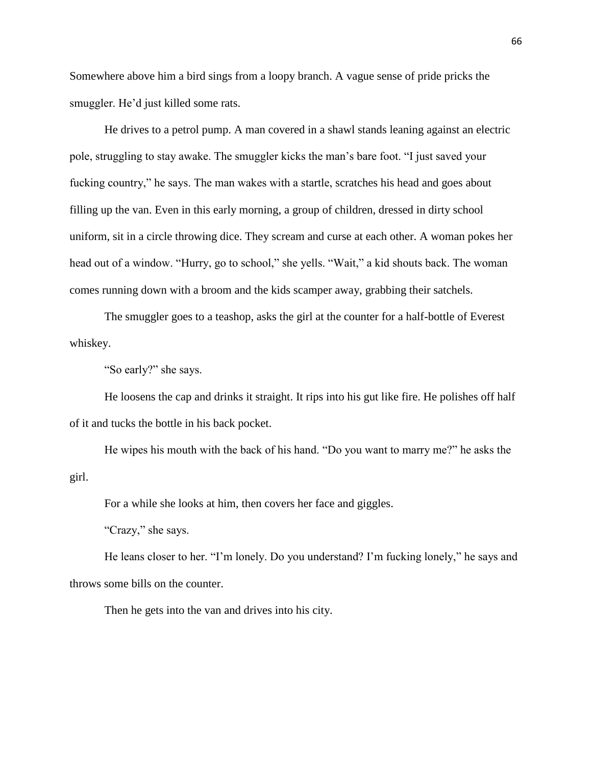Somewhere above him a bird sings from a loopy branch. A vague sense of pride pricks the smuggler. He'd just killed some rats.

He drives to a petrol pump. A man covered in a shawl stands leaning against an electric pole, struggling to stay awake. The smuggler kicks the man's bare foot. "I just saved your fucking country," he says. The man wakes with a startle, scratches his head and goes about filling up the van. Even in this early morning, a group of children, dressed in dirty school uniform, sit in a circle throwing dice. They scream and curse at each other. A woman pokes her head out of a window. "Hurry, go to school," she yells. "Wait," a kid shouts back. The woman comes running down with a broom and the kids scamper away, grabbing their satchels.

The smuggler goes to a teashop, asks the girl at the counter for a half-bottle of Everest whiskey.

"So early?" she says.

He loosens the cap and drinks it straight. It rips into his gut like fire. He polishes off half of it and tucks the bottle in his back pocket.

He wipes his mouth with the back of his hand. "Do you want to marry me?" he asks the girl.

For a while she looks at him, then covers her face and giggles.

"Crazy," she says.

He leans closer to her. "I'm lonely. Do you understand? I'm fucking lonely," he says and throws some bills on the counter.

Then he gets into the van and drives into his city.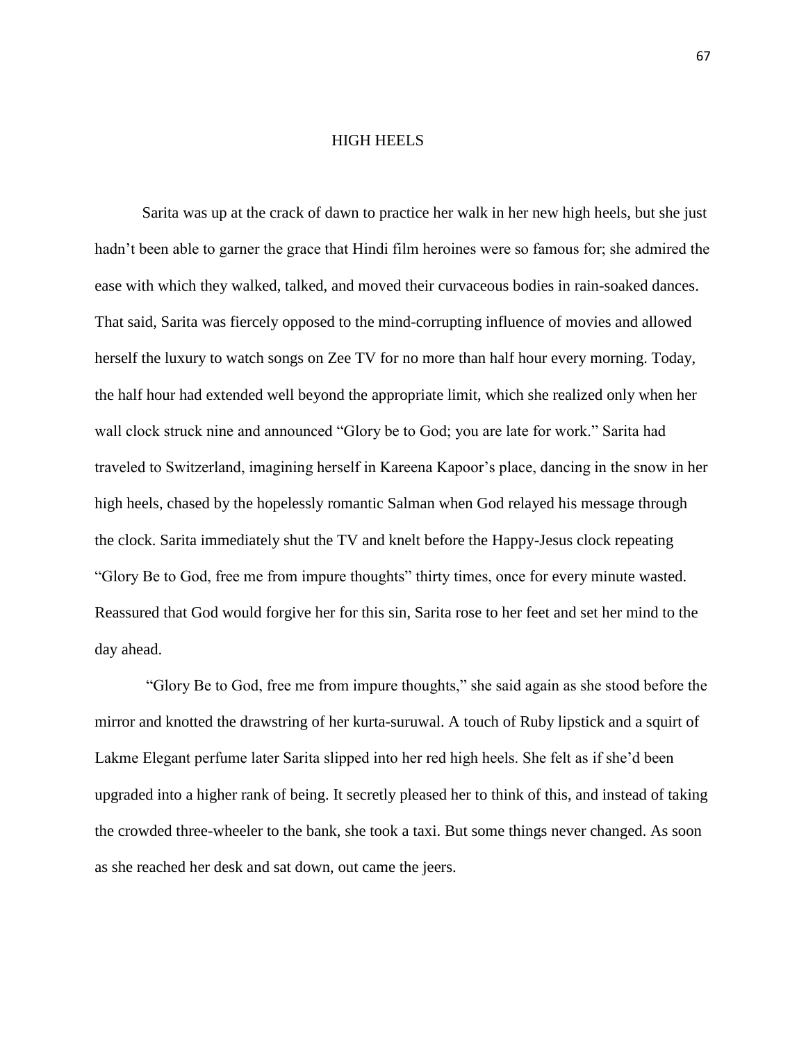# HIGH HEELS

Sarita was up at the crack of dawn to practice her walk in her new high heels, but she just hadn't been able to garner the grace that Hindi film heroines were so famous for; she admired the ease with which they walked, talked, and moved their curvaceous bodies in rain-soaked dances. That said, Sarita was fiercely opposed to the mind-corrupting influence of movies and allowed herself the luxury to watch songs on Zee TV for no more than half hour every morning. Today, the half hour had extended well beyond the appropriate limit, which she realized only when her wall clock struck nine and announced "Glory be to God; you are late for work." Sarita had traveled to Switzerland, imagining herself in Kareena Kapoor's place, dancing in the snow in her high heels, chased by the hopelessly romantic Salman when God relayed his message through the clock. Sarita immediately shut the TV and knelt before the Happy-Jesus clock repeating "Glory Be to God, free me from impure thoughts" thirty times, once for every minute wasted. Reassured that God would forgive her for this sin, Sarita rose to her feet and set her mind to the day ahead.

"Glory Be to God, free me from impure thoughts," she said again as she stood before the mirror and knotted the drawstring of her kurta-suruwal. A touch of Ruby lipstick and a squirt of Lakme Elegant perfume later Sarita slipped into her red high heels. She felt as if she'd been upgraded into a higher rank of being. It secretly pleased her to think of this, and instead of taking the crowded three-wheeler to the bank, she took a taxi. But some things never changed. As soon as she reached her desk and sat down, out came the jeers.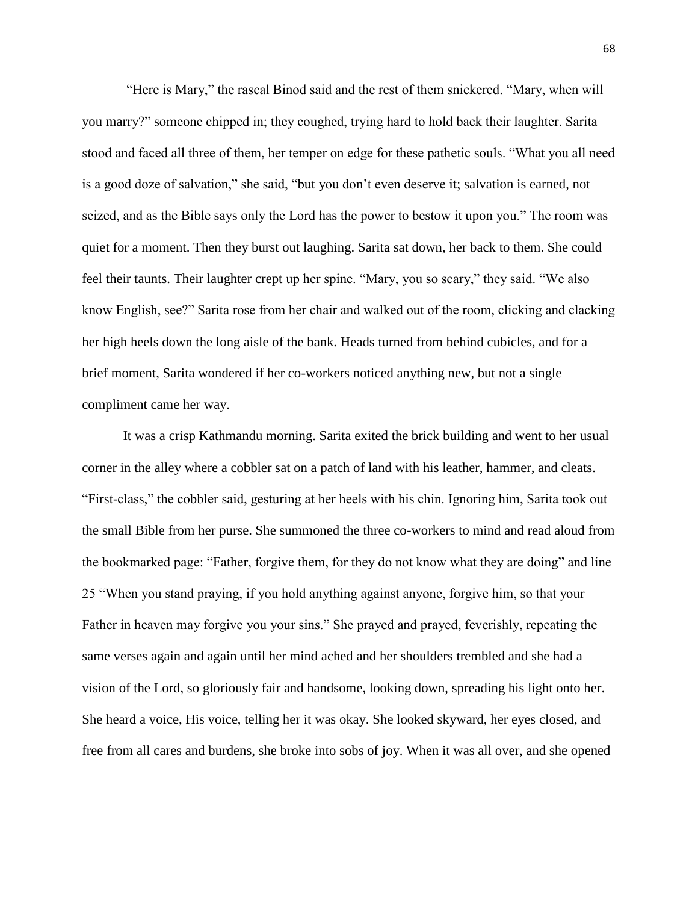"Here is Mary," the rascal Binod said and the rest of them snickered. "Mary, when will you marry?" someone chipped in; they coughed, trying hard to hold back their laughter. Sarita stood and faced all three of them, her temper on edge for these pathetic souls. "What you all need is a good doze of salvation," she said, "but you don't even deserve it; salvation is earned, not seized, and as the Bible says only the Lord has the power to bestow it upon you." The room was quiet for a moment. Then they burst out laughing. Sarita sat down, her back to them. She could feel their taunts. Their laughter crept up her spine. "Mary, you so scary," they said. "We also know English, see?" Sarita rose from her chair and walked out of the room, clicking and clacking her high heels down the long aisle of the bank. Heads turned from behind cubicles, and for a brief moment, Sarita wondered if her co-workers noticed anything new, but not a single compliment came her way.

It was a crisp Kathmandu morning. Sarita exited the brick building and went to her usual corner in the alley where a cobbler sat on a patch of land with his leather, hammer, and cleats. "First-class," the cobbler said, gesturing at her heels with his chin. Ignoring him, Sarita took out the small Bible from her purse. She summoned the three co-workers to mind and read aloud from the bookmarked page: "Father, forgive them, for they do not know what they are doing" and line 25 "When you stand praying, if you hold anything against anyone, forgive him, so that your Father in heaven may forgive you your sins." She prayed and prayed, feverishly, repeating the same verses again and again until her mind ached and her shoulders trembled and she had a vision of the Lord, so gloriously fair and handsome, looking down, spreading his light onto her. She heard a voice, His voice, telling her it was okay. She looked skyward, her eyes closed, and free from all cares and burdens, she broke into sobs of joy. When it was all over, and she opened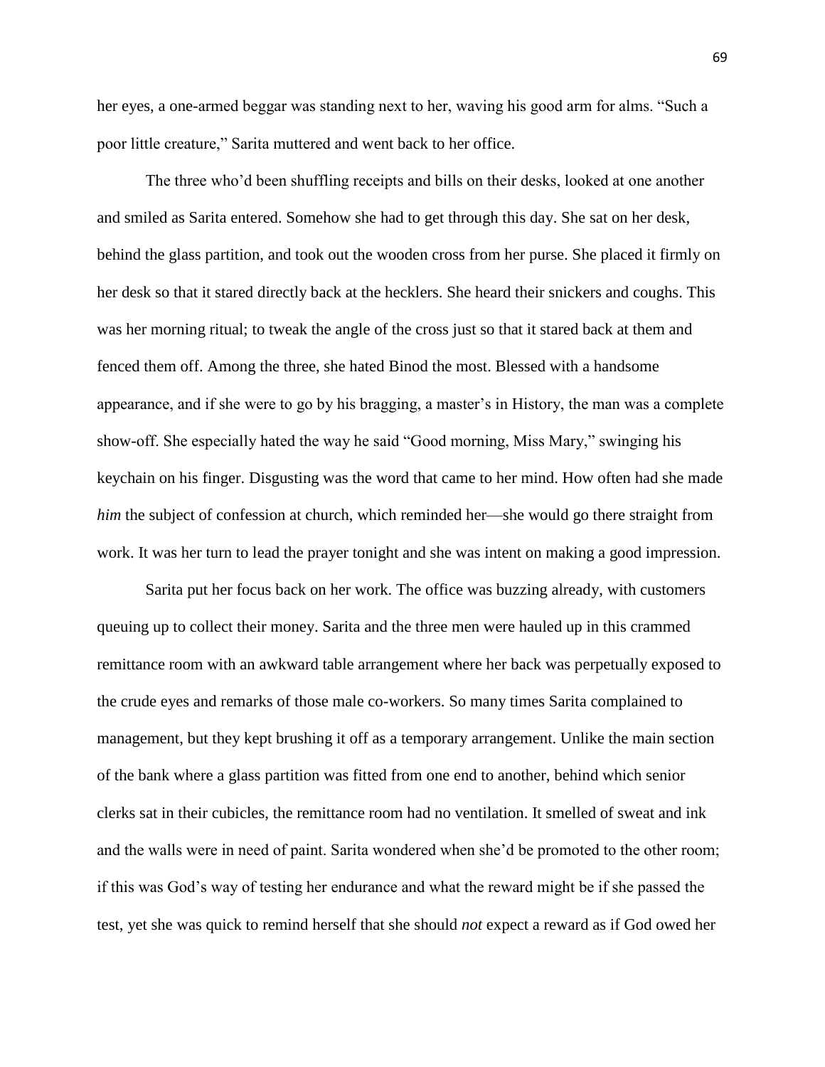her eyes, a one-armed beggar was standing next to her, waving his good arm for alms. "Such a poor little creature," Sarita muttered and went back to her office.

The three who'd been shuffling receipts and bills on their desks, looked at one another and smiled as Sarita entered. Somehow she had to get through this day. She sat on her desk, behind the glass partition, and took out the wooden cross from her purse. She placed it firmly on her desk so that it stared directly back at the hecklers. She heard their snickers and coughs. This was her morning ritual; to tweak the angle of the cross just so that it stared back at them and fenced them off. Among the three, she hated Binod the most. Blessed with a handsome appearance, and if she were to go by his bragging, a master's in History, the man was a complete show-off. She especially hated the way he said "Good morning, Miss Mary," swinging his keychain on his finger. Disgusting was the word that came to her mind. How often had she made *him* the subject of confession at church, which reminded her—she would go there straight from work. It was her turn to lead the prayer tonight and she was intent on making a good impression.

Sarita put her focus back on her work. The office was buzzing already, with customers queuing up to collect their money. Sarita and the three men were hauled up in this crammed remittance room with an awkward table arrangement where her back was perpetually exposed to the crude eyes and remarks of those male co-workers. So many times Sarita complained to management, but they kept brushing it off as a temporary arrangement. Unlike the main section of the bank where a glass partition was fitted from one end to another, behind which senior clerks sat in their cubicles, the remittance room had no ventilation. It smelled of sweat and ink and the walls were in need of paint. Sarita wondered when she'd be promoted to the other room; if this was God's way of testing her endurance and what the reward might be if she passed the test, yet she was quick to remind herself that she should *not* expect a reward as if God owed her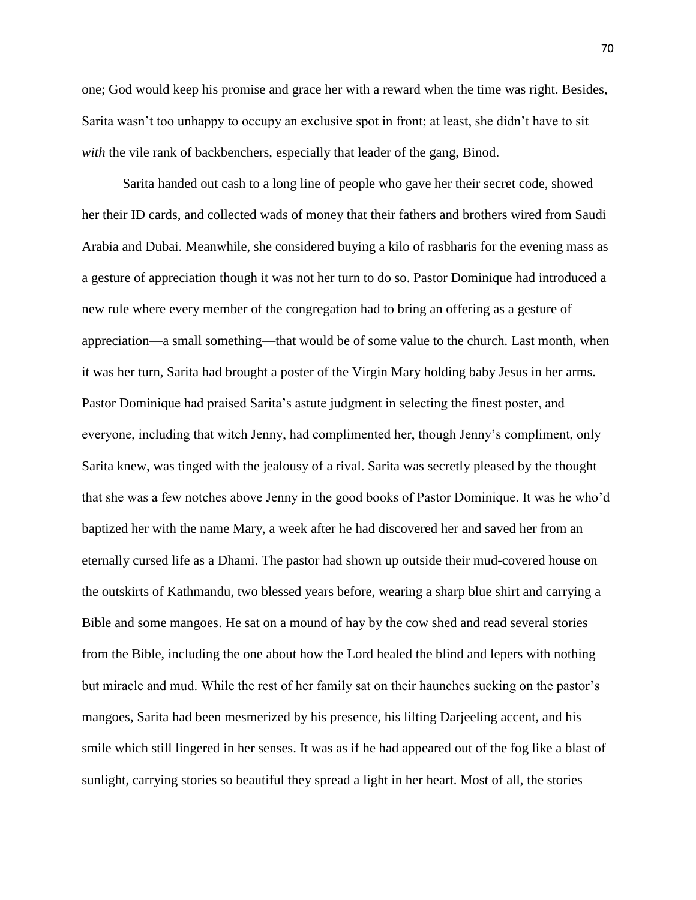one; God would keep his promise and grace her with a reward when the time was right. Besides, Sarita wasn't too unhappy to occupy an exclusive spot in front; at least, she didn't have to sit *with* the vile rank of backbenchers, especially that leader of the gang, Binod.

Sarita handed out cash to a long line of people who gave her their secret code, showed her their ID cards, and collected wads of money that their fathers and brothers wired from Saudi Arabia and Dubai. Meanwhile, she considered buying a kilo of rasbharis for the evening mass as a gesture of appreciation though it was not her turn to do so. Pastor Dominique had introduced a new rule where every member of the congregation had to bring an offering as a gesture of appreciation—a small something—that would be of some value to the church. Last month, when it was her turn, Sarita had brought a poster of the Virgin Mary holding baby Jesus in her arms. Pastor Dominique had praised Sarita's astute judgment in selecting the finest poster, and everyone, including that witch Jenny, had complimented her, though Jenny's compliment, only Sarita knew, was tinged with the jealousy of a rival. Sarita was secretly pleased by the thought that she was a few notches above Jenny in the good books of Pastor Dominique. It was he who'd baptized her with the name Mary, a week after he had discovered her and saved her from an eternally cursed life as a Dhami. The pastor had shown up outside their mud-covered house on the outskirts of Kathmandu, two blessed years before, wearing a sharp blue shirt and carrying a Bible and some mangoes. He sat on a mound of hay by the cow shed and read several stories from the Bible, including the one about how the Lord healed the blind and lepers with nothing but miracle and mud. While the rest of her family sat on their haunches sucking on the pastor's mangoes, Sarita had been mesmerized by his presence, his lilting Darjeeling accent, and his smile which still lingered in her senses. It was as if he had appeared out of the fog like a blast of sunlight, carrying stories so beautiful they spread a light in her heart. Most of all, the stories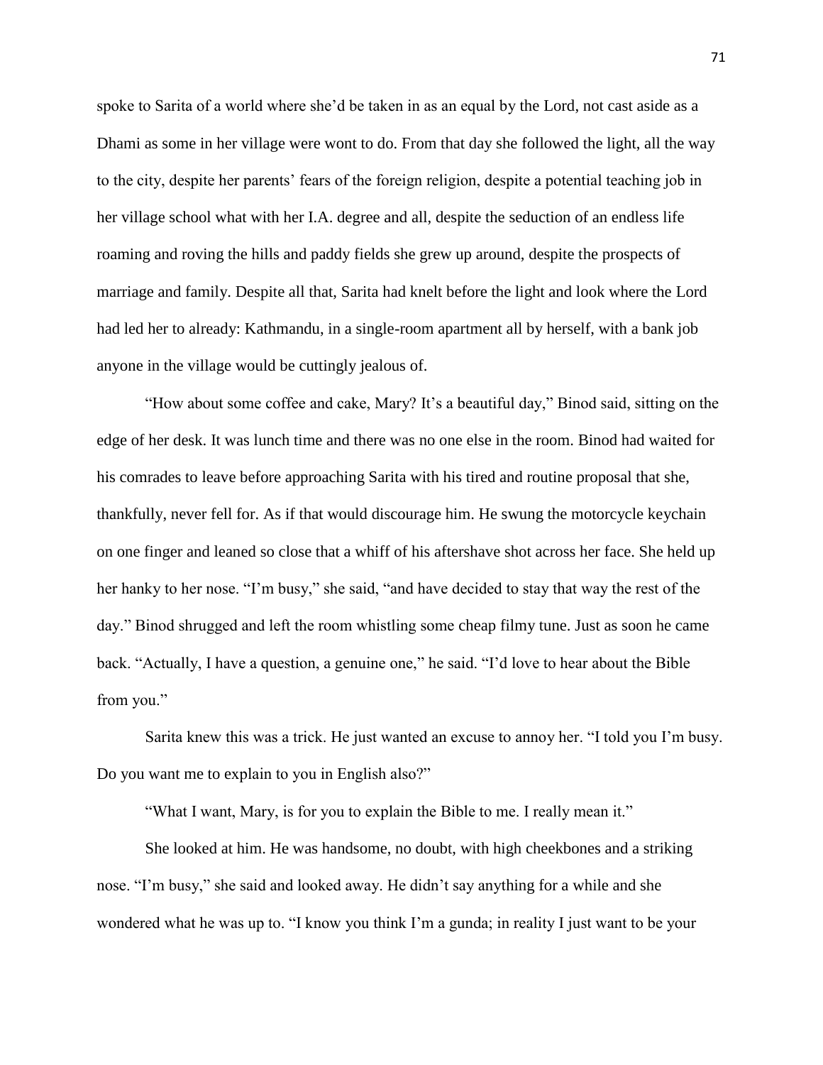spoke to Sarita of a world where she'd be taken in as an equal by the Lord, not cast aside as a Dhami as some in her village were wont to do. From that day she followed the light, all the way to the city, despite her parents' fears of the foreign religion, despite a potential teaching job in her village school what with her I.A. degree and all, despite the seduction of an endless life roaming and roving the hills and paddy fields she grew up around, despite the prospects of marriage and family. Despite all that, Sarita had knelt before the light and look where the Lord had led her to already: Kathmandu, in a single-room apartment all by herself, with a bank job anyone in the village would be cuttingly jealous of.

"How about some coffee and cake, Mary? It's a beautiful day," Binod said, sitting on the edge of her desk. It was lunch time and there was no one else in the room. Binod had waited for his comrades to leave before approaching Sarita with his tired and routine proposal that she, thankfully, never fell for. As if that would discourage him. He swung the motorcycle keychain on one finger and leaned so close that a whiff of his aftershave shot across her face. She held up her hanky to her nose. "I'm busy," she said, "and have decided to stay that way the rest of the day." Binod shrugged and left the room whistling some cheap filmy tune. Just as soon he came back. "Actually, I have a question, a genuine one," he said. "I'd love to hear about the Bible from you."

Sarita knew this was a trick. He just wanted an excuse to annoy her. "I told you I'm busy. Do you want me to explain to you in English also?"

"What I want, Mary, is for you to explain the Bible to me. I really mean it."

She looked at him. He was handsome, no doubt, with high cheekbones and a striking nose. "I'm busy," she said and looked away. He didn't say anything for a while and she wondered what he was up to. "I know you think I'm a gunda; in reality I just want to be your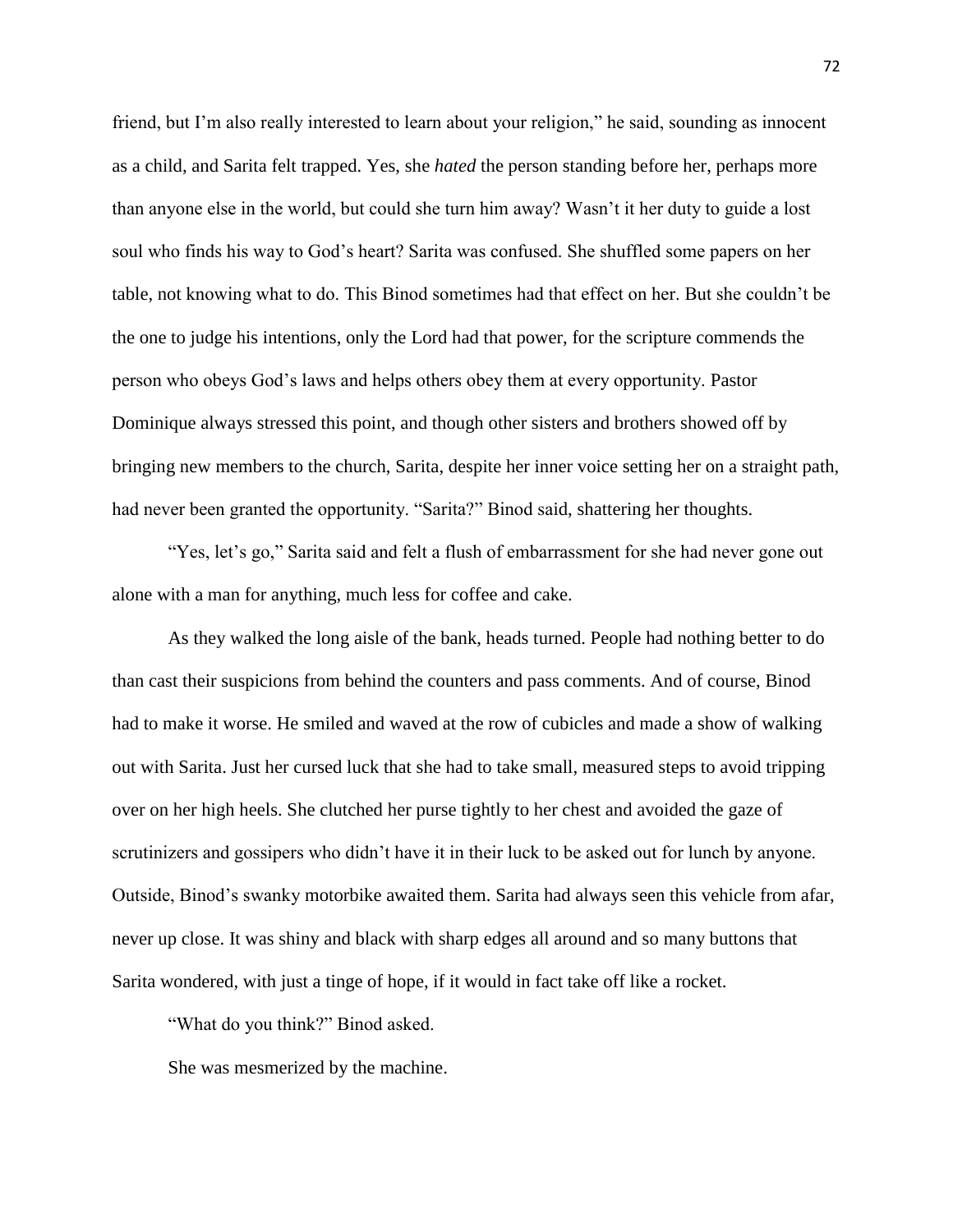friend, but I'm also really interested to learn about your religion," he said, sounding as innocent as a child, and Sarita felt trapped. Yes, she *hated* the person standing before her, perhaps more than anyone else in the world, but could she turn him away? Wasn't it her duty to guide a lost soul who finds his way to God's heart? Sarita was confused. She shuffled some papers on her table, not knowing what to do. This Binod sometimes had that effect on her. But she couldn't be the one to judge his intentions, only the Lord had that power, for the scripture commends the person who obeys God's laws and helps others obey them at every opportunity. Pastor Dominique always stressed this point, and though other sisters and brothers showed off by bringing new members to the church, Sarita, despite her inner voice setting her on a straight path, had never been granted the opportunity. "Sarita?" Binod said, shattering her thoughts.

"Yes, let's go," Sarita said and felt a flush of embarrassment for she had never gone out alone with a man for anything, much less for coffee and cake.

As they walked the long aisle of the bank, heads turned. People had nothing better to do than cast their suspicions from behind the counters and pass comments. And of course, Binod had to make it worse. He smiled and waved at the row of cubicles and made a show of walking out with Sarita. Just her cursed luck that she had to take small, measured steps to avoid tripping over on her high heels. She clutched her purse tightly to her chest and avoided the gaze of scrutinizers and gossipers who didn't have it in their luck to be asked out for lunch by anyone. Outside, Binod's swanky motorbike awaited them. Sarita had always seen this vehicle from afar, never up close. It was shiny and black with sharp edges all around and so many buttons that Sarita wondered, with just a tinge of hope, if it would in fact take off like a rocket.

"What do you think?" Binod asked.

She was mesmerized by the machine.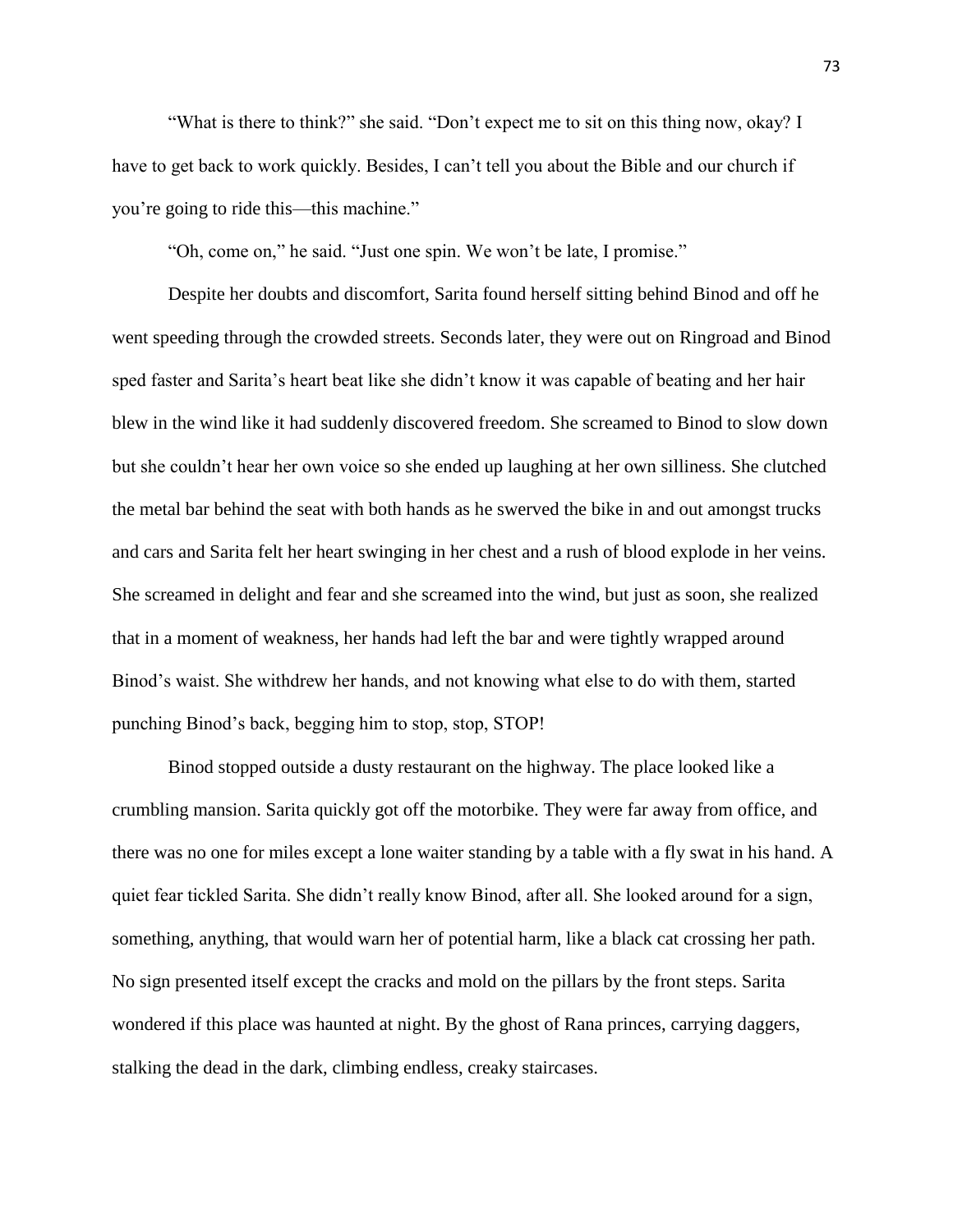"What is there to think?" she said. "Don't expect me to sit on this thing now, okay? I have to get back to work quickly. Besides, I can't tell you about the Bible and our church if you're going to ride this—this machine."

"Oh, come on," he said. "Just one spin. We won't be late, I promise."

Despite her doubts and discomfort, Sarita found herself sitting behind Binod and off he went speeding through the crowded streets. Seconds later, they were out on Ringroad and Binod sped faster and Sarita's heart beat like she didn't know it was capable of beating and her hair blew in the wind like it had suddenly discovered freedom. She screamed to Binod to slow down but she couldn't hear her own voice so she ended up laughing at her own silliness. She clutched the metal bar behind the seat with both hands as he swerved the bike in and out amongst trucks and cars and Sarita felt her heart swinging in her chest and a rush of blood explode in her veins. She screamed in delight and fear and she screamed into the wind, but just as soon, she realized that in a moment of weakness, her hands had left the bar and were tightly wrapped around Binod's waist. She withdrew her hands, and not knowing what else to do with them, started punching Binod's back, begging him to stop, stop, STOP!

Binod stopped outside a dusty restaurant on the highway. The place looked like a crumbling mansion. Sarita quickly got off the motorbike. They were far away from office, and there was no one for miles except a lone waiter standing by a table with a fly swat in his hand. A quiet fear tickled Sarita. She didn't really know Binod, after all. She looked around for a sign, something, anything, that would warn her of potential harm, like a black cat crossing her path. No sign presented itself except the cracks and mold on the pillars by the front steps. Sarita wondered if this place was haunted at night. By the ghost of Rana princes, carrying daggers, stalking the dead in the dark, climbing endless, creaky staircases.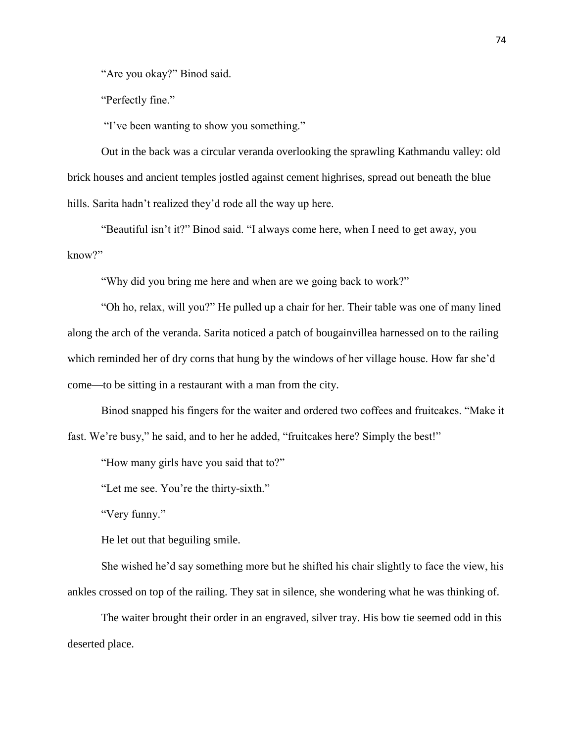"Are you okay?" Binod said.

"Perfectly fine."

"I've been wanting to show you something."

Out in the back was a circular veranda overlooking the sprawling Kathmandu valley: old brick houses and ancient temples jostled against cement highrises, spread out beneath the blue hills. Sarita hadn't realized they'd rode all the way up here.

"Beautiful isn't it?" Binod said. "I always come here, when I need to get away, you know?"

"Why did you bring me here and when are we going back to work?"

"Oh ho, relax, will you?" He pulled up a chair for her. Their table was one of many lined along the arch of the veranda. Sarita noticed a patch of bougainvillea harnessed on to the railing which reminded her of dry corns that hung by the windows of her village house. How far she'd come—to be sitting in a restaurant with a man from the city.

Binod snapped his fingers for the waiter and ordered two coffees and fruitcakes. "Make it fast. We're busy," he said, and to her he added, "fruitcakes here? Simply the best!"

"How many girls have you said that to?"

"Let me see. You're the thirty-sixth."

"Very funny."

He let out that beguiling smile.

She wished he'd say something more but he shifted his chair slightly to face the view, his ankles crossed on top of the railing. They sat in silence, she wondering what he was thinking of.

The waiter brought their order in an engraved, silver tray. His bow tie seemed odd in this deserted place.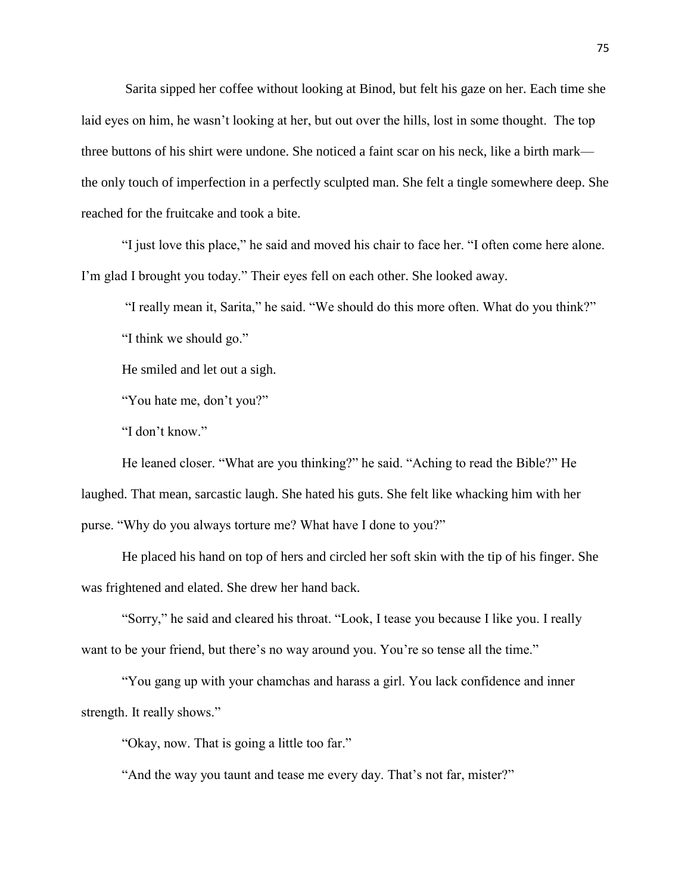Sarita sipped her coffee without looking at Binod, but felt his gaze on her. Each time she laid eyes on him, he wasn't looking at her, but out over the hills, lost in some thought. The top three buttons of his shirt were undone. She noticed a faint scar on his neck, like a birth mark—the only touch of imperfection in a perfectly sculpted man. She felt a tingle somewhere deep. She reached for the fruitcake and took a bite.

"I just love this place," he said and moved his chair to face her. "I often come here alone. I'm glad I brought you today." Their eyes fell on each other. She looked away.

"I really mean it, Sarita," he said. "We should do this more often. What do you think?"

"I think we should go."

He smiled and let out a sigh.

"You hate me, don't you?"

"I don't know."

He leaned closer. "What are you thinking?" he said. "Aching to read the Bible?" He laughed. That mean, sarcastic laugh. She hated his guts. She felt like whacking him with her purse. "Why do you always torture me? What have I done to you?"

He placed his hand on top of hers and circled her soft skin with the tip of his finger. She was frightened and elated. She drew her hand back.

"Sorry," he said and cleared his throat. "Look, I tease you because I like you. I really want to be your friend, but there's no way around you. You're so tense all the time."

"You gang up with your chamchas and harass a girl. You lack confidence and inner strength. It really shows."

"Okay, now. That is going a little too far."

"And the way you taunt and tease me every day. That's not far, mister?"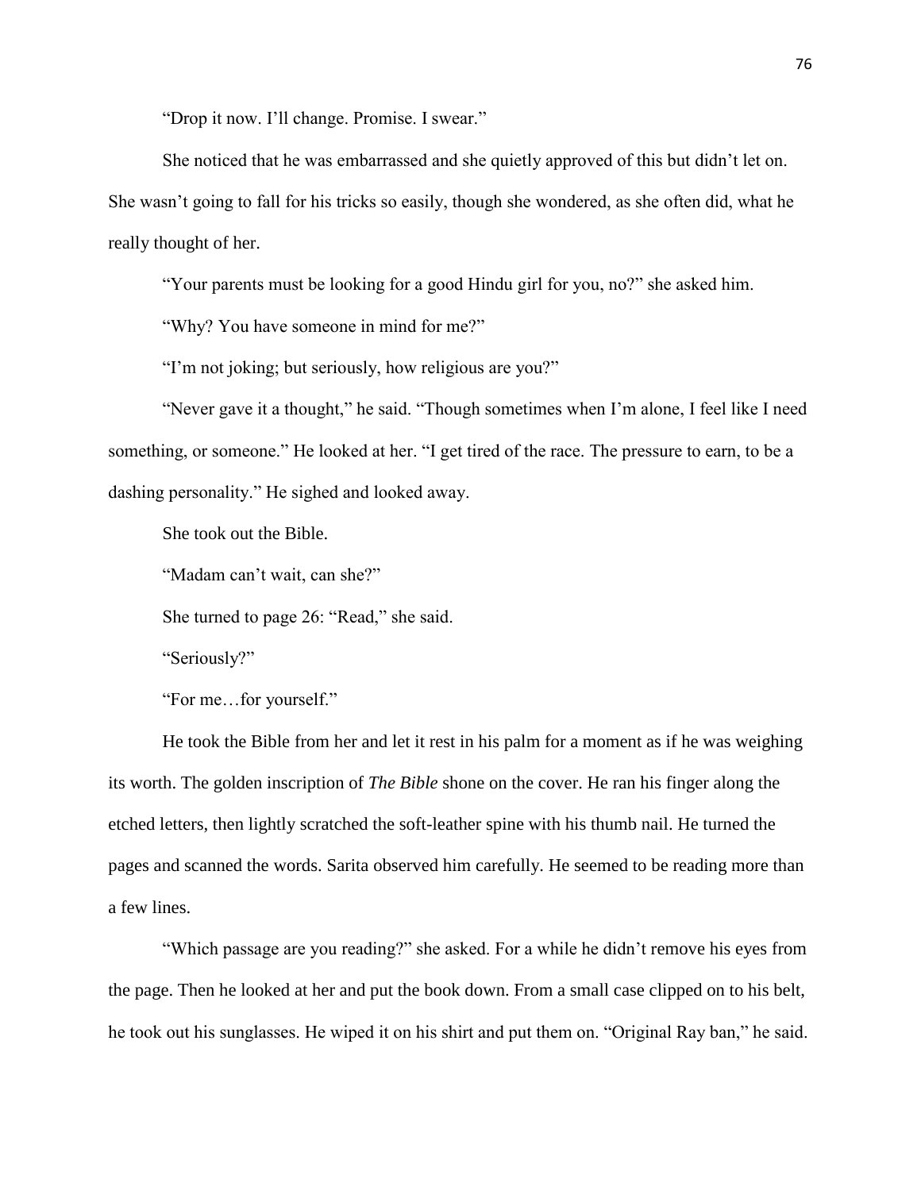"Drop it now. I'll change. Promise. I swear."

She noticed that he was embarrassed and she quietly approved of this but didn't let on. She wasn't going to fall for his tricks so easily, though she wondered, as she often did, what he really thought of her.

"Your parents must be looking for a good Hindu girl for you, no?" she asked him.

"Why? You have someone in mind for me?"

"I'm not joking; but seriously, how religious are you?"

"Never gave it a thought," he said. "Though sometimes when I'm alone, I feel like I need something, or someone." He looked at her. "I get tired of the race. The pressure to earn, to be a dashing personality." He sighed and looked away.

She took out the Bible.

"Madam can't wait, can she?"

She turned to page 26: "Read," she said.

"Seriously?"

"For me…for yourself."

He took the Bible from her and let it rest in his palm for a moment as if he was weighing its worth. The golden inscription of *The Bible* shone on the cover. He ran his finger along the etched letters, then lightly scratched the soft-leather spine with his thumb nail. He turned the pages and scanned the words. Sarita observed him carefully. He seemed to be reading more than a few lines.

"Which passage are you reading?" she asked. For a while he didn't remove his eyes from the page. Then he looked at her and put the book down. From a small case clipped on to his belt, he took out his sunglasses. He wiped it on his shirt and put them on. "Original Ray ban," he said.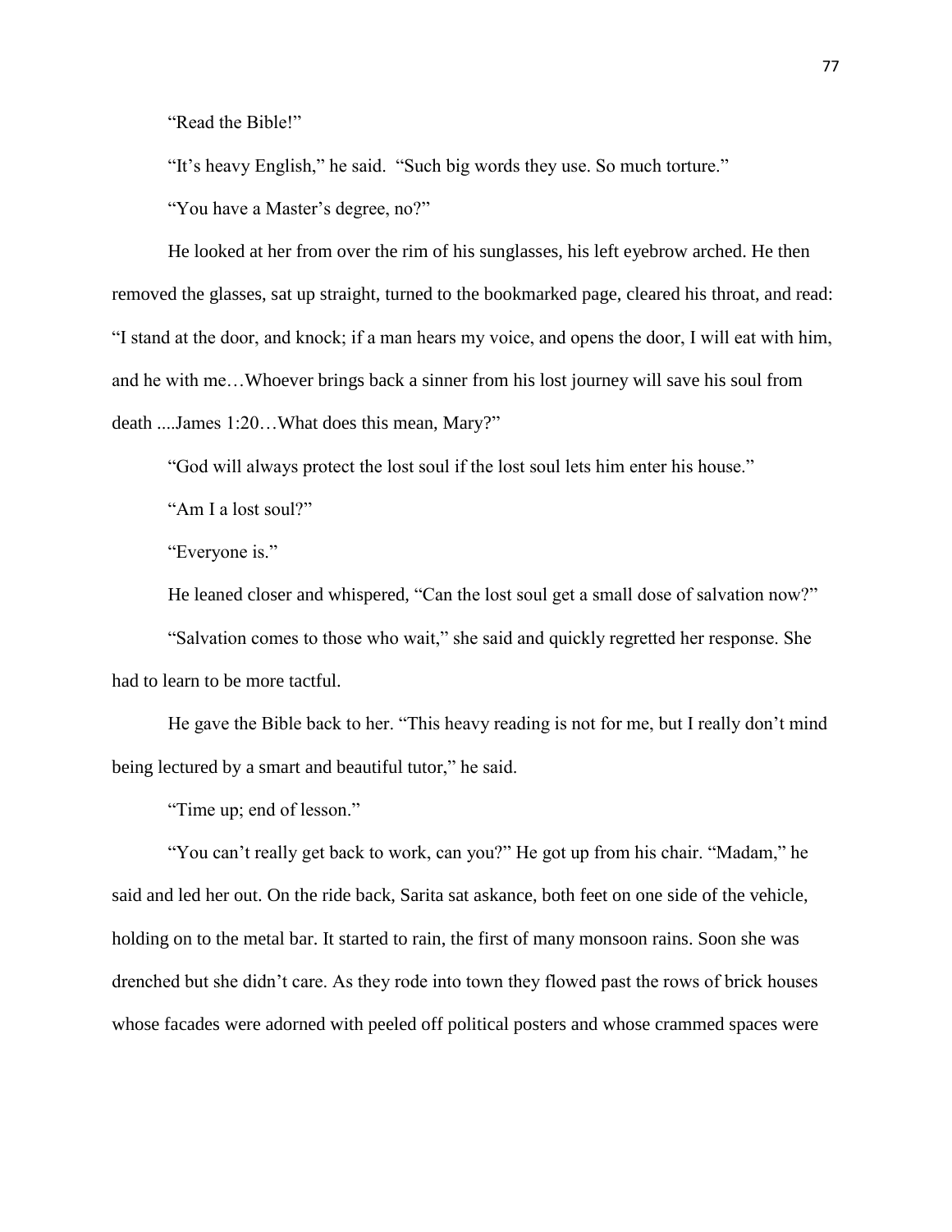"Read the Bible!"

"It's heavy English," he said. "Such big words they use. So much torture."

"You have a Master's degree, no?"

He looked at her from over the rim of his sunglasses, his left eyebrow arched. He then removed the glasses, sat up straight, turned to the bookmarked page, cleared his throat, and read: "I stand at the door, and knock; if a man hears my voice, and opens the door, I will eat with him, and he with me…Whoever brings back a sinner from his lost journey will save his soul from death ....James 1:20…What does this mean, Mary?"

"God will always protect the lost soul if the lost soul lets him enter his house."

"Am I a lost soul?"

"Everyone is."

He leaned closer and whispered, "Can the lost soul get a small dose of salvation now?"

"Salvation comes to those who wait," she said and quickly regretted her response. She had to learn to be more tactful.

He gave the Bible back to her. "This heavy reading is not for me, but I really don't mind being lectured by a smart and beautiful tutor," he said.

"Time up; end of lesson."

"You can't really get back to work, can you?" He got up from his chair. "Madam," he said and led her out. On the ride back, Sarita sat askance, both feet on one side of the vehicle, holding on to the metal bar. It started to rain, the first of many monsoon rains. Soon she was drenched but she didn't care. As they rode into town they flowed past the rows of brick houses whose facades were adorned with peeled off political posters and whose crammed spaces were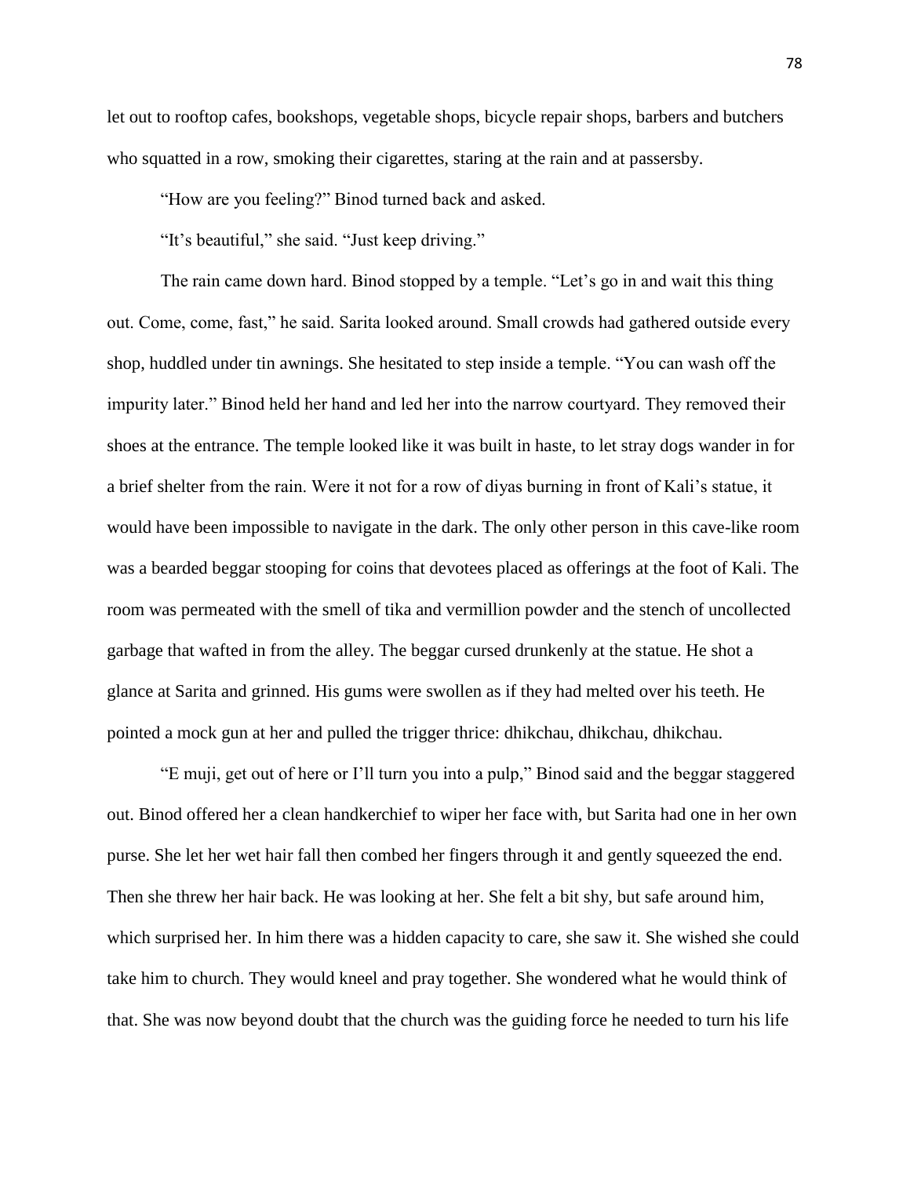let out to rooftop cafes, bookshops, vegetable shops, bicycle repair shops, barbers and butchers who squatted in a row, smoking their cigarettes, staring at the rain and at passersby.

"How are you feeling?" Binod turned back and asked.

"It's beautiful," she said. "Just keep driving."

The rain came down hard. Binod stopped by a temple. "Let's go in and wait this thing out. Come, come, fast," he said. Sarita looked around. Small crowds had gathered outside every shop, huddled under tin awnings. She hesitated to step inside a temple. "You can wash off the impurity later." Binod held her hand and led her into the narrow courtyard. They removed their shoes at the entrance. The temple looked like it was built in haste, to let stray dogs wander in for a brief shelter from the rain. Were it not for a row of diyas burning in front of Kali's statue, it would have been impossible to navigate in the dark. The only other person in this cave-like room was a bearded beggar stooping for coins that devotees placed as offerings at the foot of Kali. The room was permeated with the smell of tika and vermillion powder and the stench of uncollected garbage that wafted in from the alley. The beggar cursed drunkenly at the statue. He shot a glance at Sarita and grinned. His gums were swollen as if they had melted over his teeth. He pointed a mock gun at her and pulled the trigger thrice: dhikchau, dhikchau, dhikchau.

"E muji, get out of here or I'll turn you into a pulp," Binod said and the beggar staggered out. Binod offered her a clean handkerchief to wiper her face with, but Sarita had one in her own purse. She let her wet hair fall then combed her fingers through it and gently squeezed the end. Then she threw her hair back. He was looking at her. She felt a bit shy, but safe around him, which surprised her. In him there was a hidden capacity to care, she saw it. She wished she could take him to church. They would kneel and pray together. She wondered what he would think of that. She was now beyond doubt that the church was the guiding force he needed to turn his life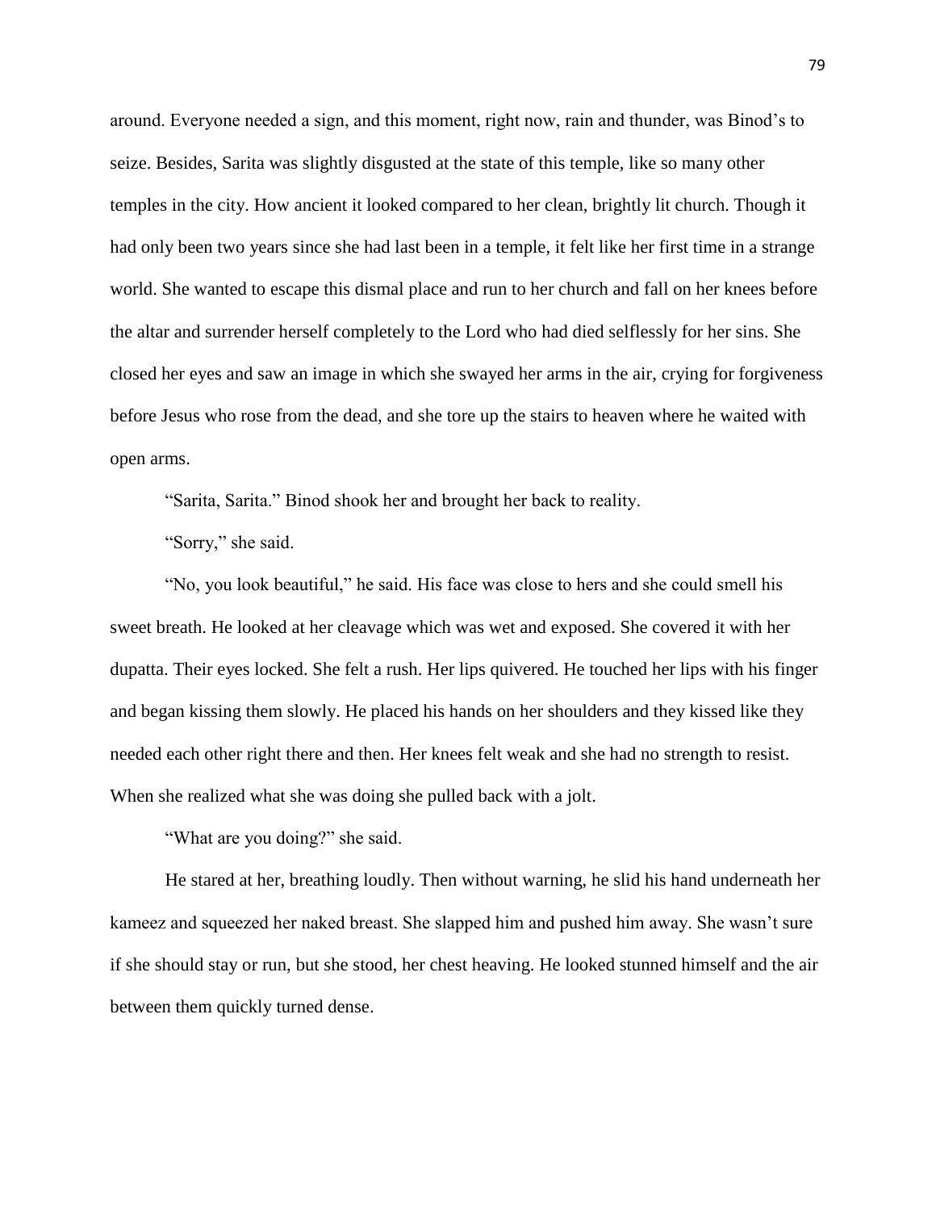around. Everyone needed a sign, and this moment, right now, rain and thunder, was Binod's to seize. Besides, Sarita was slightly disgusted at the state of this temple, like so many other temples in the city. How ancient it looked compared to her clean, brightly lit church. Though it had only been two years since she had last been in a temple, it felt like her first time in a strange world. She wanted to escape this dismal place and run to her church and fall on her knees before the altar and surrender herself completely to the Lord who had died selflessly for her sins. She closed her eyes and saw an image in which she swayed her arms in the air, crying for forgiveness before Jesus who rose from the dead, and she tore up the stairs to heaven where he waited with open arms.

"Sarita, Sarita." Binod shook her and brought her back to reality.

"Sorry," she said.

"No, you look beautiful," he said. His face was close to hers and she could smell his sweet breath. He looked at her cleavage which was wet and exposed. She covered it with her dupatta. Their eyes locked. She felt a rush. Her lips quivered. He touched her lips with his finger and began kissing them slowly. He placed his hands on her shoulders and they kissed like they needed each other right there and then. Her knees felt weak and she had no strength to resist. When she realized what she was doing she pulled back with a jolt.

"What are you doing?" she said.

He stared at her, breathing loudly. Then without warning, he slid his hand underneath her kameez and squeezed her naked breast. She slapped him and pushed him away. She wasn't sure if she should stay or run, but she stood, her chest heaving. He looked stunned himself and the air between them quickly turned dense.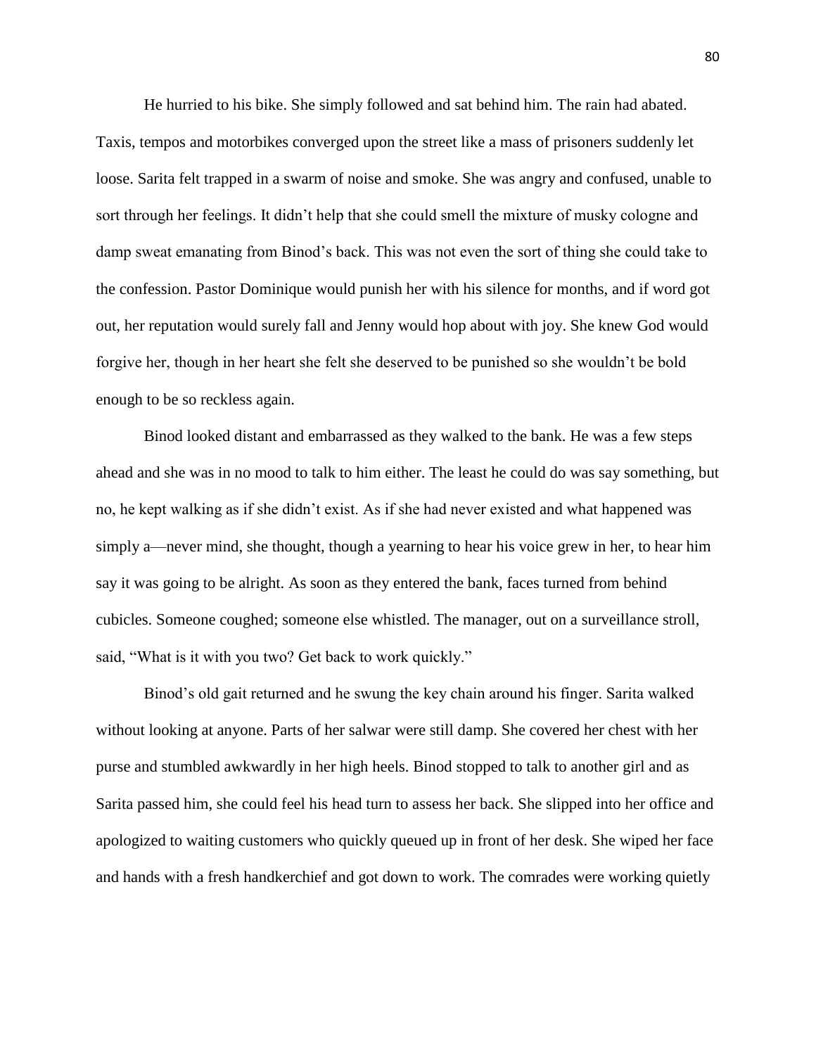He hurried to his bike. She simply followed and sat behind him. The rain had abated. Taxis, tempos and motorbikes converged upon the street like a mass of prisoners suddenly let loose. Sarita felt trapped in a swarm of noise and smoke. She was angry and confused, unable to sort through her feelings. It didn't help that she could smell the mixture of musky cologne and damp sweat emanating from Binod's back. This was not even the sort of thing she could take to the confession. Pastor Dominique would punish her with his silence for months, and if word got out, her reputation would surely fall and Jenny would hop about with joy. She knew God would forgive her, though in her heart she felt she deserved to be punished so she wouldn't be bold enough to be so reckless again.

Binod looked distant and embarrassed as they walked to the bank. He was a few steps ahead and she was in no mood to talk to him either. The least he could do was say something, but no, he kept walking as if she didn't exist. As if she had never existed and what happened was simply a—never mind, she thought, though a yearning to hear his voice grew in her, to hear him say it was going to be alright. As soon as they entered the bank, faces turned from behind cubicles. Someone coughed; someone else whistled. The manager, out on a surveillance stroll, said, "What is it with you two? Get back to work quickly."

Binod's old gait returned and he swung the key chain around his finger. Sarita walked without looking at anyone. Parts of her salwar were still damp. She covered her chest with her purse and stumbled awkwardly in her high heels. Binod stopped to talk to another girl and as Sarita passed him, she could feel his head turn to assess her back. She slipped into her office and apologized to waiting customers who quickly queued up in front of her desk. She wiped her face and hands with a fresh handkerchief and got down to work. The comrades were working quietly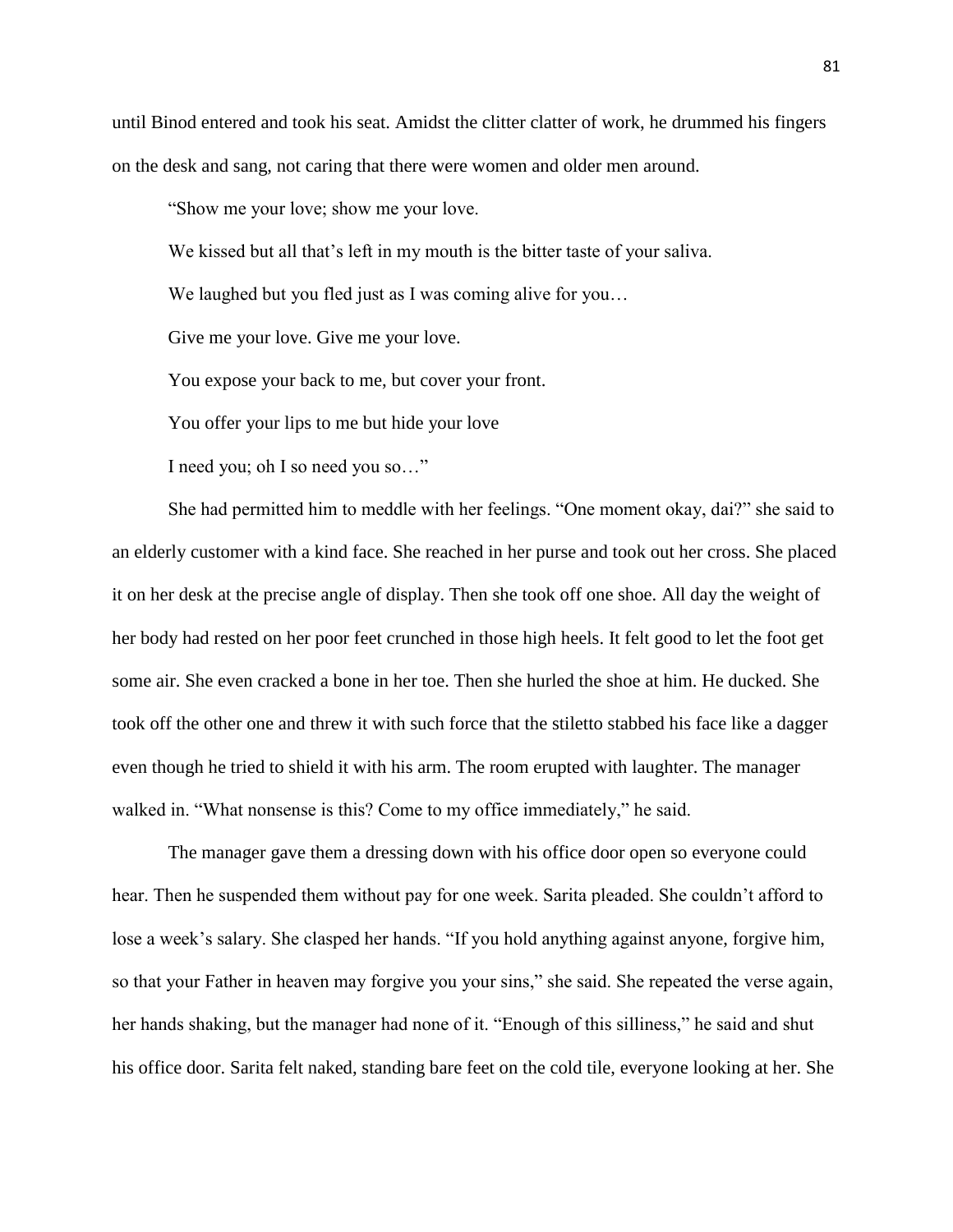until Binod entered and took his seat. Amidst the clitter clatter of work, he drummed his fingers on the desk and sang, not caring that there were women and older men around.

"Show me your love; show me your love.

We kissed but all that's left in my mouth is the bitter taste of your saliva.

We laughed but you fled just as I was coming alive for you…

Give me your love. Give me your love.

You expose your back to me, but cover your front.

You offer your lips to me but hide your love

I need you; oh I so need you so…"

She had permitted him to meddle with her feelings. "One moment okay, dai?" she said to an elderly customer with a kind face. She reached in her purse and took out her cross. She placed it on her desk at the precise angle of display. Then she took off one shoe. All day the weight of her body had rested on her poor feet crunched in those high heels. It felt good to let the foot get some air. She even cracked a bone in her toe. Then she hurled the shoe at him. He ducked. She took off the other one and threw it with such force that the stiletto stabbed his face like a dagger even though he tried to shield it with his arm. The room erupted with laughter. The manager walked in. "What nonsense is this? Come to my office immediately," he said.

The manager gave them a dressing down with his office door open so everyone could hear. Then he suspended them without pay for one week. Sarita pleaded. She couldn't afford to lose a week's salary. She clasped her hands. "If you hold anything against anyone, forgive him, so that your Father in heaven may forgive you your sins," she said. She repeated the verse again, her hands shaking, but the manager had none of it. "Enough of this silliness," he said and shut his office door. Sarita felt naked, standing bare feet on the cold tile, everyone looking at her. She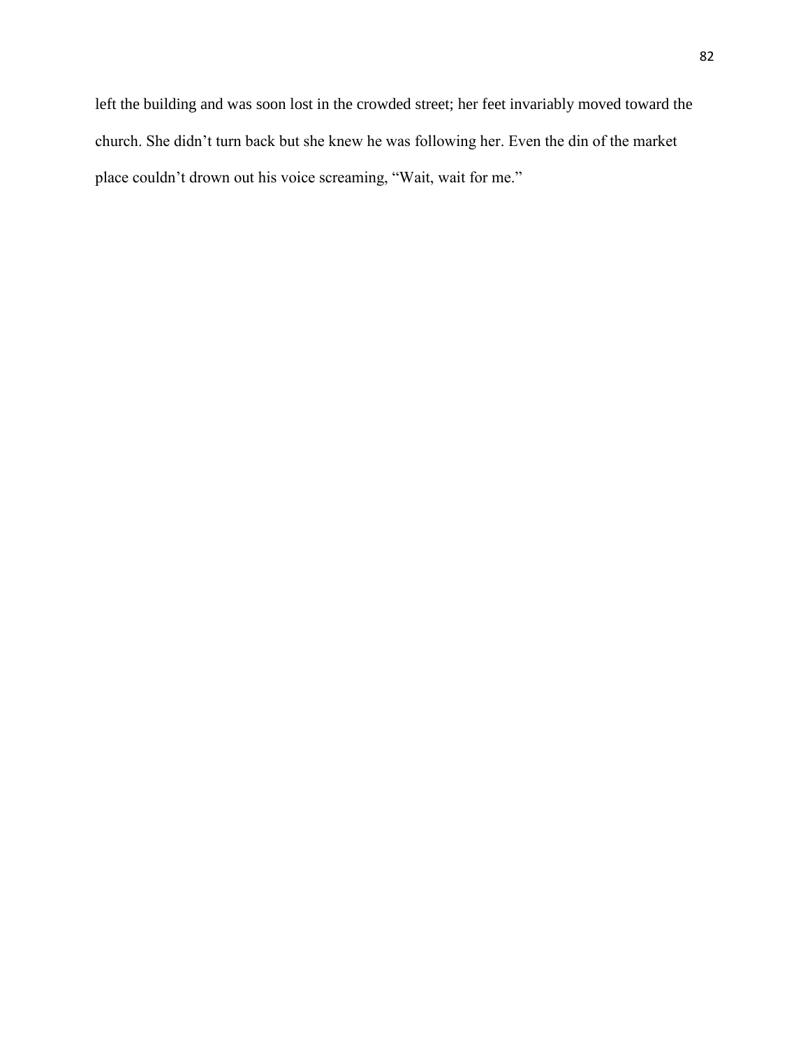left the building and was soon lost in the crowded street; her feet invariably moved toward the church. She didn’t turn back but she knew he was following her. Even the din of the market place couldn’t drown out his voice screaming, “Wait, wait for me.”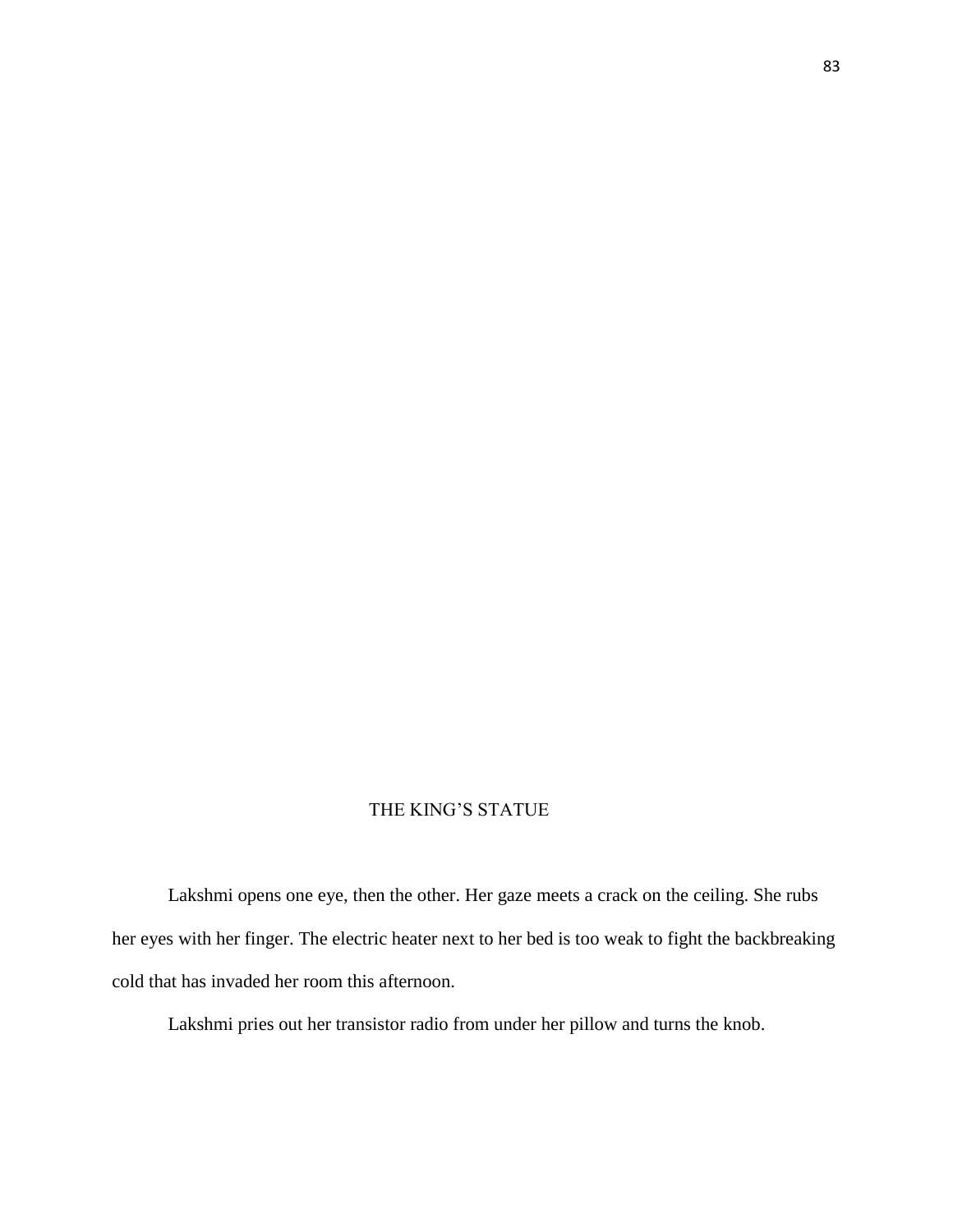# THE KING'S STATUE

Lakshmi opens one eye, then the other. Her gaze meets a crack on the ceiling. She rubs her eyes with her finger. The electric heater next to her bed is too weak to fight the backbreaking cold that has invaded her room this afternoon.

Lakshmi pries out her transistor radio from under her pillow and turns the knob.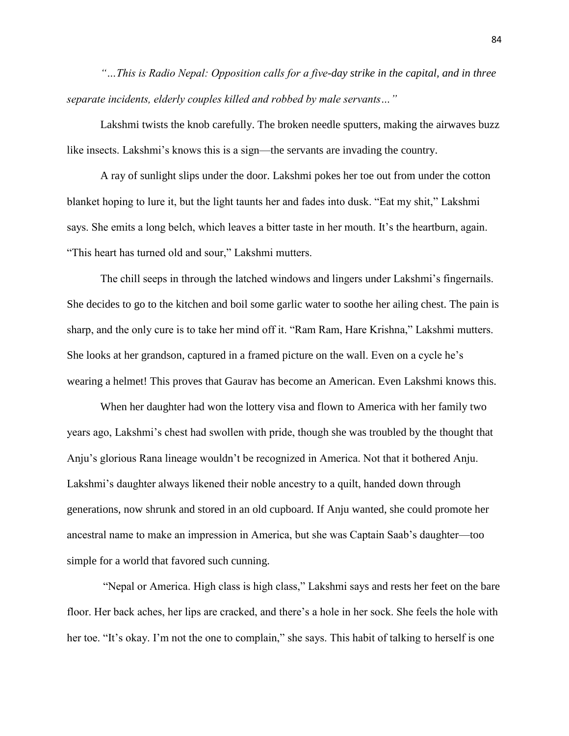*"…This is Radio Nepal: Opposition calls for a five-day strike in the capital, and in three separate incidents, elderly couples killed and robbed by male servants…"*

Lakshmi twists the knob carefully. The broken needle sputters, making the airwaves buzz like insects. Lakshmi's knows this is a sign—the servants are invading the country.

A ray of sunlight slips under the door. Lakshmi pokes her toe out from under the cotton blanket hoping to lure it, but the light taunts her and fades into dusk. "Eat my shit," Lakshmi says. She emits a long belch, which leaves a bitter taste in her mouth. It's the heartburn, again. "This heart has turned old and sour," Lakshmi mutters.

The chill seeps in through the latched windows and lingers under Lakshmi's fingernails. She decides to go to the kitchen and boil some garlic water to soothe her ailing chest. The pain is sharp, and the only cure is to take her mind off it. "Ram Ram, Hare Krishna," Lakshmi mutters. She looks at her grandson, captured in a framed picture on the wall. Even on a cycle he's wearing a helmet! This proves that Gaurav has become an American. Even Lakshmi knows this.

When her daughter had won the lottery visa and flown to America with her family two years ago, Lakshmi's chest had swollen with pride, though she was troubled by the thought that Anju's glorious Rana lineage wouldn't be recognized in America. Not that it bothered Anju. Lakshmi's daughter always likened their noble ancestry to a quilt, handed down through generations, now shrunk and stored in an old cupboard. If Anju wanted, she could promote her ancestral name to make an impression in America, but she was Captain Saab's daughter—too simple for a world that favored such cunning.

"Nepal or America. High class is high class," Lakshmi says and rests her feet on the bare floor. Her back aches, her lips are cracked, and there's a hole in her sock. She feels the hole with her toe. "It's okay. I'm not the one to complain," she says. This habit of talking to herself is one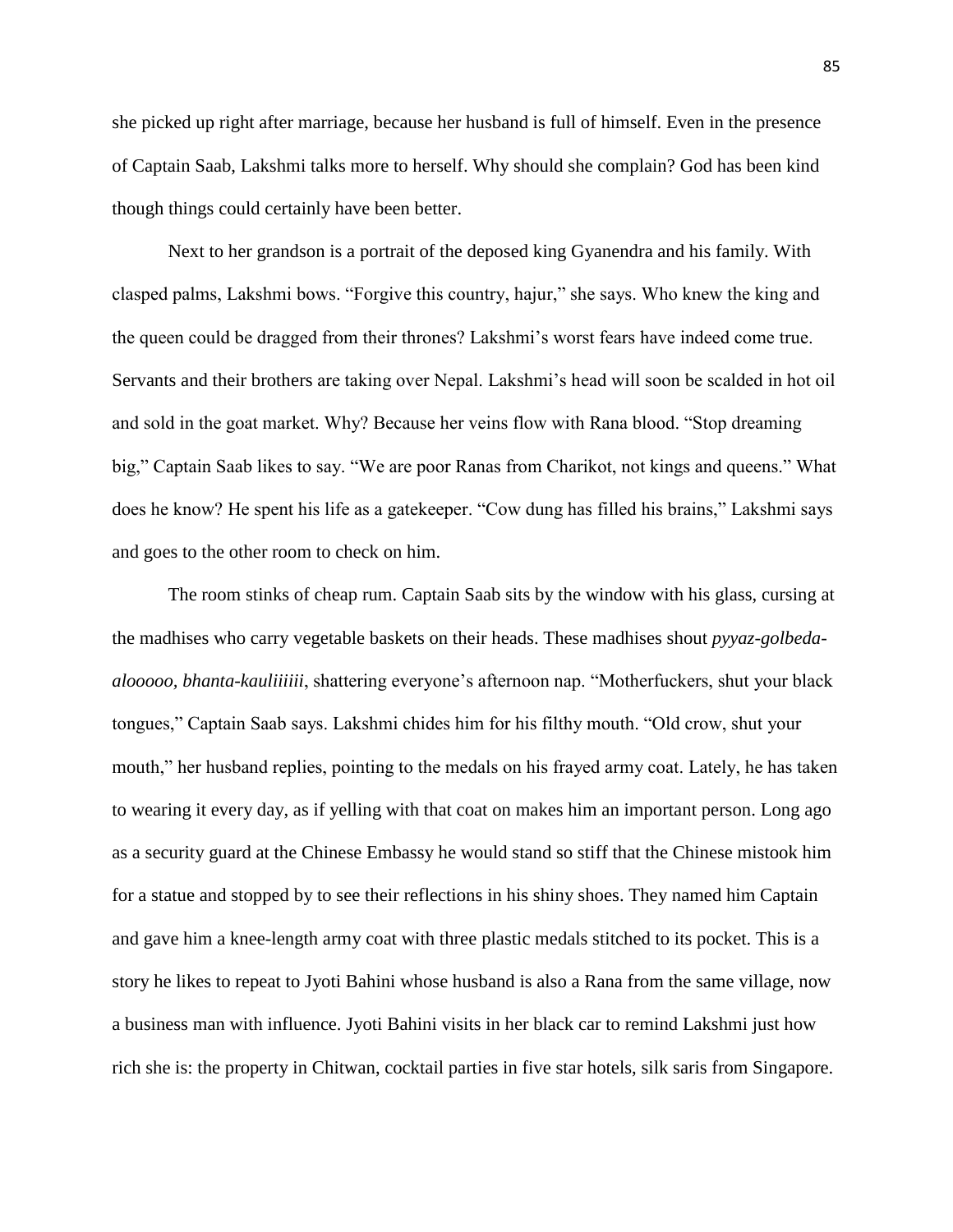she picked up right after marriage, because her husband is full of himself. Even in the presence of Captain Saab, Lakshmi talks more to herself. Why should she complain? God has been kind though things could certainly have been better.

Next to her grandson is a portrait of the deposed king Gyanendra and his family. With clasped palms, Lakshmi bows. "Forgive this country, hajur," she says. Who knew the king and the queen could be dragged from their thrones? Lakshmi's worst fears have indeed come true. Servants and their brothers are taking over Nepal. Lakshmi's head will soon be scalded in hot oil and sold in the goat market. Why? Because her veins flow with Rana blood. "Stop dreaming big," Captain Saab likes to say. "We are poor Ranas from Charikot, not kings and queens." What does he know? He spent his life as a gatekeeper. "Cow dung has filled his brains," Lakshmi says and goes to the other room to check on him.

The room stinks of cheap rum. Captain Saab sits by the window with his glass, cursing at the madhises who carry vegetable baskets on their heads. These madhises shout *pyyaz-golbeda-alooooo, bhanta-kauliiiiii*, shattering everyone's afternoon nap. "Motherfuckers, shut your black tongues," Captain Saab says. Lakshmi chides him for his filthy mouth. "Old crow, shut your mouth," her husband replies, pointing to the medals on his frayed army coat. Lately, he has taken to wearing it every day, as if yelling with that coat on makes him an important person. Long ago as a security guard at the Chinese Embassy he would stand so stiff that the Chinese mistook him for a statue and stopped by to see their reflections in his shiny shoes. They named him Captain and gave him a knee-length army coat with three plastic medals stitched to its pocket. This is a story he likes to repeat to Jyoti Bahini whose husband is also a Rana from the same village, now a business man with influence. Jyoti Bahini visits in her black car to remind Lakshmi just how rich she is: the property in Chitwan, cocktail parties in five star hotels, silk saris from Singapore.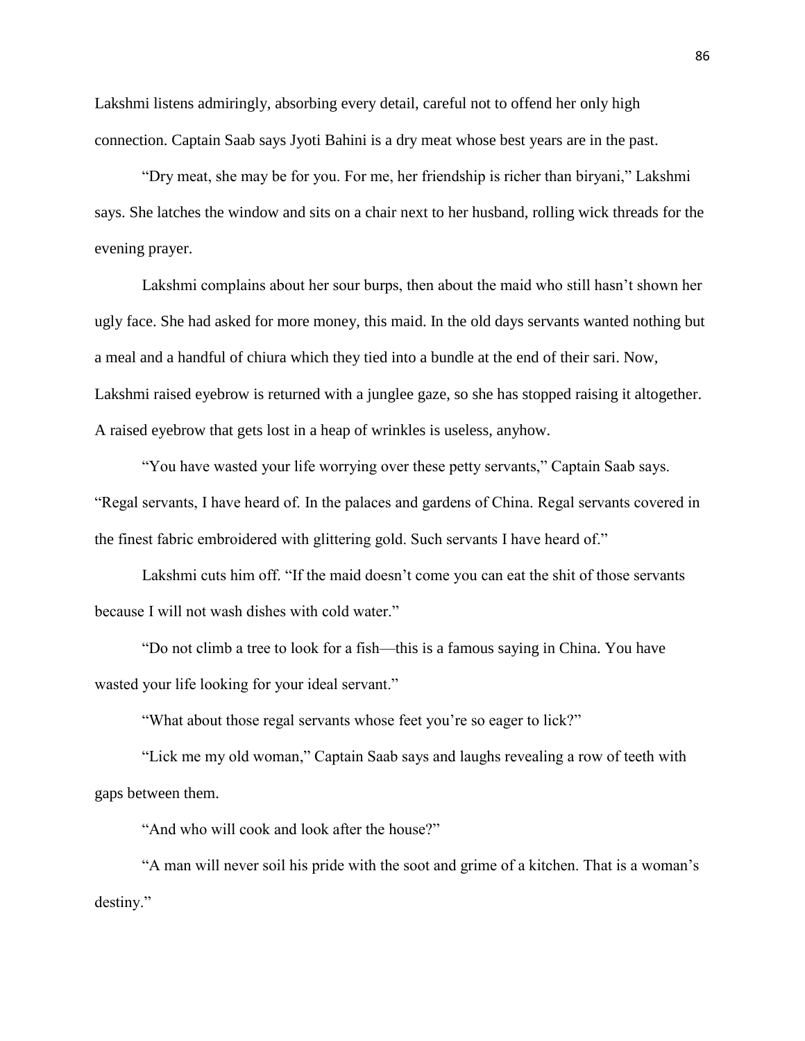Lakshmi listens admiringly, absorbing every detail, careful not to offend her only high connection. Captain Saab says Jyoti Bahini is a dry meat whose best years are in the past.

"Dry meat, she may be for you. For me, her friendship is richer than biryani," Lakshmi says. She latches the window and sits on a chair next to her husband, rolling wick threads for the evening prayer.

Lakshmi complains about her sour burps, then about the maid who still hasn't shown her ugly face. She had asked for more money, this maid. In the old days servants wanted nothing but a meal and a handful of chiura which they tied into a bundle at the end of their sari. Now, Lakshmi raised eyebrow is returned with a junglee gaze, so she has stopped raising it altogether. A raised eyebrow that gets lost in a heap of wrinkles is useless, anyhow.

"You have wasted your life worrying over these petty servants," Captain Saab says. "Regal servants, I have heard of. In the palaces and gardens of China. Regal servants covered in the finest fabric embroidered with glittering gold. Such servants I have heard of."

Lakshmi cuts him off. "If the maid doesn't come you can eat the shit of those servants because I will not wash dishes with cold water."

"Do not climb a tree to look for a fish—this is a famous saying in China. You have wasted your life looking for your ideal servant."

"What about those regal servants whose feet you're so eager to lick?"

"Lick me my old woman," Captain Saab says and laughs revealing a row of teeth with gaps between them.

"And who will cook and look after the house?"

"A man will never soil his pride with the soot and grime of a kitchen. That is a woman's destiny."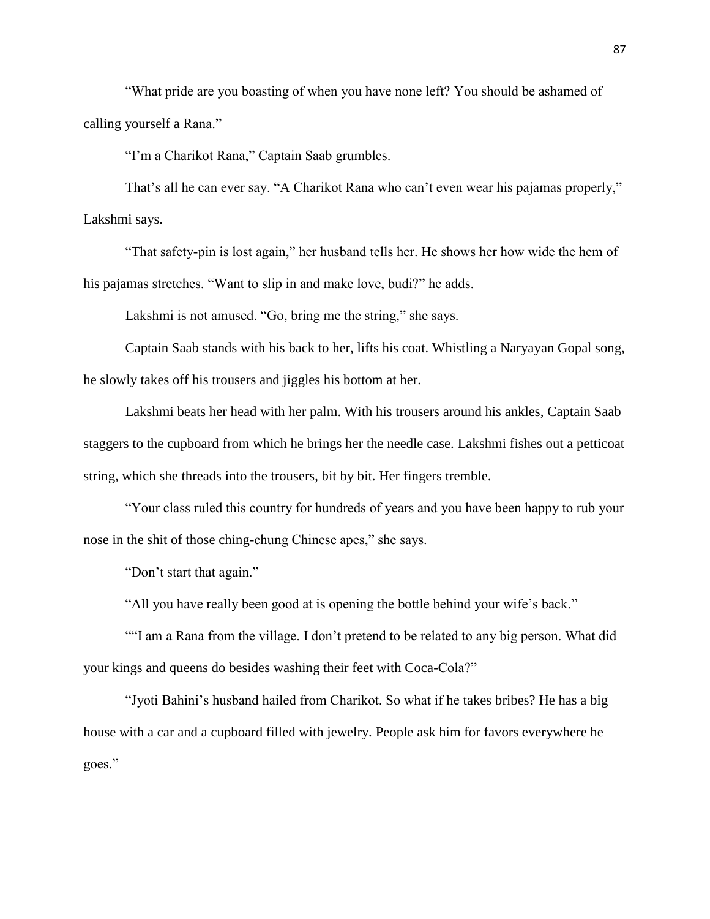"What pride are you boasting of when you have none left? You should be ashamed of calling yourself a Rana."

"I'm a Charikot Rana," Captain Saab grumbles.

That's all he can ever say. "A Charikot Rana who can't even wear his pajamas properly," Lakshmi says.

"That safety-pin is lost again," her husband tells her. He shows her how wide the hem of his pajamas stretches. "Want to slip in and make love, budi?" he adds.

Lakshmi is not amused. "Go, bring me the string," she says.

Captain Saab stands with his back to her, lifts his coat. Whistling a Naryayan Gopal song, he slowly takes off his trousers and jiggles his bottom at her.

Lakshmi beats her head with her palm. With his trousers around his ankles, Captain Saab staggers to the cupboard from which he brings her the needle case. Lakshmi fishes out a petticoat string, which she threads into the trousers, bit by bit. Her fingers tremble.

"Your class ruled this country for hundreds of years and you have been happy to rub your nose in the shit of those ching-chung Chinese apes," she says.

"Don't start that again."

"All you have really been good at is opening the bottle behind your wife's back."

""I am a Rana from the village. I don't pretend to be related to any big person. What did your kings and queens do besides washing their feet with Coca-Cola?"

"Jyoti Bahini's husband hailed from Charikot. So what if he takes bribes? He has a big house with a car and a cupboard filled with jewelry. People ask him for favors everywhere he goes."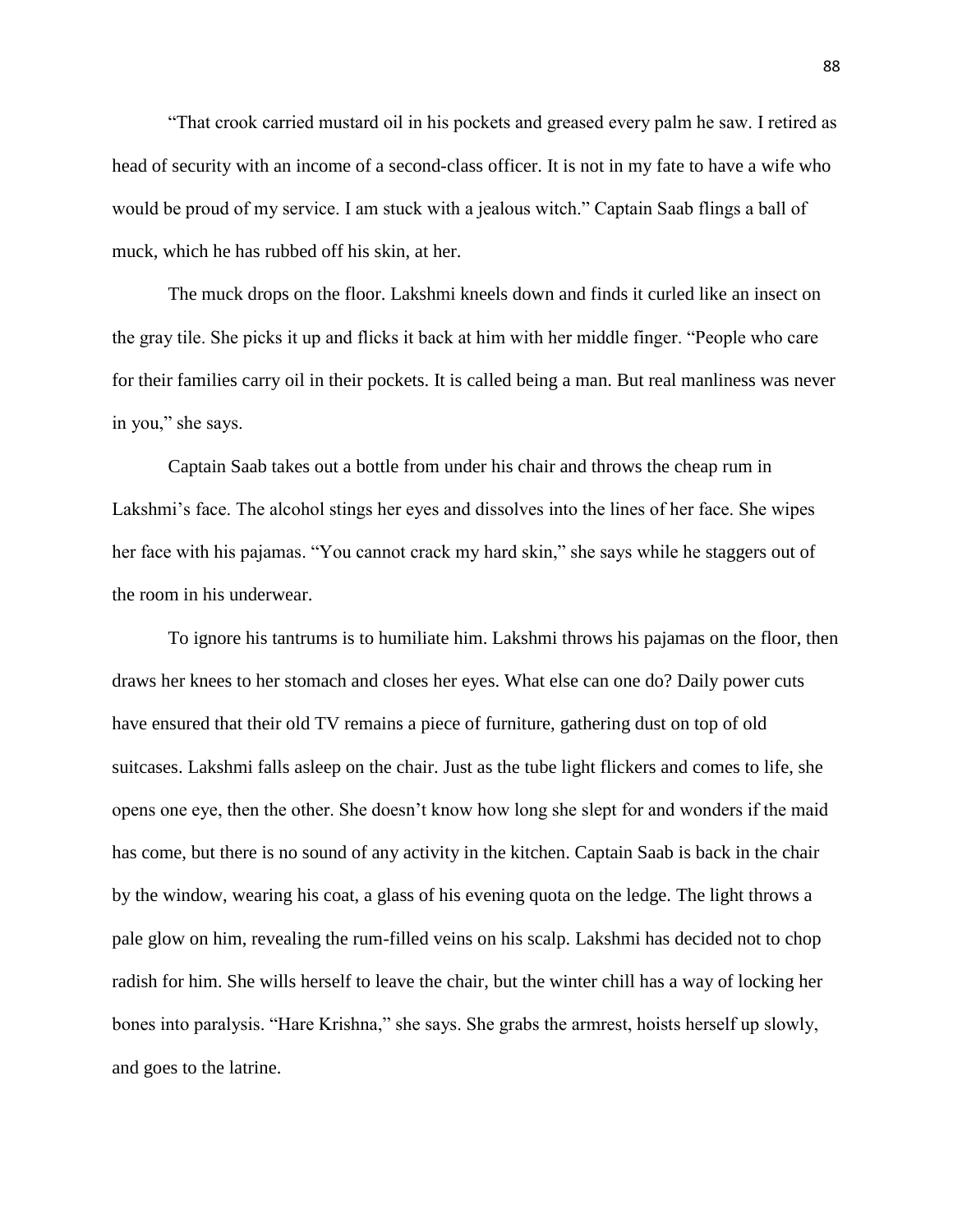"That crook carried mustard oil in his pockets and greased every palm he saw. I retired as head of security with an income of a second-class officer. It is not in my fate to have a wife who would be proud of my service. I am stuck with a jealous witch." Captain Saab flings a ball of muck, which he has rubbed off his skin, at her.

The muck drops on the floor. Lakshmi kneels down and finds it curled like an insect on the gray tile. She picks it up and flicks it back at him with her middle finger. "People who care for their families carry oil in their pockets. It is called being a man. But real manliness was never in you," she says.

Captain Saab takes out a bottle from under his chair and throws the cheap rum in Lakshmi's face. The alcohol stings her eyes and dissolves into the lines of her face. She wipes her face with his pajamas. "You cannot crack my hard skin," she says while he staggers out of the room in his underwear.

To ignore his tantrums is to humiliate him. Lakshmi throws his pajamas on the floor, then draws her knees to her stomach and closes her eyes. What else can one do? Daily power cuts have ensured that their old TV remains a piece of furniture, gathering dust on top of old suitcases. Lakshmi falls asleep on the chair. Just as the tube light flickers and comes to life, she opens one eye, then the other. She doesn't know how long she slept for and wonders if the maid has come, but there is no sound of any activity in the kitchen. Captain Saab is back in the chair by the window, wearing his coat, a glass of his evening quota on the ledge. The light throws a pale glow on him, revealing the rum-filled veins on his scalp. Lakshmi has decided not to chop radish for him. She wills herself to leave the chair, but the winter chill has a way of locking her bones into paralysis. "Hare Krishna," she says. She grabs the armrest, hoists herself up slowly, and goes to the latrine.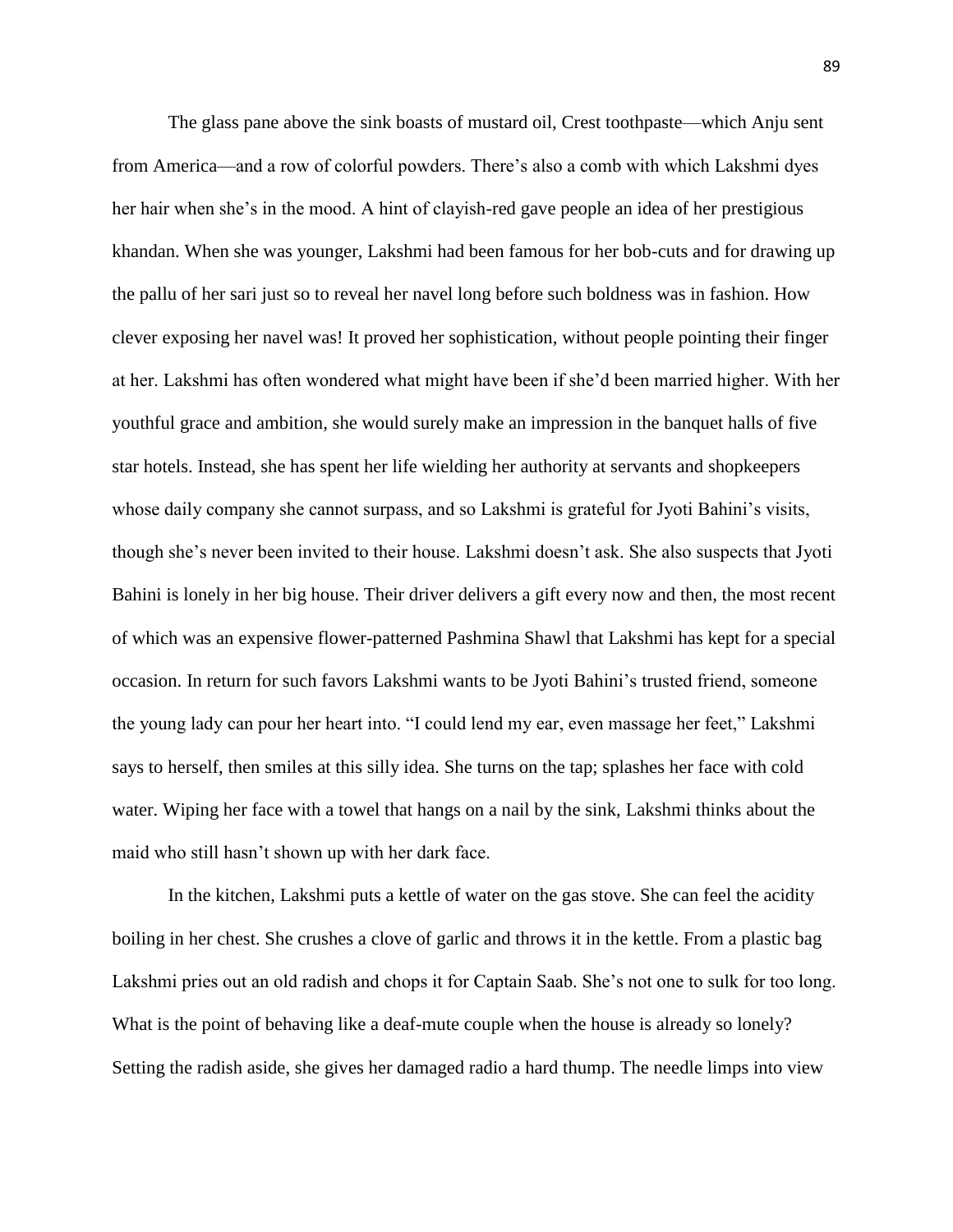The glass pane above the sink boasts of mustard oil, Crest toothpaste—which Anju sent from America—and a row of colorful powders. There's also a comb with which Lakshmi dyes her hair when she's in the mood. A hint of clayish-red gave people an idea of her prestigious khandan. When she was younger, Lakshmi had been famous for her bob-cuts and for drawing up the pallu of her sari just so to reveal her navel long before such boldness was in fashion. How clever exposing her navel was! It proved her sophistication, without people pointing their finger at her. Lakshmi has often wondered what might have been if she'd been married higher. With her youthful grace and ambition, she would surely make an impression in the banquet halls of five star hotels. Instead, she has spent her life wielding her authority at servants and shopkeepers whose daily company she cannot surpass, and so Lakshmi is grateful for Jyoti Bahini's visits, though she's never been invited to their house. Lakshmi doesn't ask. She also suspects that Jyoti Bahini is lonely in her big house. Their driver delivers a gift every now and then, the most recent of which was an expensive flower-patterned Pashmina Shawl that Lakshmi has kept for a special occasion. In return for such favors Lakshmi wants to be Jyoti Bahini's trusted friend, someone the young lady can pour her heart into. "I could lend my ear, even massage her feet," Lakshmi says to herself, then smiles at this silly idea. She turns on the tap; splashes her face with cold water. Wiping her face with a towel that hangs on a nail by the sink, Lakshmi thinks about the maid who still hasn't shown up with her dark face.

In the kitchen, Lakshmi puts a kettle of water on the gas stove. She can feel the acidity boiling in her chest. She crushes a clove of garlic and throws it in the kettle. From a plastic bag Lakshmi pries out an old radish and chops it for Captain Saab. She's not one to sulk for too long. What is the point of behaving like a deaf-mute couple when the house is already so lonely? Setting the radish aside, she gives her damaged radio a hard thump. The needle limps into view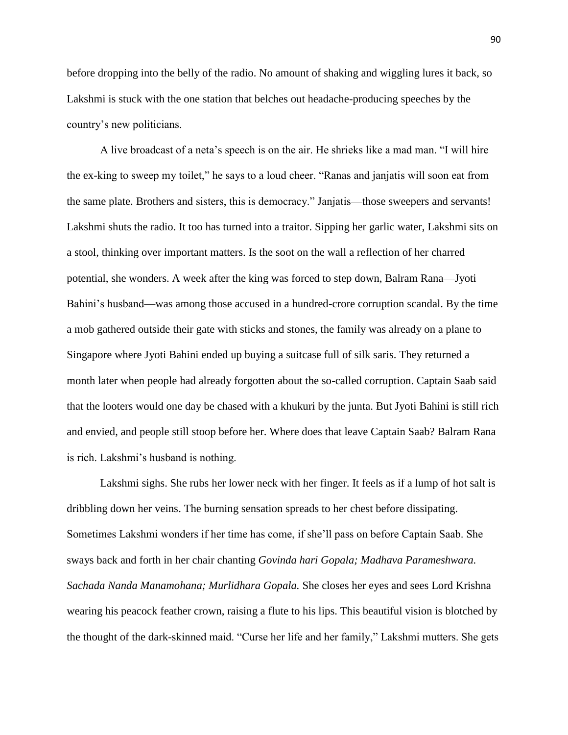before dropping into the belly of the radio. No amount of shaking and wiggling lures it back, so Lakshmi is stuck with the one station that belches out headache-producing speeches by the country's new politicians.

A live broadcast of a neta's speech is on the air. He shrieks like a mad man. "I will hire the ex-king to sweep my toilet," he says to a loud cheer. "Ranas and janjatis will soon eat from the same plate. Brothers and sisters, this is democracy." Janjatis—those sweepers and servants! Lakshmi shuts the radio. It too has turned into a traitor. Sipping her garlic water, Lakshmi sits on a stool, thinking over important matters. Is the soot on the wall a reflection of her charred potential, she wonders. A week after the king was forced to step down, Balram Rana—Jyoti Bahini's husband—was among those accused in a hundred-crore corruption scandal. By the time a mob gathered outside their gate with sticks and stones, the family was already on a plane to Singapore where Jyoti Bahini ended up buying a suitcase full of silk saris. They returned a month later when people had already forgotten about the so-called corruption. Captain Saab said that the looters would one day be chased with a khukuri by the junta. But Jyoti Bahini is still rich and envied, and people still stoop before her. Where does that leave Captain Saab? Balram Rana is rich. Lakshmi's husband is nothing.

Lakshmi sighs. She rubs her lower neck with her finger. It feels as if a lump of hot salt is dribbling down her veins. The burning sensation spreads to her chest before dissipating. Sometimes Lakshmi wonders if her time has come, if she'll pass on before Captain Saab. She sways back and forth in her chair chanting *Govinda hari Gopala; Madhava Parameshwara. Sachada Nanda Manamohana; Murlidhara Gopala.* She closes her eyes and sees Lord Krishna wearing his peacock feather crown, raising a flute to his lips. This beautiful vision is blotched by the thought of the dark-skinned maid. "Curse her life and her family," Lakshmi mutters. She gets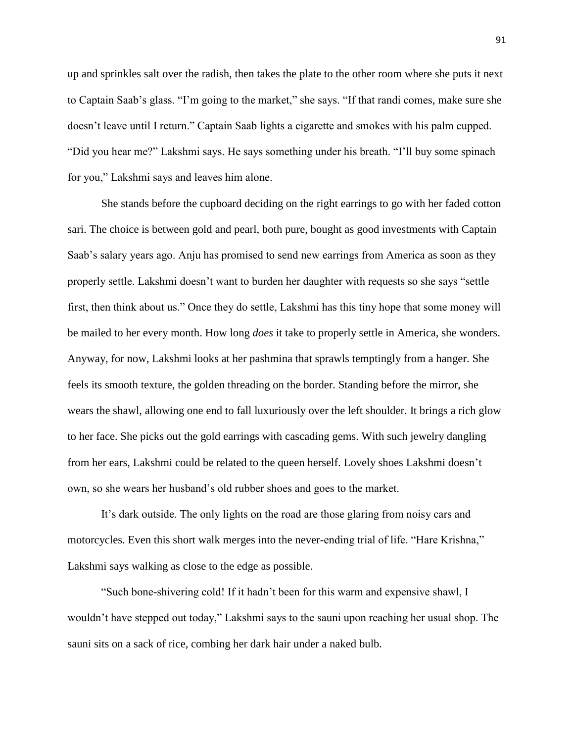up and sprinkles salt over the radish, then takes the plate to the other room where she puts it next to Captain Saab's glass. "I'm going to the market," she says. "If that randi comes, make sure she doesn't leave until I return." Captain Saab lights a cigarette and smokes with his palm cupped. "Did you hear me?" Lakshmi says. He says something under his breath. "I'll buy some spinach for you," Lakshmi says and leaves him alone.

She stands before the cupboard deciding on the right earrings to go with her faded cotton sari. The choice is between gold and pearl, both pure, bought as good investments with Captain Saab's salary years ago. Anju has promised to send new earrings from America as soon as they properly settle. Lakshmi doesn't want to burden her daughter with requests so she says "settle first, then think about us." Once they do settle, Lakshmi has this tiny hope that some money will be mailed to her every month. How long *does* it take to properly settle in America, she wonders. Anyway, for now, Lakshmi looks at her pashmina that sprawls temptingly from a hanger. She feels its smooth texture, the golden threading on the border. Standing before the mirror, she wears the shawl, allowing one end to fall luxuriously over the left shoulder. It brings a rich glow to her face. She picks out the gold earrings with cascading gems. With such jewelry dangling from her ears, Lakshmi could be related to the queen herself. Lovely shoes Lakshmi doesn't own, so she wears her husband's old rubber shoes and goes to the market.

It's dark outside. The only lights on the road are those glaring from noisy cars and motorcycles. Even this short walk merges into the never-ending trial of life. "Hare Krishna," Lakshmi says walking as close to the edge as possible.

"Such bone-shivering cold! If it hadn't been for this warm and expensive shawl, I wouldn't have stepped out today," Lakshmi says to the sauni upon reaching her usual shop. The sauni sits on a sack of rice, combing her dark hair under a naked bulb.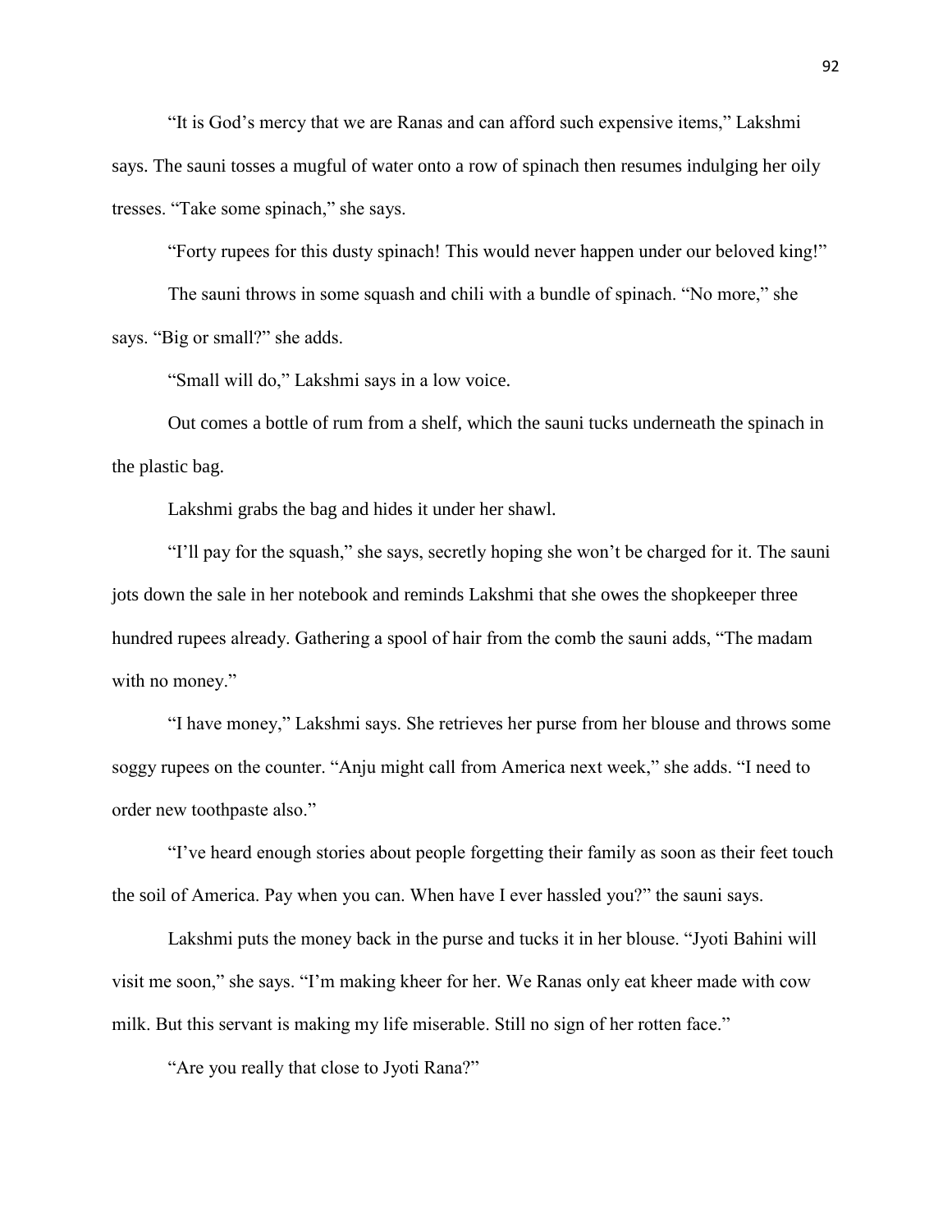"It is God's mercy that we are Ranas and can afford such expensive items," Lakshmi says. The sauni tosses a mugful of water onto a row of spinach then resumes indulging her oily tresses. "Take some spinach," she says.

"Forty rupees for this dusty spinach! This would never happen under our beloved king!"

The sauni throws in some squash and chili with a bundle of spinach. "No more," she says. "Big or small?" she adds.

"Small will do," Lakshmi says in a low voice.

Out comes a bottle of rum from a shelf, which the sauni tucks underneath the spinach in the plastic bag.

Lakshmi grabs the bag and hides it under her shawl.

"I'll pay for the squash," she says, secretly hoping she won't be charged for it. The sauni jots down the sale in her notebook and reminds Lakshmi that she owes the shopkeeper three hundred rupees already. Gathering a spool of hair from the comb the sauni adds, "The madam with no money."

"I have money," Lakshmi says. She retrieves her purse from her blouse and throws some soggy rupees on the counter. "Anju might call from America next week," she adds. "I need to order new toothpaste also."

"I've heard enough stories about people forgetting their family as soon as their feet touch the soil of America. Pay when you can. When have I ever hassled you?" the sauni says.

Lakshmi puts the money back in the purse and tucks it in her blouse. "Jyoti Bahini will visit me soon," she says. "I'm making kheer for her. We Ranas only eat kheer made with cow milk. But this servant is making my life miserable. Still no sign of her rotten face."

"Are you really that close to Jyoti Rana?"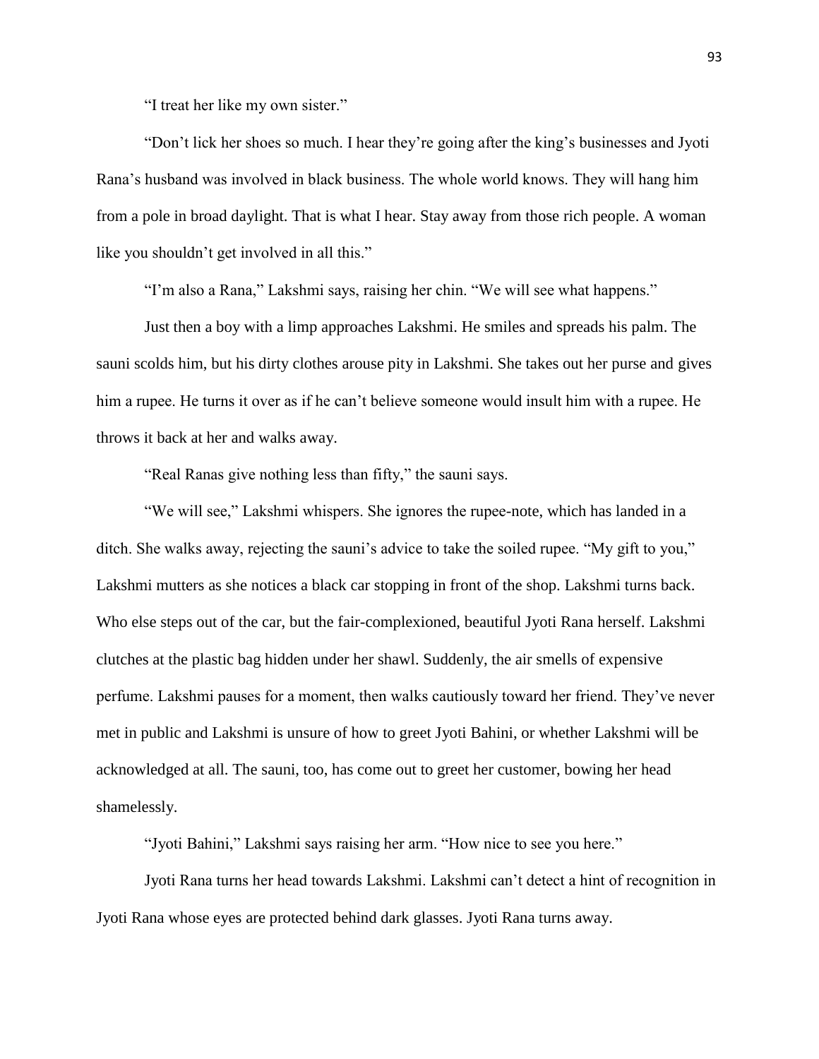"I treat her like my own sister."

"Don't lick her shoes so much. I hear they're going after the king's businesses and Jyoti Rana's husband was involved in black business. The whole world knows. They will hang him from a pole in broad daylight. That is what I hear. Stay away from those rich people. A woman like you shouldn't get involved in all this."

"I'm also a Rana," Lakshmi says, raising her chin. "We will see what happens."

Just then a boy with a limp approaches Lakshmi. He smiles and spreads his palm. The sauni scolds him, but his dirty clothes arouse pity in Lakshmi. She takes out her purse and gives him a rupee. He turns it over as if he can't believe someone would insult him with a rupee. He throws it back at her and walks away.

"Real Ranas give nothing less than fifty," the sauni says.

"We will see," Lakshmi whispers. She ignores the rupee-note, which has landed in a ditch. She walks away, rejecting the sauni's advice to take the soiled rupee. "My gift to you," Lakshmi mutters as she notices a black car stopping in front of the shop. Lakshmi turns back. Who else steps out of the car, but the fair-complexioned, beautiful Jyoti Rana herself. Lakshmi clutches at the plastic bag hidden under her shawl. Suddenly, the air smells of expensive perfume. Lakshmi pauses for a moment, then walks cautiously toward her friend. They've never met in public and Lakshmi is unsure of how to greet Jyoti Bahini, or whether Lakshmi will be acknowledged at all. The sauni, too, has come out to greet her customer, bowing her head shamelessly.

"Jyoti Bahini," Lakshmi says raising her arm. "How nice to see you here."

Jyoti Rana turns her head towards Lakshmi. Lakshmi can't detect a hint of recognition in Jyoti Rana whose eyes are protected behind dark glasses. Jyoti Rana turns away.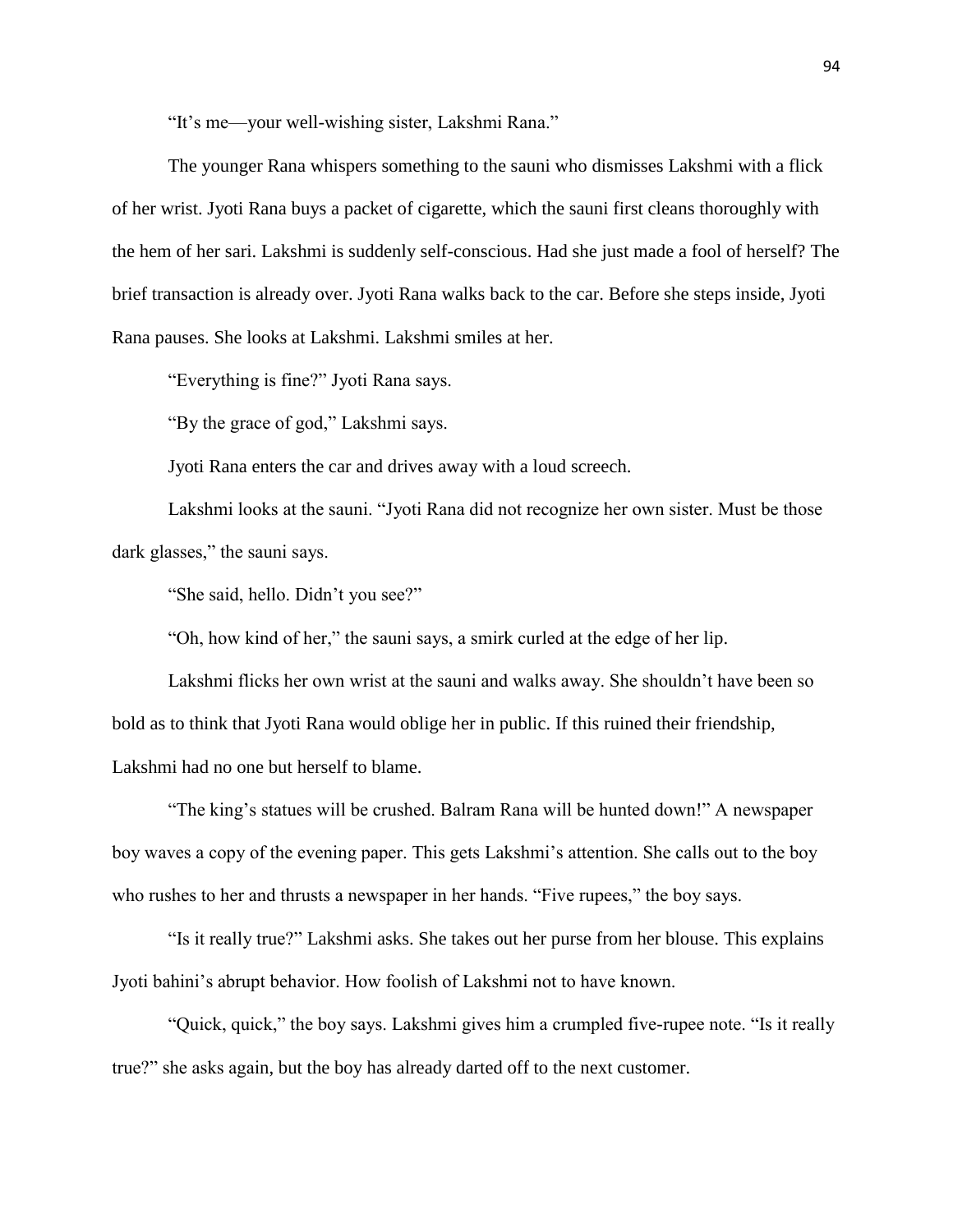"It's me—your well-wishing sister, Lakshmi Rana."

The younger Rana whispers something to the sauni who dismisses Lakshmi with a flick of her wrist. Jyoti Rana buys a packet of cigarette, which the sauni first cleans thoroughly with the hem of her sari. Lakshmi is suddenly self-conscious. Had she just made a fool of herself? The brief transaction is already over. Jyoti Rana walks back to the car. Before she steps inside, Jyoti Rana pauses. She looks at Lakshmi. Lakshmi smiles at her.

"Everything is fine?" Jyoti Rana says.

"By the grace of god," Lakshmi says.

Jyoti Rana enters the car and drives away with a loud screech.

Lakshmi looks at the sauni. "Jyoti Rana did not recognize her own sister. Must be those dark glasses," the sauni says.

"She said, hello. Didn't you see?"

"Oh, how kind of her," the sauni says, a smirk curled at the edge of her lip.

Lakshmi flicks her own wrist at the sauni and walks away. She shouldn't have been so bold as to think that Jyoti Rana would oblige her in public. If this ruined their friendship, Lakshmi had no one but herself to blame.

"The king's statues will be crushed. Balram Rana will be hunted down!" A newspaper boy waves a copy of the evening paper. This gets Lakshmi's attention. She calls out to the boy who rushes to her and thrusts a newspaper in her hands. "Five rupees," the boy says.

"Is it really true?" Lakshmi asks. She takes out her purse from her blouse. This explains Jyoti bahini's abrupt behavior. How foolish of Lakshmi not to have known.

"Quick, quick," the boy says. Lakshmi gives him a crumpled five-rupee note. "Is it really true?" she asks again, but the boy has already darted off to the next customer.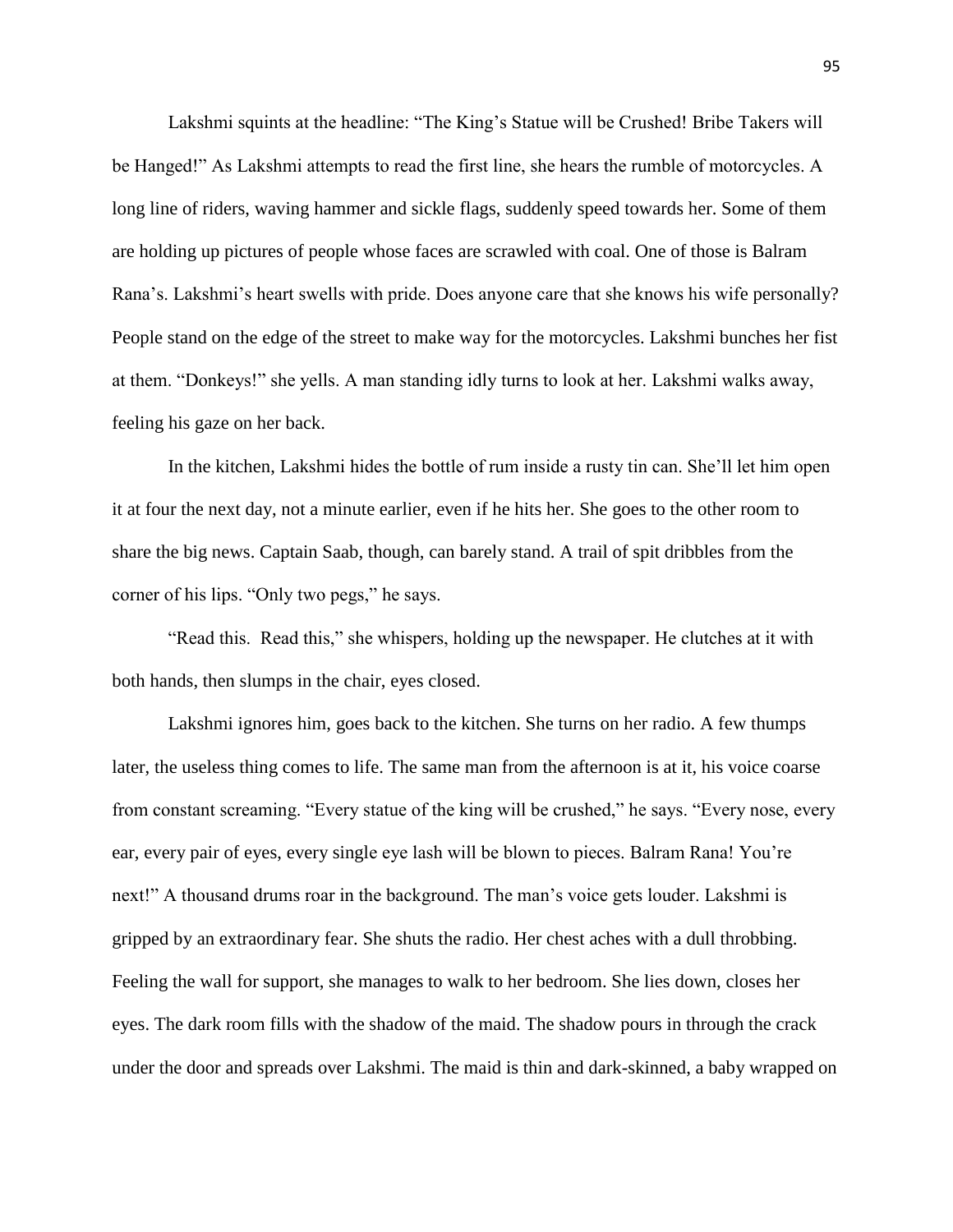Lakshmi squints at the headline: "The King's Statue will be Crushed! Bribe Takers will be Hanged!" As Lakshmi attempts to read the first line, she hears the rumble of motorcycles. A long line of riders, waving hammer and sickle flags, suddenly speed towards her. Some of them are holding up pictures of people whose faces are scrawled with coal. One of those is Balram Rana's. Lakshmi's heart swells with pride. Does anyone care that she knows his wife personally? People stand on the edge of the street to make way for the motorcycles. Lakshmi bunches her fist at them. "Donkeys!" she yells. A man standing idly turns to look at her. Lakshmi walks away, feeling his gaze on her back.

In the kitchen, Lakshmi hides the bottle of rum inside a rusty tin can. She'll let him open it at four the next day, not a minute earlier, even if he hits her. She goes to the other room to share the big news. Captain Saab, though, can barely stand. A trail of spit dribbles from the corner of his lips. "Only two pegs," he says.

"Read this.  Read this," she whispers, holding up the newspaper. He clutches at it with both hands, then slumps in the chair, eyes closed.

Lakshmi ignores him, goes back to the kitchen. She turns on her radio. A few thumps later, the useless thing comes to life. The same man from the afternoon is at it, his voice coarse from constant screaming. "Every statue of the king will be crushed," he says. "Every nose, every ear, every pair of eyes, every single eye lash will be blown to pieces. Balram Rana! You're next!" A thousand drums roar in the background. The man's voice gets louder. Lakshmi is gripped by an extraordinary fear. She shuts the radio. Her chest aches with a dull throbbing. Feeling the wall for support, she manages to walk to her bedroom. She lies down, closes her eyes. The dark room fills with the shadow of the maid. The shadow pours in through the crack under the door and spreads over Lakshmi. The maid is thin and dark-skinned, a baby wrapped on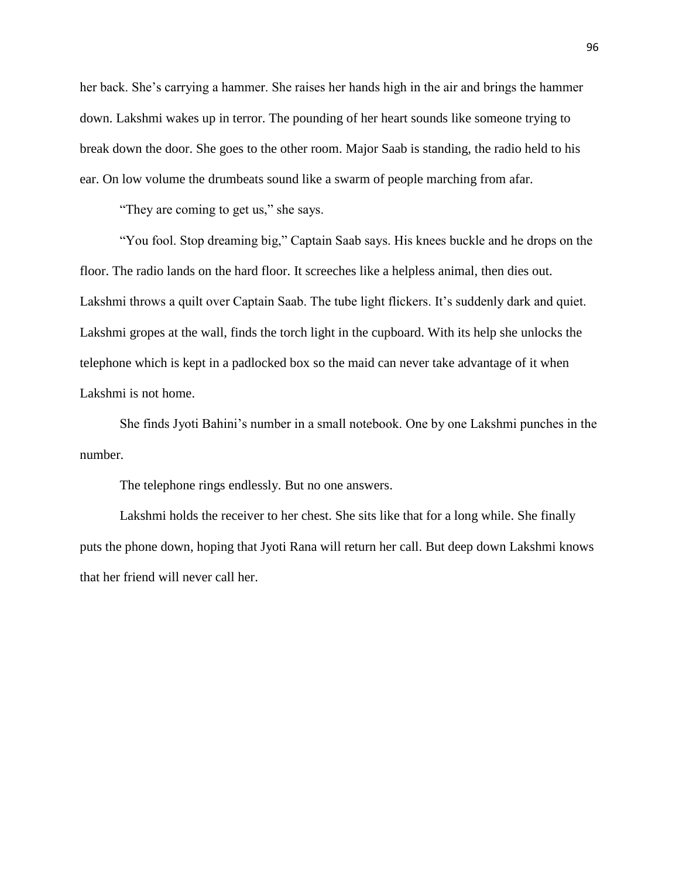her back. She's carrying a hammer. She raises her hands high in the air and brings the hammer down. Lakshmi wakes up in terror. The pounding of her heart sounds like someone trying to break down the door. She goes to the other room. Major Saab is standing, the radio held to his ear. On low volume the drumbeats sound like a swarm of people marching from afar.

"They are coming to get us," she says.

"You fool. Stop dreaming big," Captain Saab says. His knees buckle and he drops on the floor. The radio lands on the hard floor. It screeches like a helpless animal, then dies out. Lakshmi throws a quilt over Captain Saab. The tube light flickers. It's suddenly dark and quiet. Lakshmi gropes at the wall, finds the torch light in the cupboard. With its help she unlocks the telephone which is kept in a padlocked box so the maid can never take advantage of it when Lakshmi is not home.

She finds Jyoti Bahini's number in a small notebook. One by one Lakshmi punches in the number.

The telephone rings endlessly. But no one answers.

Lakshmi holds the receiver to her chest. She sits like that for a long while. She finally puts the phone down, hoping that Jyoti Rana will return her call. But deep down Lakshmi knows that her friend will never call her.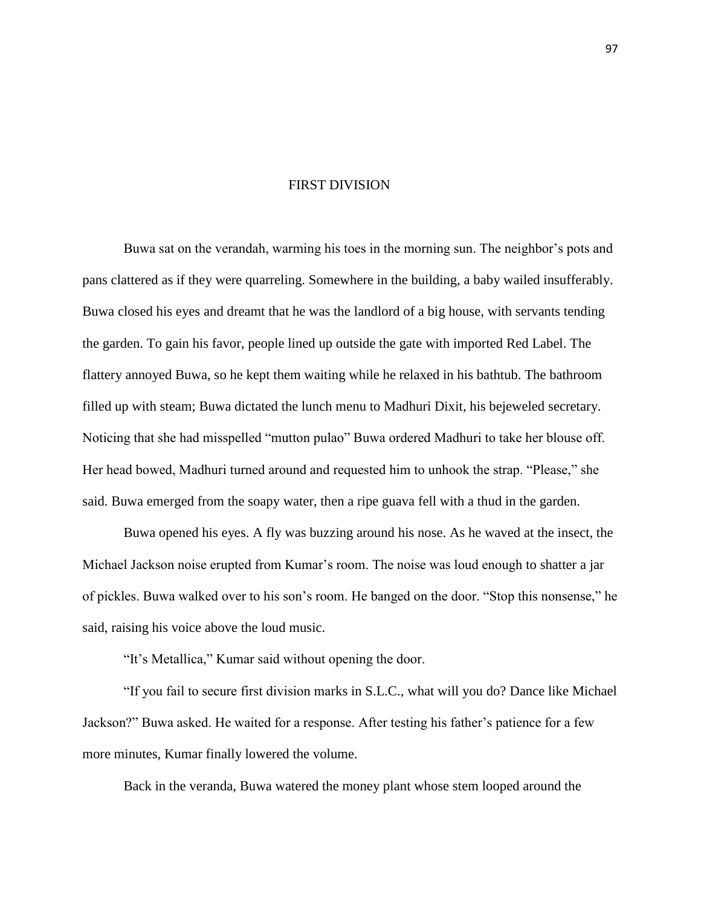# FIRST DIVISION

Buwa sat on the verandah, warming his toes in the morning sun. The neighbor's pots and pans clattered as if they were quarreling. Somewhere in the building, a baby wailed insufferably. Buwa closed his eyes and dreamt that he was the landlord of a big house, with servants tending the garden. To gain his favor, people lined up outside the gate with imported Red Label. The flattery annoyed Buwa, so he kept them waiting while he relaxed in his bathtub. The bathroom filled up with steam; Buwa dictated the lunch menu to Madhuri Dixit, his bejeweled secretary. Noticing that she had misspelled "mutton pulao" Buwa ordered Madhuri to take her blouse off. Her head bowed, Madhuri turned around and requested him to unhook the strap. "Please," she said. Buwa emerged from the soapy water, then a ripe guava fell with a thud in the garden.

Buwa opened his eyes. A fly was buzzing around his nose. As he waved at the insect, the Michael Jackson noise erupted from Kumar's room. The noise was loud enough to shatter a jar of pickles. Buwa walked over to his son's room. He banged on the door. "Stop this nonsense," he said, raising his voice above the loud music.

"It's Metallica," Kumar said without opening the door.

"If you fail to secure first division marks in S.L.C., what will you do? Dance like Michael Jackson?" Buwa asked. He waited for a response. After testing his father's patience for a few more minutes, Kumar finally lowered the volume.

Back in the veranda, Buwa watered the money plant whose stem looped around the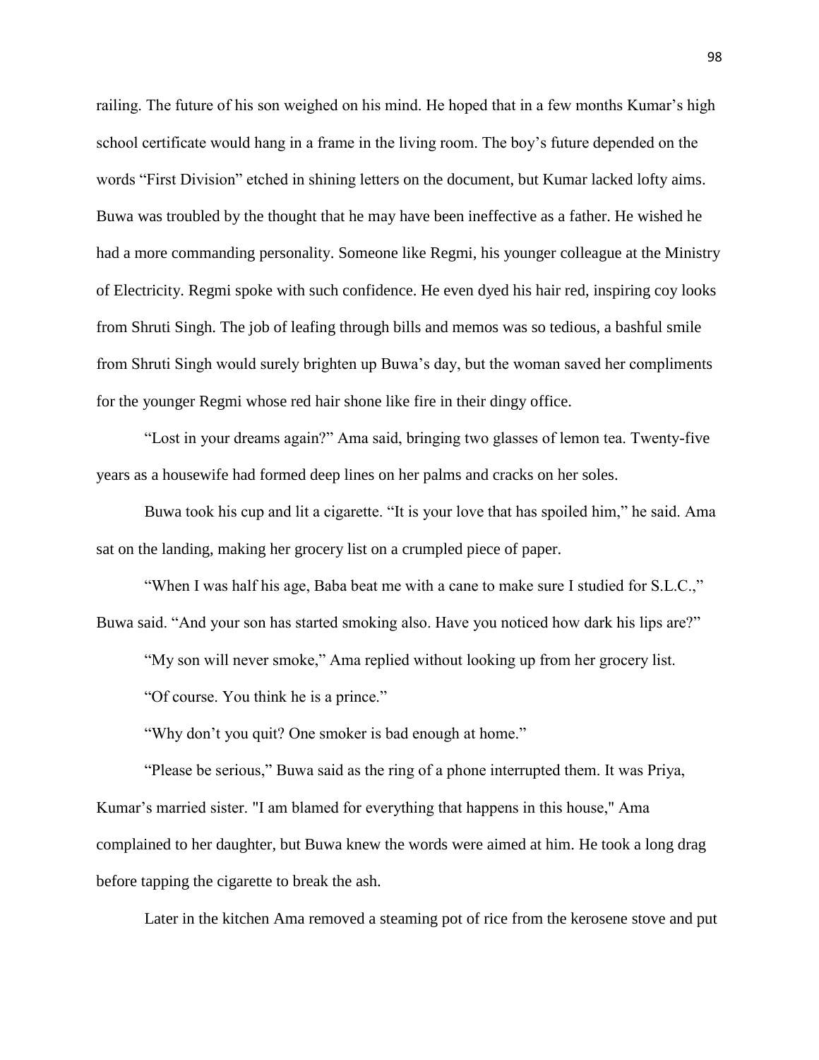railing. The future of his son weighed on his mind. He hoped that in a few months Kumar's high school certificate would hang in a frame in the living room. The boy's future depended on the words "First Division" etched in shining letters on the document, but Kumar lacked lofty aims. Buwa was troubled by the thought that he may have been ineffective as a father. He wished he had a more commanding personality. Someone like Regmi, his younger colleague at the Ministry of Electricity. Regmi spoke with such confidence. He even dyed his hair red, inspiring coy looks from Shruti Singh. The job of leafing through bills and memos was so tedious, a bashful smile from Shruti Singh would surely brighten up Buwa's day, but the woman saved her compliments for the younger Regmi whose red hair shone like fire in their dingy office.

"Lost in your dreams again?" Ama said, bringing two glasses of lemon tea. Twenty-five years as a housewife had formed deep lines on her palms and cracks on her soles.

Buwa took his cup and lit a cigarette. "It is your love that has spoiled him," he said. Ama sat on the landing, making her grocery list on a crumpled piece of paper.

"When I was half his age, Baba beat me with a cane to make sure I studied for S.L.C.," Buwa said. "And your son has started smoking also. Have you noticed how dark his lips are?"

"My son will never smoke," Ama replied without looking up from her grocery list.

"Of course. You think he is a prince."

"Why don't you quit? One smoker is bad enough at home."

"Please be serious," Buwa said as the ring of a phone interrupted them. It was Priya, Kumar's married sister. "I am blamed for everything that happens in this house," Ama complained to her daughter, but Buwa knew the words were aimed at him. He took a long drag before tapping the cigarette to break the ash.

Later in the kitchen Ama removed a steaming pot of rice from the kerosene stove and put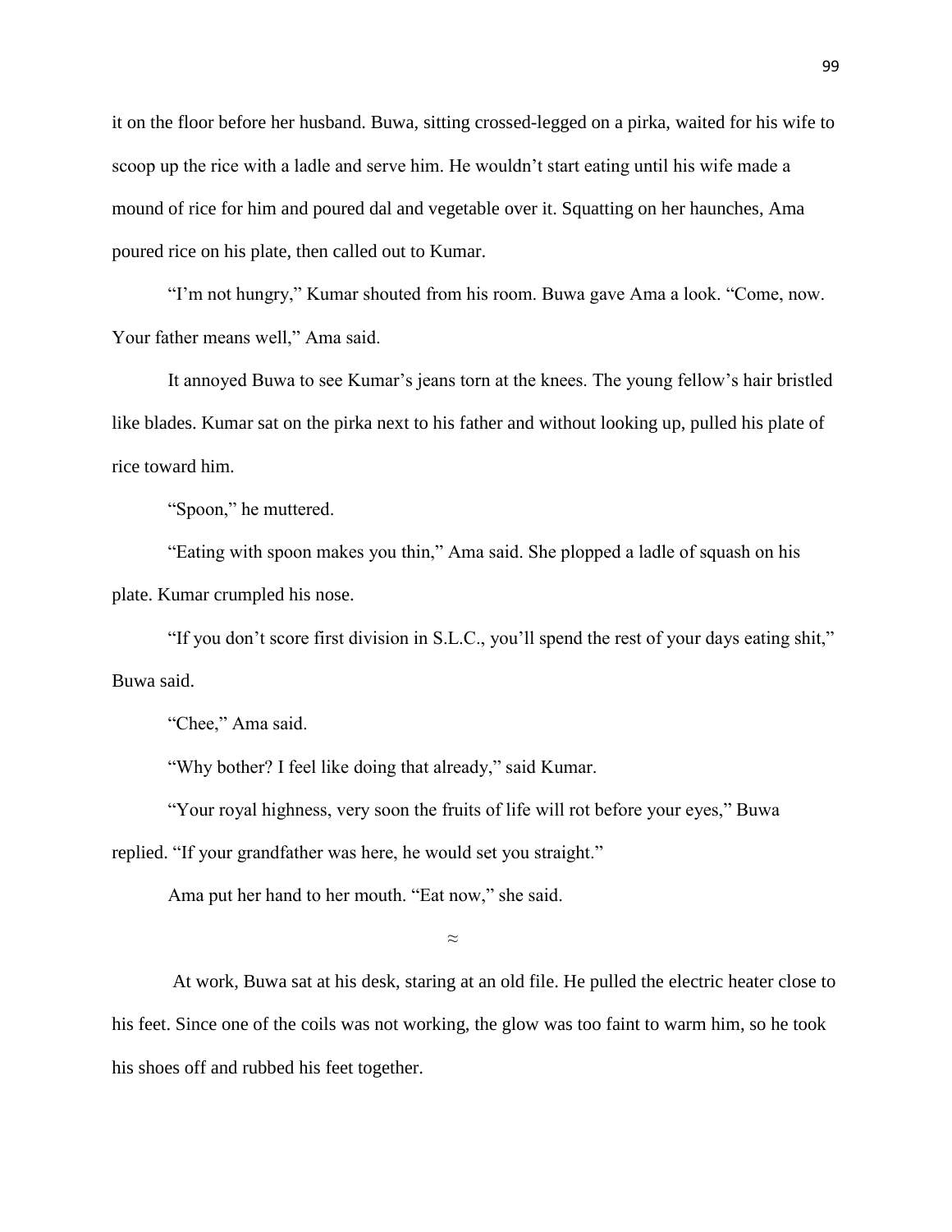it on the floor before her husband. Buwa, sitting crossed-legged on a pirka, waited for his wife to scoop up the rice with a ladle and serve him. He wouldn't start eating until his wife made a mound of rice for him and poured dal and vegetable over it. Squatting on her haunches, Ama poured rice on his plate, then called out to Kumar.

"I'm not hungry," Kumar shouted from his room. Buwa gave Ama a look. "Come, now. Your father means well," Ama said.

It annoyed Buwa to see Kumar's jeans torn at the knees. The young fellow's hair bristled like blades. Kumar sat on the pirka next to his father and without looking up, pulled his plate of rice toward him.

"Spoon," he muttered.

"Eating with spoon makes you thin," Ama said. She plopped a ladle of squash on his plate. Kumar crumpled his nose.

"If you don't score first division in S.L.C., you'll spend the rest of your days eating shit," Buwa said.

"Chee," Ama said.

"Why bother? I feel like doing that already," said Kumar.

"Your royal highness, very soon the fruits of life will rot before your eyes," Buwa replied. "If your grandfather was here, he would set you straight."

Ama put her hand to her mouth. "Eat now," she said.

≈

At work, Buwa sat at his desk, staring at an old file. He pulled the electric heater close to his feet. Since one of the coils was not working, the glow was too faint to warm him, so he took his shoes off and rubbed his feet together.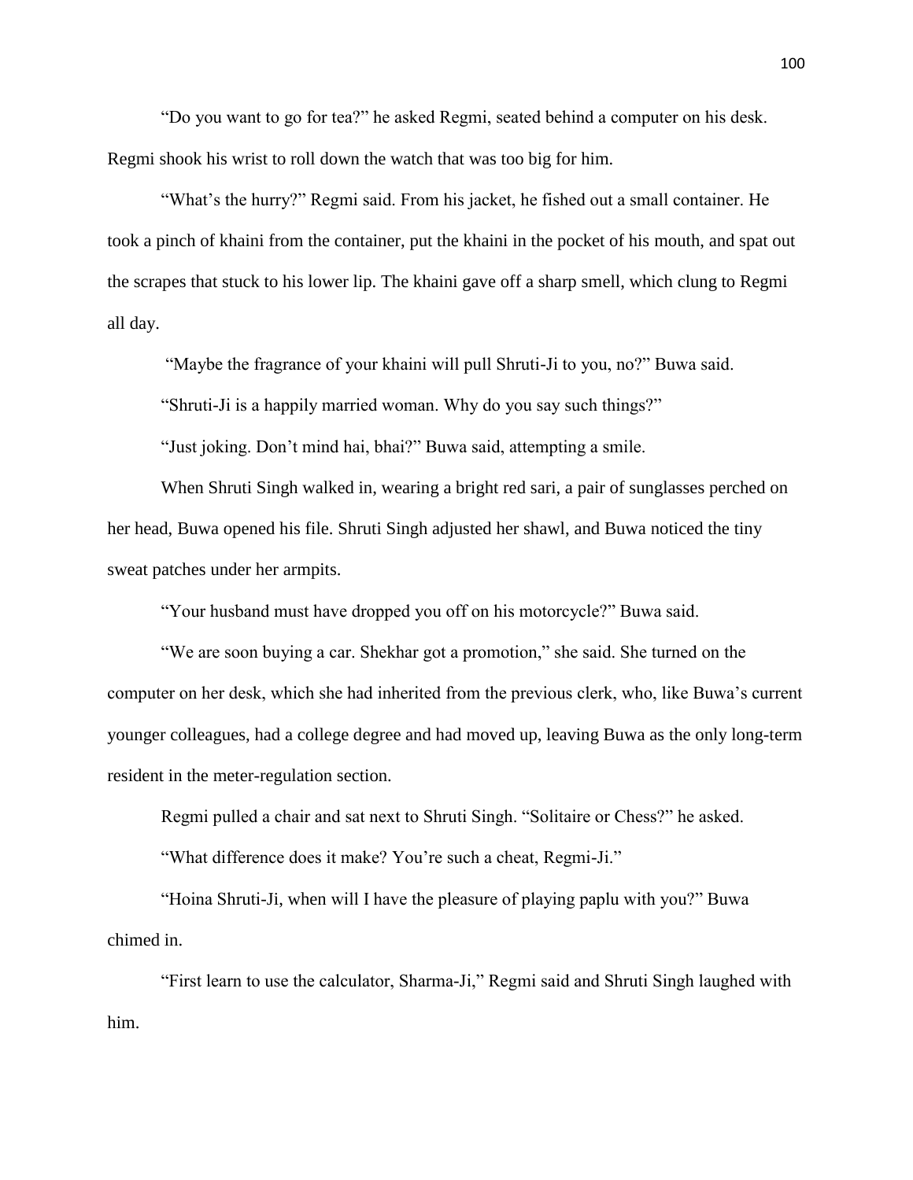"Do you want to go for tea?" he asked Regmi, seated behind a computer on his desk. Regmi shook his wrist to roll down the watch that was too big for him.

"What's the hurry?" Regmi said. From his jacket, he fished out a small container. He took a pinch of khaini from the container, put the khaini in the pocket of his mouth, and spat out the scrapes that stuck to his lower lip. The khaini gave off a sharp smell, which clung to Regmi all day.

"Maybe the fragrance of your khaini will pull Shruti-Ji to you, no?" Buwa said.

"Shruti-Ji is a happily married woman. Why do you say such things?"

"Just joking. Don't mind hai, bhai?" Buwa said, attempting a smile.

When Shruti Singh walked in, wearing a bright red sari, a pair of sunglasses perched on her head, Buwa opened his file. Shruti Singh adjusted her shawl, and Buwa noticed the tiny sweat patches under her armpits.

"Your husband must have dropped you off on his motorcycle?" Buwa said.

"We are soon buying a car. Shekhar got a promotion," she said. She turned on the computer on her desk, which she had inherited from the previous clerk, who, like Buwa's current younger colleagues, had a college degree and had moved up, leaving Buwa as the only long-term resident in the meter-regulation section.

Regmi pulled a chair and sat next to Shruti Singh. "Solitaire or Chess?" he asked.

"What difference does it make? You're such a cheat, Regmi-Ji."

"Hoina Shruti-Ji, when will I have the pleasure of playing paplu with you?" Buwa chimed in.

"First learn to use the calculator, Sharma-Ji," Regmi said and Shruti Singh laughed with him.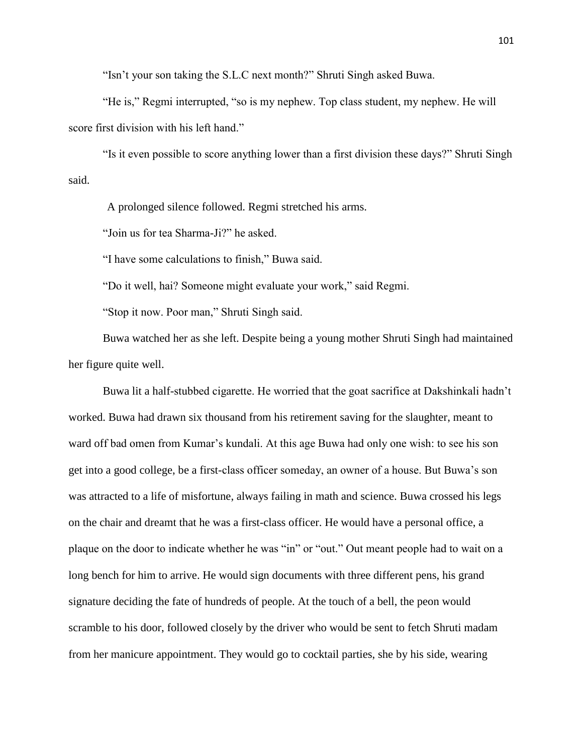"Isn't your son taking the S.L.C next month?" Shruti Singh asked Buwa.

"He is," Regmi interrupted, "so is my nephew. Top class student, my nephew. He will score first division with his left hand."

"Is it even possible to score anything lower than a first division these days?" Shruti Singh said.

A prolonged silence followed. Regmi stretched his arms.

"Join us for tea Sharma-Ji?" he asked.

"I have some calculations to finish," Buwa said.

"Do it well, hai? Someone might evaluate your work," said Regmi.

"Stop it now. Poor man," Shruti Singh said.

Buwa watched her as she left. Despite being a young mother Shruti Singh had maintained her figure quite well.

Buwa lit a half-stubbed cigarette. He worried that the goat sacrifice at Dakshinkali hadn't worked. Buwa had drawn six thousand from his retirement saving for the slaughter, meant to ward off bad omen from Kumar's kundali. At this age Buwa had only one wish: to see his son get into a good college, be a first-class officer someday, an owner of a house. But Buwa's son was attracted to a life of misfortune, always failing in math and science. Buwa crossed his legs on the chair and dreamt that he was a first-class officer. He would have a personal office, a plaque on the door to indicate whether he was "in" or "out." Out meant people had to wait on a long bench for him to arrive. He would sign documents with three different pens, his grand signature deciding the fate of hundreds of people. At the touch of a bell, the peon would scramble to his door, followed closely by the driver who would be sent to fetch Shruti madam from her manicure appointment. They would go to cocktail parties, she by his side, wearing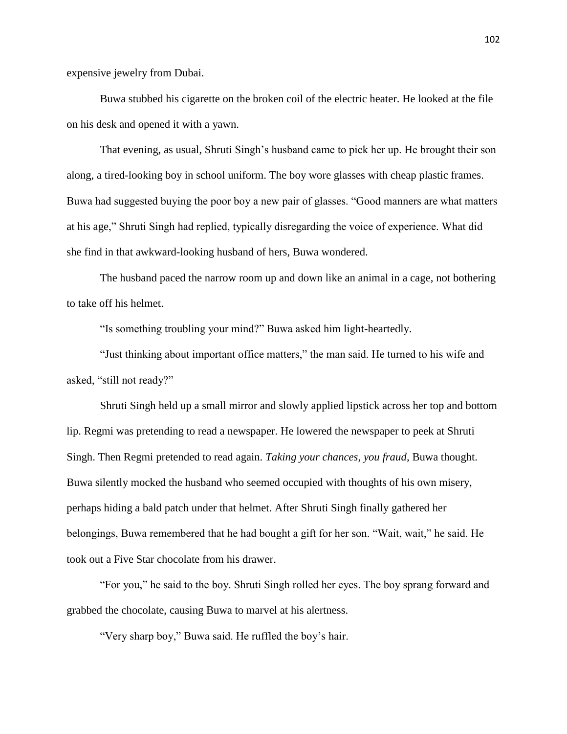expensive jewelry from Dubai.

Buwa stubbed his cigarette on the broken coil of the electric heater. He looked at the file on his desk and opened it with a yawn.

That evening, as usual, Shruti Singh's husband came to pick her up. He brought their son along, a tired-looking boy in school uniform. The boy wore glasses with cheap plastic frames. Buwa had suggested buying the poor boy a new pair of glasses. "Good manners are what matters at his age," Shruti Singh had replied, typically disregarding the voice of experience. What did she find in that awkward-looking husband of hers, Buwa wondered.

The husband paced the narrow room up and down like an animal in a cage, not bothering to take off his helmet.

"Is something troubling your mind?" Buwa asked him light-heartedly.

"Just thinking about important office matters," the man said. He turned to his wife and asked, "still not ready?"

Shruti Singh held up a small mirror and slowly applied lipstick across her top and bottom lip. Regmi was pretending to read a newspaper. He lowered the newspaper to peek at Shruti Singh. Then Regmi pretended to read again. *Taking your chances, you fraud,* Buwa thought. Buwa silently mocked the husband who seemed occupied with thoughts of his own misery, perhaps hiding a bald patch under that helmet. After Shruti Singh finally gathered her belongings, Buwa remembered that he had bought a gift for her son. "Wait, wait," he said. He took out a Five Star chocolate from his drawer.

"For you," he said to the boy. Shruti Singh rolled her eyes. The boy sprang forward and grabbed the chocolate, causing Buwa to marvel at his alertness.

"Very sharp boy," Buwa said. He ruffled the boy's hair.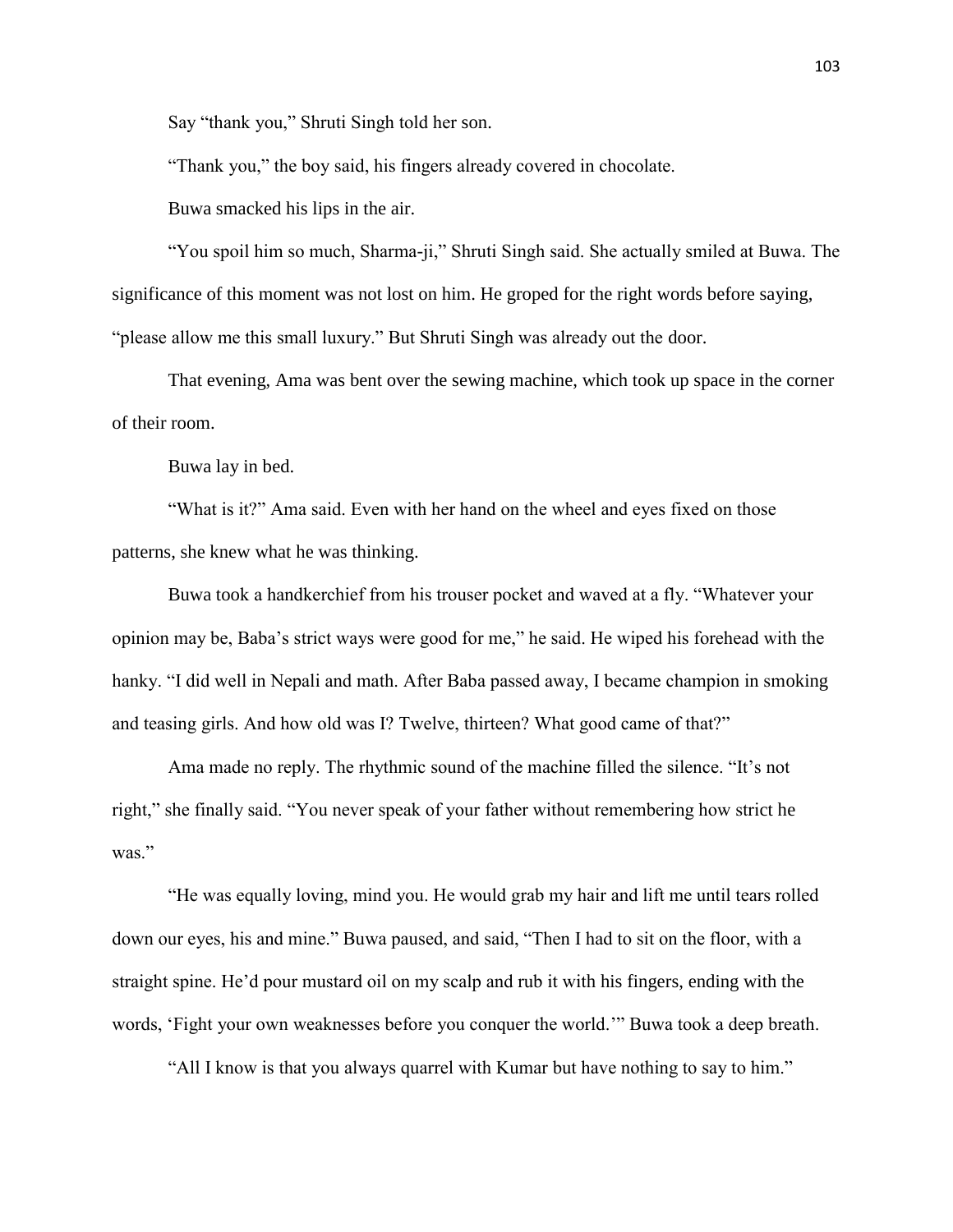Say "thank you," Shruti Singh told her son.

"Thank you," the boy said, his fingers already covered in chocolate.

Buwa smacked his lips in the air.

"You spoil him so much, Sharma-ji," Shruti Singh said. She actually smiled at Buwa. The significance of this moment was not lost on him. He groped for the right words before saying, "please allow me this small luxury." But Shruti Singh was already out the door.

That evening, Ama was bent over the sewing machine, which took up space in the corner of their room.

Buwa lay in bed.

"What is it?" Ama said. Even with her hand on the wheel and eyes fixed on those patterns, she knew what he was thinking.

Buwa took a handkerchief from his trouser pocket and waved at a fly. "Whatever your opinion may be, Baba's strict ways were good for me," he said. He wiped his forehead with the hanky. "I did well in Nepali and math. After Baba passed away, I became champion in smoking and teasing girls. And how old was I? Twelve, thirteen? What good came of that?"

Ama made no reply. The rhythmic sound of the machine filled the silence. "It's not right," she finally said. "You never speak of your father without remembering how strict he was."

"He was equally loving, mind you. He would grab my hair and lift me until tears rolled down our eyes, his and mine." Buwa paused, and said, "Then I had to sit on the floor, with a straight spine. He'd pour mustard oil on my scalp and rub it with his fingers, ending with the words, 'Fight your own weaknesses before you conquer the world.'" Buwa took a deep breath.

"All I know is that you always quarrel with Kumar but have nothing to say to him."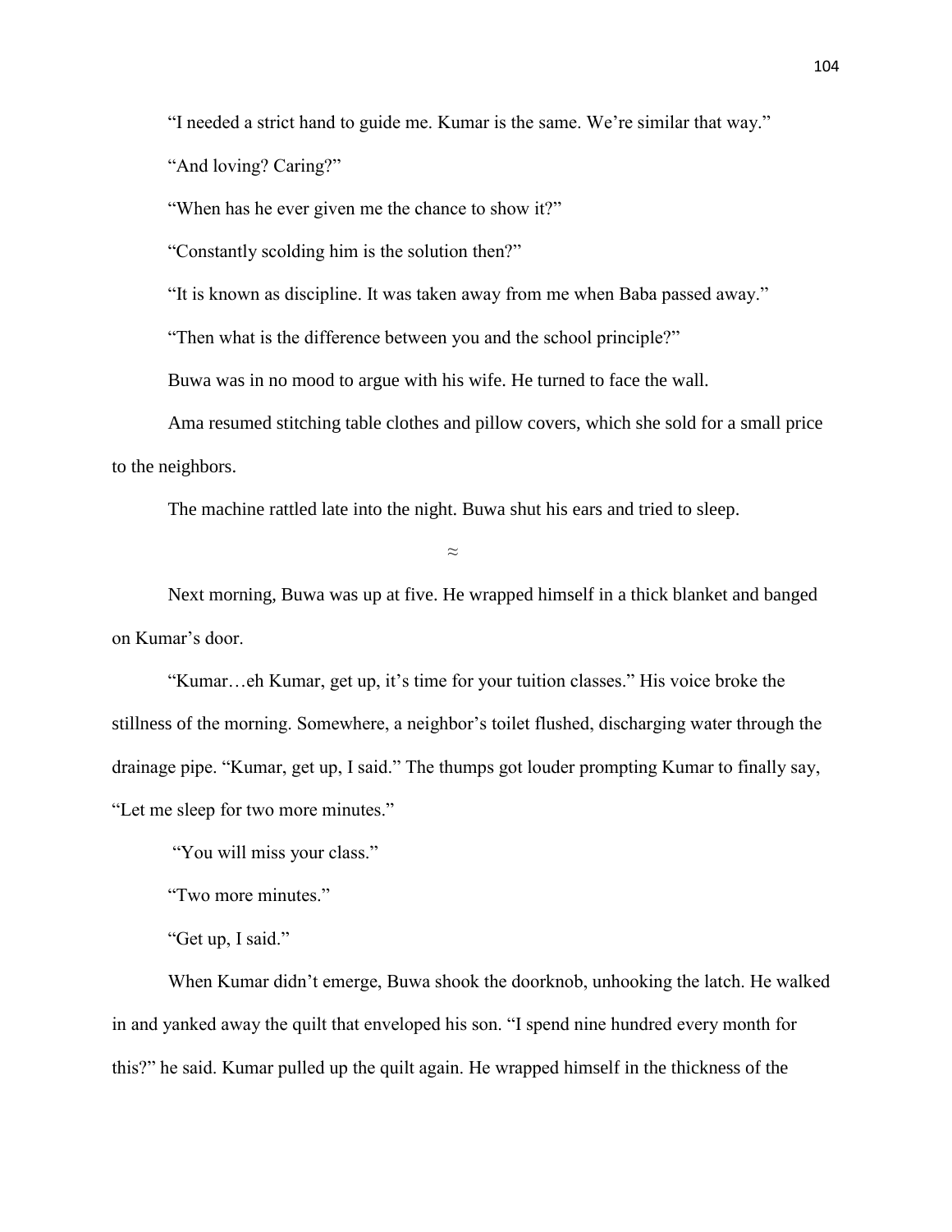"I needed a strict hand to guide me. Kumar is the same. We're similar that way."

"And loving? Caring?"

"When has he ever given me the chance to show it?"

"Constantly scolding him is the solution then?"

"It is known as discipline. It was taken away from me when Baba passed away."

"Then what is the difference between you and the school principle?"

Buwa was in no mood to argue with his wife. He turned to face the wall.

Ama resumed stitching table clothes and pillow covers, which she sold for a small price to the neighbors.

The machine rattled late into the night. Buwa shut his ears and tried to sleep.

≈

Next morning, Buwa was up at five. He wrapped himself in a thick blanket and banged on Kumar's door.

"Kumar…eh Kumar, get up, it's time for your tuition classes." His voice broke the stillness of the morning. Somewhere, a neighbor's toilet flushed, discharging water through the drainage pipe. "Kumar, get up, I said." The thumps got louder prompting Kumar to finally say, "Let me sleep for two more minutes."

"You will miss your class."

"Two more minutes."

"Get up, I said."

When Kumar didn't emerge, Buwa shook the doorknob, unhooking the latch. He walked in and yanked away the quilt that enveloped his son. "I spend nine hundred every month for this?" he said. Kumar pulled up the quilt again. He wrapped himself in the thickness of the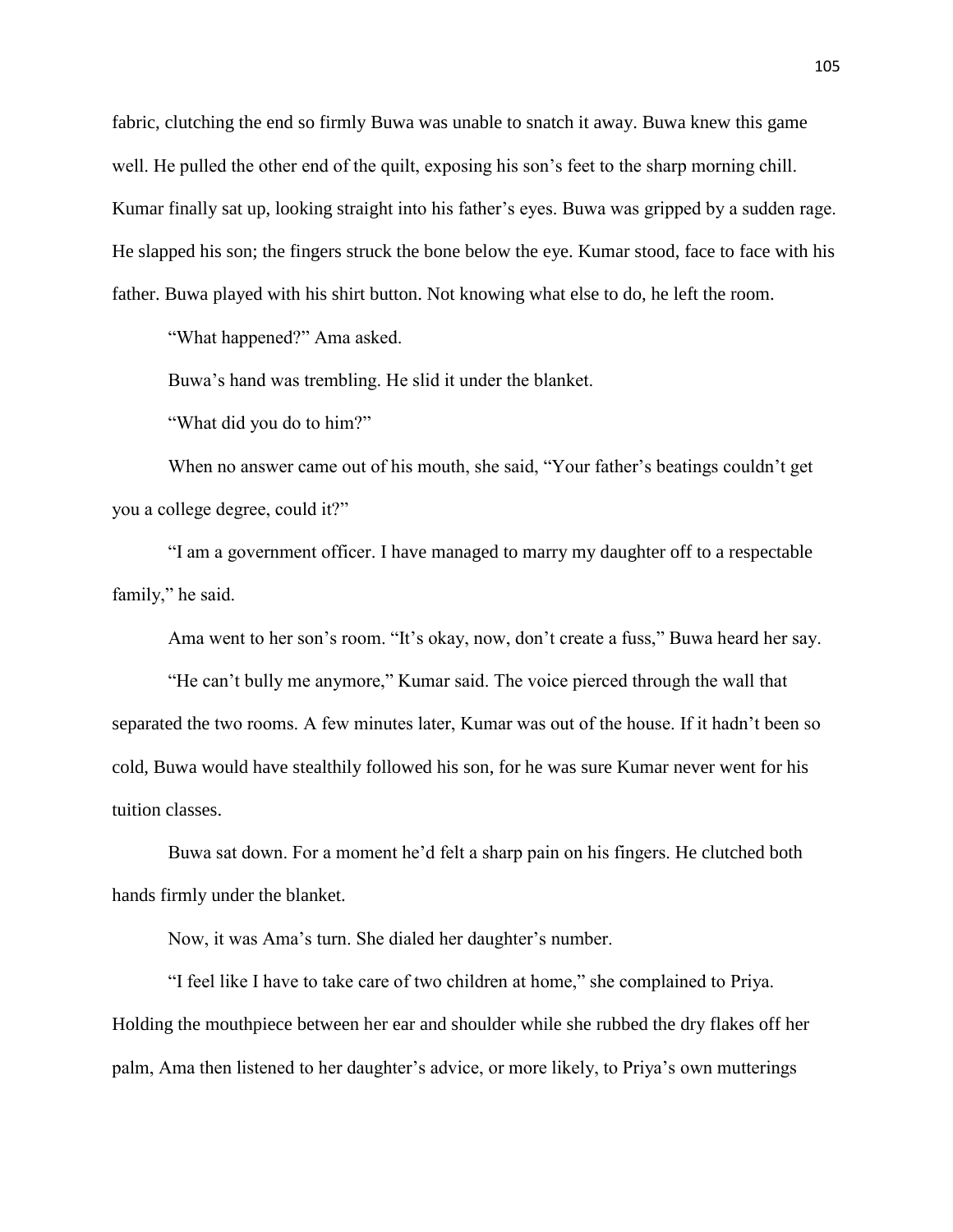fabric, clutching the end so firmly Buwa was unable to snatch it away. Buwa knew this game well. He pulled the other end of the quilt, exposing his son's feet to the sharp morning chill. Kumar finally sat up, looking straight into his father's eyes. Buwa was gripped by a sudden rage. He slapped his son; the fingers struck the bone below the eye. Kumar stood, face to face with his father. Buwa played with his shirt button. Not knowing what else to do, he left the room.

"What happened?" Ama asked.

Buwa's hand was trembling. He slid it under the blanket.

"What did you do to him?"

When no answer came out of his mouth, she said, "Your father's beatings couldn't get you a college degree, could it?"

"I am a government officer. I have managed to marry my daughter off to a respectable family," he said.

Ama went to her son's room. "It's okay, now, don't create a fuss," Buwa heard her say.

"He can't bully me anymore," Kumar said. The voice pierced through the wall that separated the two rooms. A few minutes later, Kumar was out of the house. If it hadn't been so cold, Buwa would have stealthily followed his son, for he was sure Kumar never went for his tuition classes.

Buwa sat down. For a moment he'd felt a sharp pain on his fingers. He clutched both hands firmly under the blanket.

Now, it was Ama's turn. She dialed her daughter's number.

"I feel like I have to take care of two children at home," she complained to Priya. Holding the mouthpiece between her ear and shoulder while she rubbed the dry flakes off her palm, Ama then listened to her daughter's advice, or more likely, to Priya's own mutterings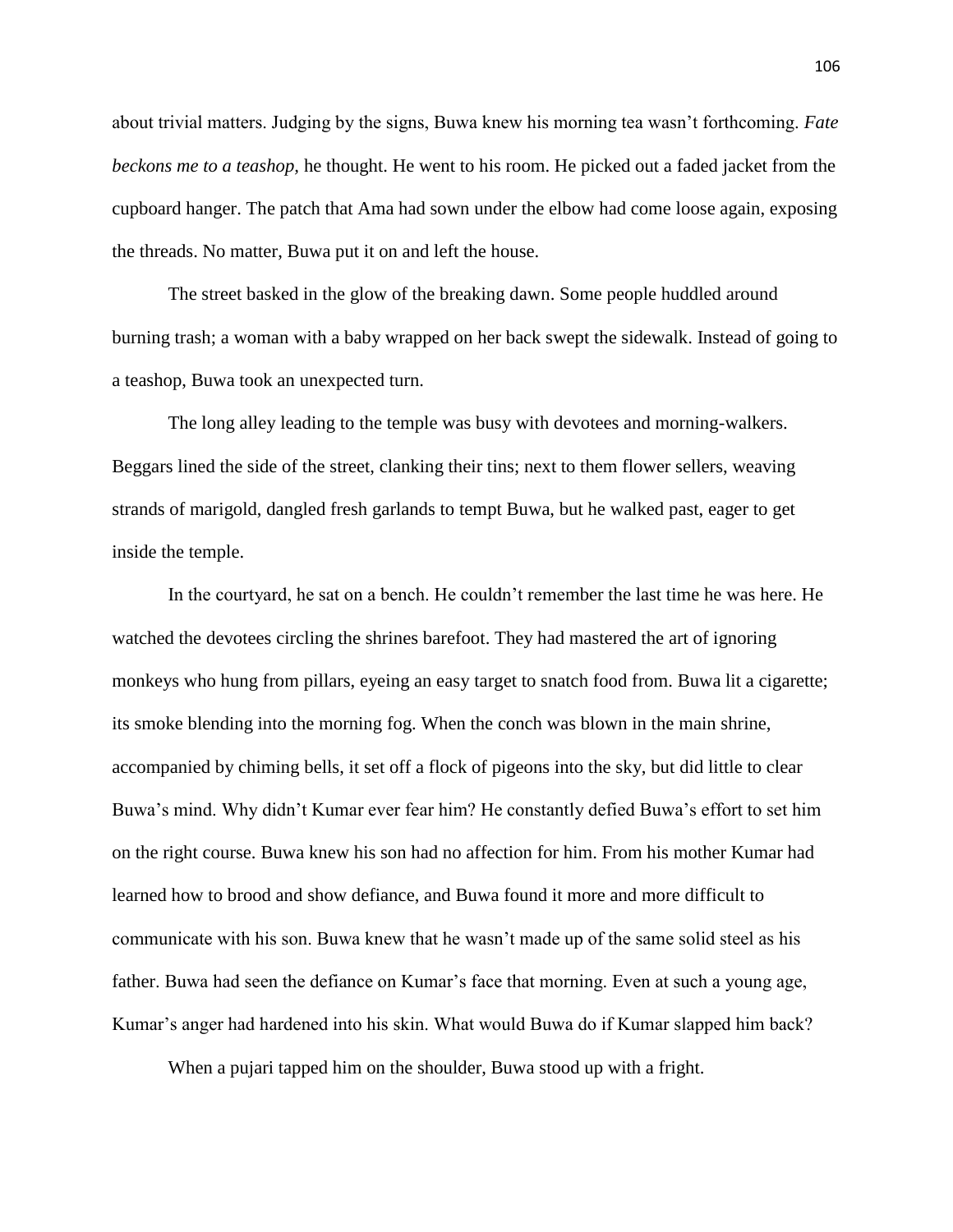about trivial matters. Judging by the signs, Buwa knew his morning tea wasn't forthcoming. *Fate beckons me to a teashop,* he thought. He went to his room. He picked out a faded jacket from the cupboard hanger. The patch that Ama had sown under the elbow had come loose again, exposing the threads. No matter, Buwa put it on and left the house.

The street basked in the glow of the breaking dawn. Some people huddled around burning trash; a woman with a baby wrapped on her back swept the sidewalk. Instead of going to a teashop, Buwa took an unexpected turn.

The long alley leading to the temple was busy with devotees and morning-walkers. Beggars lined the side of the street, clanking their tins; next to them flower sellers, weaving strands of marigold, dangled fresh garlands to tempt Buwa, but he walked past, eager to get inside the temple.

In the courtyard, he sat on a bench. He couldn't remember the last time he was here. He watched the devotees circling the shrines barefoot. They had mastered the art of ignoring monkeys who hung from pillars, eyeing an easy target to snatch food from. Buwa lit a cigarette; its smoke blending into the morning fog. When the conch was blown in the main shrine, accompanied by chiming bells, it set off a flock of pigeons into the sky, but did little to clear Buwa's mind. Why didn't Kumar ever fear him? He constantly defied Buwa's effort to set him on the right course. Buwa knew his son had no affection for him. From his mother Kumar had learned how to brood and show defiance, and Buwa found it more and more difficult to communicate with his son. Buwa knew that he wasn't made up of the same solid steel as his father. Buwa had seen the defiance on Kumar's face that morning. Even at such a young age, Kumar's anger had hardened into his skin. What would Buwa do if Kumar slapped him back?

When a pujari tapped him on the shoulder, Buwa stood up with a fright.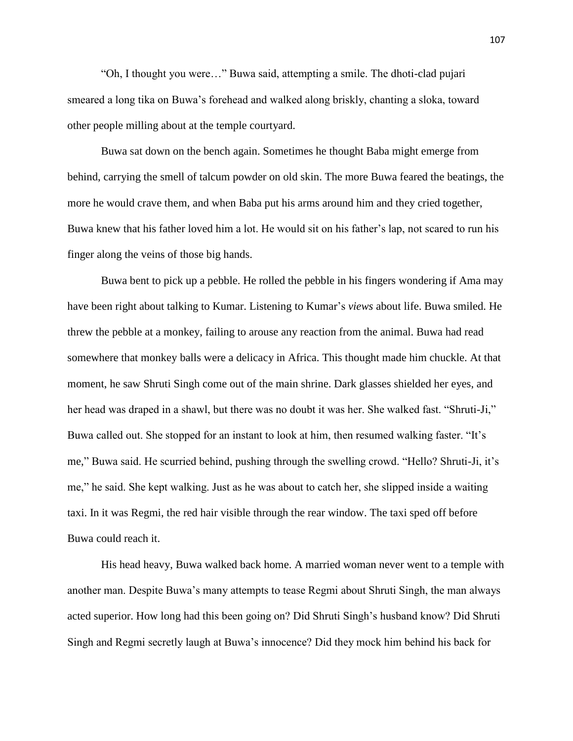"Oh, I thought you were…" Buwa said, attempting a smile. The dhoti-clad pujari smeared a long tika on Buwa's forehead and walked along briskly, chanting a sloka, toward other people milling about at the temple courtyard.

Buwa sat down on the bench again. Sometimes he thought Baba might emerge from behind, carrying the smell of talcum powder on old skin. The more Buwa feared the beatings, the more he would crave them, and when Baba put his arms around him and they cried together, Buwa knew that his father loved him a lot. He would sit on his father's lap, not scared to run his finger along the veins of those big hands.

Buwa bent to pick up a pebble. He rolled the pebble in his fingers wondering if Ama may have been right about talking to Kumar. Listening to Kumar's *views* about life. Buwa smiled. He threw the pebble at a monkey, failing to arouse any reaction from the animal. Buwa had read somewhere that monkey balls were a delicacy in Africa. This thought made him chuckle. At that moment, he saw Shruti Singh come out of the main shrine. Dark glasses shielded her eyes, and her head was draped in a shawl, but there was no doubt it was her. She walked fast. "Shruti-Ji," Buwa called out. She stopped for an instant to look at him, then resumed walking faster. "It's me," Buwa said. He scurried behind, pushing through the swelling crowd. "Hello? Shruti-Ji, it's me," he said. She kept walking. Just as he was about to catch her, she slipped inside a waiting taxi. In it was Regmi, the red hair visible through the rear window. The taxi sped off before Buwa could reach it.

His head heavy, Buwa walked back home. A married woman never went to a temple with another man. Despite Buwa's many attempts to tease Regmi about Shruti Singh, the man always acted superior. How long had this been going on? Did Shruti Singh's husband know? Did Shruti Singh and Regmi secretly laugh at Buwa's innocence? Did they mock him behind his back for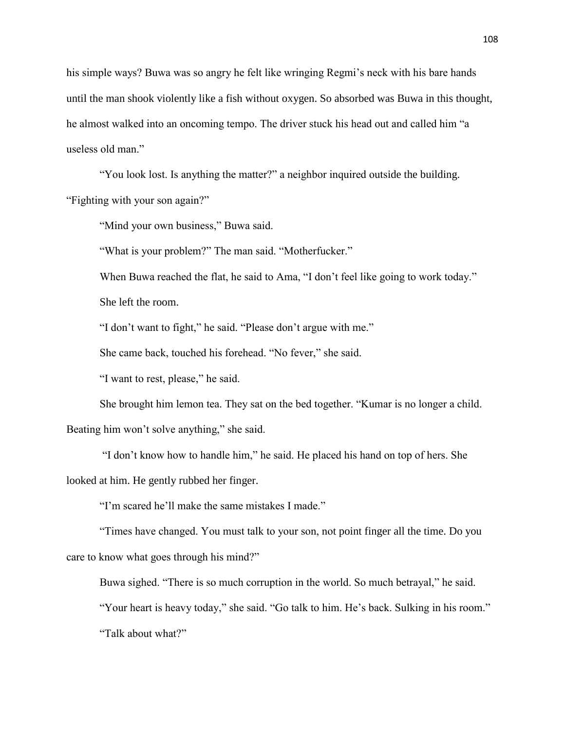his simple ways? Buwa was so angry he felt like wringing Regmi's neck with his bare hands until the man shook violently like a fish without oxygen. So absorbed was Buwa in this thought, he almost walked into an oncoming tempo. The driver stuck his head out and called him "a useless old man."

"You look lost. Is anything the matter?" a neighbor inquired outside the building. "Fighting with your son again?"

"Mind your own business," Buwa said.

"What is your problem?" The man said. "Motherfucker."

When Buwa reached the flat, he said to Ama, "I don't feel like going to work today."

She left the room.

"I don't want to fight," he said. "Please don't argue with me."

She came back, touched his forehead. "No fever," she said.

"I want to rest, please," he said.

She brought him lemon tea. They sat on the bed together. "Kumar is no longer a child. Beating him won't solve anything," she said.

"I don't know how to handle him," he said. He placed his hand on top of hers. She looked at him. He gently rubbed her finger.

"I'm scared he'll make the same mistakes I made."

"Times have changed. You must talk to your son, not point finger all the time. Do you care to know what goes through his mind?"

Buwa sighed. "There is so much corruption in the world. So much betrayal," he said.

"Your heart is heavy today," she said. "Go talk to him. He's back. Sulking in his room."

"Talk about what?"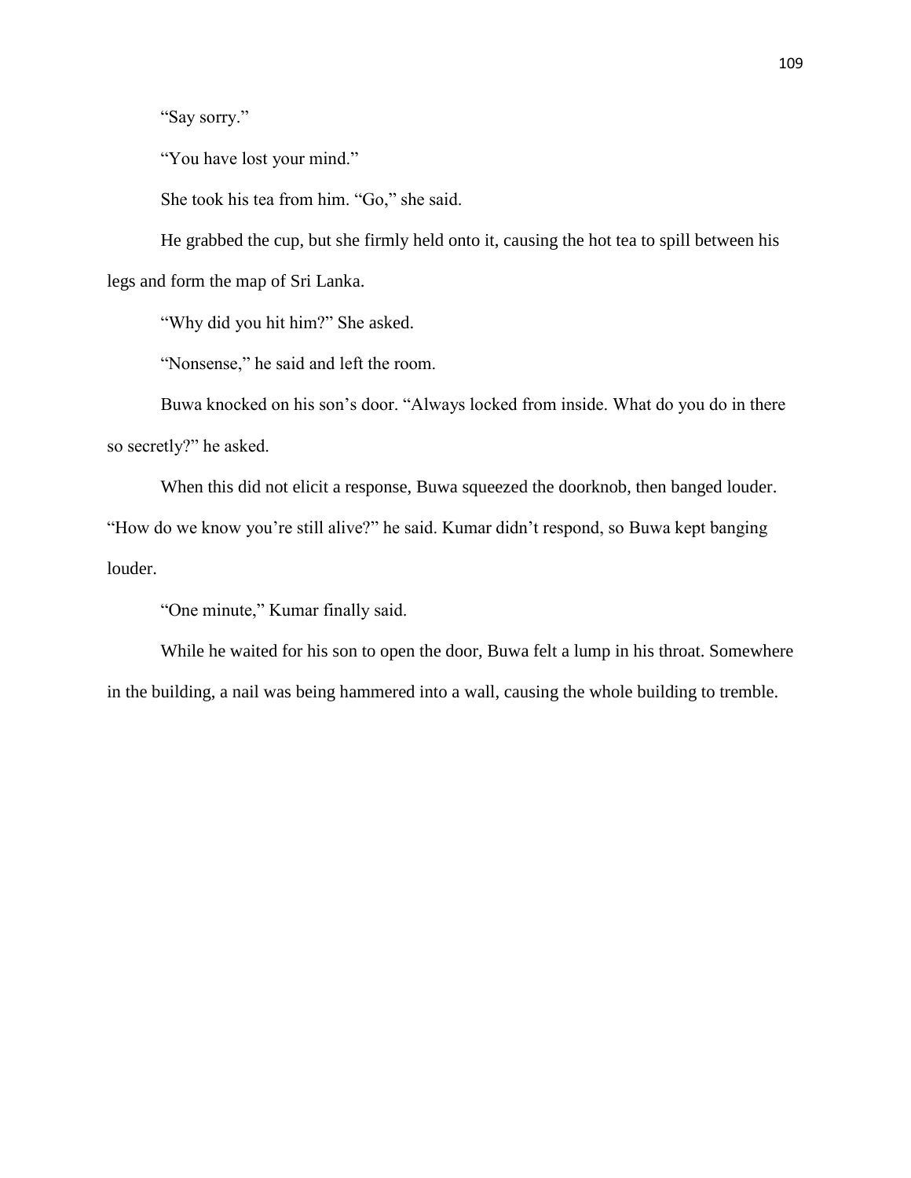"Say sorry."

"You have lost your mind."

She took his tea from him. "Go," she said.

He grabbed the cup, but she firmly held onto it, causing the hot tea to spill between his legs and form the map of Sri Lanka.

"Why did you hit him?" She asked.

"Nonsense," he said and left the room.

Buwa knocked on his son's door. "Always locked from inside. What do you do in there so secretly?" he asked.

When this did not elicit a response, Buwa squeezed the doorknob, then banged louder. "How do we know you're still alive?" he said. Kumar didn't respond, so Buwa kept banging louder.

"One minute," Kumar finally said.

While he waited for his son to open the door, Buwa felt a lump in his throat. Somewhere in the building, a nail was being hammered into a wall, causing the whole building to tremble.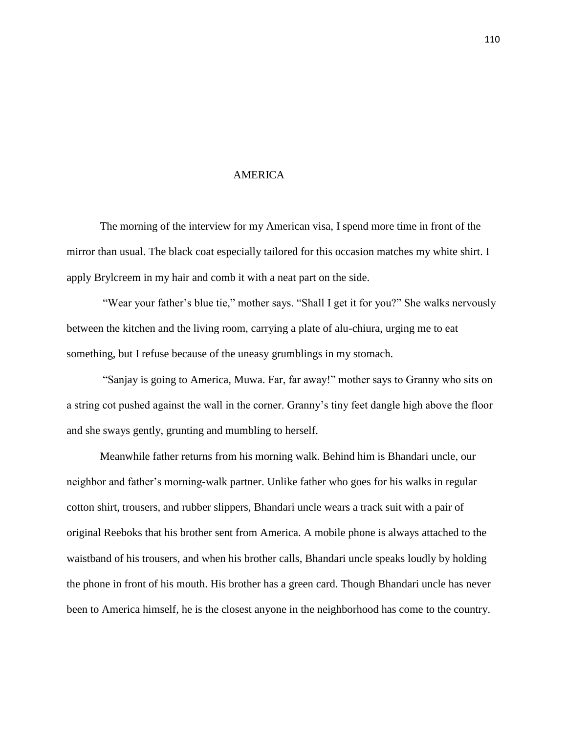# AMERICA

The morning of the interview for my American visa, I spend more time in front of the mirror than usual. The black coat especially tailored for this occasion matches my white shirt. I apply Brylcreem in my hair and comb it with a neat part on the side.

"Wear your father's blue tie," mother says. "Shall I get it for you?" She walks nervously between the kitchen and the living room, carrying a plate of alu-chiura, urging me to eat something, but I refuse because of the uneasy grumblings in my stomach.

"Sanjay is going to America, Muwa. Far, far away!" mother says to Granny who sits on a string cot pushed against the wall in the corner. Granny's tiny feet dangle high above the floor and she sways gently, grunting and mumbling to herself.

Meanwhile father returns from his morning walk. Behind him is Bhandari uncle, our neighbor and father's morning-walk partner. Unlike father who goes for his walks in regular cotton shirt, trousers, and rubber slippers, Bhandari uncle wears a track suit with a pair of original Reeboks that his brother sent from America. A mobile phone is always attached to the waistband of his trousers, and when his brother calls, Bhandari uncle speaks loudly by holding the phone in front of his mouth. His brother has a green card. Though Bhandari uncle has never been to America himself, he is the closest anyone in the neighborhood has come to the country.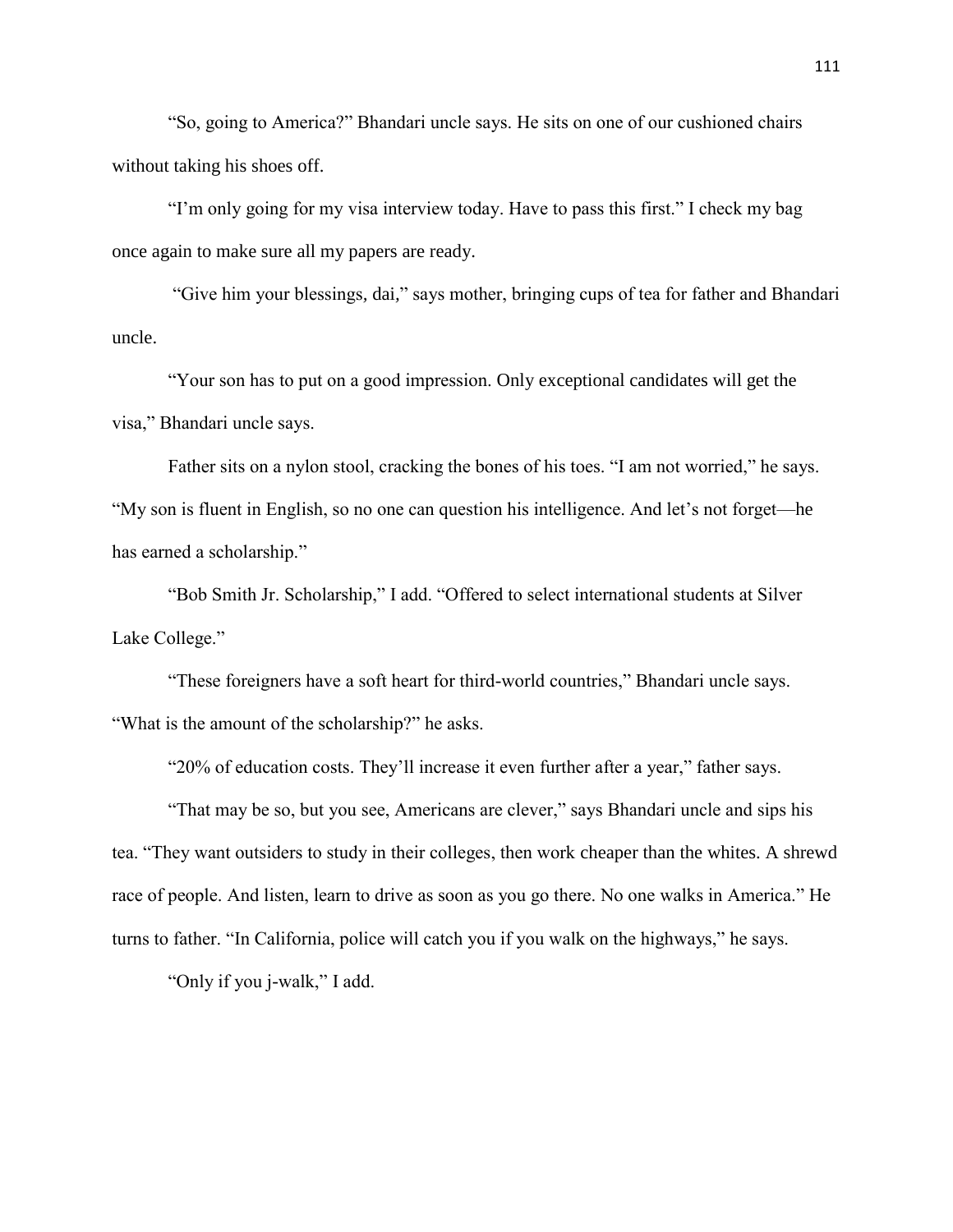"So, going to America?" Bhandari uncle says. He sits on one of our cushioned chairs without taking his shoes off.

"I'm only going for my visa interview today. Have to pass this first." I check my bag once again to make sure all my papers are ready.

"Give him your blessings, dai," says mother, bringing cups of tea for father and Bhandari uncle.

"Your son has to put on a good impression. Only exceptional candidates will get the visa," Bhandari uncle says.

Father sits on a nylon stool, cracking the bones of his toes. "I am not worried," he says. "My son is fluent in English, so no one can question his intelligence. And let's not forget—he has earned a scholarship."

"Bob Smith Jr. Scholarship," I add. "Offered to select international students at Silver Lake College."

"These foreigners have a soft heart for third-world countries," Bhandari uncle says. "What is the amount of the scholarship?" he asks.

"20% of education costs. They'll increase it even further after a year," father says.

"That may be so, but you see, Americans are clever," says Bhandari uncle and sips his tea. "They want outsiders to study in their colleges, then work cheaper than the whites. A shrewd race of people. And listen, learn to drive as soon as you go there. No one walks in America." He turns to father. "In California, police will catch you if you walk on the highways," he says.

"Only if you j-walk," I add.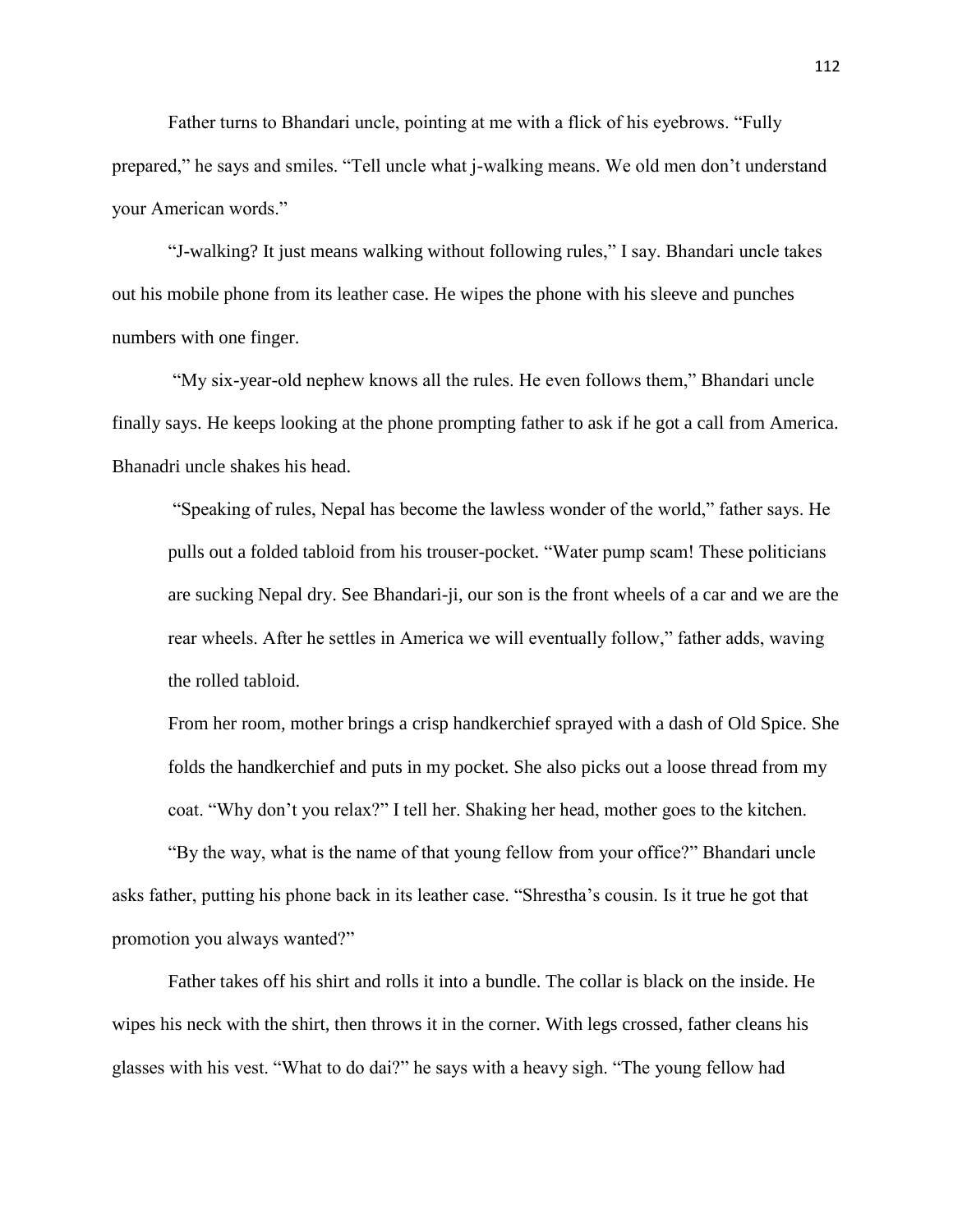Father turns to Bhandari uncle, pointing at me with a flick of his eyebrows. "Fully prepared," he says and smiles. "Tell uncle what j-walking means. We old men don't understand your American words."

"J-walking? It just means walking without following rules," I say. Bhandari uncle takes out his mobile phone from its leather case. He wipes the phone with his sleeve and punches numbers with one finger.

"My six-year-old nephew knows all the rules. He even follows them," Bhandari uncle finally says. He keeps looking at the phone prompting father to ask if he got a call from America. Bhanadri uncle shakes his head.

"Speaking of rules, Nepal has become the lawless wonder of the world," father says. He pulls out a folded tabloid from his trouser-pocket. "Water pump scam! These politicians are sucking Nepal dry. See Bhandari-ji, our son is the front wheels of a car and we are the rear wheels. After he settles in America we will eventually follow," father adds, waving the rolled tabloid.

From her room, mother brings a crisp handkerchief sprayed with a dash of Old Spice. She folds the handkerchief and puts in my pocket. She also picks out a loose thread from my coat. "Why don't you relax?" I tell her. Shaking her head, mother goes to the kitchen.

"By the way, what is the name of that young fellow from your office?" Bhandari uncle asks father, putting his phone back in its leather case. "Shrestha's cousin. Is it true he got that promotion you always wanted?"

Father takes off his shirt and rolls it into a bundle. The collar is black on the inside. He wipes his neck with the shirt, then throws it in the corner. With legs crossed, father cleans his glasses with his vest. "What to do dai?" he says with a heavy sigh. "The young fellow had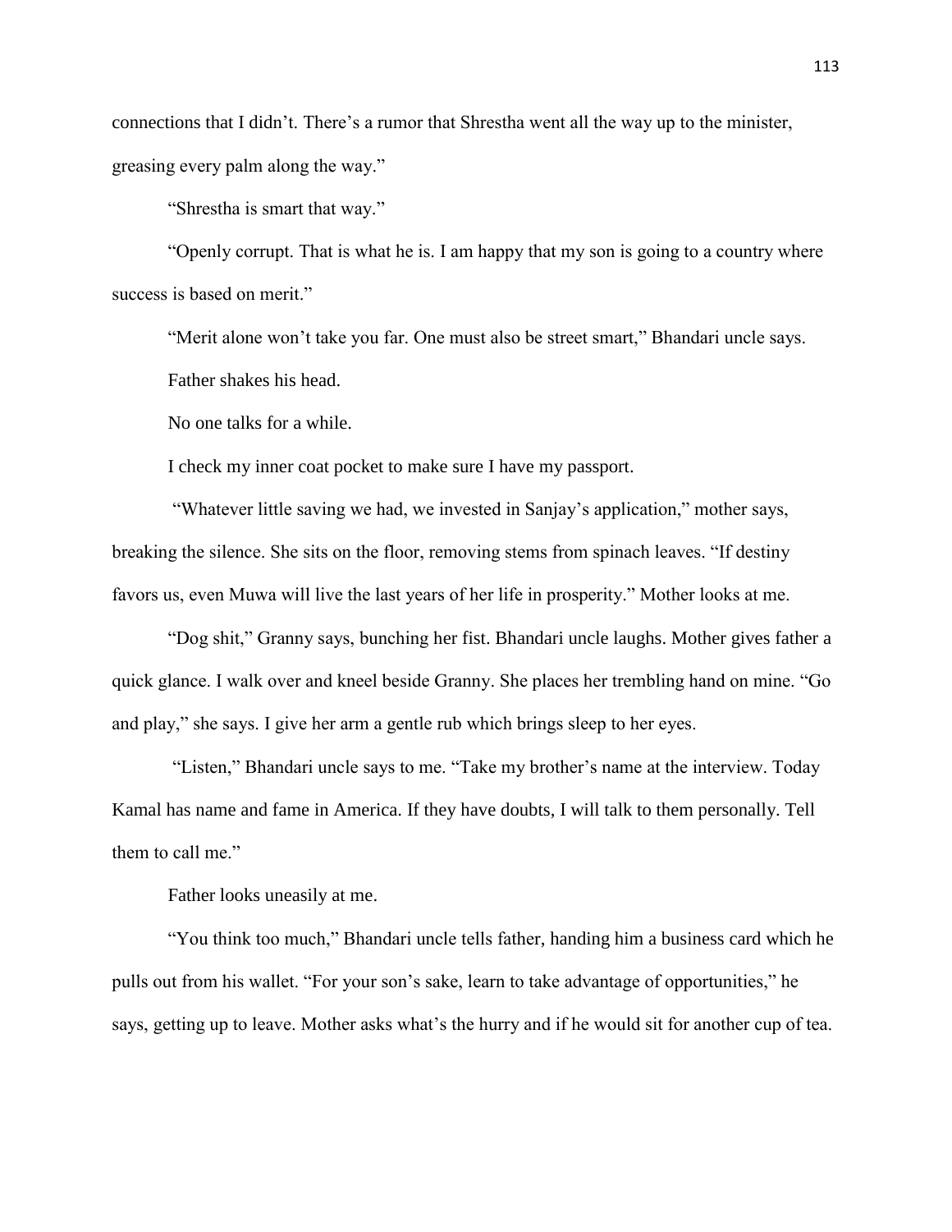connections that I didn't. There's a rumor that Shrestha went all the way up to the minister, greasing every palm along the way."

"Shrestha is smart that way."

"Openly corrupt. That is what he is. I am happy that my son is going to a country where success is based on merit."

"Merit alone won't take you far. One must also be street smart," Bhandari uncle says.

Father shakes his head.

No one talks for a while.

I check my inner coat pocket to make sure I have my passport.

"Whatever little saving we had, we invested in Sanjay's application," mother says, breaking the silence. She sits on the floor, removing stems from spinach leaves. "If destiny favors us, even Muwa will live the last years of her life in prosperity." Mother looks at me.

"Dog shit," Granny says, bunching her fist. Bhandari uncle laughs. Mother gives father a quick glance. I walk over and kneel beside Granny. She places her trembling hand on mine. "Go and play," she says. I give her arm a gentle rub which brings sleep to her eyes.

"Listen," Bhandari uncle says to me. "Take my brother's name at the interview. Today Kamal has name and fame in America. If they have doubts, I will talk to them personally. Tell them to call me."

Father looks uneasily at me.

"You think too much," Bhandari uncle tells father, handing him a business card which he pulls out from his wallet. "For your son's sake, learn to take advantage of opportunities," he says, getting up to leave. Mother asks what's the hurry and if he would sit for another cup of tea.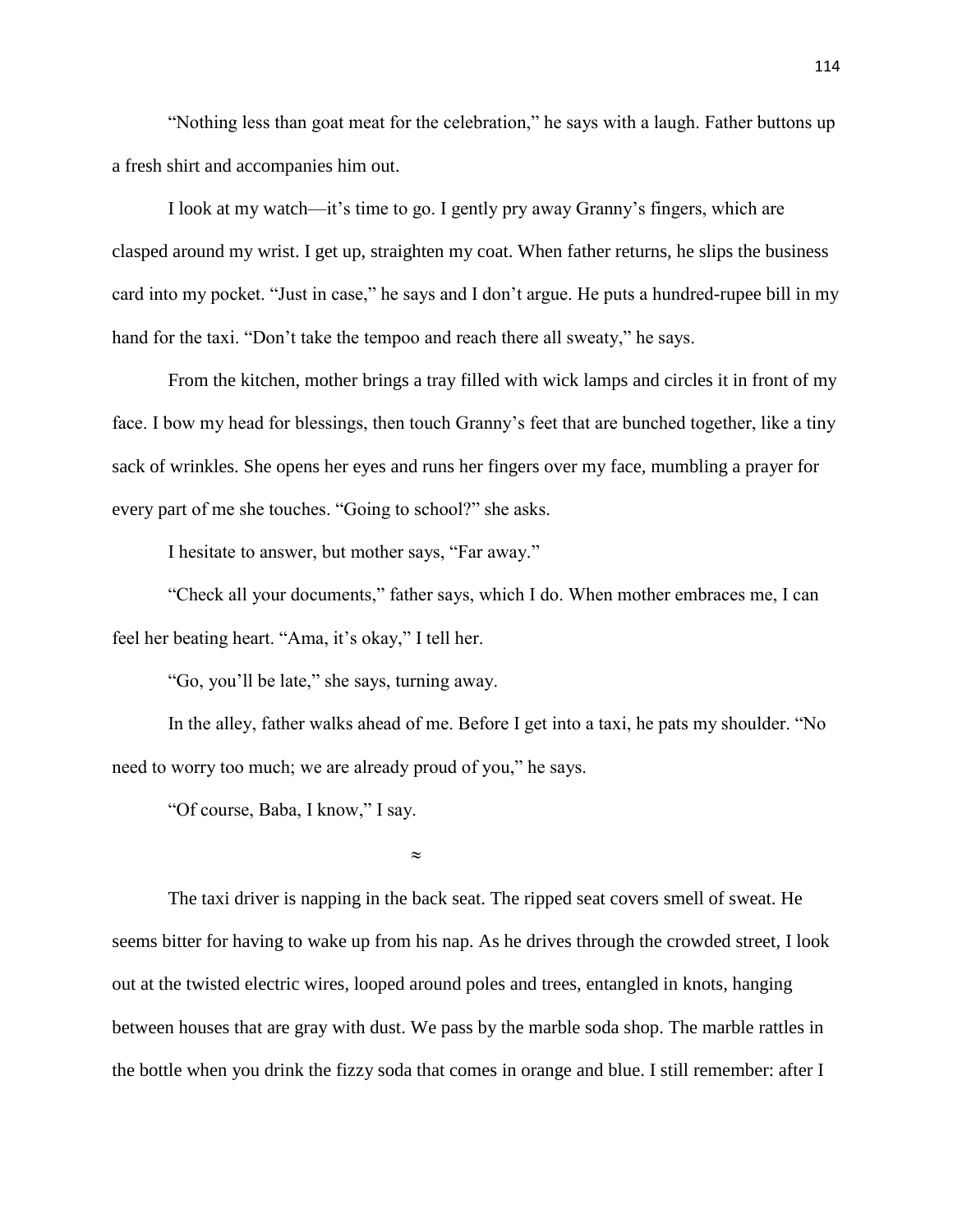"Nothing less than goat meat for the celebration," he says with a laugh. Father buttons up a fresh shirt and accompanies him out.

I look at my watch—it's time to go. I gently pry away Granny's fingers, which are clasped around my wrist. I get up, straighten my coat. When father returns, he slips the business card into my pocket. "Just in case," he says and I don't argue. He puts a hundred-rupee bill in my hand for the taxi. "Don't take the tempoo and reach there all sweaty," he says.

From the kitchen, mother brings a tray filled with wick lamps and circles it in front of my face. I bow my head for blessings, then touch Granny's feet that are bunched together, like a tiny sack of wrinkles. She opens her eyes and runs her fingers over my face, mumbling a prayer for every part of me she touches. "Going to school?" she asks.

I hesitate to answer, but mother says, "Far away."

"Check all your documents," father says, which I do. When mother embraces me, I can feel her beating heart. "Ama, it's okay," I tell her.

"Go, you'll be late," she says, turning away.

In the alley, father walks ahead of me. Before I get into a taxi, he pats my shoulder. "No need to worry too much; we are already proud of you," he says.

"Of course, Baba, I know," I say.

≈

The taxi driver is napping in the back seat. The ripped seat covers smell of sweat. He seems bitter for having to wake up from his nap. As he drives through the crowded street, I look out at the twisted electric wires, looped around poles and trees, entangled in knots, hanging between houses that are gray with dust. We pass by the marble soda shop. The marble rattles in the bottle when you drink the fizzy soda that comes in orange and blue. I still remember: after I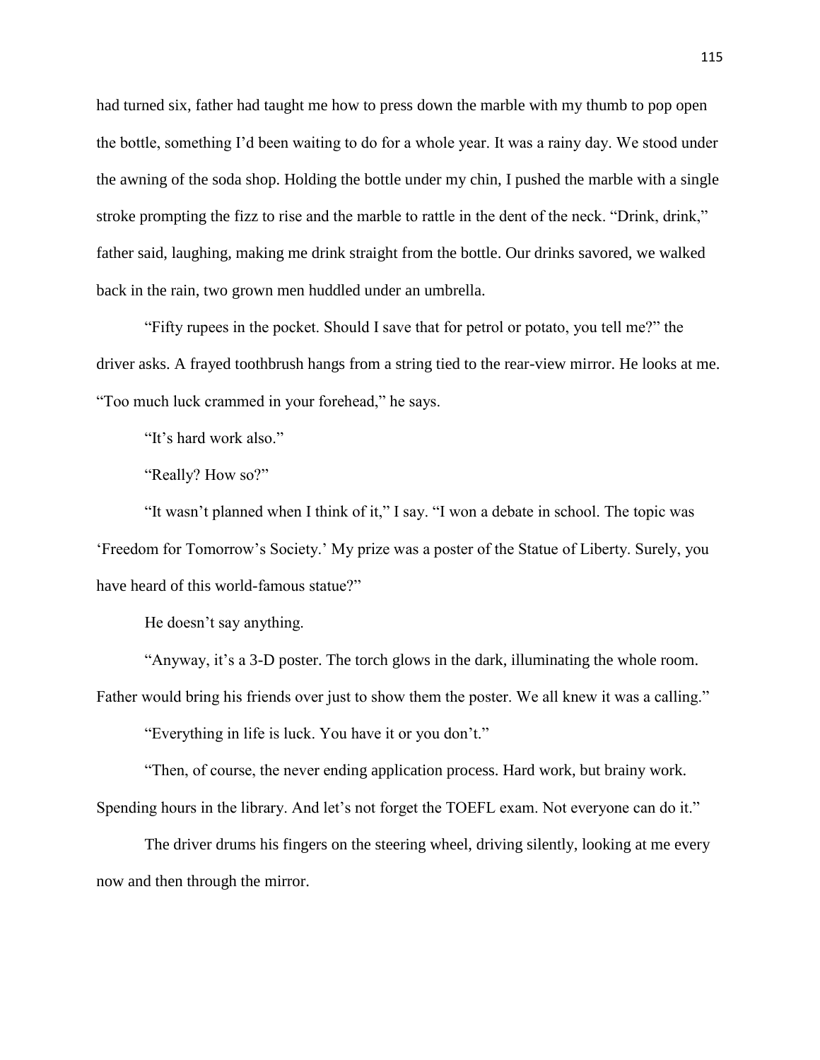had turned six, father had taught me how to press down the marble with my thumb to pop open the bottle, something I'd been waiting to do for a whole year. It was a rainy day. We stood under the awning of the soda shop. Holding the bottle under my chin, I pushed the marble with a single stroke prompting the fizz to rise and the marble to rattle in the dent of the neck. "Drink, drink," father said, laughing, making me drink straight from the bottle. Our drinks savored, we walked back in the rain, two grown men huddled under an umbrella.

"Fifty rupees in the pocket. Should I save that for petrol or potato, you tell me?" the driver asks. A frayed toothbrush hangs from a string tied to the rear-view mirror. He looks at me. "Too much luck crammed in your forehead," he says.

"It's hard work also."

"Really? How so?"

"It wasn't planned when I think of it," I say. "I won a debate in school. The topic was 'Freedom for Tomorrow's Society.' My prize was a poster of the Statue of Liberty. Surely, you have heard of this world-famous statue?"

He doesn't say anything.

"Anyway, it's a 3-D poster. The torch glows in the dark, illuminating the whole room. Father would bring his friends over just to show them the poster. We all knew it was a calling."

"Everything in life is luck. You have it or you don't."

"Then, of course, the never ending application process. Hard work, but brainy work. Spending hours in the library. And let's not forget the TOEFL exam. Not everyone can do it."

The driver drums his fingers on the steering wheel, driving silently, looking at me every now and then through the mirror.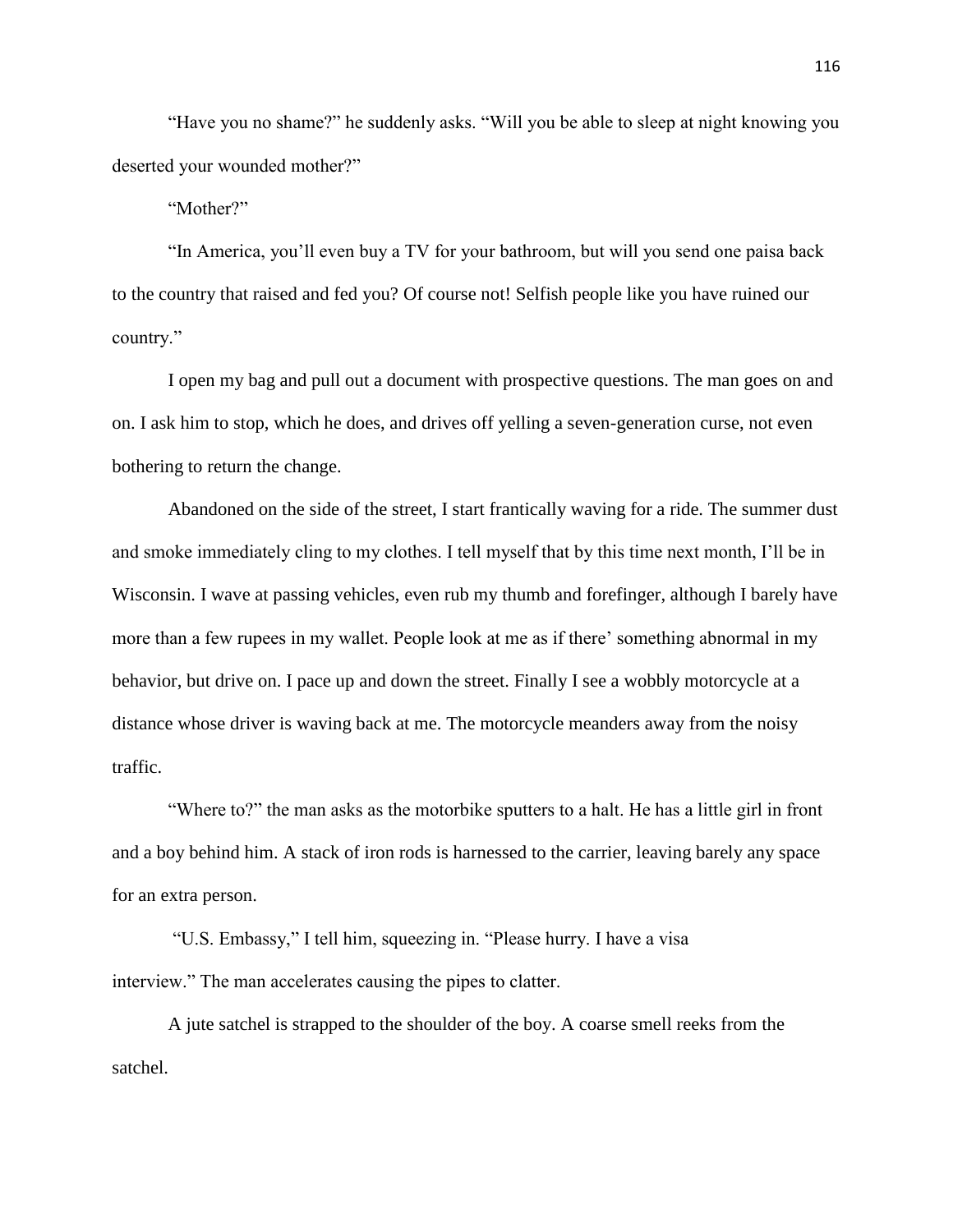"Have you no shame?" he suddenly asks. "Will you be able to sleep at night knowing you deserted your wounded mother?"

"Mother?"

"In America, you'll even buy a TV for your bathroom, but will you send one paisa back to the country that raised and fed you? Of course not! Selfish people like you have ruined our country."

I open my bag and pull out a document with prospective questions. The man goes on and on. I ask him to stop, which he does, and drives off yelling a seven-generation curse, not even bothering to return the change.

Abandoned on the side of the street, I start frantically waving for a ride. The summer dust and smoke immediately cling to my clothes. I tell myself that by this time next month, I'll be in Wisconsin. I wave at passing vehicles, even rub my thumb and forefinger, although I barely have more than a few rupees in my wallet. People look at me as if there' something abnormal in my behavior, but drive on. I pace up and down the street. Finally I see a wobbly motorcycle at a distance whose driver is waving back at me. The motorcycle meanders away from the noisy traffic.

"Where to?" the man asks as the motorbike sputters to a halt. He has a little girl in front and a boy behind him. A stack of iron rods is harnessed to the carrier, leaving barely any space for an extra person.

"U.S. Embassy," I tell him, squeezing in. "Please hurry. I have a visa interview." The man accelerates causing the pipes to clatter.

A jute satchel is strapped to the shoulder of the boy. A coarse smell reeks from the satchel.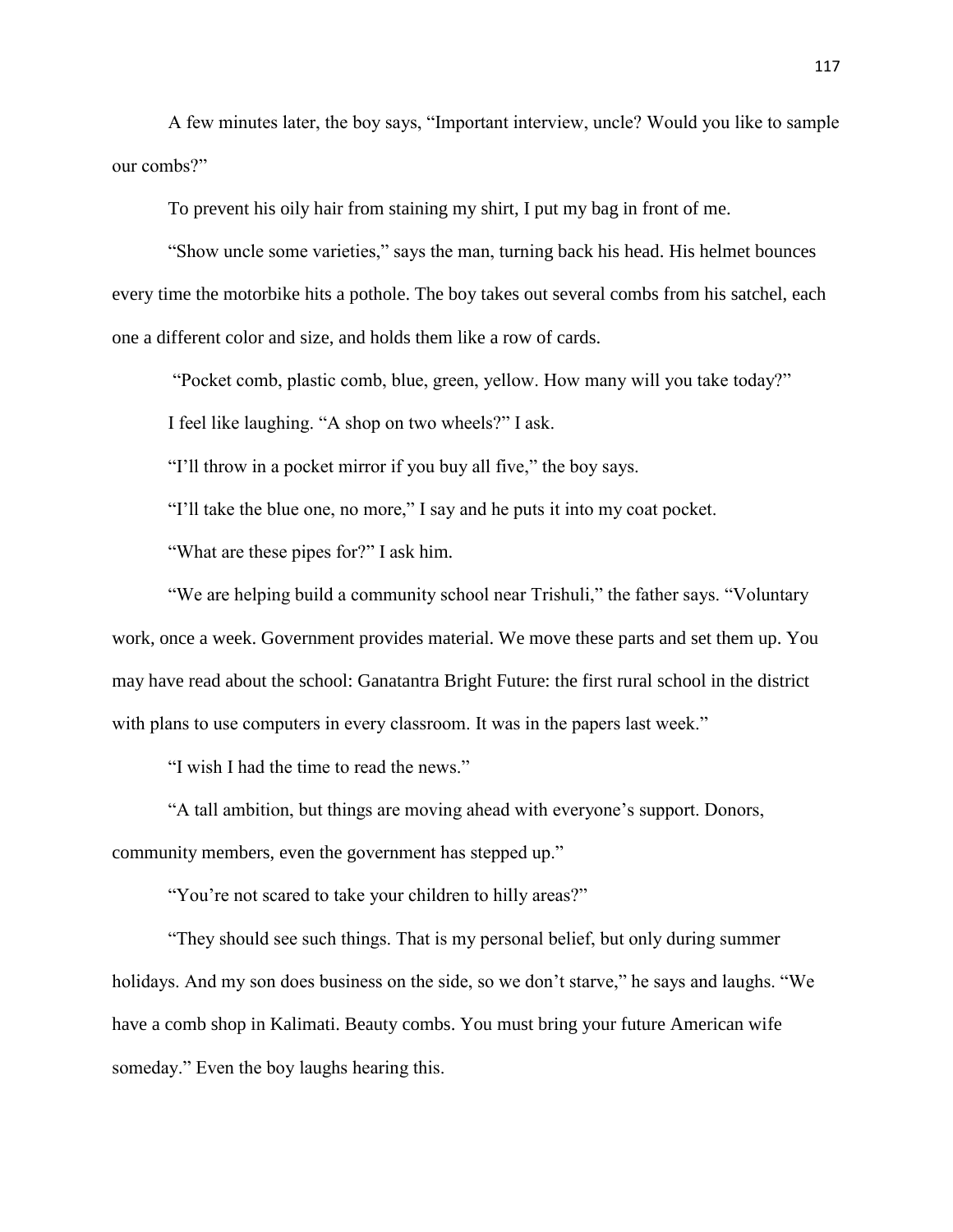A few minutes later, the boy says, "Important interview, uncle? Would you like to sample our combs?"

To prevent his oily hair from staining my shirt, I put my bag in front of me.

"Show uncle some varieties," says the man, turning back his head. His helmet bounces every time the motorbike hits a pothole. The boy takes out several combs from his satchel, each one a different color and size, and holds them like a row of cards.

"Pocket comb, plastic comb, blue, green, yellow. How many will you take today?"

I feel like laughing. "A shop on two wheels?" I ask.

"I'll throw in a pocket mirror if you buy all five," the boy says.

"I'll take the blue one, no more," I say and he puts it into my coat pocket.

"What are these pipes for?" I ask him.

"We are helping build a community school near Trishuli," the father says. "Voluntary work, once a week. Government provides material. We move these parts and set them up. You may have read about the school: Ganatantra Bright Future: the first rural school in the district with plans to use computers in every classroom. It was in the papers last week."

"I wish I had the time to read the news."

"A tall ambition, but things are moving ahead with everyone's support. Donors, community members, even the government has stepped up."

"You're not scared to take your children to hilly areas?"

"They should see such things. That is my personal belief, but only during summer holidays. And my son does business on the side, so we don't starve," he says and laughs. "We have a comb shop in Kalimati. Beauty combs. You must bring your future American wife someday." Even the boy laughs hearing this.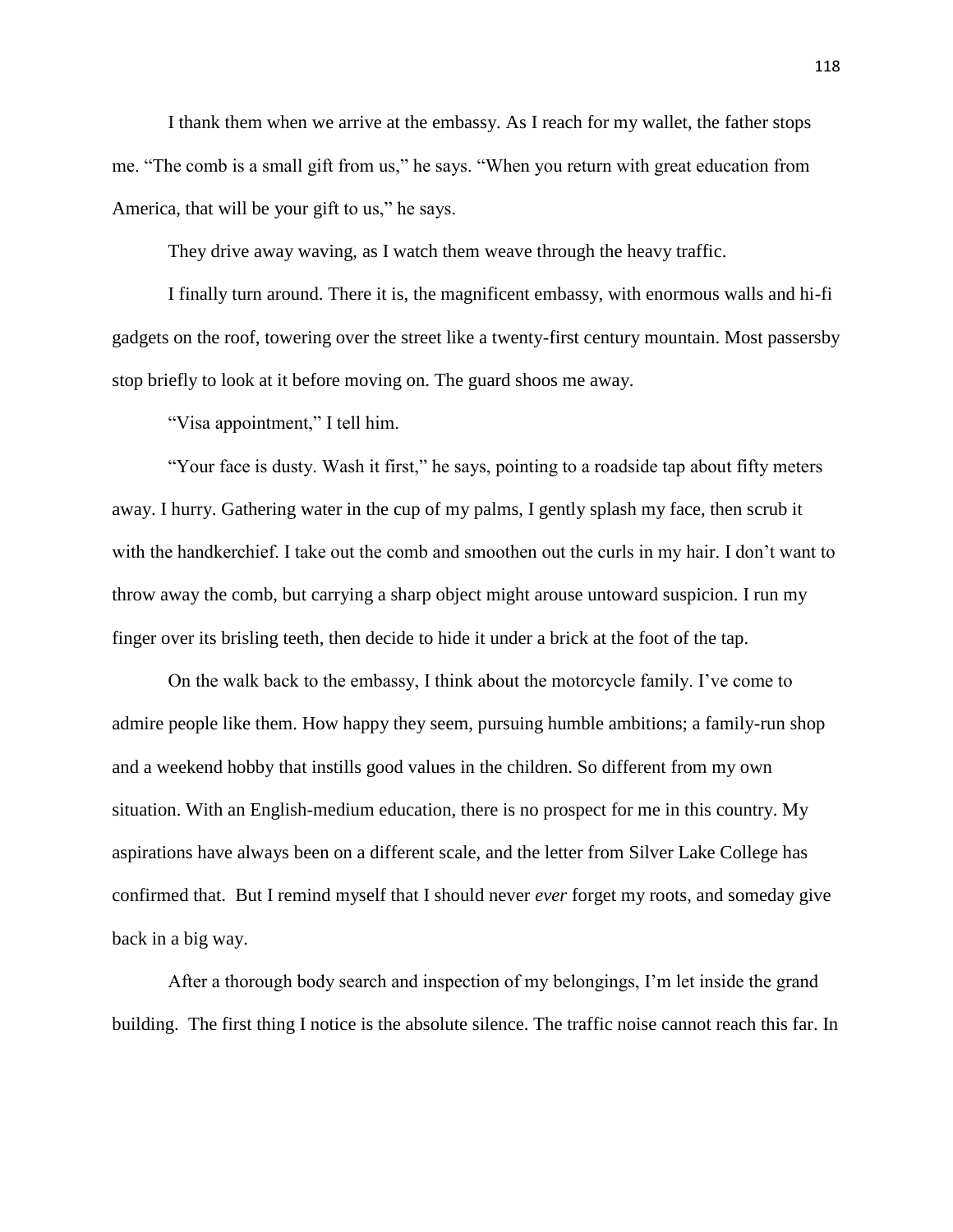I thank them when we arrive at the embassy. As I reach for my wallet, the father stops me. "The comb is a small gift from us," he says. "When you return with great education from America, that will be your gift to us," he says.

They drive away waving, as I watch them weave through the heavy traffic.

I finally turn around. There it is, the magnificent embassy, with enormous walls and hi-fi gadgets on the roof, towering over the street like a twenty-first century mountain. Most passersby stop briefly to look at it before moving on. The guard shoos me away.

"Visa appointment," I tell him.

"Your face is dusty. Wash it first," he says, pointing to a roadside tap about fifty meters away. I hurry. Gathering water in the cup of my palms, I gently splash my face, then scrub it with the handkerchief. I take out the comb and smoothen out the curls in my hair. I don't want to throw away the comb, but carrying a sharp object might arouse untoward suspicion. I run my finger over its brisling teeth, then decide to hide it under a brick at the foot of the tap.

On the walk back to the embassy, I think about the motorcycle family. I've come to admire people like them. How happy they seem, pursuing humble ambitions; a family-run shop and a weekend hobby that instills good values in the children. So different from my own situation. With an English-medium education, there is no prospect for me in this country. My aspirations have always been on a different scale, and the letter from Silver Lake College has confirmed that. But I remind myself that I should never *ever* forget my roots, and someday give back in a big way.

After a thorough body search and inspection of my belongings, I'm let inside the grand building. The first thing I notice is the absolute silence. The traffic noise cannot reach this far. In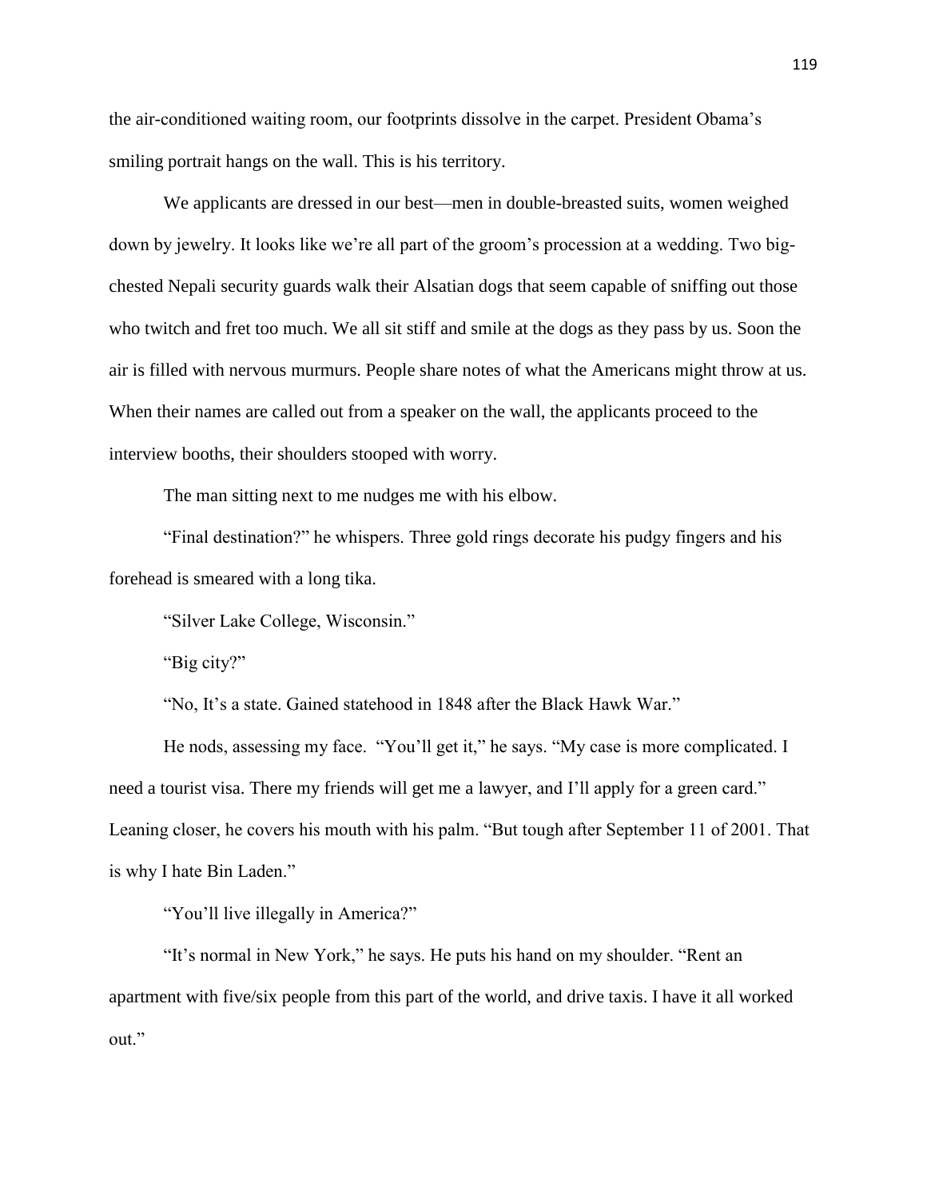the air-conditioned waiting room, our footprints dissolve in the carpet. President Obama's smiling portrait hangs on the wall. This is his territory.

We applicants are dressed in our best—men in double-breasted suits, women weighed down by jewelry. It looks like we're all part of the groom's procession at a wedding. Two big-chested Nepali security guards walk their Alsatian dogs that seem capable of sniffing out those who twitch and fret too much. We all sit stiff and smile at the dogs as they pass by us. Soon the air is filled with nervous murmurs. People share notes of what the Americans might throw at us. When their names are called out from a speaker on the wall, the applicants proceed to the interview booths, their shoulders stooped with worry.

The man sitting next to me nudges me with his elbow.

"Final destination?" he whispers. Three gold rings decorate his pudgy fingers and his forehead is smeared with a long tika.

"Silver Lake College, Wisconsin."

"Big city?"

"No, It's a state. Gained statehood in 1848 after the Black Hawk War."

He nods, assessing my face. "You'll get it," he says. "My case is more complicated. I need a tourist visa. There my friends will get me a lawyer, and I'll apply for a green card." Leaning closer, he covers his mouth with his palm. "But tough after September 11 of 2001. That is why I hate Bin Laden."

"You'll live illegally in America?"

"It's normal in New York," he says. He puts his hand on my shoulder. "Rent an apartment with five/six people from this part of the world, and drive taxis. I have it all worked out."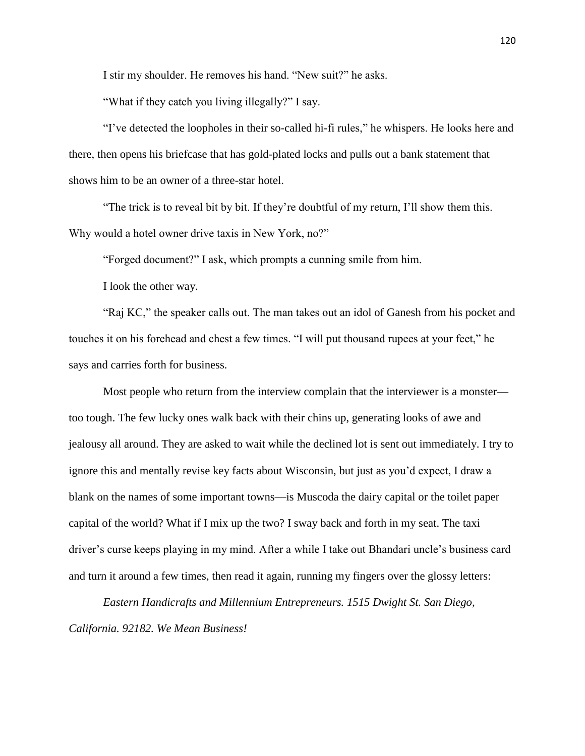I stir my shoulder. He removes his hand. “New suit?” he asks.

“What if they catch you living illegally?” I say.

“I’ve detected the loopholes in their so-called hi-fi rules,” he whispers. He looks here and there, then opens his briefcase that has gold-plated locks and pulls out a bank statement that shows him to be an owner of a three-star hotel.

“The trick is to reveal bit by bit. If they’re doubtful of my return, I’ll show them this. Why would a hotel owner drive taxis in New York, no?”

“Forged document?” I ask, which prompts a cunning smile from him.

I look the other way.

“Raj KC,” the speaker calls out. The man takes out an idol of Ganesh from his pocket and touches it on his forehead and chest a few times. “I will put thousand rupees at your feet,” he says and carries forth for business.

Most people who return from the interview complain that the interviewer is a monster—too tough. The few lucky ones walk back with their chins up, generating looks of awe and jealousy all around. They are asked to wait while the declined lot is sent out immediately. I try to ignore this and mentally revise key facts about Wisconsin, but just as you’d expect, I draw a blank on the names of some important towns—is Muscoda the dairy capital or the toilet paper capital of the world? What if I mix up the two? I sway back and forth in my seat. The taxi driver’s curse keeps playing in my mind. After a while I take out Bhandari uncle’s business card and turn it around a few times, then read it again, running my fingers over the glossy letters:

*Eastern Handicrafts and Millennium Entrepreneurs. 1515 Dwight St. San Diego, California. 92182. We Mean Business!*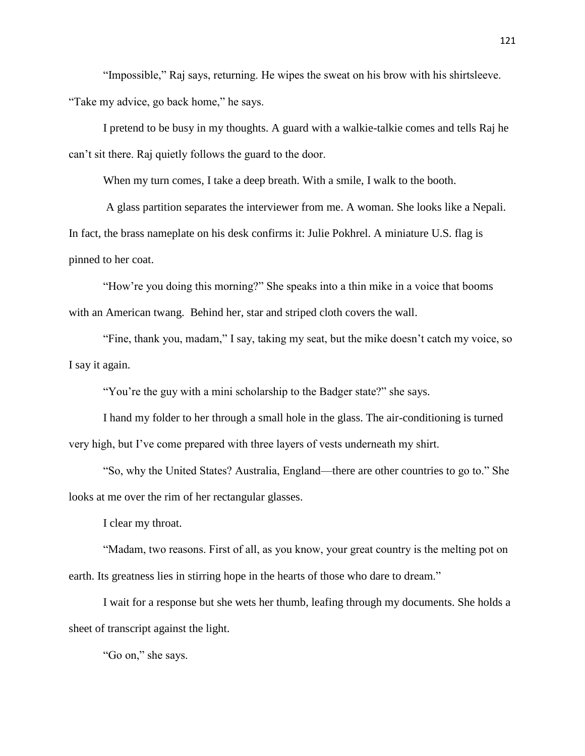"Impossible," Raj says, returning. He wipes the sweat on his brow with his shirtsleeve. "Take my advice, go back home," he says.

I pretend to be busy in my thoughts. A guard with a walkie-talkie comes and tells Raj he can't sit there. Raj quietly follows the guard to the door.

When my turn comes, I take a deep breath. With a smile, I walk to the booth.

A glass partition separates the interviewer from me. A woman. She looks like a Nepali. In fact, the brass nameplate on his desk confirms it: Julie Pokhrel. A miniature U.S. flag is pinned to her coat.

"How're you doing this morning?" She speaks into a thin mike in a voice that booms with an American twang. Behind her, star and striped cloth covers the wall.

"Fine, thank you, madam," I say, taking my seat, but the mike doesn't catch my voice, so I say it again.

"You're the guy with a mini scholarship to the Badger state?" she says.

I hand my folder to her through a small hole in the glass. The air-conditioning is turned very high, but I've come prepared with three layers of vests underneath my shirt.

"So, why the United States? Australia, England—there are other countries to go to." She looks at me over the rim of her rectangular glasses.

I clear my throat.

"Madam, two reasons. First of all, as you know, your great country is the melting pot on earth. Its greatness lies in stirring hope in the hearts of those who dare to dream."

I wait for a response but she wets her thumb, leafing through my documents. She holds a sheet of transcript against the light.

"Go on," she says.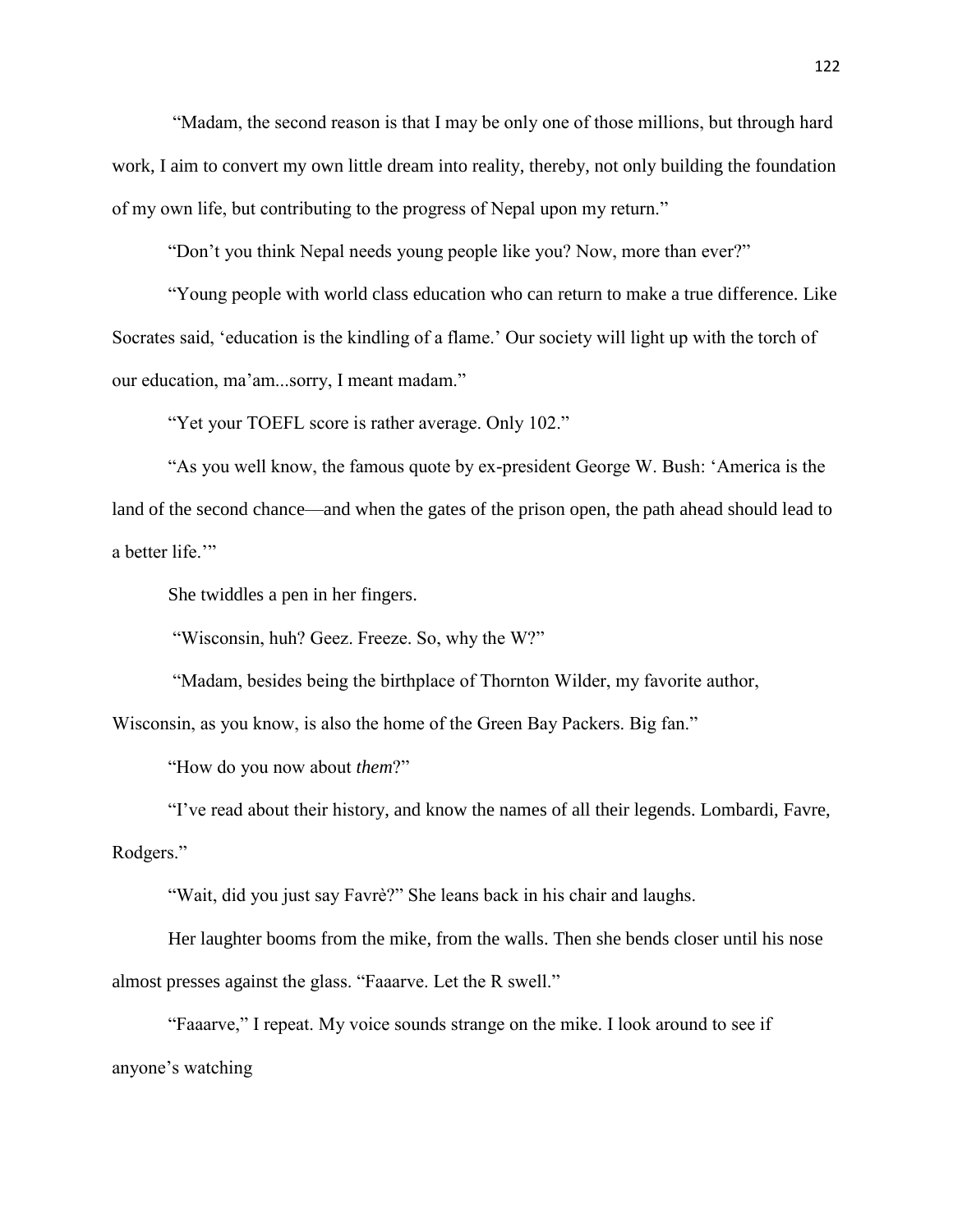"Madam, the second reason is that I may be only one of those millions, but through hard work, I aim to convert my own little dream into reality, thereby, not only building the foundation of my own life, but contributing to the progress of Nepal upon my return."

"Don't you think Nepal needs young people like you? Now, more than ever?"

"Young people with world class education who can return to make a true difference. Like Socrates said, 'education is the kindling of a flame.' Our society will light up with the torch of our education, ma'am...sorry, I meant madam."

"Yet your TOEFL score is rather average. Only 102."

"As you well know, the famous quote by ex-president George W. Bush: 'America is the land of the second chance—and when the gates of the prison open, the path ahead should lead to a better life.'"

She twiddles a pen in her fingers.

"Wisconsin, huh? Geez. Freeze. So, why the W?"

"Madam, besides being the birthplace of Thornton Wilder, my favorite author, Wisconsin, as you know, is also the home of the Green Bay Packers. Big fan."

"How do you now about *them*?"

"I've read about their history, and know the names of all their legends. Lombardi, Favre, Rodgers."

"Wait, did you just say Favrè?" She leans back in his chair and laughs.

Her laughter booms from the mike, from the walls. Then she bends closer until his nose almost presses against the glass. "Faaarve. Let the R swell."

"Faaarve," I repeat. My voice sounds strange on the mike. I look around to see if anyone's watching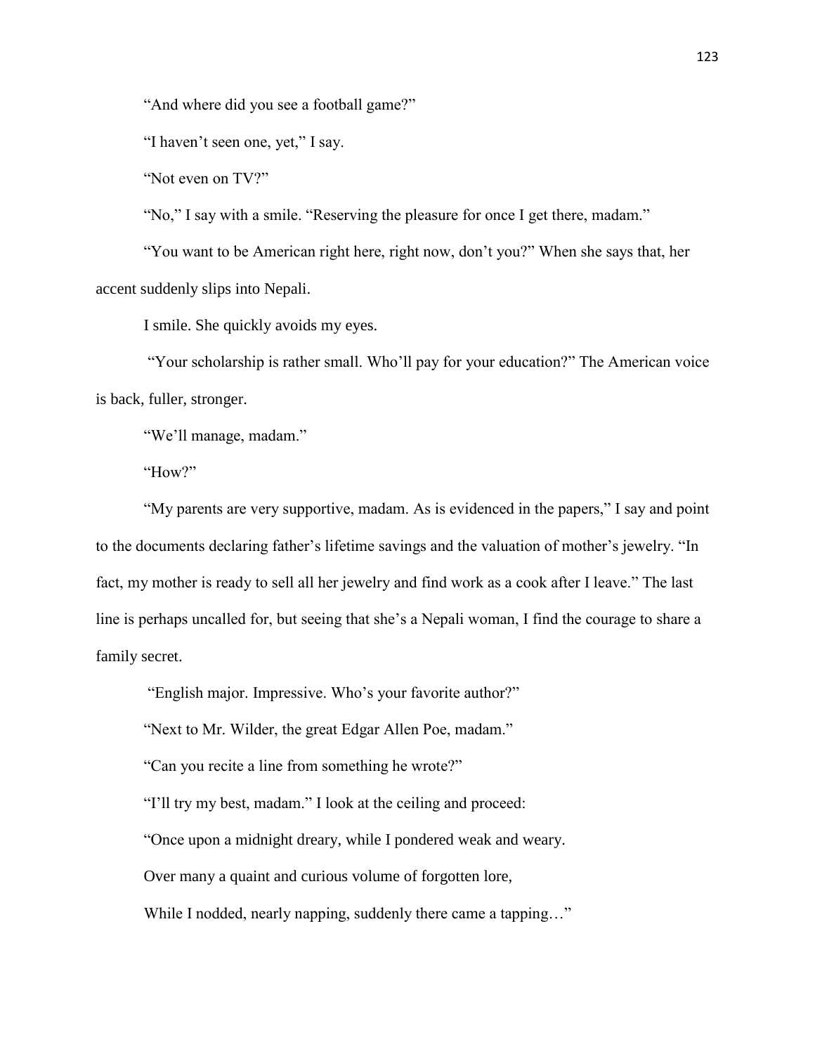"And where did you see a football game?"

"I haven't seen one, yet," I say.

"Not even on TV?"

"No," I say with a smile. "Reserving the pleasure for once I get there, madam."

"You want to be American right here, right now, don't you?" When she says that, her accent suddenly slips into Nepali.

I smile. She quickly avoids my eyes.

"Your scholarship is rather small. Who'll pay for your education?" The American voice is back, fuller, stronger.

"We'll manage, madam."

"How?"

"My parents are very supportive, madam. As is evidenced in the papers," I say and point to the documents declaring father's lifetime savings and the valuation of mother's jewelry. "In fact, my mother is ready to sell all her jewelry and find work as a cook after I leave." The last line is perhaps uncalled for, but seeing that she's a Nepali woman, I find the courage to share a family secret.

"English major. Impressive. Who's your favorite author?"

"Next to Mr. Wilder, the great Edgar Allen Poe, madam."

"Can you recite a line from something he wrote?"

"I'll try my best, madam." I look at the ceiling and proceed:

"Once upon a midnight dreary, while I pondered weak and weary.

Over many a quaint and curious volume of forgotten lore,

While I nodded, nearly napping, suddenly there came a tapping…"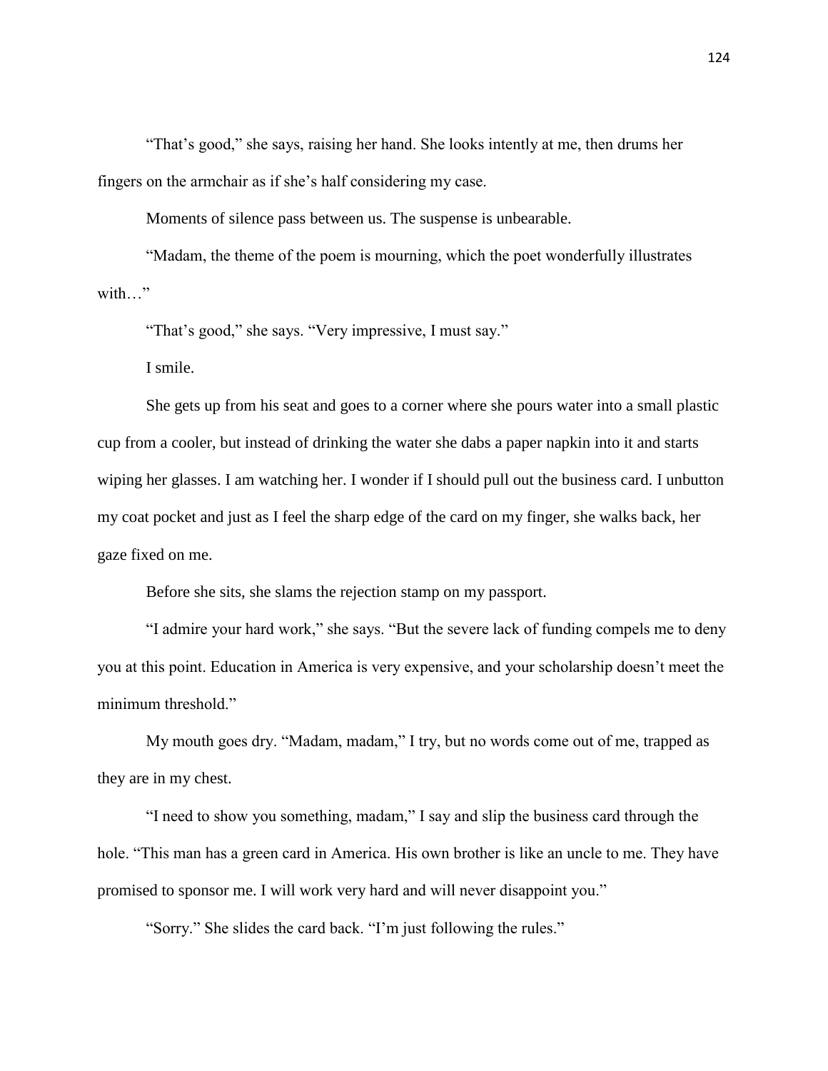"That's good," she says, raising her hand. She looks intently at me, then drums her fingers on the armchair as if she's half considering my case.

Moments of silence pass between us. The suspense is unbearable.

"Madam, the theme of the poem is mourning, which the poet wonderfully illustrates with…"

"That's good," she says. "Very impressive, I must say."

I smile.

She gets up from his seat and goes to a corner where she pours water into a small plastic cup from a cooler, but instead of drinking the water she dabs a paper napkin into it and starts wiping her glasses. I am watching her. I wonder if I should pull out the business card. I unbutton my coat pocket and just as I feel the sharp edge of the card on my finger, she walks back, her gaze fixed on me.

Before she sits, she slams the rejection stamp on my passport.

"I admire your hard work," she says. "But the severe lack of funding compels me to deny you at this point. Education in America is very expensive, and your scholarship doesn't meet the minimum threshold."

My mouth goes dry. "Madam, madam," I try, but no words come out of me, trapped as they are in my chest.

"I need to show you something, madam," I say and slip the business card through the hole. "This man has a green card in America. His own brother is like an uncle to me. They have promised to sponsor me. I will work very hard and will never disappoint you."

"Sorry." She slides the card back. "I'm just following the rules."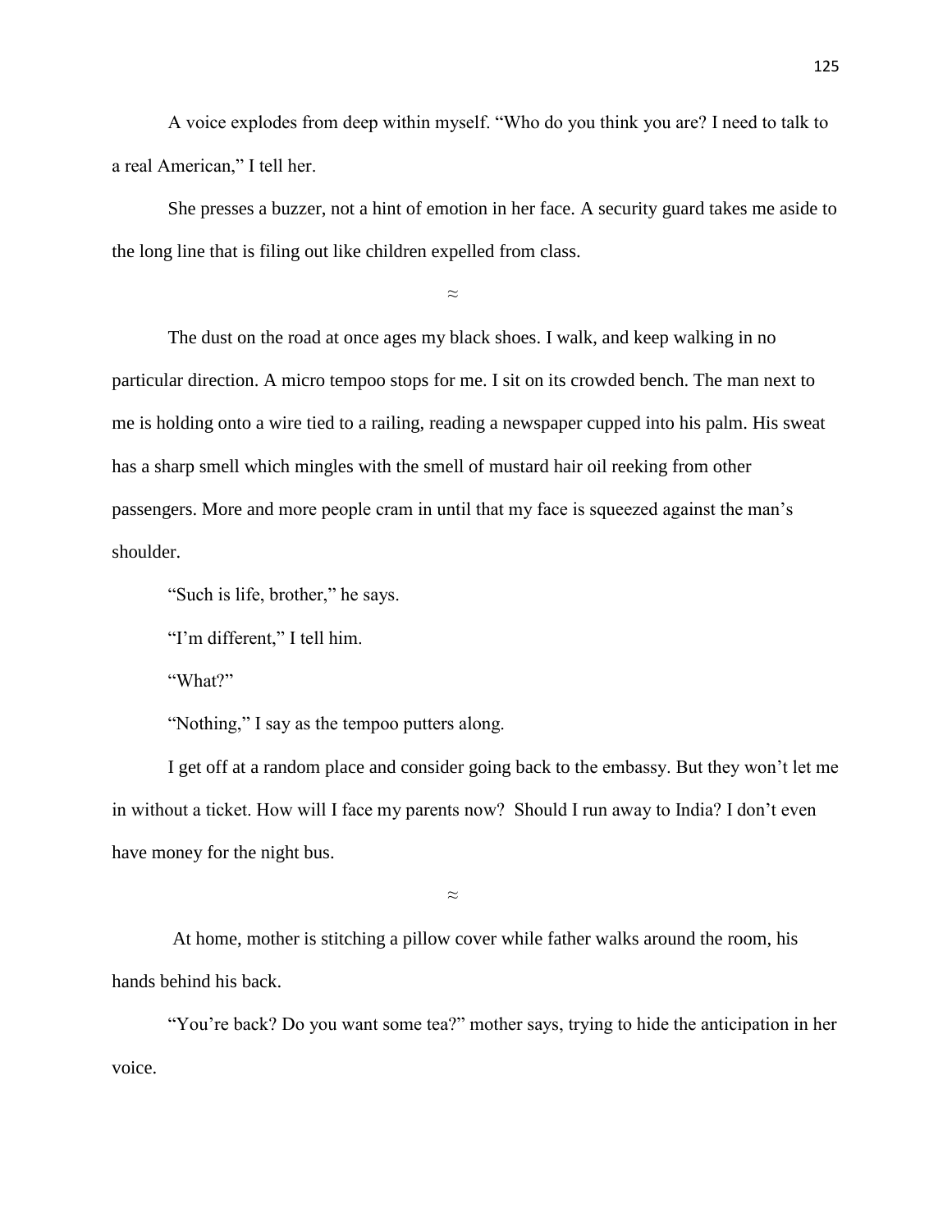A voice explodes from deep within myself. "Who do you think you are? I need to talk to a real American," I tell her.

She presses a buzzer, not a hint of emotion in her face. A security guard takes me aside to the long line that is filing out like children expelled from class.

≈

The dust on the road at once ages my black shoes. I walk, and keep walking in no particular direction. A micro tempoo stops for me. I sit on its crowded bench. The man next to me is holding onto a wire tied to a railing, reading a newspaper cupped into his palm. His sweat has a sharp smell which mingles with the smell of mustard hair oil reeking from other passengers. More and more people cram in until that my face is squeezed against the man's shoulder.

"Such is life, brother," he says.

"I'm different," I tell him.

"What?"

"Nothing," I say as the tempoo putters along.

I get off at a random place and consider going back to the embassy. But they won't let me in without a ticket. How will I face my parents now? Should I run away to India? I don't even have money for the night bus.

≈

At home, mother is stitching a pillow cover while father walks around the room, his hands behind his back.

"You're back? Do you want some tea?" mother says, trying to hide the anticipation in her voice.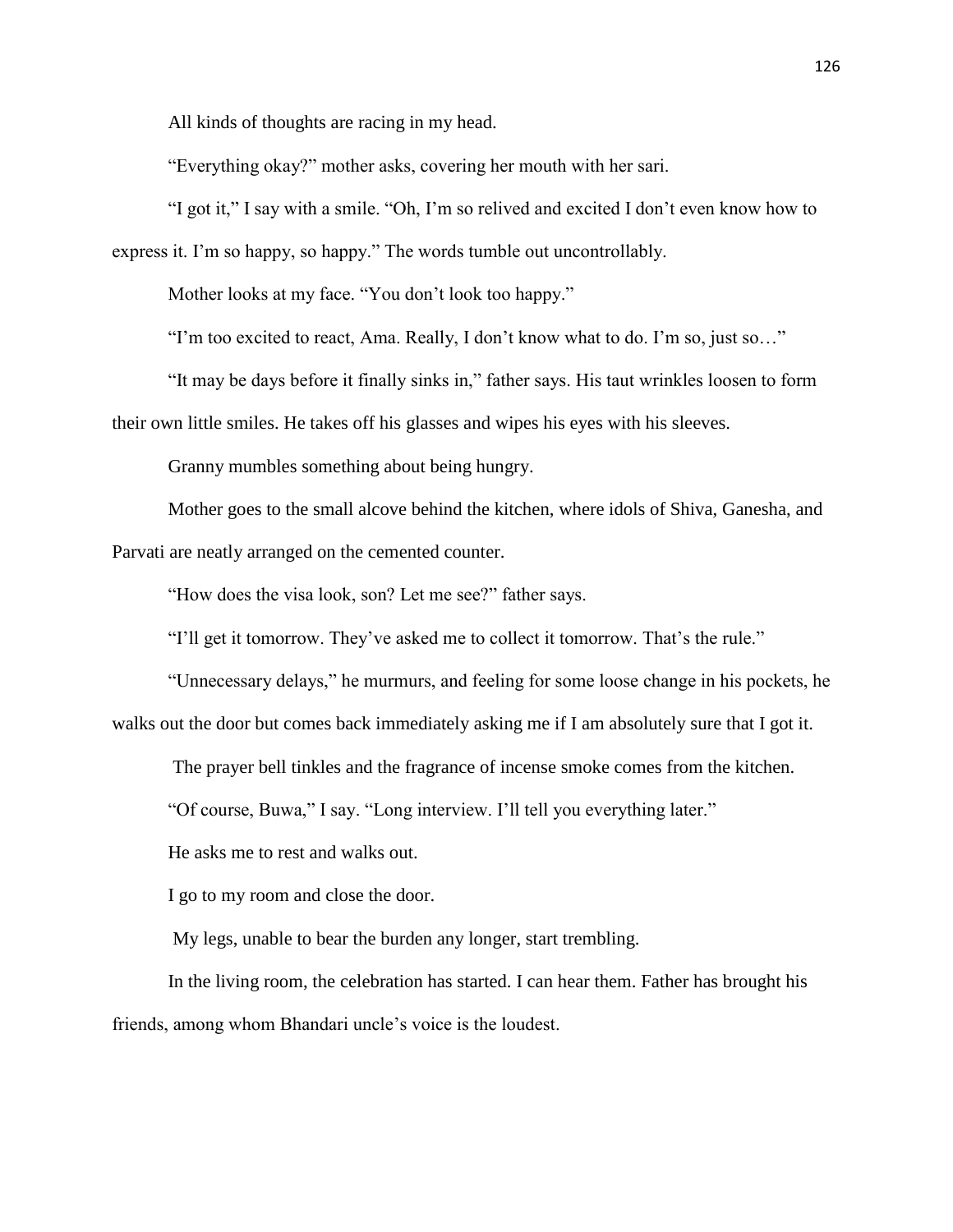All kinds of thoughts are racing in my head.

"Everything okay?" mother asks, covering her mouth with her sari.

"I got it," I say with a smile. "Oh, I'm so relived and excited I don't even know how to express it. I'm so happy, so happy." The words tumble out uncontrollably.

Mother looks at my face. "You don't look too happy."

"I'm too excited to react, Ama. Really, I don't know what to do. I'm so, just so…"

"It may be days before it finally sinks in," father says. His taut wrinkles loosen to form their own little smiles. He takes off his glasses and wipes his eyes with his sleeves.

Granny mumbles something about being hungry.

Mother goes to the small alcove behind the kitchen, where idols of Shiva, Ganesha, and Parvati are neatly arranged on the cemented counter.

"How does the visa look, son? Let me see?" father says.

"I'll get it tomorrow. They've asked me to collect it tomorrow. That's the rule."

"Unnecessary delays," he murmurs, and feeling for some loose change in his pockets, he walks out the door but comes back immediately asking me if I am absolutely sure that I got it.

The prayer bell tinkles and the fragrance of incense smoke comes from the kitchen.

"Of course, Buwa," I say. "Long interview. I'll tell you everything later."

He asks me to rest and walks out.

I go to my room and close the door.

My legs, unable to bear the burden any longer, start trembling.

In the living room, the celebration has started. I can hear them. Father has brought his friends, among whom Bhandari uncle's voice is the loudest.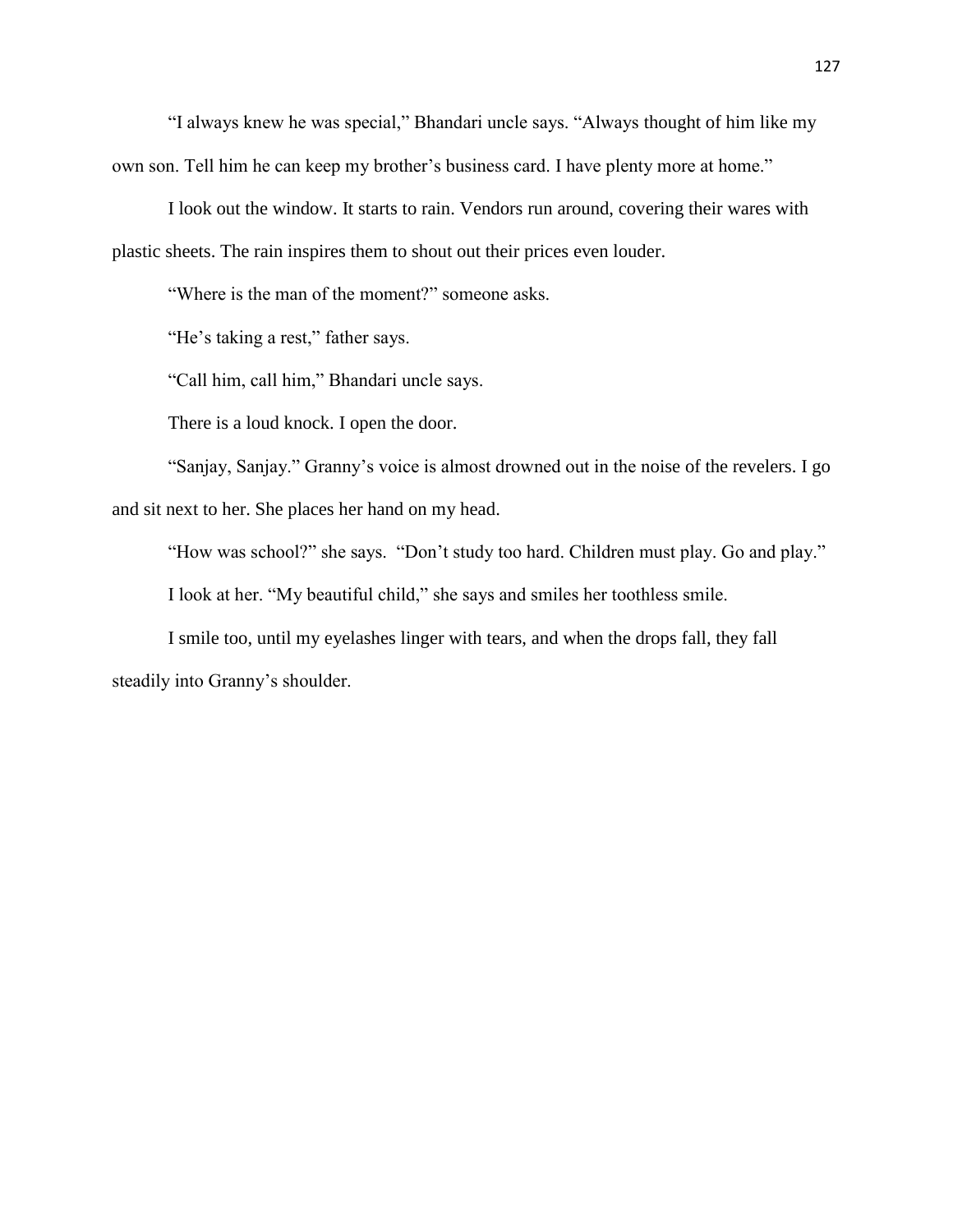"I always knew he was special," Bhandari uncle says. "Always thought of him like my own son. Tell him he can keep my brother's business card. I have plenty more at home."

I look out the window. It starts to rain. Vendors run around, covering their wares with plastic sheets. The rain inspires them to shout out their prices even louder.

"Where is the man of the moment?" someone asks.

"He's taking a rest," father says.

"Call him, call him," Bhandari uncle says.

There is a loud knock. I open the door.

"Sanjay, Sanjay." Granny's voice is almost drowned out in the noise of the revelers. I go and sit next to her. She places her hand on my head.

"How was school?" she says. "Don't study too hard. Children must play. Go and play."

I look at her. "My beautiful child," she says and smiles her toothless smile.

I smile too, until my eyelashes linger with tears, and when the drops fall, they fall steadily into Granny's shoulder.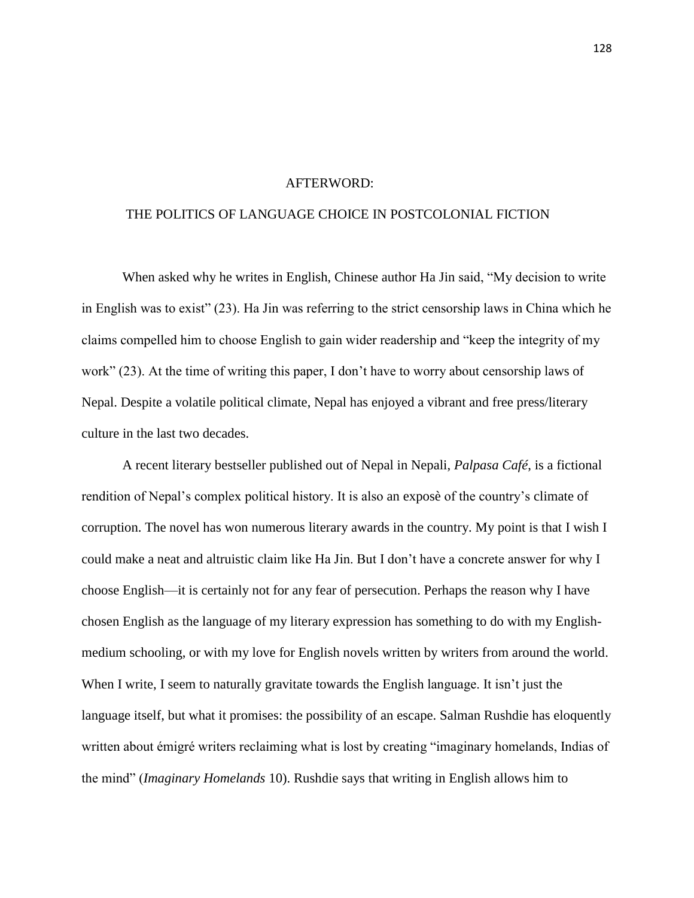# AFTERWORD:

## THE POLITICS OF LANGUAGE CHOICE IN POSTCOLONIAL FICTION

When asked why he writes in English, Chinese author Ha Jin said, "My decision to write in English was to exist" (23). Ha Jin was referring to the strict censorship laws in China which he claims compelled him to choose English to gain wider readership and "keep the integrity of my work" (23). At the time of writing this paper, I don't have to worry about censorship laws of Nepal. Despite a volatile political climate, Nepal has enjoyed a vibrant and free press/literary culture in the last two decades.

A recent literary bestseller published out of Nepal in Nepali, *Palpasa Café*, is a fictional rendition of Nepal's complex political history. It is also an exposè of the country's climate of corruption. The novel has won numerous literary awards in the country. My point is that I wish I could make a neat and altruistic claim like Ha Jin. But I don't have a concrete answer for why I choose English—it is certainly not for any fear of persecution. Perhaps the reason why I have chosen English as the language of my literary expression has something to do with my English-medium schooling, or with my love for English novels written by writers from around the world. When I write, I seem to naturally gravitate towards the English language. It isn't just the language itself, but what it promises: the possibility of an escape. Salman Rushdie has eloquently written about émigré writers reclaiming what is lost by creating "imaginary homelands, Indias of the mind" (*Imaginary Homelands* 10). Rushdie says that writing in English allows him to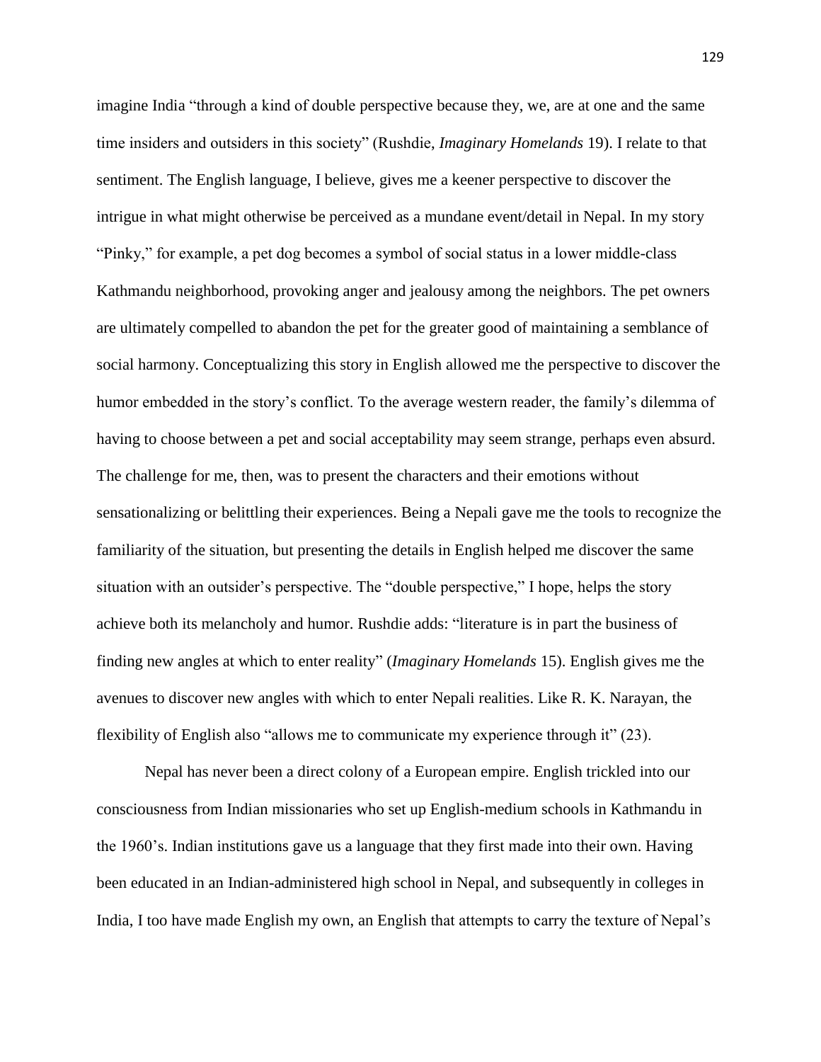imagine India "through a kind of double perspective because they, we, are at one and the same time insiders and outsiders in this society" (Rushdie, *Imaginary Homelands* 19). I relate to that sentiment. The English language, I believe, gives me a keener perspective to discover the intrigue in what might otherwise be perceived as a mundane event/detail in Nepal. In my story "Pinky," for example, a pet dog becomes a symbol of social status in a lower middle-class Kathmandu neighborhood, provoking anger and jealousy among the neighbors. The pet owners are ultimately compelled to abandon the pet for the greater good of maintaining a semblance of social harmony. Conceptualizing this story in English allowed me the perspective to discover the humor embedded in the story's conflict. To the average western reader, the family's dilemma of having to choose between a pet and social acceptability may seem strange, perhaps even absurd. The challenge for me, then, was to present the characters and their emotions without sensationalizing or belittling their experiences. Being a Nepali gave me the tools to recognize the familiarity of the situation, but presenting the details in English helped me discover the same situation with an outsider's perspective. The "double perspective," I hope, helps the story achieve both its melancholy and humor. Rushdie adds: "literature is in part the business of finding new angles at which to enter reality" (*Imaginary Homelands* 15). English gives me the avenues to discover new angles with which to enter Nepali realities. Like R. K. Narayan, the flexibility of English also "allows me to communicate my experience through it" (23).

Nepal has never been a direct colony of a European empire. English trickled into our consciousness from Indian missionaries who set up English-medium schools in Kathmandu in the 1960's. Indian institutions gave us a language that they first made into their own. Having been educated in an Indian-administered high school in Nepal, and subsequently in colleges in India, I too have made English my own, an English that attempts to carry the texture of Nepal's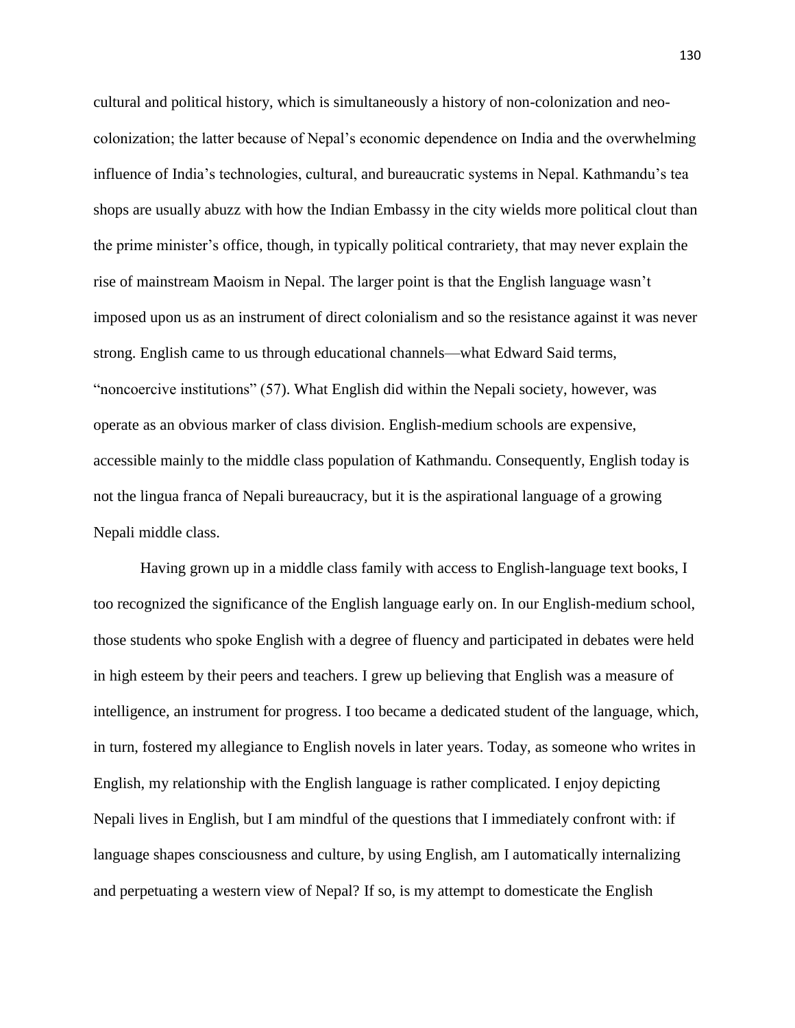cultural and political history, which is simultaneously a history of non-colonization and neo-colonization; the latter because of Nepal's economic dependence on India and the overwhelming influence of India's technologies, cultural, and bureaucratic systems in Nepal. Kathmandu's tea shops are usually abuzz with how the Indian Embassy in the city wields more political clout than the prime minister's office, though, in typically political contrariety, that may never explain the rise of mainstream Maoism in Nepal. The larger point is that the English language wasn't imposed upon us as an instrument of direct colonialism and so the resistance against it was never strong. English came to us through educational channels—what Edward Said terms, "noncoercive institutions" (57). What English did within the Nepali society, however, was operate as an obvious marker of class division. English-medium schools are expensive, accessible mainly to the middle class population of Kathmandu. Consequently, English today is not the lingua franca of Nepali bureaucracy, but it is the aspirational language of a growing Nepali middle class.

Having grown up in a middle class family with access to English-language text books, I too recognized the significance of the English language early on. In our English-medium school, those students who spoke English with a degree of fluency and participated in debates were held in high esteem by their peers and teachers. I grew up believing that English was a measure of intelligence, an instrument for progress. I too became a dedicated student of the language, which, in turn, fostered my allegiance to English novels in later years. Today, as someone who writes in English, my relationship with the English language is rather complicated. I enjoy depicting Nepali lives in English, but I am mindful of the questions that I immediately confront with: if language shapes consciousness and culture, by using English, am I automatically internalizing and perpetuating a western view of Nepal? If so, is my attempt to domesticate the English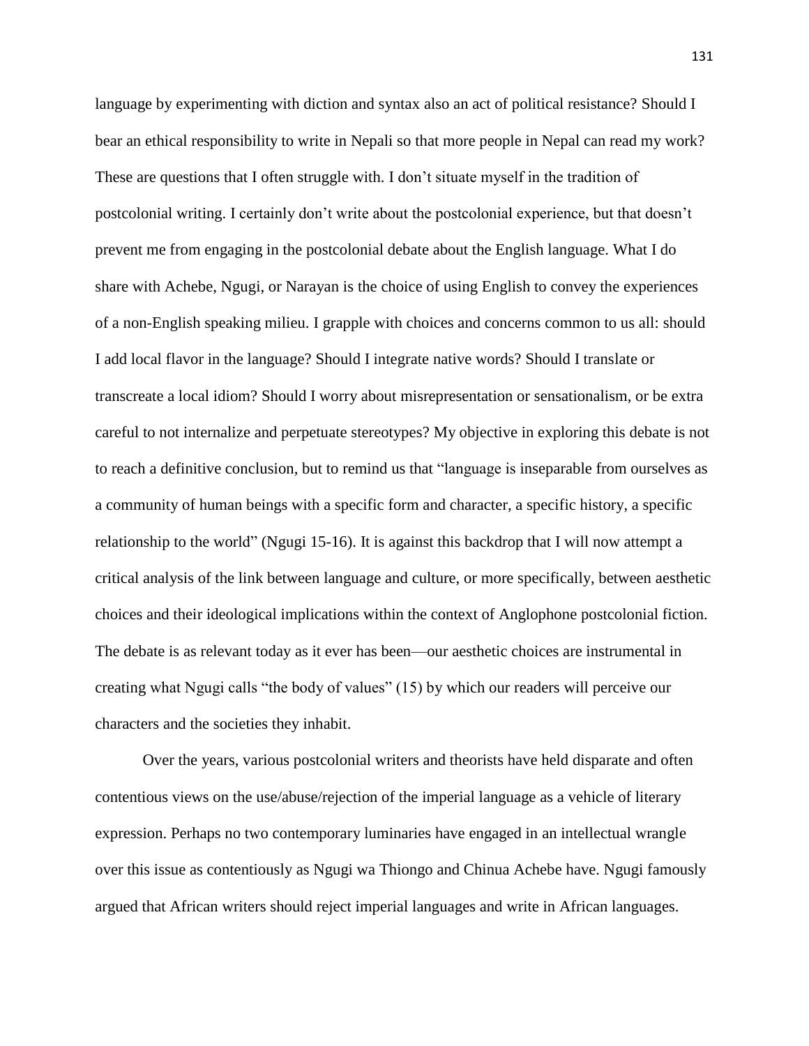language by experimenting with diction and syntax also an act of political resistance? Should I bear an ethical responsibility to write in Nepali so that more people in Nepal can read my work? These are questions that I often struggle with. I don't situate myself in the tradition of postcolonial writing. I certainly don't write about the postcolonial experience, but that doesn't prevent me from engaging in the postcolonial debate about the English language. What I do share with Achebe, Ngugi, or Narayan is the choice of using English to convey the experiences of a non-English speaking milieu. I grapple with choices and concerns common to us all: should I add local flavor in the language? Should I integrate native words? Should I translate or transcreate a local idiom? Should I worry about misrepresentation or sensationalism, or be extra careful to not internalize and perpetuate stereotypes? My objective in exploring this debate is not to reach a definitive conclusion, but to remind us that "language is inseparable from ourselves as a community of human beings with a specific form and character, a specific history, a specific relationship to the world" (Ngugi 15-16). It is against this backdrop that I will now attempt a critical analysis of the link between language and culture, or more specifically, between aesthetic choices and their ideological implications within the context of Anglophone postcolonial fiction. The debate is as relevant today as it ever has been—our aesthetic choices are instrumental in creating what Ngugi calls "the body of values" (15) by which our readers will perceive our characters and the societies they inhabit.

Over the years, various postcolonial writers and theorists have held disparate and often contentious views on the use/abuse/rejection of the imperial language as a vehicle of literary expression. Perhaps no two contemporary luminaries have engaged in an intellectual wrangle over this issue as contentiously as Ngugi wa Thiongo and Chinua Achebe have. Ngugi famously argued that African writers should reject imperial languages and write in African languages.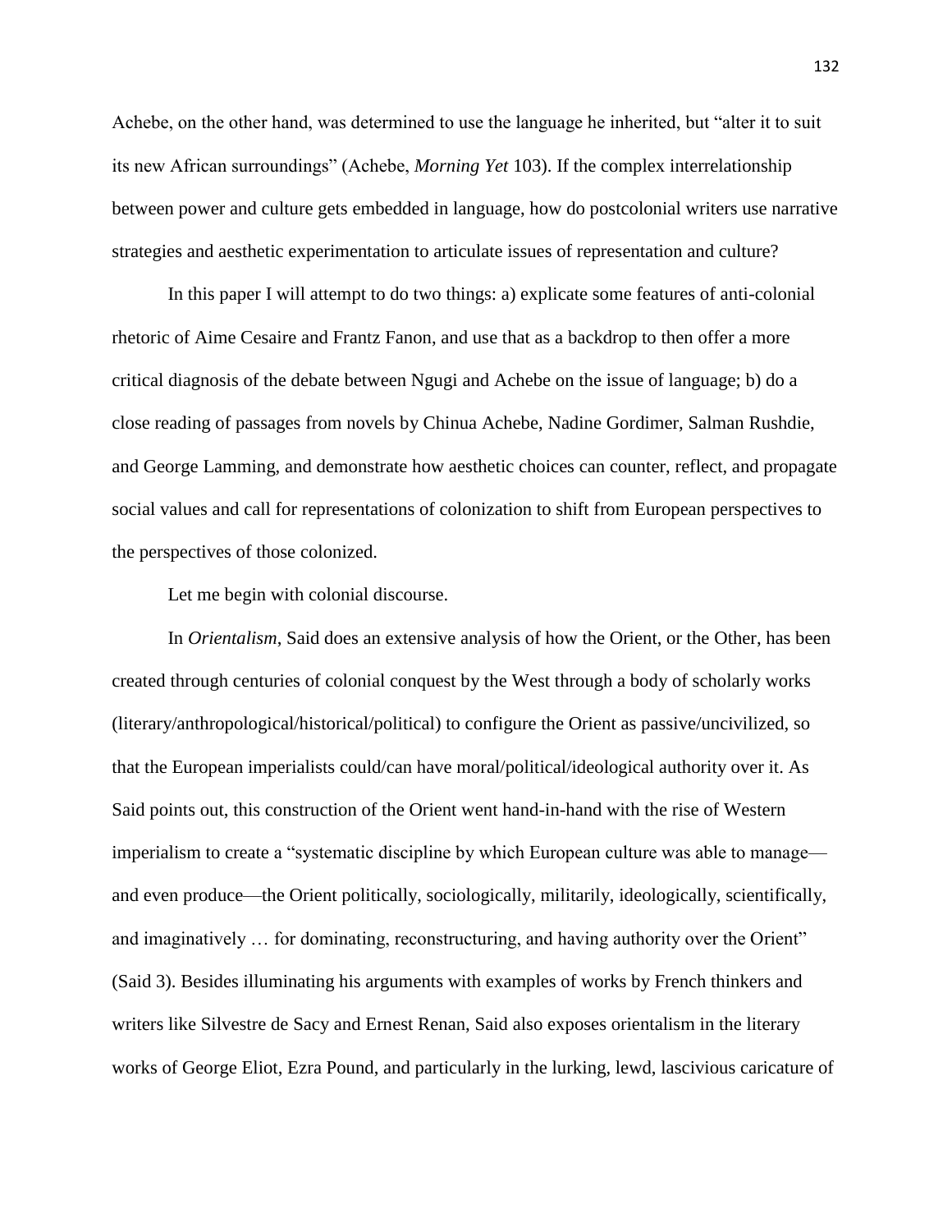Achebe, on the other hand, was determined to use the language he inherited, but "alter it to suit its new African surroundings" (Achebe, *Morning Yet* 103). If the complex interrelationship between power and culture gets embedded in language, how do postcolonial writers use narrative strategies and aesthetic experimentation to articulate issues of representation and culture?

In this paper I will attempt to do two things: a) explicate some features of anti-colonial rhetoric of Aime Cesaire and Frantz Fanon, and use that as a backdrop to then offer a more critical diagnosis of the debate between Ngugi and Achebe on the issue of language; b) do a close reading of passages from novels by Chinua Achebe, Nadine Gordimer, Salman Rushdie, and George Lamming, and demonstrate how aesthetic choices can counter, reflect, and propagate social values and call for representations of colonization to shift from European perspectives to the perspectives of those colonized.

Let me begin with colonial discourse.

In *Orientalism*, Said does an extensive analysis of how the Orient, or the Other, has been created through centuries of colonial conquest by the West through a body of scholarly works (literary/anthropological/historical/political) to configure the Orient as passive/uncivilized, so that the European imperialists could/can have moral/political/ideological authority over it. As Said points out, this construction of the Orient went hand-in-hand with the rise of Western imperialism to create a "systematic discipline by which European culture was able to manage—and even produce—the Orient politically, sociologically, militarily, ideologically, scientifically, and imaginatively … for dominating, reconstructuring, and having authority over the Orient" (Said 3). Besides illuminating his arguments with examples of works by French thinkers and writers like Silvestre de Sacy and Ernest Renan, Said also exposes orientalism in the literary works of George Eliot, Ezra Pound, and particularly in the lurking, lewd, lascivious caricature of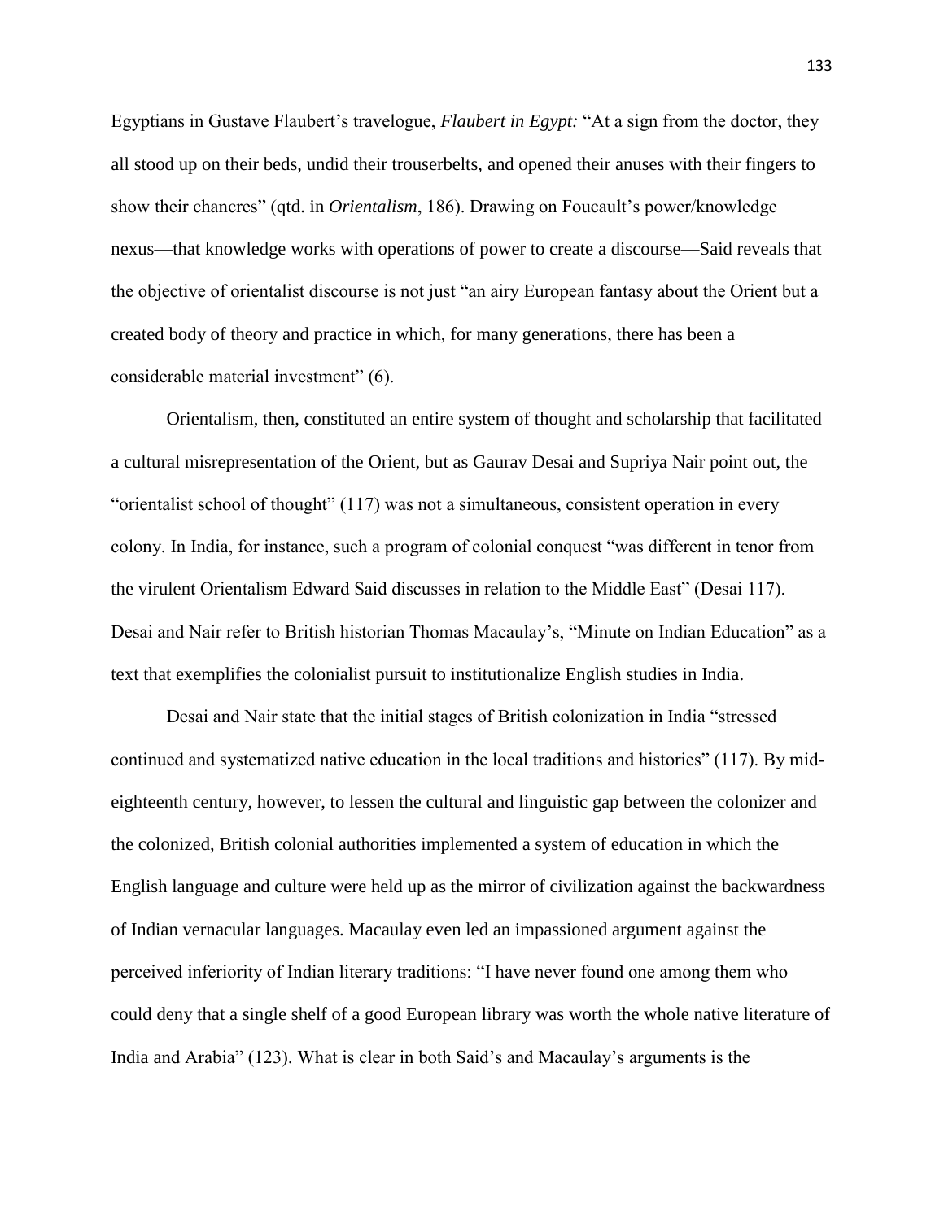Egyptians in Gustave Flaubert's travelogue, *Flaubert in Egypt:* "At a sign from the doctor, they all stood up on their beds, undid their trouserbelts, and opened their anuses with their fingers to show their chancres" (qtd. in *Orientalism*, 186). Drawing on Foucault's power/knowledge nexus—that knowledge works with operations of power to create a discourse—Said reveals that the objective of orientalist discourse is not just "an airy European fantasy about the Orient but a created body of theory and practice in which, for many generations, there has been a considerable material investment" (6).

Orientalism, then, constituted an entire system of thought and scholarship that facilitated a cultural misrepresentation of the Orient, but as Gaurav Desai and Supriya Nair point out, the "orientalist school of thought" (117) was not a simultaneous, consistent operation in every colony. In India, for instance, such a program of colonial conquest "was different in tenor from the virulent Orientalism Edward Said discusses in relation to the Middle East" (Desai 117). Desai and Nair refer to British historian Thomas Macaulay's, "Minute on Indian Education" as a text that exemplifies the colonialist pursuit to institutionalize English studies in India.

Desai and Nair state that the initial stages of British colonization in India "stressed continued and systematized native education in the local traditions and histories" (117). By mid-eighteenth century, however, to lessen the cultural and linguistic gap between the colonizer and the colonized, British colonial authorities implemented a system of education in which the English language and culture were held up as the mirror of civilization against the backwardness of Indian vernacular languages. Macaulay even led an impassioned argument against the perceived inferiority of Indian literary traditions: "I have never found one among them who could deny that a single shelf of a good European library was worth the whole native literature of India and Arabia" (123). What is clear in both Said's and Macaulay's arguments is the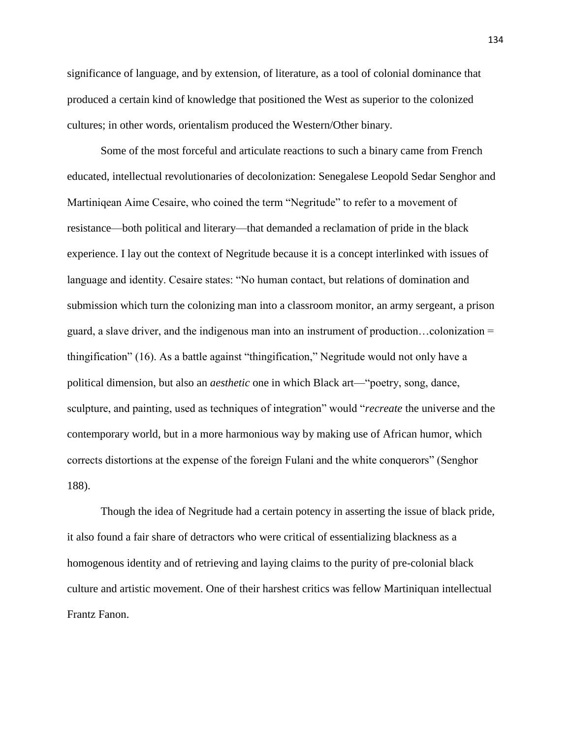significance of language, and by extension, of literature, as a tool of colonial dominance that produced a certain kind of knowledge that positioned the West as superior to the colonized cultures; in other words, orientalism produced the Western/Other binary.

Some of the most forceful and articulate reactions to such a binary came from French educated, intellectual revolutionaries of decolonization: Senegalese Leopold Sedar Senghor and Martiniqean Aime Cesaire, who coined the term "Negritude" to refer to a movement of resistance—both political and literary—that demanded a reclamation of pride in the black experience. I lay out the context of Negritude because it is a concept interlinked with issues of language and identity. Cesaire states: "No human contact, but relations of domination and submission which turn the colonizing man into a classroom monitor, an army sergeant, a prison guard, a slave driver, and the indigenous man into an instrument of production…colonization = thingification" (16). As a battle against "thingification," Negritude would not only have a political dimension, but also an *aesthetic* one in which Black art—"poetry, song, dance, sculpture, and painting, used as techniques of integration" would "*recreate* the universe and the contemporary world, but in a more harmonious way by making use of African humor, which corrects distortions at the expense of the foreign Fulani and the white conquerors" (Senghor 188).

Though the idea of Negritude had a certain potency in asserting the issue of black pride, it also found a fair share of detractors who were critical of essentializing blackness as a homogenous identity and of retrieving and laying claims to the purity of pre-colonial black culture and artistic movement. One of their harshest critics was fellow Martiniquan intellectual Frantz Fanon.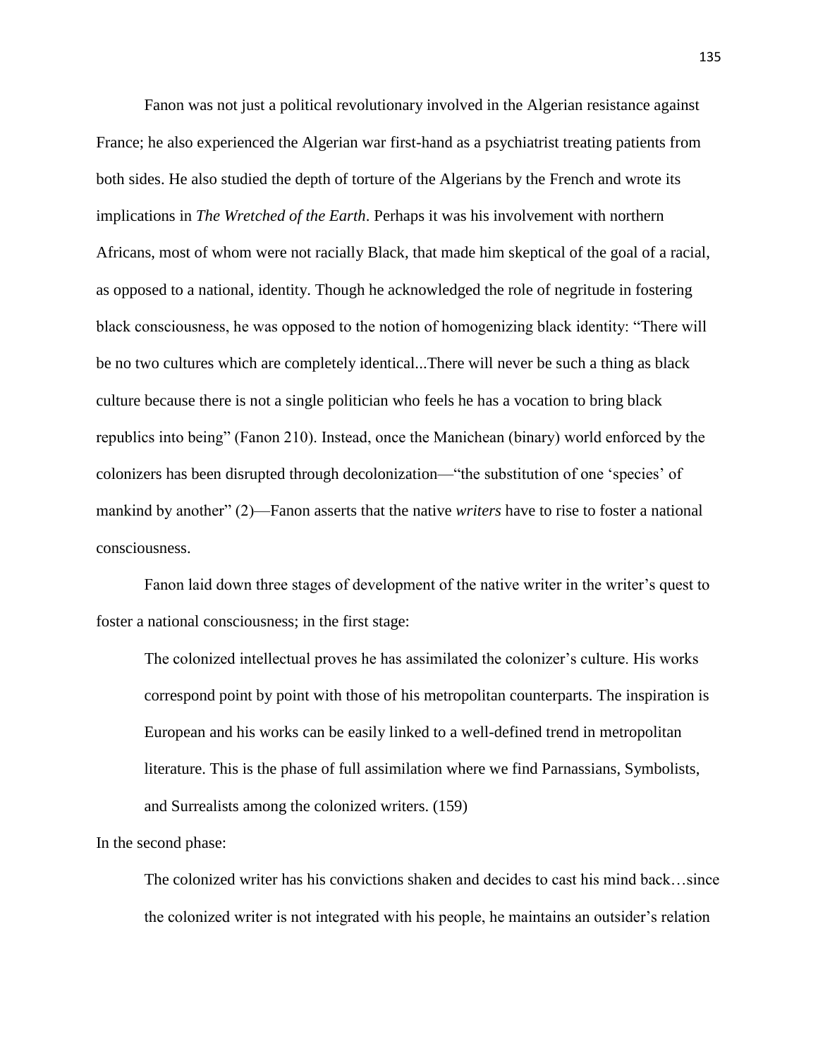Fanon was not just a political revolutionary involved in the Algerian resistance against France; he also experienced the Algerian war first-hand as a psychiatrist treating patients from both sides. He also studied the depth of torture of the Algerians by the French and wrote its implications in *The Wretched of the Earth*. Perhaps it was his involvement with northern Africans, most of whom were not racially Black, that made him skeptical of the goal of a racial, as opposed to a national, identity. Though he acknowledged the role of negritude in fostering black consciousness, he was opposed to the notion of homogenizing black identity: "There will be no two cultures which are completely identical...There will never be such a thing as black culture because there is not a single politician who feels he has a vocation to bring black republics into being" (Fanon 210). Instead, once the Manichean (binary) world enforced by the colonizers has been disrupted through decolonization—"the substitution of one 'species' of mankind by another" (2)—Fanon asserts that the native *writers* have to rise to foster a national consciousness.

Fanon laid down three stages of development of the native writer in the writer's quest to foster a national consciousness; in the first stage:

> The colonized intellectual proves he has assimilated the colonizer's culture. His works correspond point by point with those of his metropolitan counterparts. The inspiration is European and his works can be easily linked to a well-defined trend in metropolitan literature. This is the phase of full assimilation where we find Parnassians, Symbolists, and Surrealists among the colonized writers. (159)

In the second phase:

> The colonized writer has his convictions shaken and decides to cast his mind back…since the colonized writer is not integrated with his people, he maintains an outsider's relation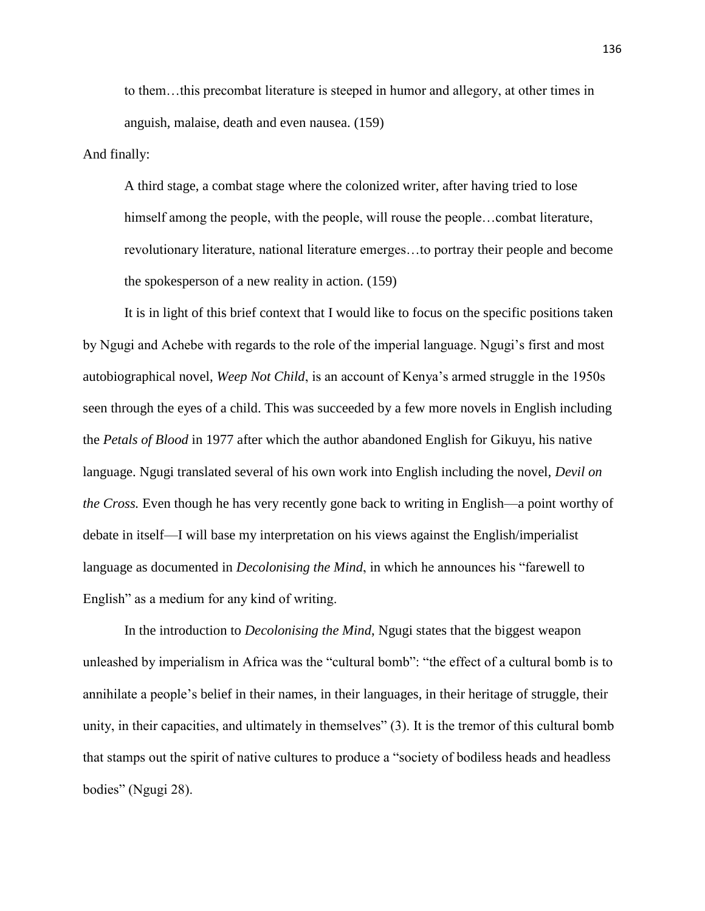> to them…this precombat literature is steeped in humor and allegory, at other times in anguish, malaise, death and even nausea. (159)

And finally:

> A third stage, a combat stage where the colonized writer, after having tried to lose himself among the people, with the people, will rouse the people…combat literature, revolutionary literature, national literature emerges…to portray their people and become the spokesperson of a new reality in action. (159)

It is in light of this brief context that I would like to focus on the specific positions taken by Ngugi and Achebe with regards to the role of the imperial language. Ngugi's first and most autobiographical novel, *Weep Not Child*, is an account of Kenya's armed struggle in the 1950s seen through the eyes of a child. This was succeeded by a few more novels in English including the *Petals of Blood* in 1977 after which the author abandoned English for Gikuyu, his native language. Ngugi translated several of his own work into English including the novel, *Devil on the Cross.* Even though he has very recently gone back to writing in English—a point worthy of debate in itself—I will base my interpretation on his views against the English/imperialist language as documented in *Decolonising the Mind*, in which he announces his "farewell to English" as a medium for any kind of writing.

In the introduction to *Decolonising the Mind*, Ngugi states that the biggest weapon unleashed by imperialism in Africa was the "cultural bomb": "the effect of a cultural bomb is to annihilate a people's belief in their names, in their languages, in their heritage of struggle, their unity, in their capacities, and ultimately in themselves" (3). It is the tremor of this cultural bomb that stamps out the spirit of native cultures to produce a "society of bodiless heads and headless bodies" (Ngugi 28).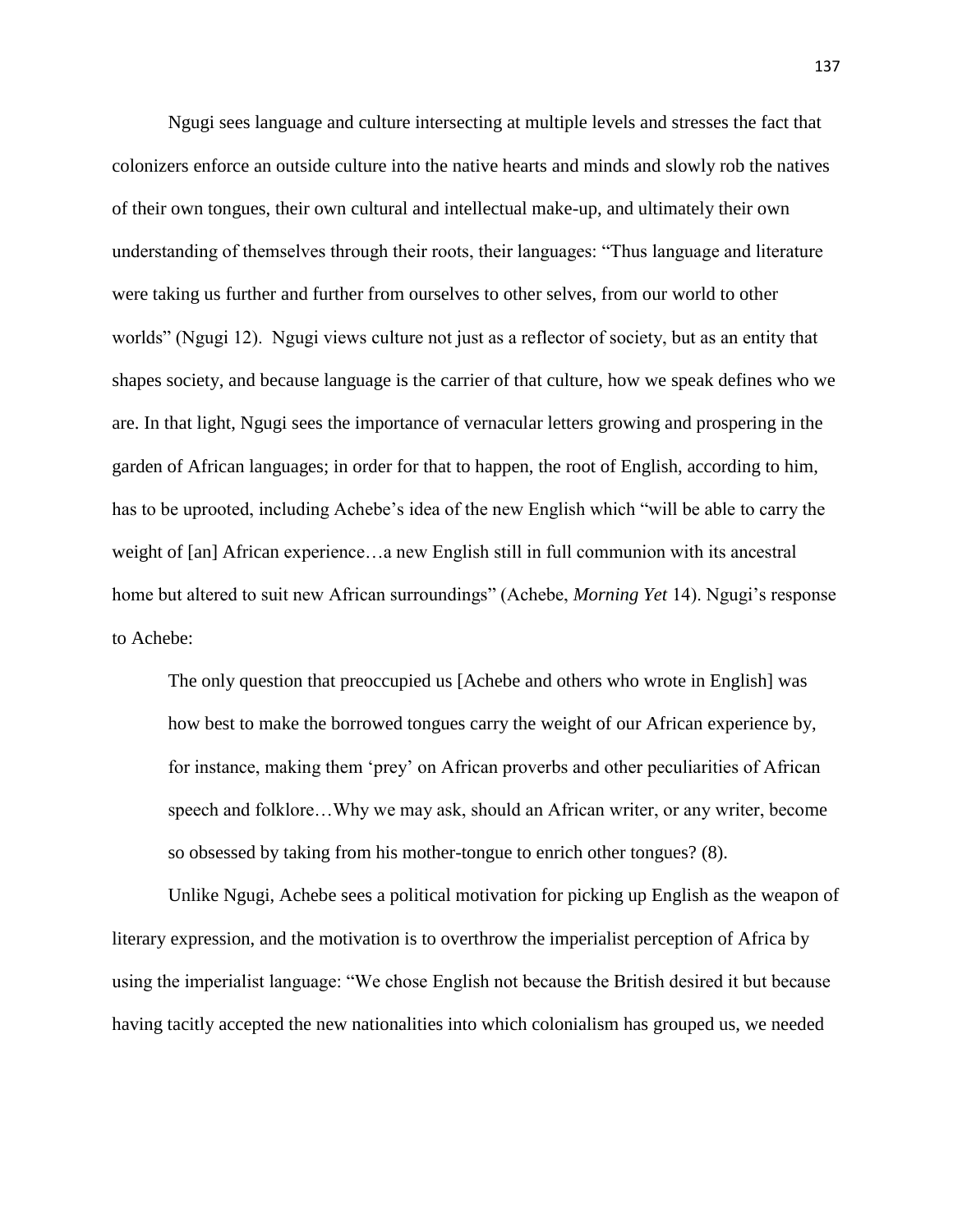Ngugi sees language and culture intersecting at multiple levels and stresses the fact that colonizers enforce an outside culture into the native hearts and minds and slowly rob the natives of their own tongues, their own cultural and intellectual make-up, and ultimately their own understanding of themselves through their roots, their languages: "Thus language and literature were taking us further and further from ourselves to other selves, from our world to other worlds" (Ngugi 12). Ngugi views culture not just as a reflector of society, but as an entity that shapes society, and because language is the carrier of that culture, how we speak defines who we are. In that light, Ngugi sees the importance of vernacular letters growing and prospering in the garden of African languages; in order for that to happen, the root of English, according to him, has to be uprooted, including Achebe's idea of the new English which "will be able to carry the weight of [an] African experience…a new English still in full communion with its ancestral home but altered to suit new African surroundings" (Achebe, *Morning Yet* 14). Ngugi's response to Achebe:

> The only question that preoccupied us [Achebe and others who wrote in English] was how best to make the borrowed tongues carry the weight of our African experience by, for instance, making them 'prey' on African proverbs and other peculiarities of African speech and folklore…Why we may ask, should an African writer, or any writer, become so obsessed by taking from his mother-tongue to enrich other tongues? (8).

Unlike Ngugi, Achebe sees a political motivation for picking up English as the weapon of literary expression, and the motivation is to overthrow the imperialist perception of Africa by using the imperialist language: "We chose English not because the British desired it but because having tacitly accepted the new nationalities into which colonialism has grouped us, we needed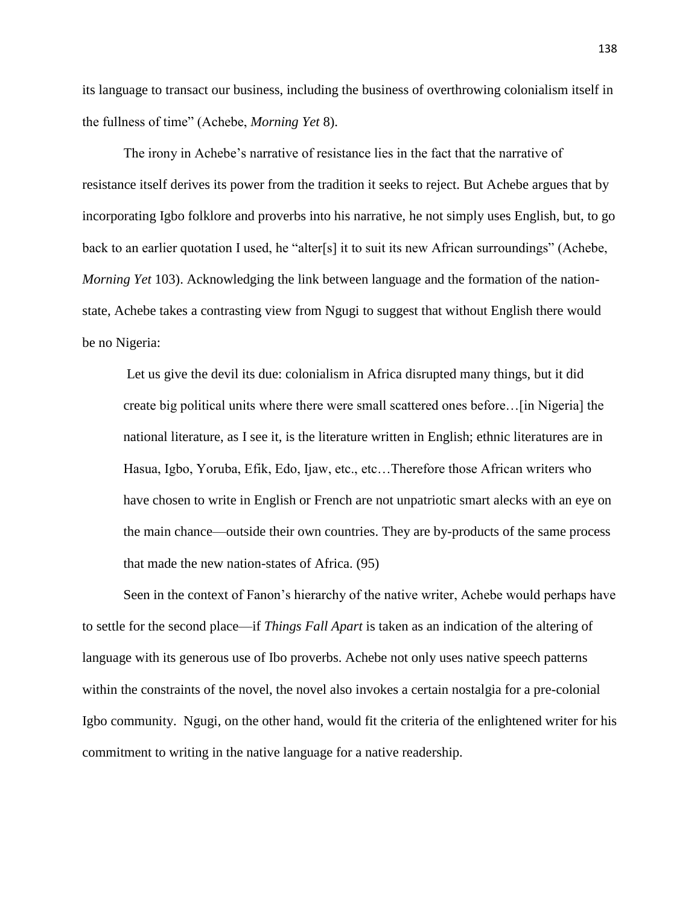its language to transact our business, including the business of overthrowing colonialism itself in the fullness of time" (Achebe, *Morning Yet* 8).

The irony in Achebe's narrative of resistance lies in the fact that the narrative of resistance itself derives its power from the tradition it seeks to reject. But Achebe argues that by incorporating Igbo folklore and proverbs into his narrative, he not simply uses English, but, to go back to an earlier quotation I used, he "alter[s] it to suit its new African surroundings" (Achebe, *Morning Yet* 103). Acknowledging the link between language and the formation of the nation-state, Achebe takes a contrasting view from Ngugi to suggest that without English there would be no Nigeria:

> Let us give the devil its due: colonialism in Africa disrupted many things, but it did create big political units where there were small scattered ones before…[in Nigeria] the national literature, as I see it, is the literature written in English; ethnic literatures are in Hasua, Igbo, Yoruba, Efik, Edo, Ijaw, etc., etc…Therefore those African writers who have chosen to write in English or French are not unpatriotic smart alecks with an eye on the main chance—outside their own countries. They are by-products of the same process that made the new nation-states of Africa. (95)

Seen in the context of Fanon's hierarchy of the native writer, Achebe would perhaps have to settle for the second place—if *Things Fall Apart* is taken as an indication of the altering of language with its generous use of Ibo proverbs. Achebe not only uses native speech patterns within the constraints of the novel, the novel also invokes a certain nostalgia for a pre-colonial Igbo community. Ngugi, on the other hand, would fit the criteria of the enlightened writer for his commitment to writing in the native language for a native readership.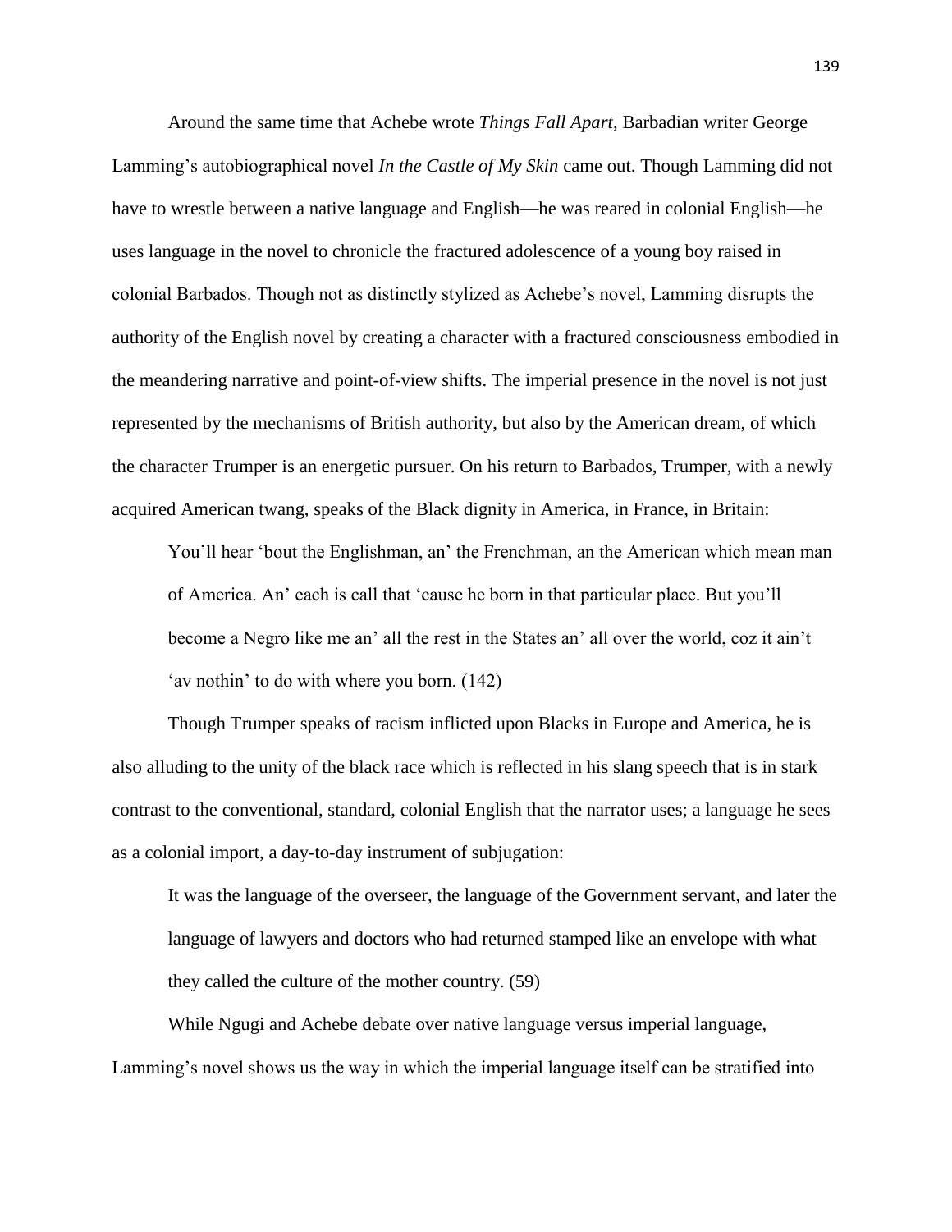Around the same time that Achebe wrote *Things Fall Apart*, Barbadian writer George Lamming's autobiographical novel *In the Castle of My Skin* came out. Though Lamming did not have to wrestle between a native language and English—he was reared in colonial English—he uses language in the novel to chronicle the fractured adolescence of a young boy raised in colonial Barbados. Though not as distinctly stylized as Achebe's novel, Lamming disrupts the authority of the English novel by creating a character with a fractured consciousness embodied in the meandering narrative and point-of-view shifts. The imperial presence in the novel is not just represented by the mechanisms of British authority, but also by the American dream, of which the character Trumper is an energetic pursuer. On his return to Barbados, Trumper, with a newly acquired American twang, speaks of the Black dignity in America, in France, in Britain:

> You'll hear 'bout the Englishman, an' the Frenchman, an the American which mean man of America. An' each is call that 'cause he born in that particular place. But you'll become a Negro like me an' all the rest in the States an' all over the world, coz it ain't 'av nothin' to do with where you born. (142)

Though Trumper speaks of racism inflicted upon Blacks in Europe and America, he is also alluding to the unity of the black race which is reflected in his slang speech that is in stark contrast to the conventional, standard, colonial English that the narrator uses; a language he sees as a colonial import, a day-to-day instrument of subjugation:

> It was the language of the overseer, the language of the Government servant, and later the language of lawyers and doctors who had returned stamped like an envelope with what they called the culture of the mother country. (59)

While Ngugi and Achebe debate over native language versus imperial language, Lamming's novel shows us the way in which the imperial language itself can be stratified into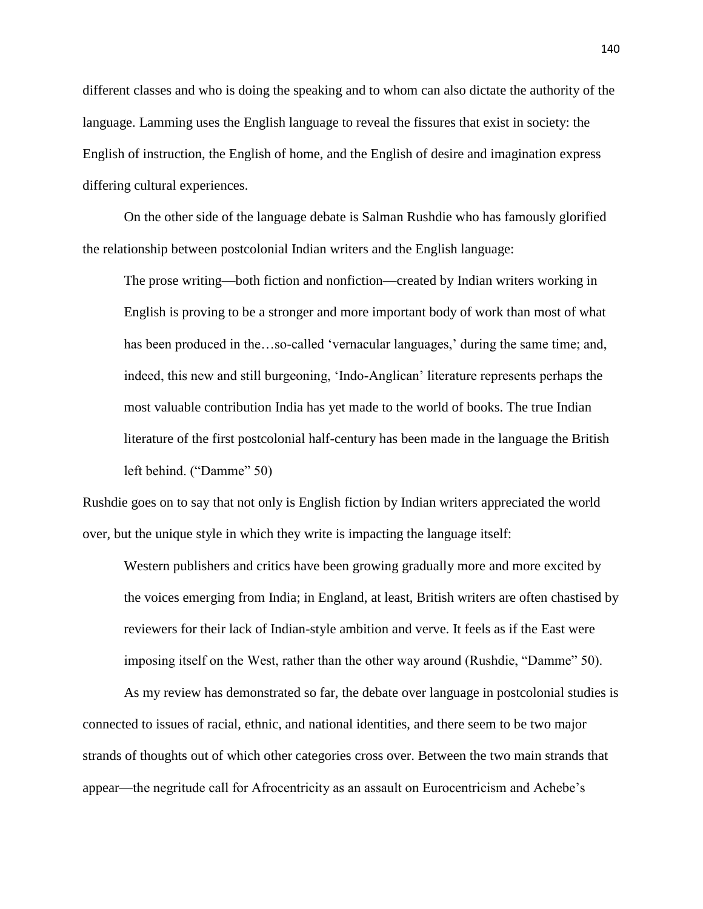different classes and who is doing the speaking and to whom can also dictate the authority of the language. Lamming uses the English language to reveal the fissures that exist in society: the English of instruction, the English of home, and the English of desire and imagination express differing cultural experiences.

On the other side of the language debate is Salman Rushdie who has famously glorified the relationship between postcolonial Indian writers and the English language:

> The prose writing—both fiction and nonfiction—created by Indian writers working in English is proving to be a stronger and more important body of work than most of what has been produced in the…so-called 'vernacular languages,' during the same time; and, indeed, this new and still burgeoning, 'Indo-Anglican' literature represents perhaps the most valuable contribution India has yet made to the world of books. The true Indian literature of the first postcolonial half-century has been made in the language the British left behind. ("Damme" 50)

Rushdie goes on to say that not only is English fiction by Indian writers appreciated the world over, but the unique style in which they write is impacting the language itself:

> Western publishers and critics have been growing gradually more and more excited by the voices emerging from India; in England, at least, British writers are often chastised by reviewers for their lack of Indian-style ambition and verve. It feels as if the East were imposing itself on the West, rather than the other way around (Rushdie, "Damme" 50).

As my review has demonstrated so far, the debate over language in postcolonial studies is connected to issues of racial, ethnic, and national identities, and there seem to be two major strands of thoughts out of which other categories cross over. Between the two main strands that appear—the negritude call for Afrocentricity as an assault on Eurocentricism and Achebe's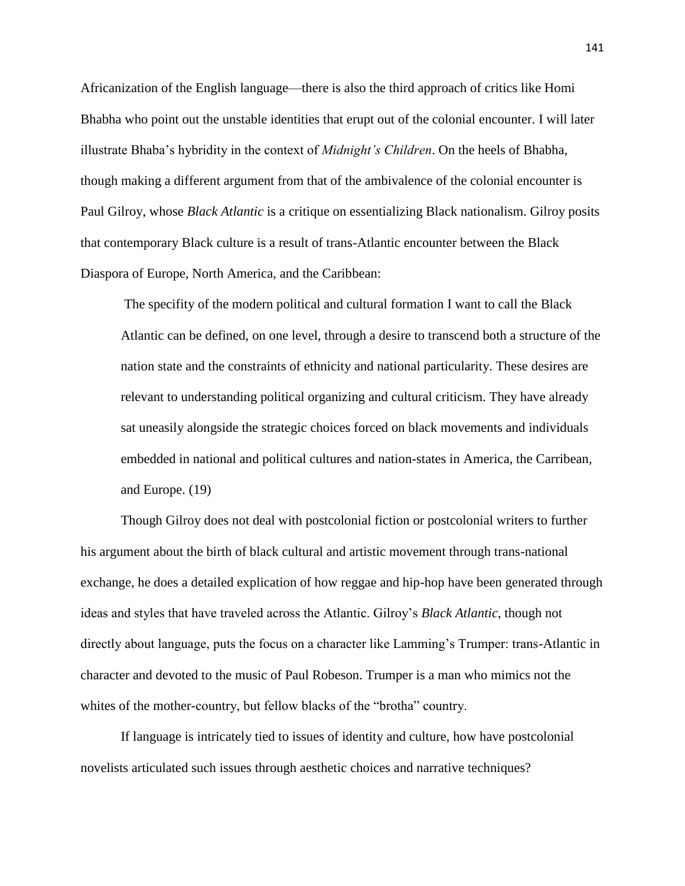Africanization of the English language—there is also the third approach of critics like Homi Bhabha who point out the unstable identities that erupt out of the colonial encounter. I will later illustrate Bhaba's hybridity in the context of *Midnight's Children*. On the heels of Bhabha, though making a different argument from that of the ambivalence of the colonial encounter is Paul Gilroy, whose *Black Atlantic* is a critique on essentializing Black nationalism. Gilroy posits that contemporary Black culture is a result of trans-Atlantic encounter between the Black Diaspora of Europe, North America, and the Caribbean:

> The specifity of the modern political and cultural formation I want to call the Black Atlantic can be defined, on one level, through a desire to transcend both a structure of the nation state and the constraints of ethnicity and national particularity. These desires are relevant to understanding political organizing and cultural criticism. They have already sat uneasily alongside the strategic choices forced on black movements and individuals embedded in national and political cultures and nation-states in America, the Carribean, and Europe. (19)

Though Gilroy does not deal with postcolonial fiction or postcolonial writers to further his argument about the birth of black cultural and artistic movement through trans-national exchange, he does a detailed explication of how reggae and hip-hop have been generated through ideas and styles that have traveled across the Atlantic. Gilroy's *Black Atlantic*, though not directly about language, puts the focus on a character like Lamming's Trumper: trans-Atlantic in character and devoted to the music of Paul Robeson. Trumper is a man who mimics not the whites of the mother-country, but fellow blacks of the "brotha" country.

If language is intricately tied to issues of identity and culture, how have postcolonial novelists articulated such issues through aesthetic choices and narrative techniques?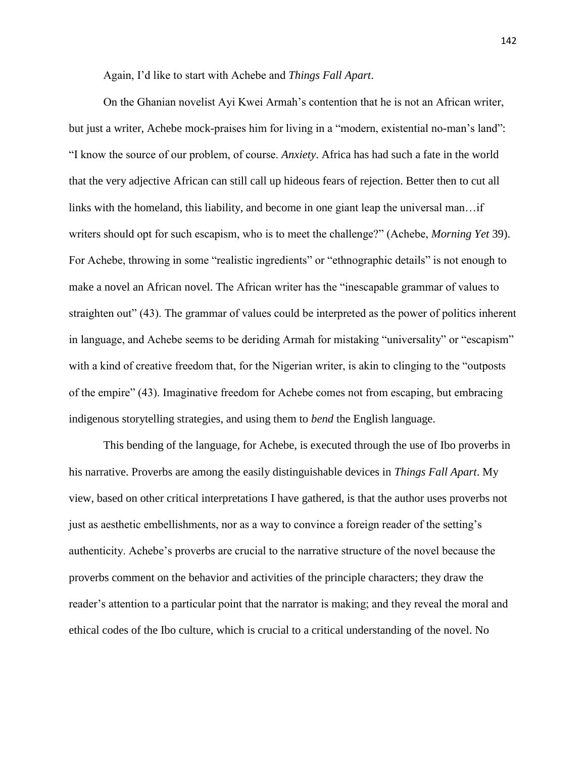Again, I'd like to start with Achebe and *Things Fall Apart*.

On the Ghanian novelist Ayi Kwei Armah's contention that he is not an African writer, but just a writer, Achebe mock-praises him for living in a "modern, existential no-man's land": "I know the source of our problem, of course. *Anxiety*. Africa has had such a fate in the world that the very adjective African can still call up hideous fears of rejection. Better then to cut all links with the homeland, this liability, and become in one giant leap the universal man…if writers should opt for such escapism, who is to meet the challenge?" (Achebe, *Morning Yet* 39). For Achebe, throwing in some "realistic ingredients" or "ethnographic details" is not enough to make a novel an African novel. The African writer has the "inescapable grammar of values to straighten out" (43). The grammar of values could be interpreted as the power of politics inherent in language, and Achebe seems to be deriding Armah for mistaking "universality" or "escapism" with a kind of creative freedom that, for the Nigerian writer, is akin to clinging to the "outposts of the empire" (43). Imaginative freedom for Achebe comes not from escaping, but embracing indigenous storytelling strategies, and using them to *bend* the English language.

This bending of the language, for Achebe, is executed through the use of Ibo proverbs in his narrative. Proverbs are among the easily distinguishable devices in *Things Fall Apart*. My view, based on other critical interpretations I have gathered, is that the author uses proverbs not just as aesthetic embellishments, nor as a way to convince a foreign reader of the setting's authenticity. Achebe's proverbs are crucial to the narrative structure of the novel because the proverbs comment on the behavior and activities of the principle characters; they draw the reader's attention to a particular point that the narrator is making; and they reveal the moral and ethical codes of the Ibo culture, which is crucial to a critical understanding of the novel. No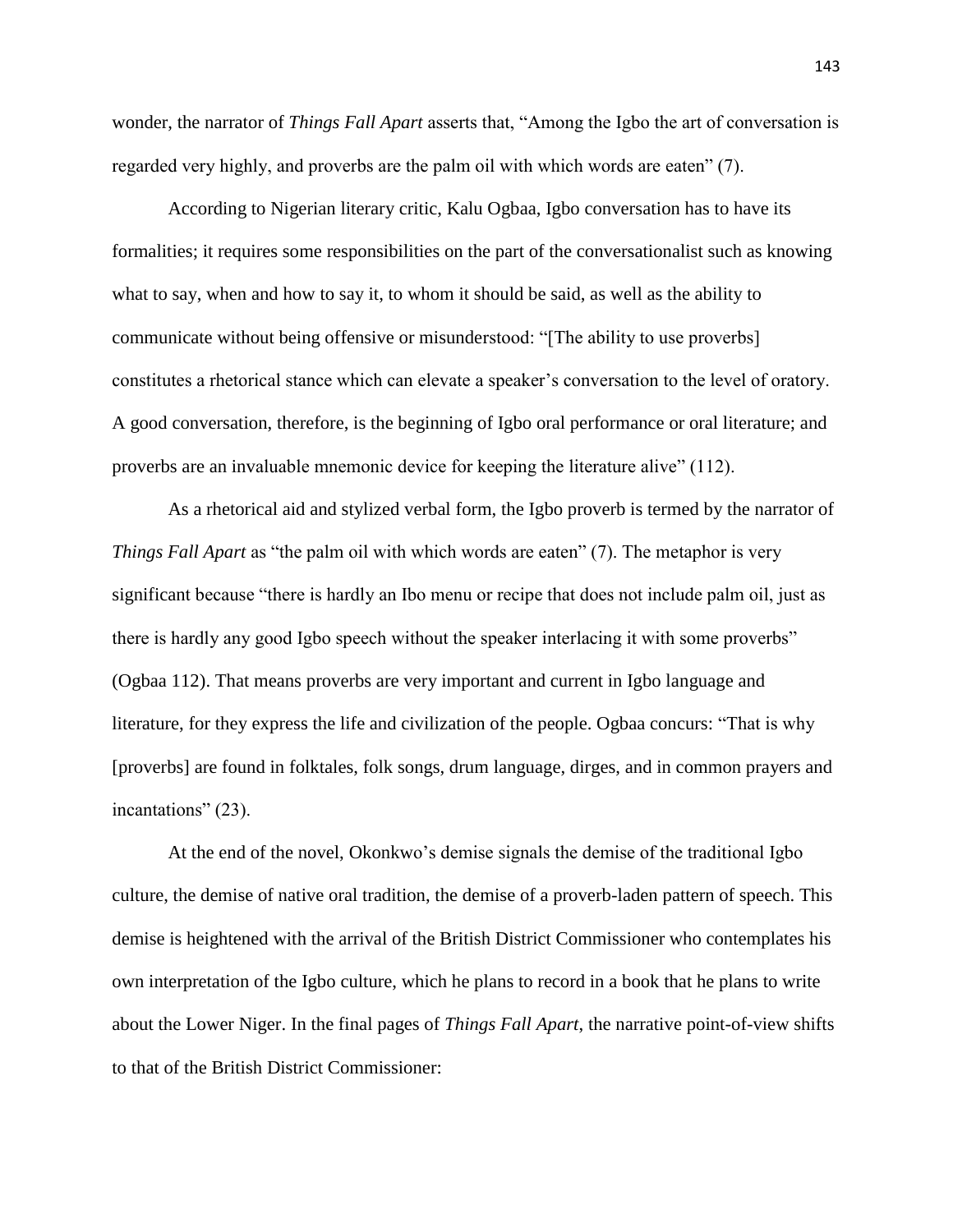wonder, the narrator of *Things Fall Apart* asserts that, "Among the Igbo the art of conversation is regarded very highly, and proverbs are the palm oil with which words are eaten" (7).

According to Nigerian literary critic, Kalu Ogbaa, Igbo conversation has to have its formalities; it requires some responsibilities on the part of the conversationalist such as knowing what to say, when and how to say it, to whom it should be said, as well as the ability to communicate without being offensive or misunderstood: "[The ability to use proverbs] constitutes a rhetorical stance which can elevate a speaker's conversation to the level of oratory. A good conversation, therefore, is the beginning of Igbo oral performance or oral literature; and proverbs are an invaluable mnemonic device for keeping the literature alive" (112).

As a rhetorical aid and stylized verbal form, the Igbo proverb is termed by the narrator of *Things Fall Apart* as "the palm oil with which words are eaten" (7). The metaphor is very significant because "there is hardly an Ibo menu or recipe that does not include palm oil, just as there is hardly any good Igbo speech without the speaker interlacing it with some proverbs" (Ogbaa 112). That means proverbs are very important and current in Igbo language and literature, for they express the life and civilization of the people. Ogbaa concurs: "That is why [proverbs] are found in folktales, folk songs, drum language, dirges, and in common prayers and incantations" (23).

At the end of the novel, Okonkwo's demise signals the demise of the traditional Igbo culture, the demise of native oral tradition, the demise of a proverb-laden pattern of speech. This demise is heightened with the arrival of the British District Commissioner who contemplates his own interpretation of the Igbo culture, which he plans to record in a book that he plans to write about the Lower Niger. In the final pages of *Things Fall Apart*, the narrative point-of-view shifts to that of the British District Commissioner: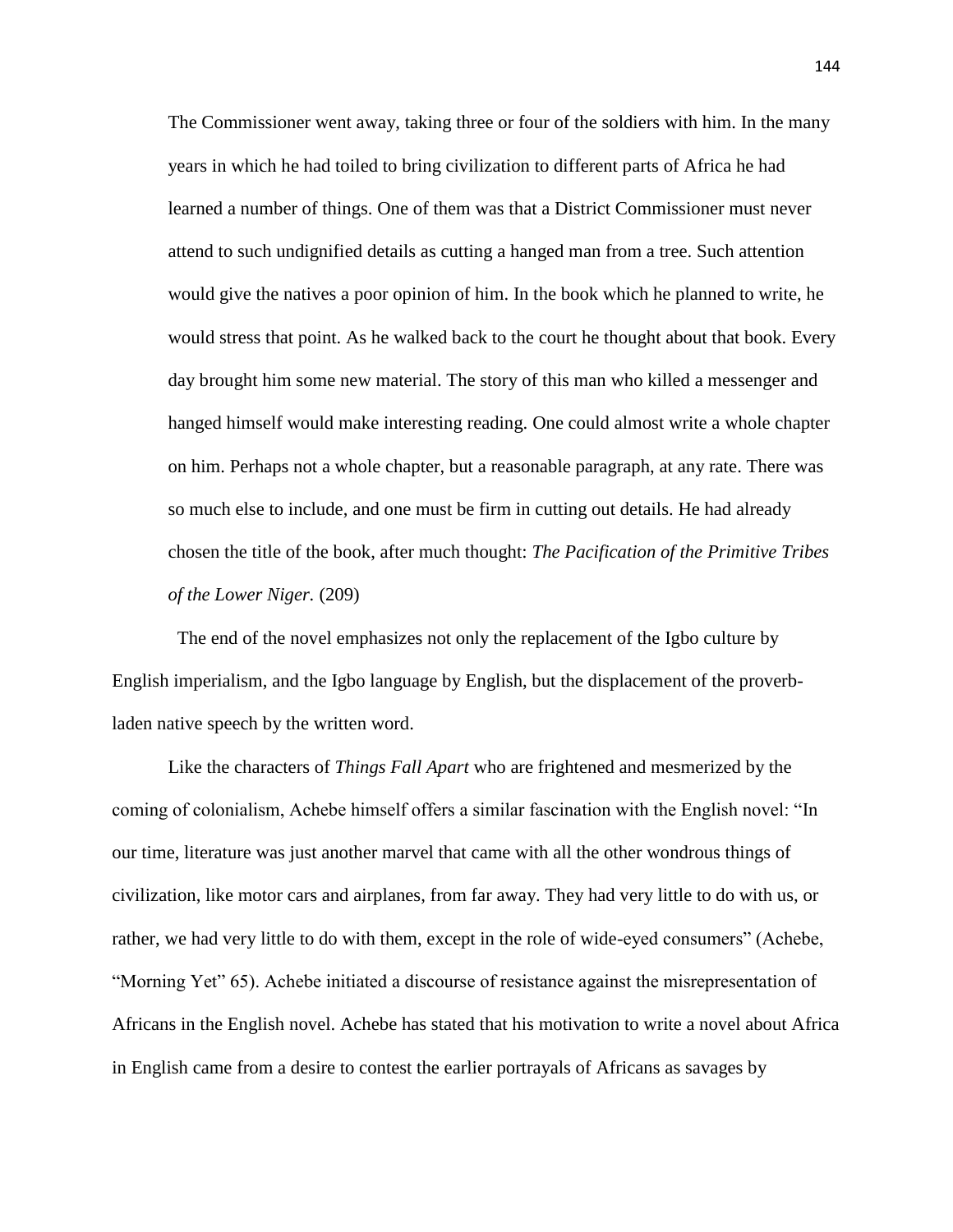> The Commissioner went away, taking three or four of the soldiers with him. In the many years in which he had toiled to bring civilization to different parts of Africa he had learned a number of things. One of them was that a District Commissioner must never attend to such undignified details as cutting a hanged man from a tree. Such attention would give the natives a poor opinion of him. In the book which he planned to write, he would stress that point. As he walked back to the court he thought about that book. Every day brought him some new material. The story of this man who killed a messenger and hanged himself would make interesting reading. One could almost write a whole chapter on him. Perhaps not a whole chapter, but a reasonable paragraph, at any rate. There was so much else to include, and one must be firm in cutting out details. He had already chosen the title of the book, after much thought: *The Pacification of the Primitive Tribes of the Lower Niger.* (209)

The end of the novel emphasizes not only the replacement of the Igbo culture by English imperialism, and the Igbo language by English, but the displacement of the proverb-laden native speech by the written word.

Like the characters of *Things Fall Apart* who are frightened and mesmerized by the coming of colonialism, Achebe himself offers a similar fascination with the English novel: "In our time, literature was just another marvel that came with all the other wondrous things of civilization, like motor cars and airplanes, from far away. They had very little to do with us, or rather, we had very little to do with them, except in the role of wide-eyed consumers" (Achebe, "Morning Yet" 65). Achebe initiated a discourse of resistance against the misrepresentation of Africans in the English novel. Achebe has stated that his motivation to write a novel about Africa in English came from a desire to contest the earlier portrayals of Africans as savages by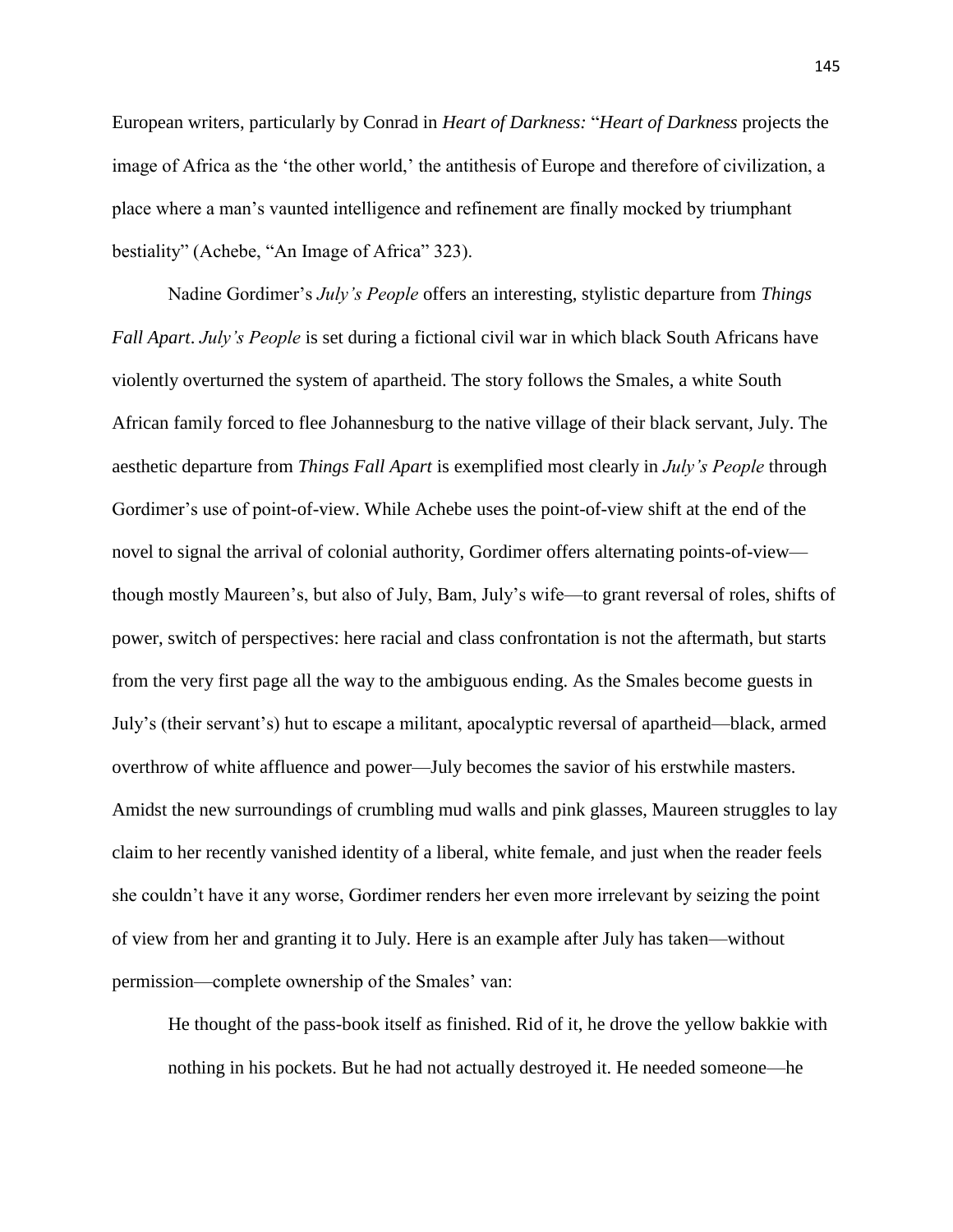European writers, particularly by Conrad in *Heart of Darkness:* "*Heart of Darkness* projects the image of Africa as the 'the other world,' the antithesis of Europe and therefore of civilization, a place where a man's vaunted intelligence and refinement are finally mocked by triumphant bestiality" (Achebe, "An Image of Africa" 323).

Nadine Gordimer's *July's People* offers an interesting, stylistic departure from *Things Fall Apart*. *July's People* is set during a fictional civil war in which black South Africans have violently overturned the system of apartheid. The story follows the Smales, a white South African family forced to flee Johannesburg to the native village of their black servant, July. The aesthetic departure from *Things Fall Apart* is exemplified most clearly in *July's People* through Gordimer's use of point-of-view. While Achebe uses the point-of-view shift at the end of the novel to signal the arrival of colonial authority, Gordimer offers alternating points-of-view—though mostly Maureen's, but also of July, Bam, July's wife—to grant reversal of roles, shifts of power, switch of perspectives: here racial and class confrontation is not the aftermath, but starts from the very first page all the way to the ambiguous ending. As the Smales become guests in July's (their servant's) hut to escape a militant, apocalyptic reversal of apartheid—black, armed overthrow of white affluence and power—July becomes the savior of his erstwhile masters. Amidst the new surroundings of crumbling mud walls and pink glasses, Maureen struggles to lay claim to her recently vanished identity of a liberal, white female, and just when the reader feels she couldn't have it any worse, Gordimer renders her even more irrelevant by seizing the point of view from her and granting it to July. Here is an example after July has taken—without permission—complete ownership of the Smales' van:

> He thought of the pass-book itself as finished. Rid of it, he drove the yellow bakkie with nothing in his pockets. But he had not actually destroyed it. He needed someone—he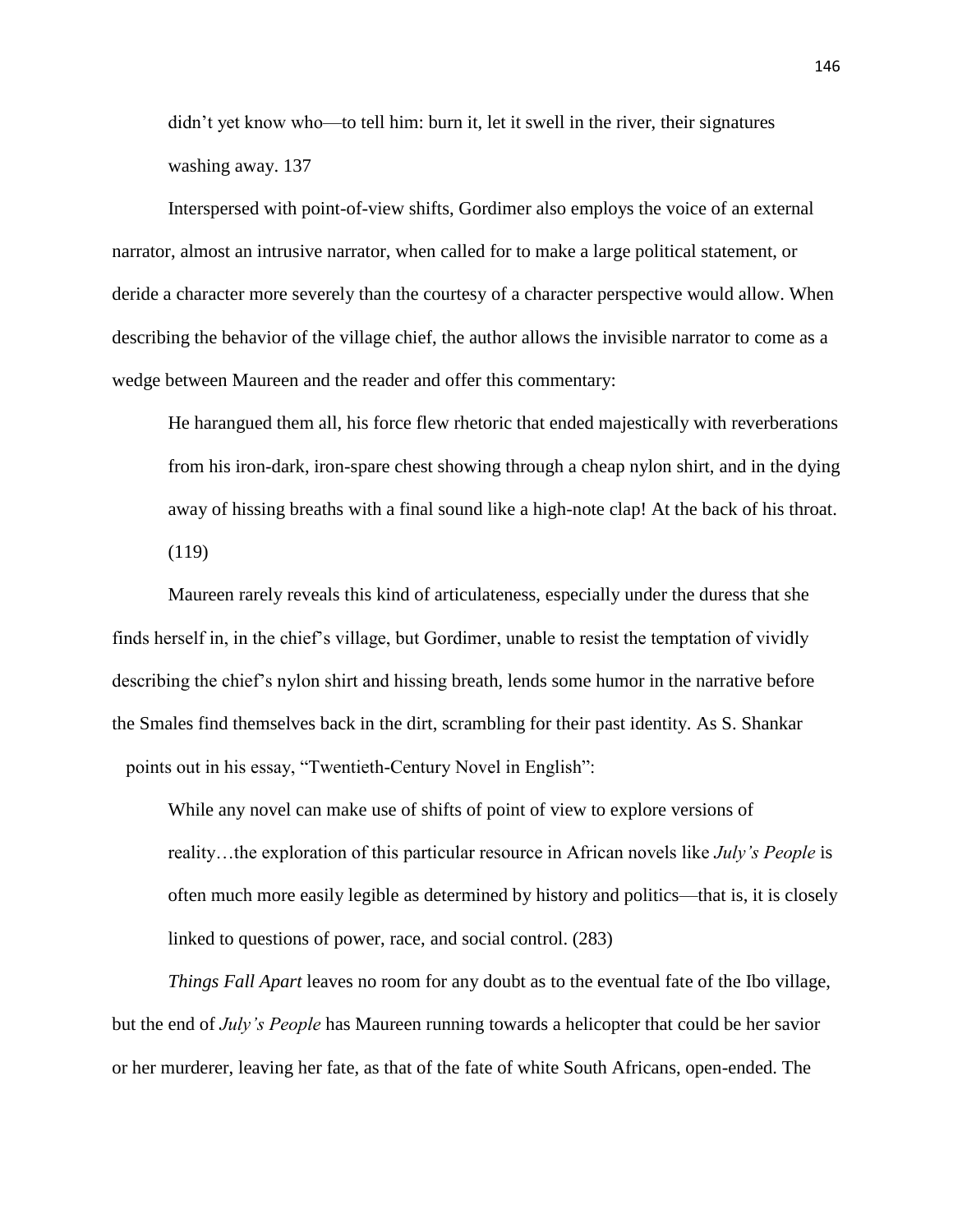didn't yet know who—to tell him: burn it, let it swell in the river, their signatures washing away. 137

Interspersed with point-of-view shifts, Gordimer also employs the voice of an external narrator, almost an intrusive narrator, when called for to make a large political statement, or deride a character more severely than the courtesy of a character perspective would allow. When describing the behavior of the village chief, the author allows the invisible narrator to come as a wedge between Maureen and the reader and offer this commentary:

> He harangued them all, his force flew rhetoric that ended majestically with reverberations from his iron-dark, iron-spare chest showing through a cheap nylon shirt, and in the dying away of hissing breaths with a final sound like a high-note clap! At the back of his throat. (119)

Maureen rarely reveals this kind of articulateness, especially under the duress that she finds herself in, in the chief's village, but Gordimer, unable to resist the temptation of vividly describing the chief's nylon shirt and hissing breath, lends some humor in the narrative before the Smales find themselves back in the dirt, scrambling for their past identity. As S. Shankar points out in his essay, "Twentieth-Century Novel in English":

> While any novel can make use of shifts of point of view to explore versions of reality…the exploration of this particular resource in African novels like *July's People* is often much more easily legible as determined by history and politics—that is, it is closely linked to questions of power, race, and social control. (283)

*Things Fall Apart* leaves no room for any doubt as to the eventual fate of the Ibo village, but the end of *July's People* has Maureen running towards a helicopter that could be her savior or her murderer, leaving her fate, as that of the fate of white South Africans, open-ended. The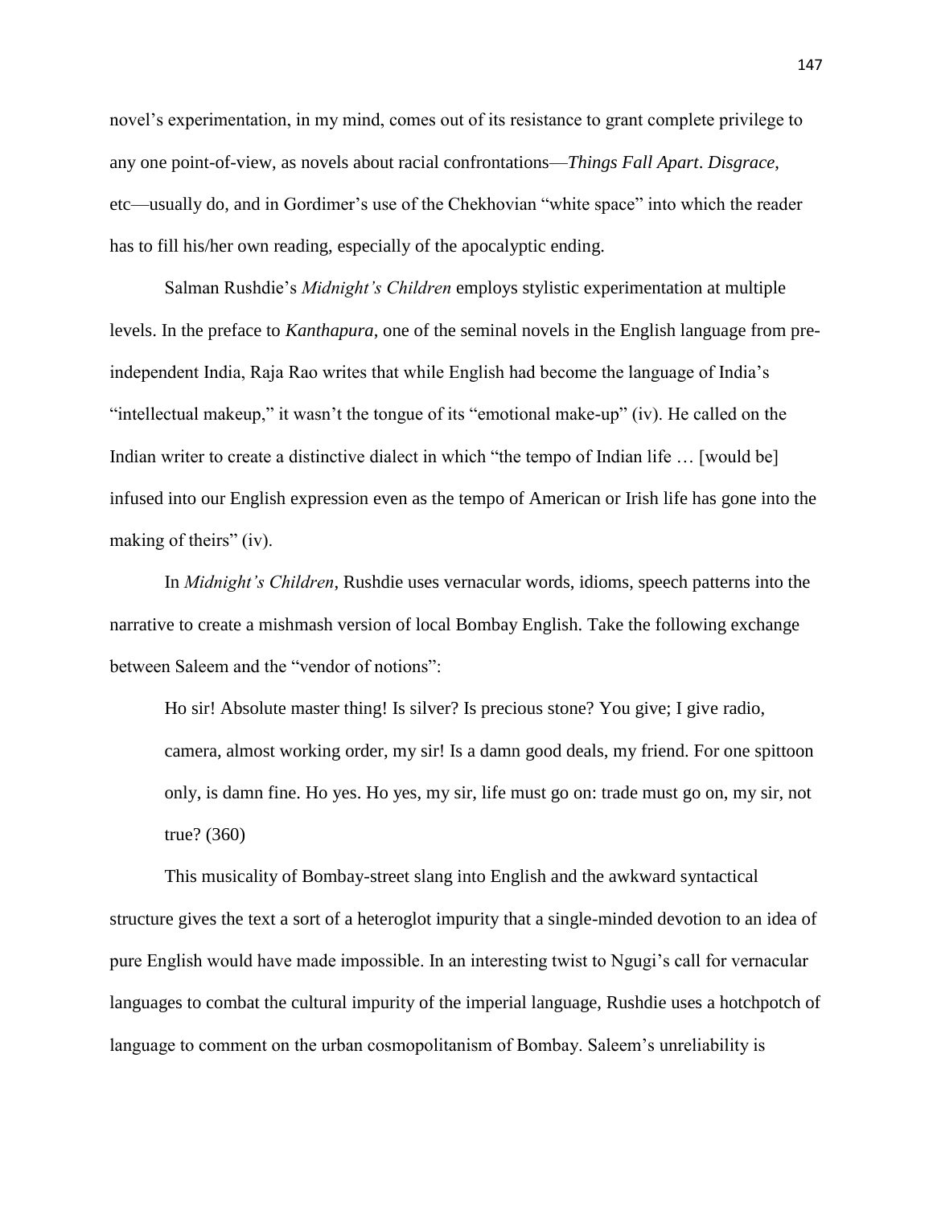novel's experimentation, in my mind, comes out of its resistance to grant complete privilege to any one point-of-view, as novels about racial confrontations—*Things Fall Apart*. *Disgrace*, etc—usually do, and in Gordimer's use of the Chekhovian "white space" into which the reader has to fill his/her own reading, especially of the apocalyptic ending.

Salman Rushdie's *Midnight's Children* employs stylistic experimentation at multiple levels. In the preface to *Kanthapura*, one of the seminal novels in the English language from pre-independent India, Raja Rao writes that while English had become the language of India's "intellectual makeup," it wasn't the tongue of its "emotional make-up" (iv). He called on the Indian writer to create a distinctive dialect in which "the tempo of Indian life … [would be] infused into our English expression even as the tempo of American or Irish life has gone into the making of theirs" (iv).

In *Midnight's Children*, Rushdie uses vernacular words, idioms, speech patterns into the narrative to create a mishmash version of local Bombay English. Take the following exchange between Saleem and the "vendor of notions":

> Ho sir! Absolute master thing! Is silver? Is precious stone? You give; I give radio, camera, almost working order, my sir! Is a damn good deals, my friend. For one spittoon only, is damn fine. Ho yes. Ho yes, my sir, life must go on: trade must go on, my sir, not true? (360)

This musicality of Bombay-street slang into English and the awkward syntactical structure gives the text a sort of a heteroglot impurity that a single-minded devotion to an idea of pure English would have made impossible. In an interesting twist to Ngugi's call for vernacular languages to combat the cultural impurity of the imperial language, Rushdie uses a hotchpotch of language to comment on the urban cosmopolitanism of Bombay. Saleem's unreliability is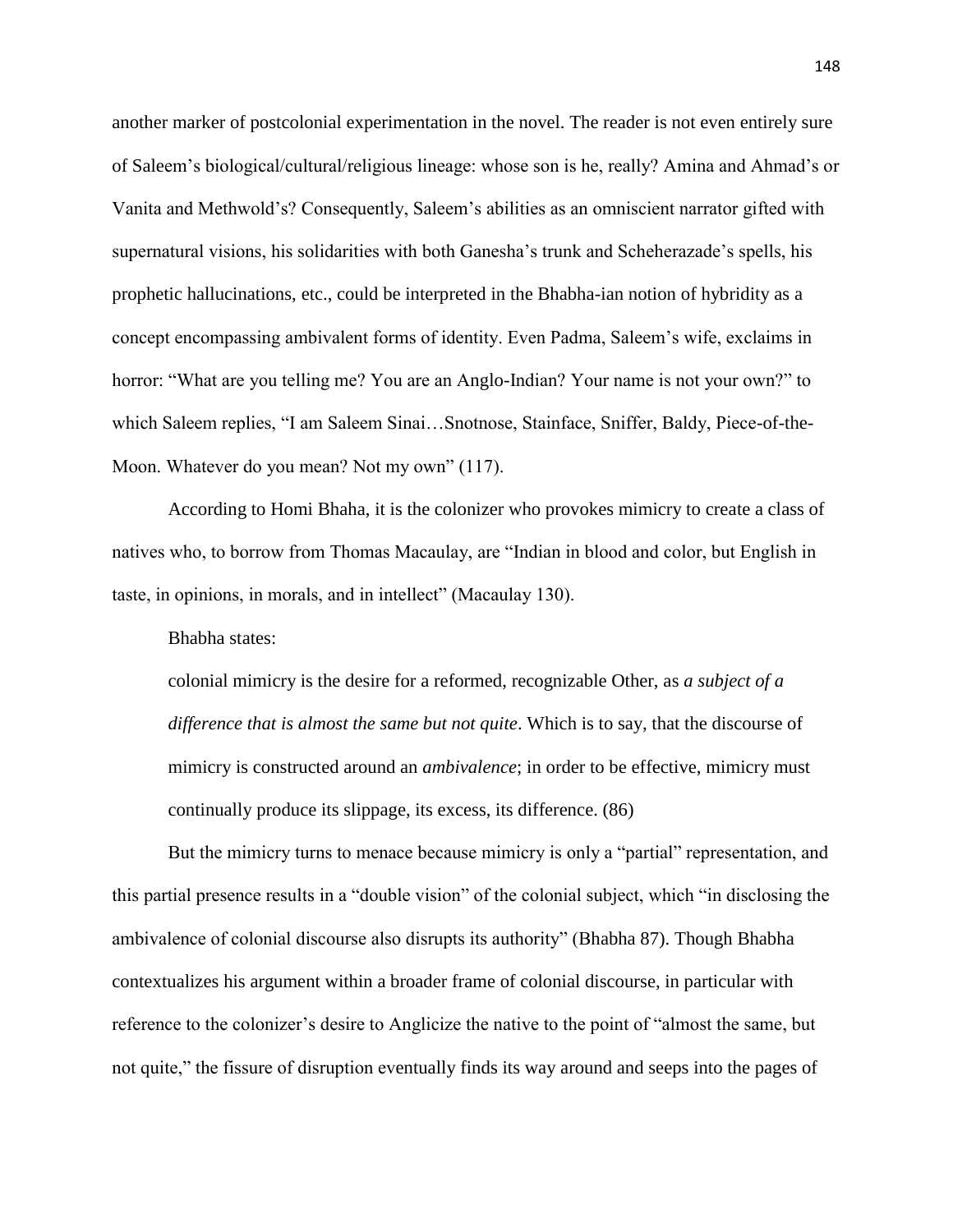another marker of postcolonial experimentation in the novel. The reader is not even entirely sure of Saleem's biological/cultural/religious lineage: whose son is he, really? Amina and Ahmad's or Vanita and Methwold's? Consequently, Saleem's abilities as an omniscient narrator gifted with supernatural visions, his solidarities with both Ganesha's trunk and Scheherazade's spells, his prophetic hallucinations, etc., could be interpreted in the Bhabha-ian notion of hybridity as a concept encompassing ambivalent forms of identity. Even Padma, Saleem's wife, exclaims in horror: "What are you telling me? You are an Anglo-Indian? Your name is not your own?" to which Saleem replies, "I am Saleem Sinai…Snotnose, Stainface, Sniffer, Baldy, Piece-of-the-Moon. Whatever do you mean? Not my own" (117).

According to Homi Bhaha, it is the colonizer who provokes mimicry to create a class of natives who, to borrow from Thomas Macaulay, are "Indian in blood and color, but English in taste, in opinions, in morals, and in intellect" (Macaulay 130).

Bhabha states:

> colonial mimicry is the desire for a reformed, recognizable Other, as *a subject of a difference that is almost the same but not quite*. Which is to say, that the discourse of mimicry is constructed around an *ambivalence*; in order to be effective, mimicry must continually produce its slippage, its excess, its difference. (86)

But the mimicry turns to menace because mimicry is only a "partial" representation, and this partial presence results in a "double vision" of the colonial subject, which "in disclosing the ambivalence of colonial discourse also disrupts its authority" (Bhabha 87). Though Bhabha contextualizes his argument within a broader frame of colonial discourse, in particular with reference to the colonizer's desire to Anglicize the native to the point of "almost the same, but not quite," the fissure of disruption eventually finds its way around and seeps into the pages of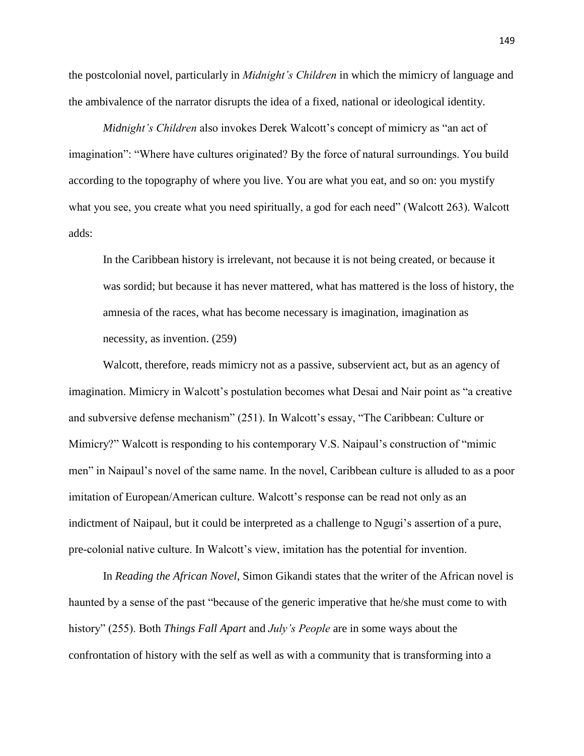the postcolonial novel, particularly in *Midnight's Children* in which the mimicry of language and the ambivalence of the narrator disrupts the idea of a fixed, national or ideological identity.

*Midnight's Children* also invokes Derek Walcott's concept of mimicry as "an act of imagination": "Where have cultures originated? By the force of natural surroundings. You build according to the topography of where you live. You are what you eat, and so on: you mystify what you see, you create what you need spiritually, a god for each need" (Walcott 263). Walcott adds:

> In the Caribbean history is irrelevant, not because it is not being created, or because it was sordid; but because it has never mattered, what has mattered is the loss of history, the amnesia of the races, what has become necessary is imagination, imagination as necessity, as invention. (259)

Walcott, therefore, reads mimicry not as a passive, subservient act, but as an agency of imagination. Mimicry in Walcott's postulation becomes what Desai and Nair point as "a creative and subversive defense mechanism" (251). In Walcott's essay, "The Caribbean: Culture or Mimicry?" Walcott is responding to his contemporary V.S. Naipaul's construction of "mimic men" in Naipaul's novel of the same name. In the novel, Caribbean culture is alluded to as a poor imitation of European/American culture. Walcott's response can be read not only as an indictment of Naipaul, but it could be interpreted as a challenge to Ngugi's assertion of a pure, pre-colonial native culture. In Walcott's view, imitation has the potential for invention.

In *Reading the African Novel*, Simon Gikandi states that the writer of the African novel is haunted by a sense of the past "because of the generic imperative that he/she must come to with history" (255). Both *Things Fall Apart* and *July's People* are in some ways about the confrontation of history with the self as well as with a community that is transforming into a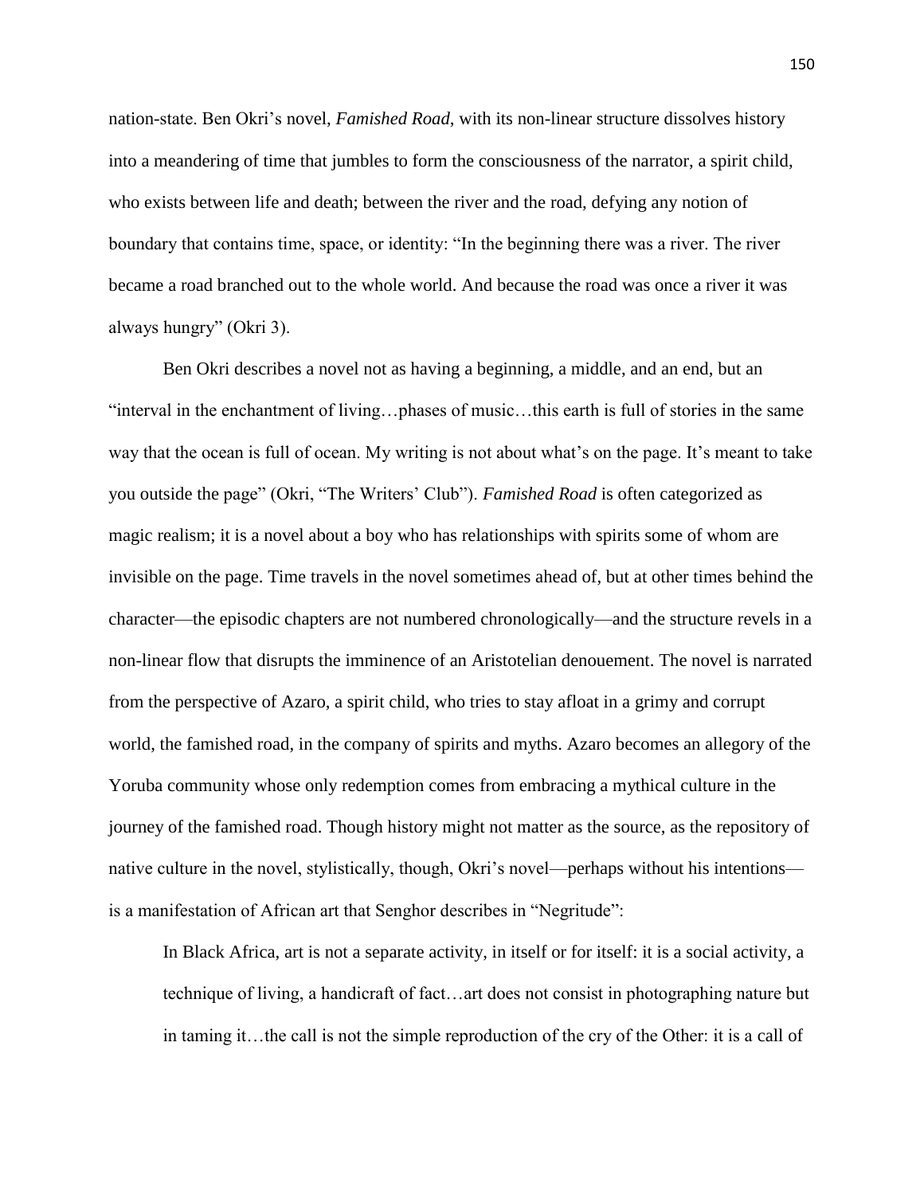nation-state. Ben Okri's novel, *Famished Road*, with its non-linear structure dissolves history into a meandering of time that jumbles to form the consciousness of the narrator, a spirit child, who exists between life and death; between the river and the road, defying any notion of boundary that contains time, space, or identity: "In the beginning there was a river. The river became a road branched out to the whole world. And because the road was once a river it was always hungry" (Okri 3).

Ben Okri describes a novel not as having a beginning, a middle, and an end, but an "interval in the enchantment of living…phases of music…this earth is full of stories in the same way that the ocean is full of ocean. My writing is not about what's on the page. It's meant to take you outside the page" (Okri, "The Writers' Club"). *Famished Road* is often categorized as magic realism; it is a novel about a boy who has relationships with spirits some of whom are invisible on the page. Time travels in the novel sometimes ahead of, but at other times behind the character—the episodic chapters are not numbered chronologically—and the structure revels in a non-linear flow that disrupts the imminence of an Aristotelian denouement. The novel is narrated from the perspective of Azaro, a spirit child, who tries to stay afloat in a grimy and corrupt world, the famished road, in the company of spirits and myths. Azaro becomes an allegory of the Yoruba community whose only redemption comes from embracing a mythical culture in the journey of the famished road. Though history might not matter as the source, as the repository of native culture in the novel, stylistically, though, Okri's novel—perhaps without his intentions—is a manifestation of African art that Senghor describes in "Negritude":

> In Black Africa, art is not a separate activity, in itself or for itself: it is a social activity, a technique of living, a handicraft of fact…art does not consist in photographing nature but in taming it…the call is not the simple reproduction of the cry of the Other: it is a call of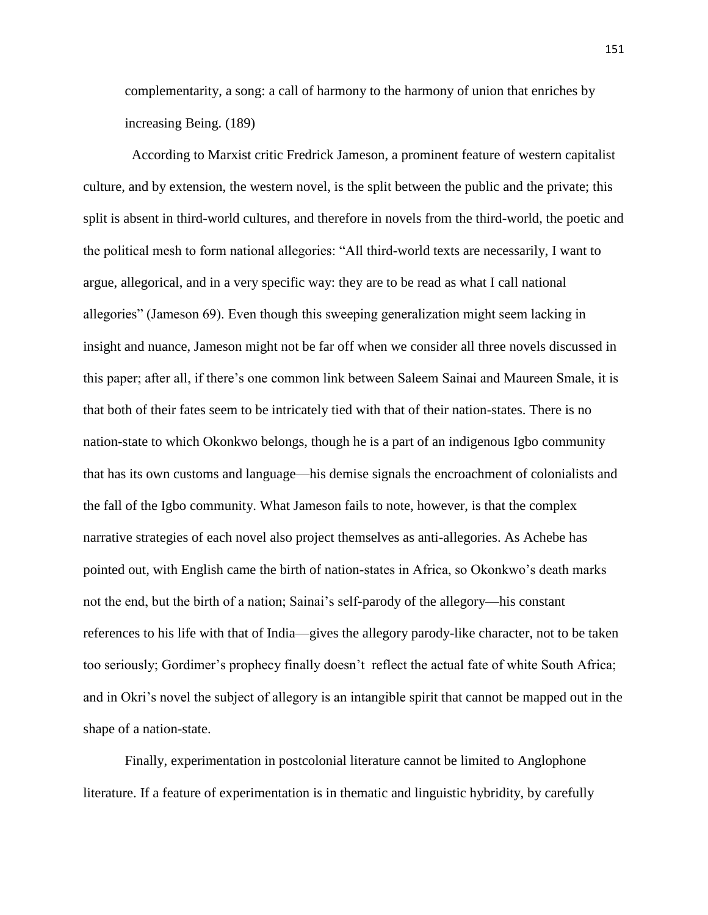complementarity, a song: a call of harmony to the harmony of union that enriches by increasing Being. (189)

According to Marxist critic Fredrick Jameson, a prominent feature of western capitalist culture, and by extension, the western novel, is the split between the public and the private; this split is absent in third-world cultures, and therefore in novels from the third-world, the poetic and the political mesh to form national allegories: "All third-world texts are necessarily, I want to argue, allegorical, and in a very specific way: they are to be read as what I call national allegories" (Jameson 69). Even though this sweeping generalization might seem lacking in insight and nuance, Jameson might not be far off when we consider all three novels discussed in this paper; after all, if there's one common link between Saleem Sainai and Maureen Smale, it is that both of their fates seem to be intricately tied with that of their nation-states. There is no nation-state to which Okonkwo belongs, though he is a part of an indigenous Igbo community that has its own customs and language—his demise signals the encroachment of colonialists and the fall of the Igbo community. What Jameson fails to note, however, is that the complex narrative strategies of each novel also project themselves as anti-allegories. As Achebe has pointed out, with English came the birth of nation-states in Africa, so Okonkwo's death marks not the end, but the birth of a nation; Sainai's self-parody of the allegory—his constant references to his life with that of India—gives the allegory parody-like character, not to be taken too seriously; Gordimer's prophecy finally doesn't reflect the actual fate of white South Africa; and in Okri's novel the subject of allegory is an intangible spirit that cannot be mapped out in the shape of a nation-state.

Finally, experimentation in postcolonial literature cannot be limited to Anglophone literature. If a feature of experimentation is in thematic and linguistic hybridity, by carefully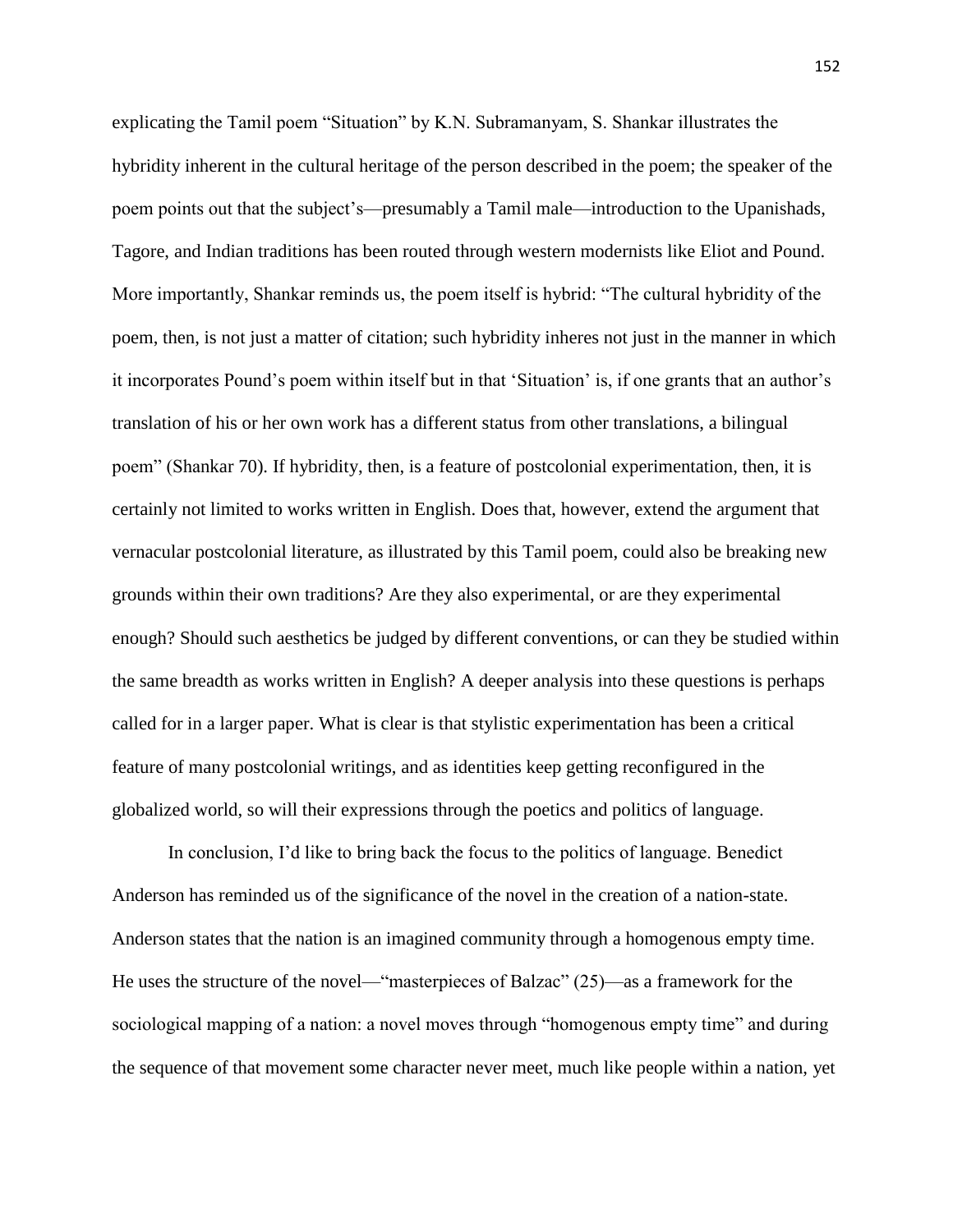explicating the Tamil poem "Situation" by K.N. Subramanyam, S. Shankar illustrates the hybridity inherent in the cultural heritage of the person described in the poem; the speaker of the poem points out that the subject's—presumably a Tamil male—introduction to the Upanishads, Tagore, and Indian traditions has been routed through western modernists like Eliot and Pound. More importantly, Shankar reminds us, the poem itself is hybrid: "The cultural hybridity of the poem, then, is not just a matter of citation; such hybridity inheres not just in the manner in which it incorporates Pound's poem within itself but in that 'Situation' is, if one grants that an author's translation of his or her own work has a different status from other translations, a bilingual poem" (Shankar 70). If hybridity, then, is a feature of postcolonial experimentation, then, it is certainly not limited to works written in English. Does that, however, extend the argument that vernacular postcolonial literature, as illustrated by this Tamil poem, could also be breaking new grounds within their own traditions? Are they also experimental, or are they experimental enough? Should such aesthetics be judged by different conventions, or can they be studied within the same breadth as works written in English? A deeper analysis into these questions is perhaps called for in a larger paper. What is clear is that stylistic experimentation has been a critical feature of many postcolonial writings, and as identities keep getting reconfigured in the globalized world, so will their expressions through the poetics and politics of language.

In conclusion, I'd like to bring back the focus to the politics of language. Benedict Anderson has reminded us of the significance of the novel in the creation of a nation-state. Anderson states that the nation is an imagined community through a homogenous empty time. He uses the structure of the novel—"masterpieces of Balzac" (25)—as a framework for the sociological mapping of a nation: a novel moves through "homogenous empty time" and during the sequence of that movement some character never meet, much like people within a nation, yet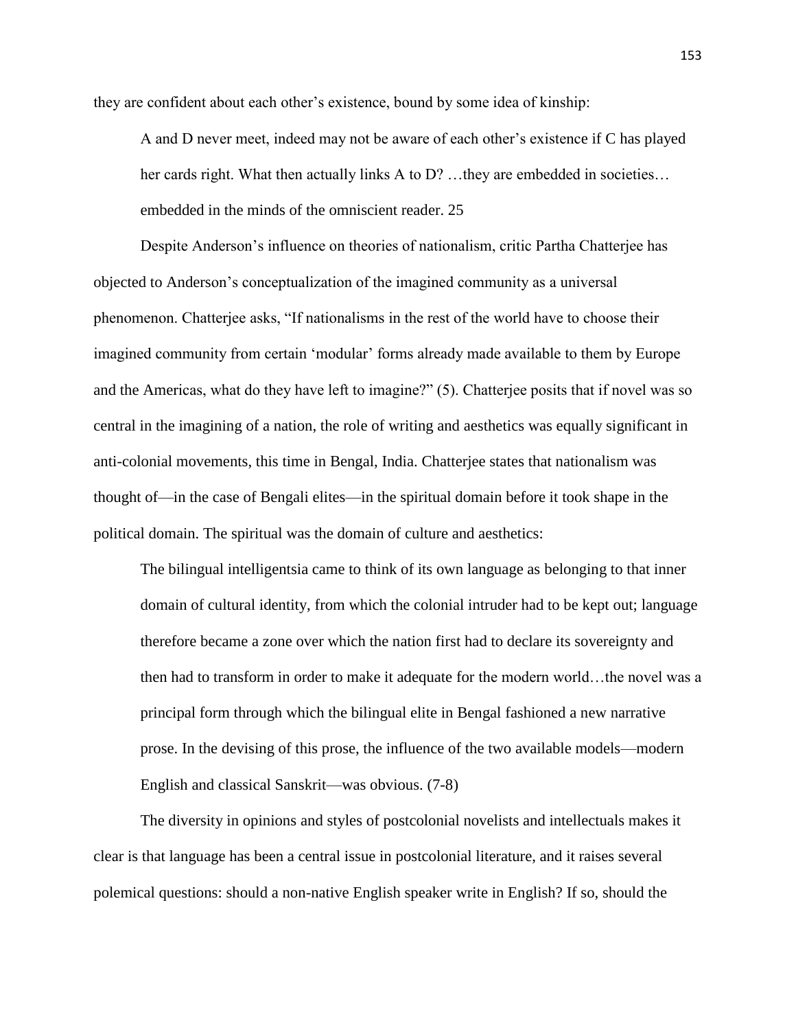they are confident about each other's existence, bound by some idea of kinship:

> A and D never meet, indeed may not be aware of each other's existence if C has played her cards right. What then actually links A to D? …they are embedded in societies… embedded in the minds of the omniscient reader. 25

Despite Anderson's influence on theories of nationalism, critic Partha Chatterjee has objected to Anderson's conceptualization of the imagined community as a universal phenomenon. Chatterjee asks, "If nationalisms in the rest of the world have to choose their imagined community from certain 'modular' forms already made available to them by Europe and the Americas, what do they have left to imagine?" (5). Chatterjee posits that if novel was so central in the imagining of a nation, the role of writing and aesthetics was equally significant in anti-colonial movements, this time in Bengal, India. Chatterjee states that nationalism was thought of—in the case of Bengali elites—in the spiritual domain before it took shape in the political domain. The spiritual was the domain of culture and aesthetics:

> The bilingual intelligentsia came to think of its own language as belonging to that inner domain of cultural identity, from which the colonial intruder had to be kept out; language therefore became a zone over which the nation first had to declare its sovereignty and then had to transform in order to make it adequate for the modern world…the novel was a principal form through which the bilingual elite in Bengal fashioned a new narrative prose. In the devising of this prose, the influence of the two available models—modern English and classical Sanskrit—was obvious. (7-8)

The diversity in opinions and styles of postcolonial novelists and intellectuals makes it clear is that language has been a central issue in postcolonial literature, and it raises several polemical questions: should a non-native English speaker write in English? If so, should the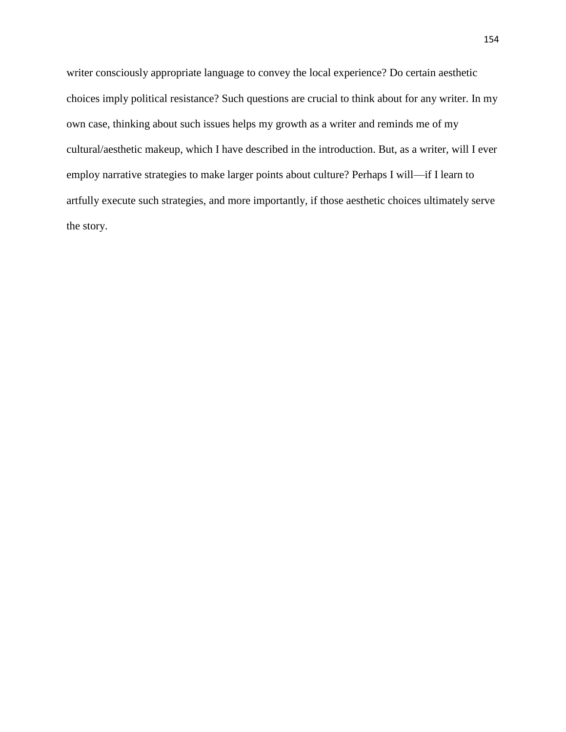writer consciously appropriate language to convey the local experience? Do certain aesthetic choices imply political resistance? Such questions are crucial to think about for any writer. In my own case, thinking about such issues helps my growth as a writer and reminds me of my cultural/aesthetic makeup, which I have described in the introduction. But, as a writer, will I ever employ narrative strategies to make larger points about culture? Perhaps I will—if I learn to artfully execute such strategies, and more importantly, if those aesthetic choices ultimately serve the story.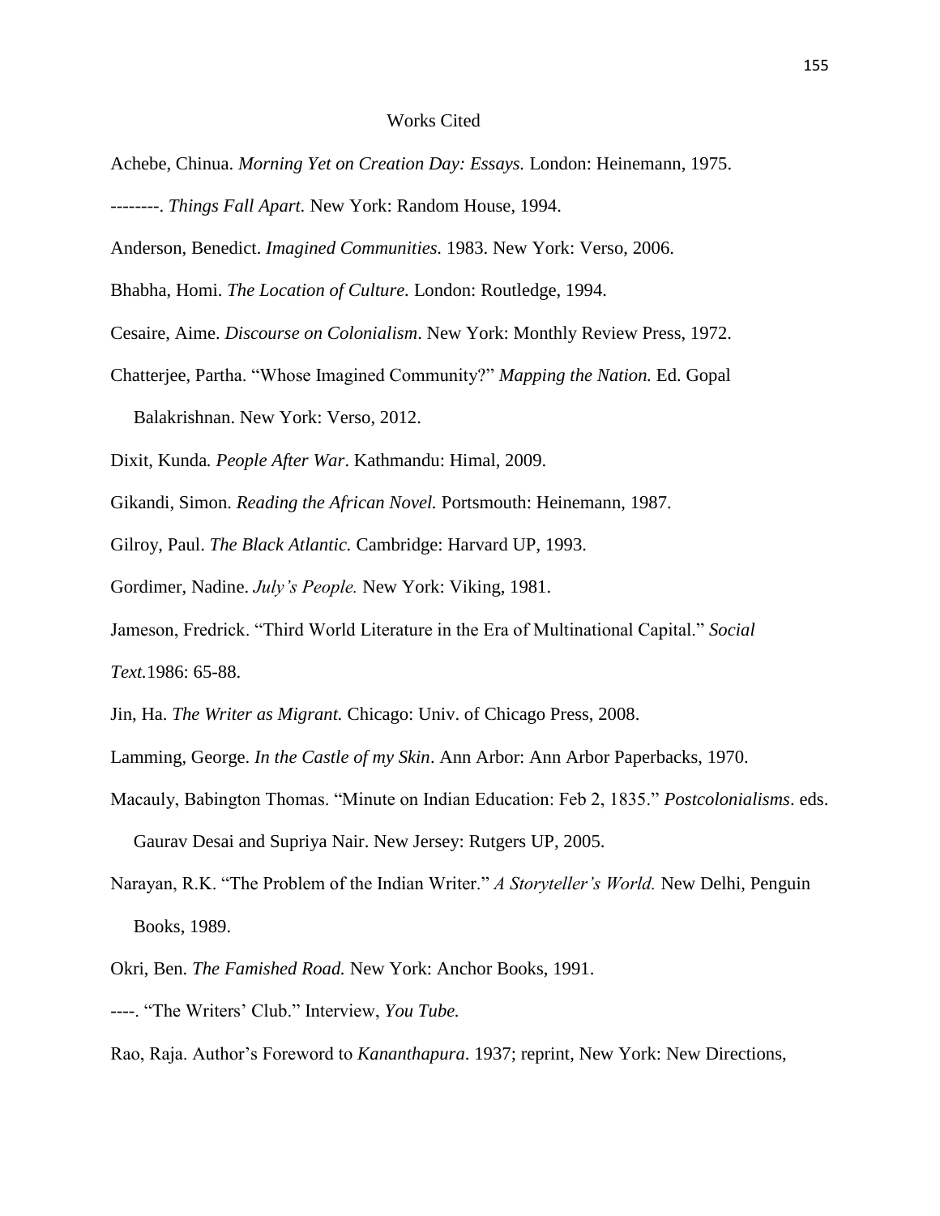# Works Cited

Achebe, Chinua. *Morning Yet on Creation Day: Essays.* London: Heinemann, 1975.

--------. *Things Fall Apart.* New York: Random House, 1994.

Anderson, Benedict. *Imagined Communities.* 1983. New York: Verso, 2006.

Bhabha, Homi. *The Location of Culture.* London: Routledge, 1994.

Cesaire, Aime. *Discourse on Colonialism*. New York: Monthly Review Press, 1972.

Chatterjee, Partha. "Whose Imagined Community?" *Mapping the Nation.* Ed. Gopal Balakrishnan. New York: Verso, 2012.

Dixit, Kunda*. People After War*. Kathmandu: Himal, 2009.

Gikandi, Simon. *Reading the African Novel.* Portsmouth: Heinemann, 1987.

Gilroy, Paul. *The Black Atlantic.* Cambridge: Harvard UP, 1993.

Gordimer, Nadine. *July's People.* New York: Viking, 1981.

Jameson, Fredrick. "Third World Literature in the Era of Multinational Capital." *Social Text.*1986: 65-88.

Jin, Ha. *The Writer as Migrant.* Chicago: Univ. of Chicago Press, 2008.

Lamming, George. *In the Castle of my Skin*. Ann Arbor: Ann Arbor Paperbacks, 1970.

Macauly, Babington Thomas. "Minute on Indian Education: Feb 2, 1835." *Postcolonialisms*. eds. Gaurav Desai and Supriya Nair. New Jersey: Rutgers UP, 2005.

Narayan, R.K. "The Problem of the Indian Writer." *A Storyteller's World.* New Delhi, Penguin Books, 1989.

Okri, Ben. *The Famished Road.* New York: Anchor Books, 1991.

----. "The Writers' Club." Interview, *You Tube.*

Rao, Raja. Author's Foreword to *Kananthapura*. 1937; reprint, New York: New Directions,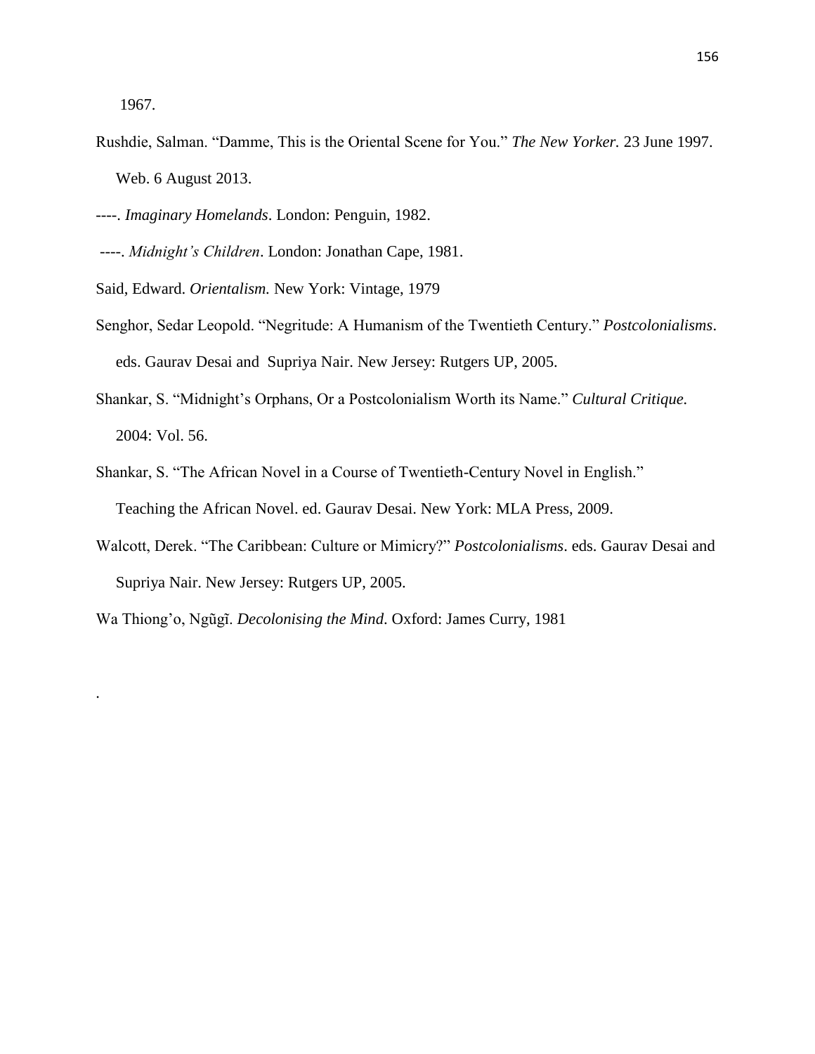1967.

Rushdie, Salman. "Damme, This is the Oriental Scene for You." *The New Yorker.* 23 June 1997. Web. 6 August 2013.

----. *Imaginary Homelands*. London: Penguin, 1982.

----. *Midnight's Children*. London: Jonathan Cape, 1981.

Said, Edward. *Orientalism.* New York: Vintage, 1979

Senghor, Sedar Leopold. "Negritude: A Humanism of the Twentieth Century." *Postcolonialisms*. eds. Gaurav Desai and Supriya Nair. New Jersey: Rutgers UP, 2005.

Shankar, S. "Midnight's Orphans, Or a Postcolonialism Worth its Name." *Cultural Critique.* 2004: Vol. 56.

Shankar, S. "The African Novel in a Course of Twentieth-Century Novel in English." Teaching the African Novel. ed. Gaurav Desai. New York: MLA Press, 2009.

Walcott, Derek. "The Caribbean: Culture or Mimicry?" *Postcolonialisms*. eds. Gaurav Desai and Supriya Nair. New Jersey: Rutgers UP, 2005.

Wa Thiong'o, Ngũgĩ. *Decolonising the Mind*. Oxford: James Curry, 1981

.